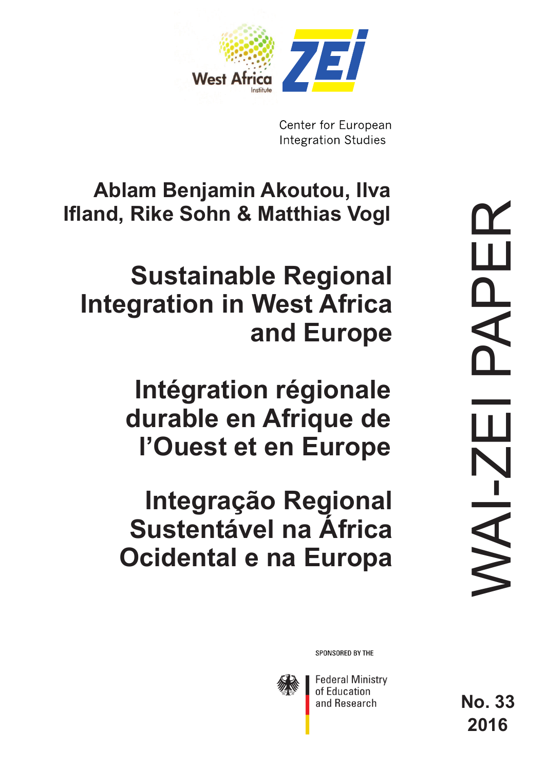West Africa Institute

ZEI

Center for European Integration Studies

**Ablam Benjamin Akoutou, Ilva Ifland, Rike Sohn & Matthias Vogl**

# Sustainable Regional Integration in West Africa and Europe

# Intégration régionale durable en Afrique de l'Ouest et en Europe

# Integração Regional Sustentável na África Ocidental e na Europa

WAI-ZEI PAPER

SPONSORED BY THE

Federal Ministry of Education and Research

**No. 33**
**2016**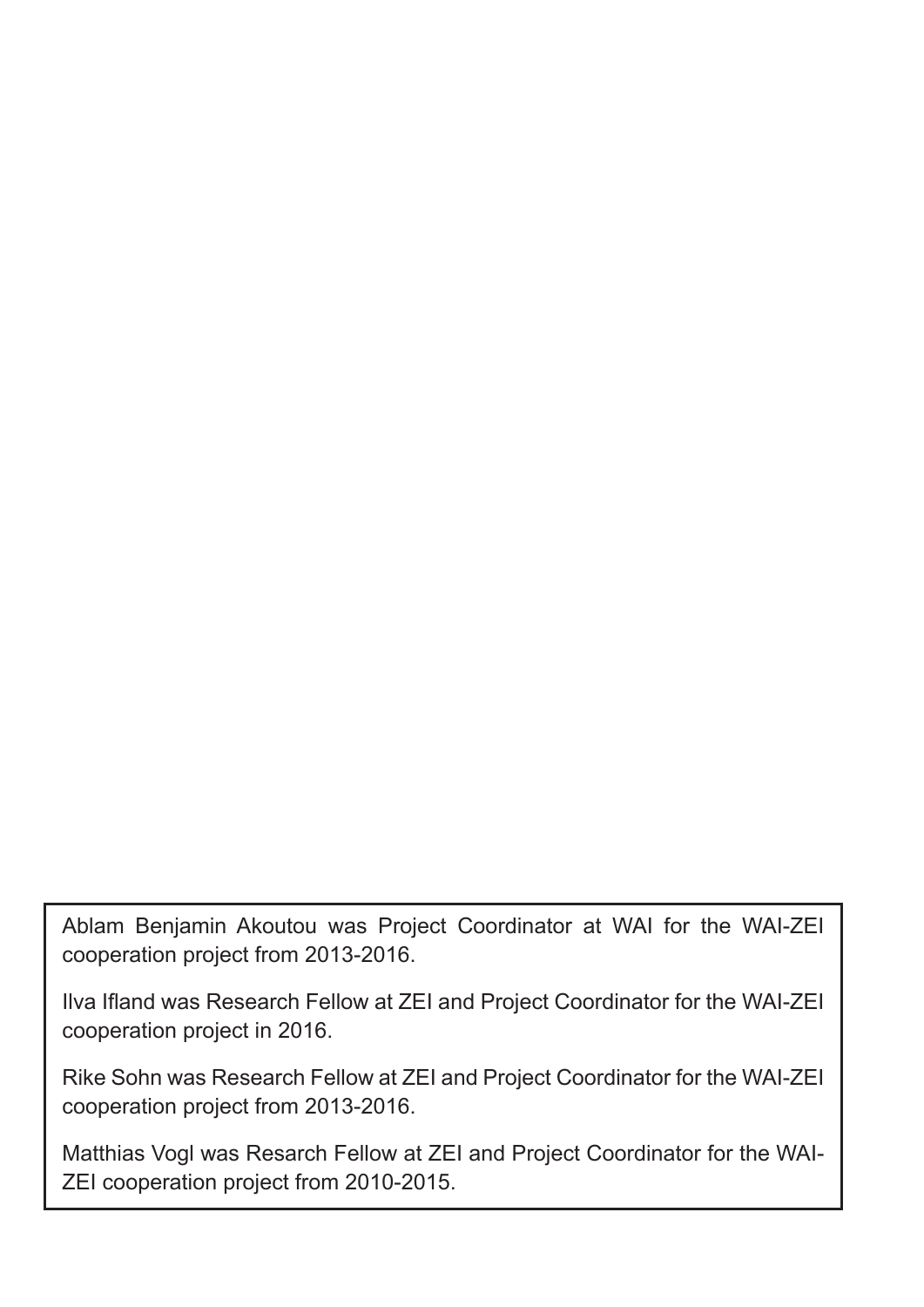Ablam Benjamin Akoutou was Project Coordinator at WAI for the WAI-ZEI cooperation project from 2013-2016.

Ilva Ifland was Research Fellow at ZEI and Project Coordinator for the WAI-ZEI cooperation project in 2016.

Rike Sohn was Research Fellow at ZEI and Project Coordinator for the WAI-ZEI cooperation project from 2013-2016.

Matthias Vogl was Resarch Fellow at ZEI and Project Coordinator for the WAI-ZEI cooperation project from 2010-2015.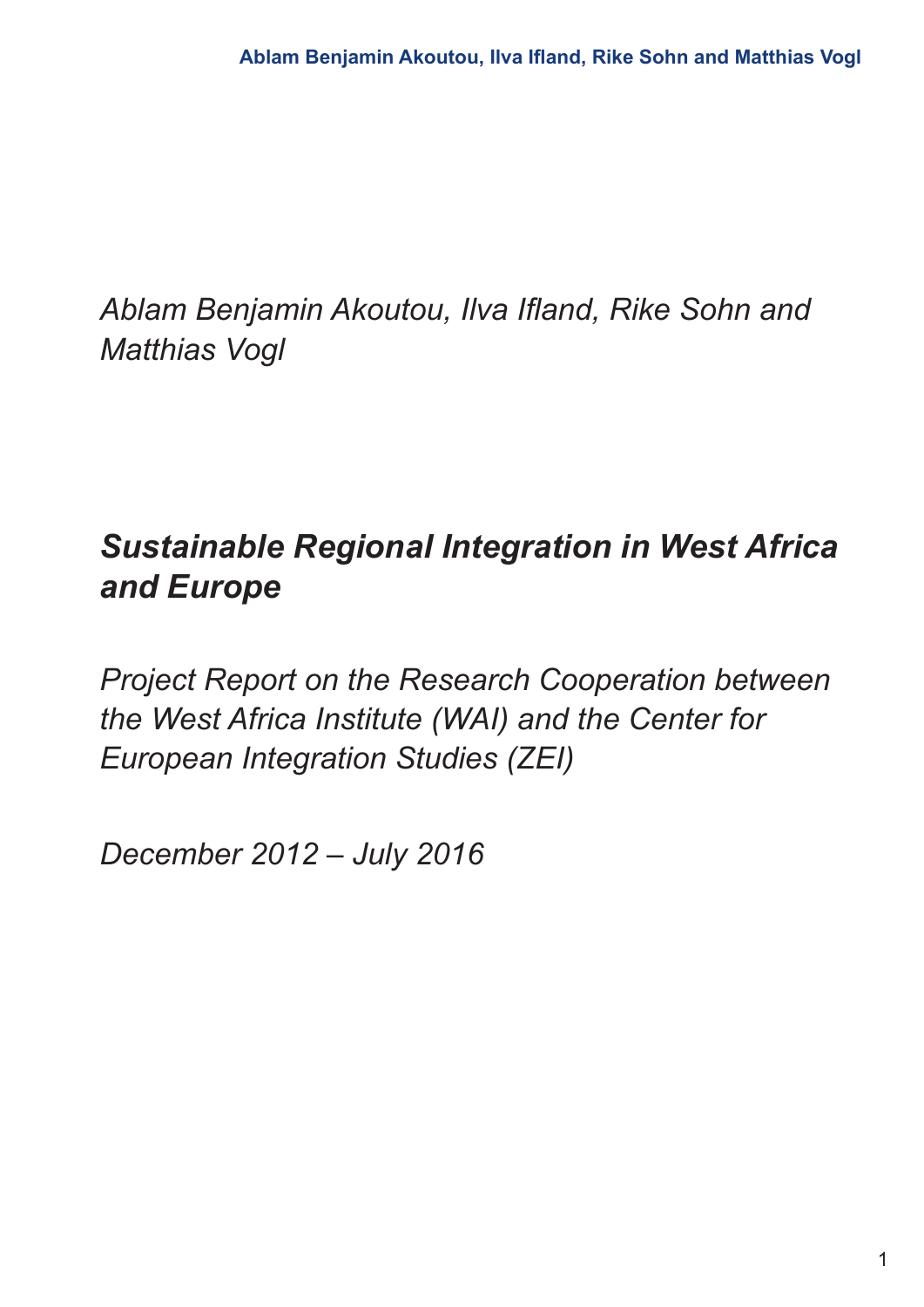*Ablam Benjamin Akoutou, Ilva Ifland, Rike Sohn and Matthias Vogl*

# *Sustainable Regional Integration in West Africa and Europe*

*Project Report on the Research Cooperation between the West Africa Institute (WAI) and the Center for European Integration Studies (ZEI)*

*December 2012 – July 2016*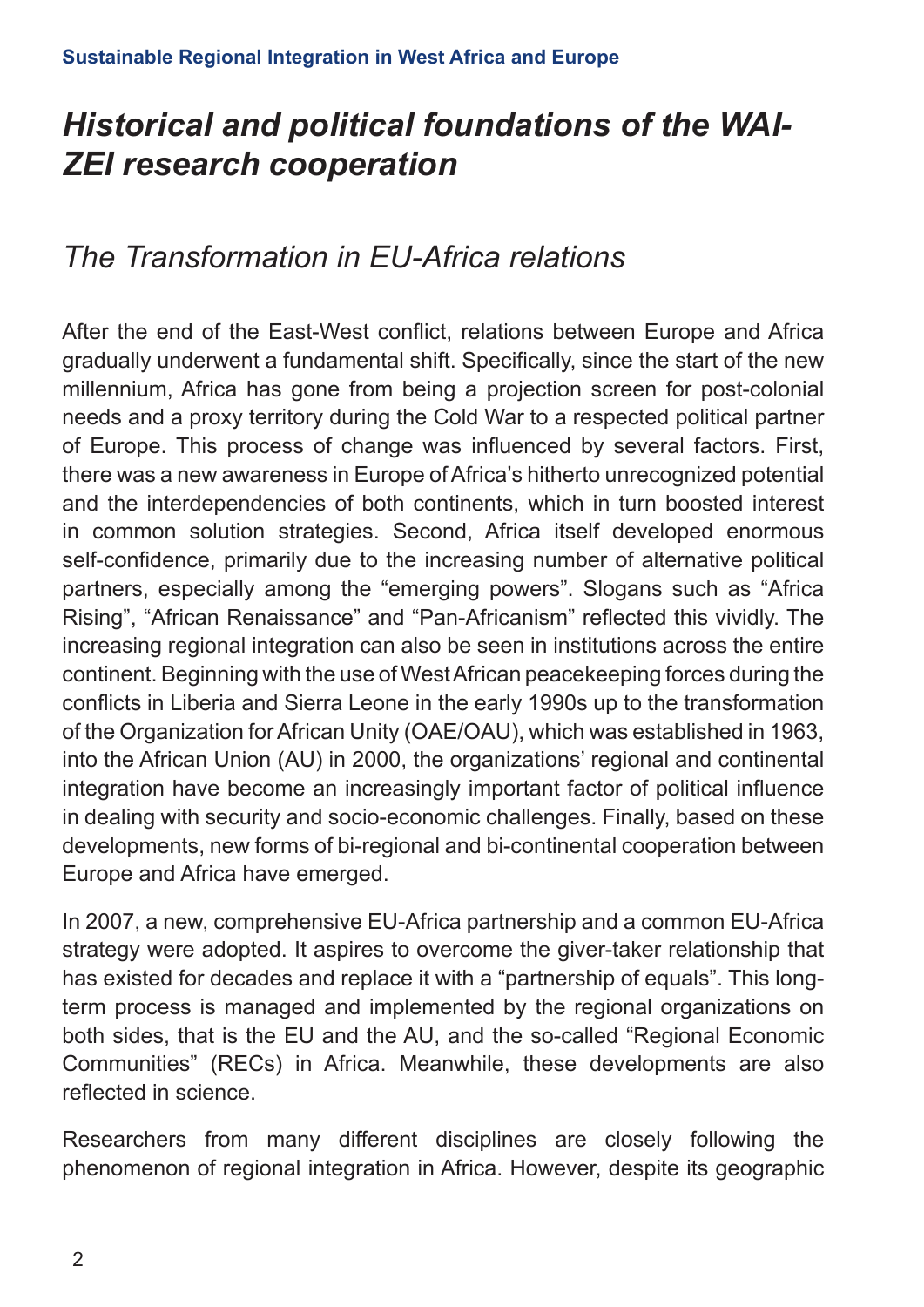# *Historical and political foundations of the WAI-ZEI research cooperation*

## *The Transformation in EU-Africa relations*

After the end of the East-West conflict, relations between Europe and Africa gradually underwent a fundamental shift. Specifically, since the start of the new millennium, Africa has gone from being a projection screen for post-colonial needs and a proxy territory during the Cold War to a respected political partner of Europe. This process of change was influenced by several factors. First, there was a new awareness in Europe of Africa's hitherto unrecognized potential and the interdependencies of both continents, which in turn boosted interest in common solution strategies. Second, Africa itself developed enormous self-confidence, primarily due to the increasing number of alternative political partners, especially among the "emerging powers". Slogans such as "Africa Rising", "African Renaissance" and "Pan-Africanism" reflected this vividly. The increasing regional integration can also be seen in institutions across the entire continent. Beginning with the use of West African peacekeeping forces during the conflicts in Liberia and Sierra Leone in the early 1990s up to the transformation of the Organization for African Unity (OAE/OAU), which was established in 1963, into the African Union (AU) in 2000, the organizations' regional and continental integration have become an increasingly important factor of political influence in dealing with security and socio-economic challenges. Finally, based on these developments, new forms of bi-regional and bi-continental cooperation between Europe and Africa have emerged.

In 2007, a new, comprehensive EU-Africa partnership and a common EU-Africa strategy were adopted. It aspires to overcome the giver-taker relationship that has existed for decades and replace it with a "partnership of equals". This long-term process is managed and implemented by the regional organizations on both sides, that is the EU and the AU, and the so-called "Regional Economic Communities" (RECs) in Africa. Meanwhile, these developments are also reflected in science.

Researchers from many different disciplines are closely following the phenomenon of regional integration in Africa. However, despite its geographic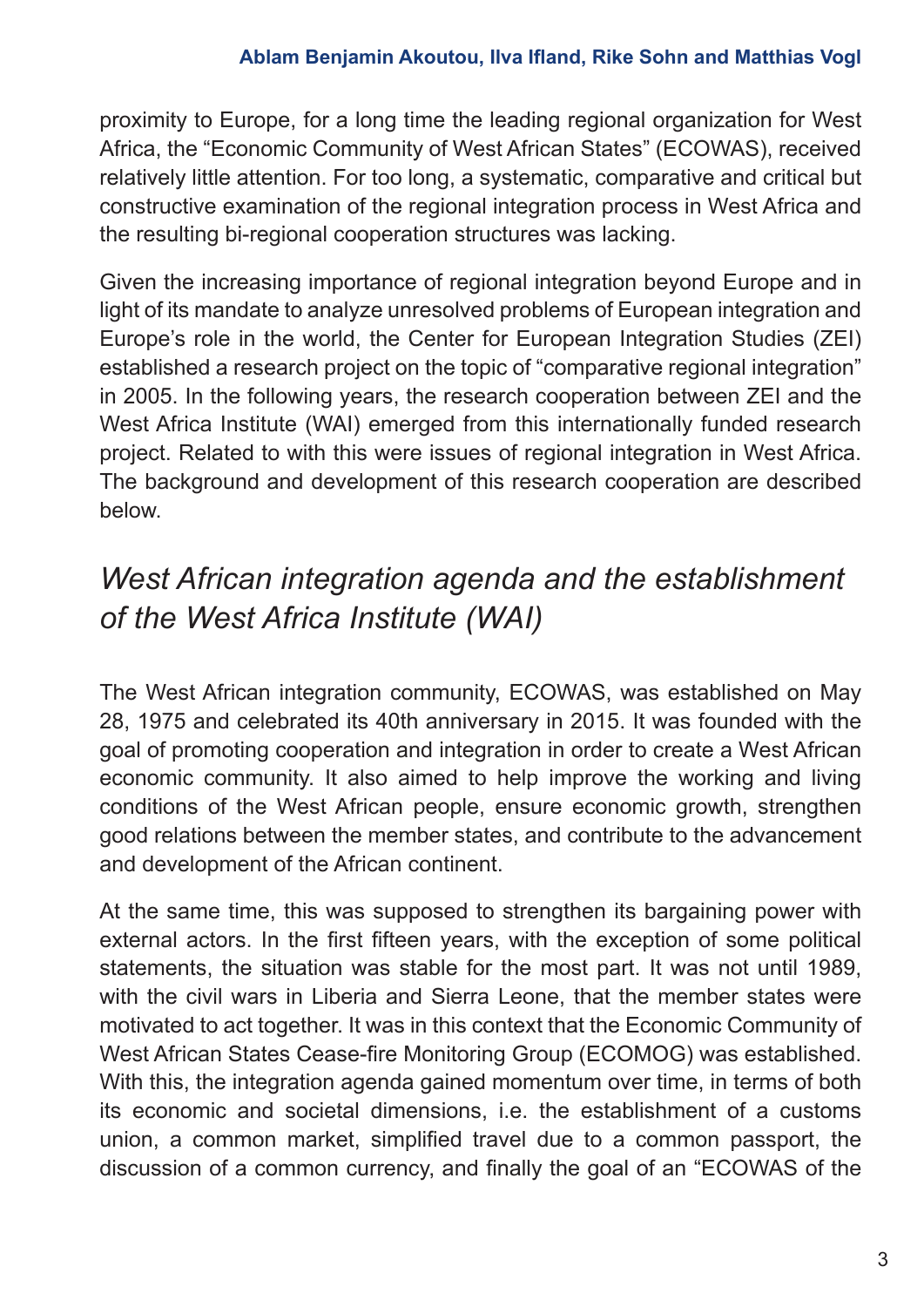proximity to Europe, for a long time the leading regional organization for West Africa, the "Economic Community of West African States" (ECOWAS), received relatively little attention. For too long, a systematic, comparative and critical but constructive examination of the regional integration process in West Africa and the resulting bi-regional cooperation structures was lacking.

Given the increasing importance of regional integration beyond Europe and in light of its mandate to analyze unresolved problems of European integration and Europe's role in the world, the Center for European Integration Studies (ZEI) established a research project on the topic of "comparative regional integration" in 2005. In the following years, the research cooperation between ZEI and the West Africa Institute (WAI) emerged from this internationally funded research project. Related to with this were issues of regional integration in West Africa. The background and development of this research cooperation are described below.

## *West African integration agenda and the establishment of the West Africa Institute (WAI)*

The West African integration community, ECOWAS, was established on May 28, 1975 and celebrated its 40th anniversary in 2015. It was founded with the goal of promoting cooperation and integration in order to create a West African economic community. It also aimed to help improve the working and living conditions of the West African people, ensure economic growth, strengthen good relations between the member states, and contribute to the advancement and development of the African continent.

At the same time, this was supposed to strengthen its bargaining power with external actors. In the first fifteen years, with the exception of some political statements, the situation was stable for the most part. It was not until 1989, with the civil wars in Liberia and Sierra Leone, that the member states were motivated to act together. It was in this context that the Economic Community of West African States Cease-fire Monitoring Group (ECOMOG) was established. With this, the integration agenda gained momentum over time, in terms of both its economic and societal dimensions, i.e. the establishment of a customs union, a common market, simplified travel due to a common passport, the discussion of a common currency, and finally the goal of an "ECOWAS of the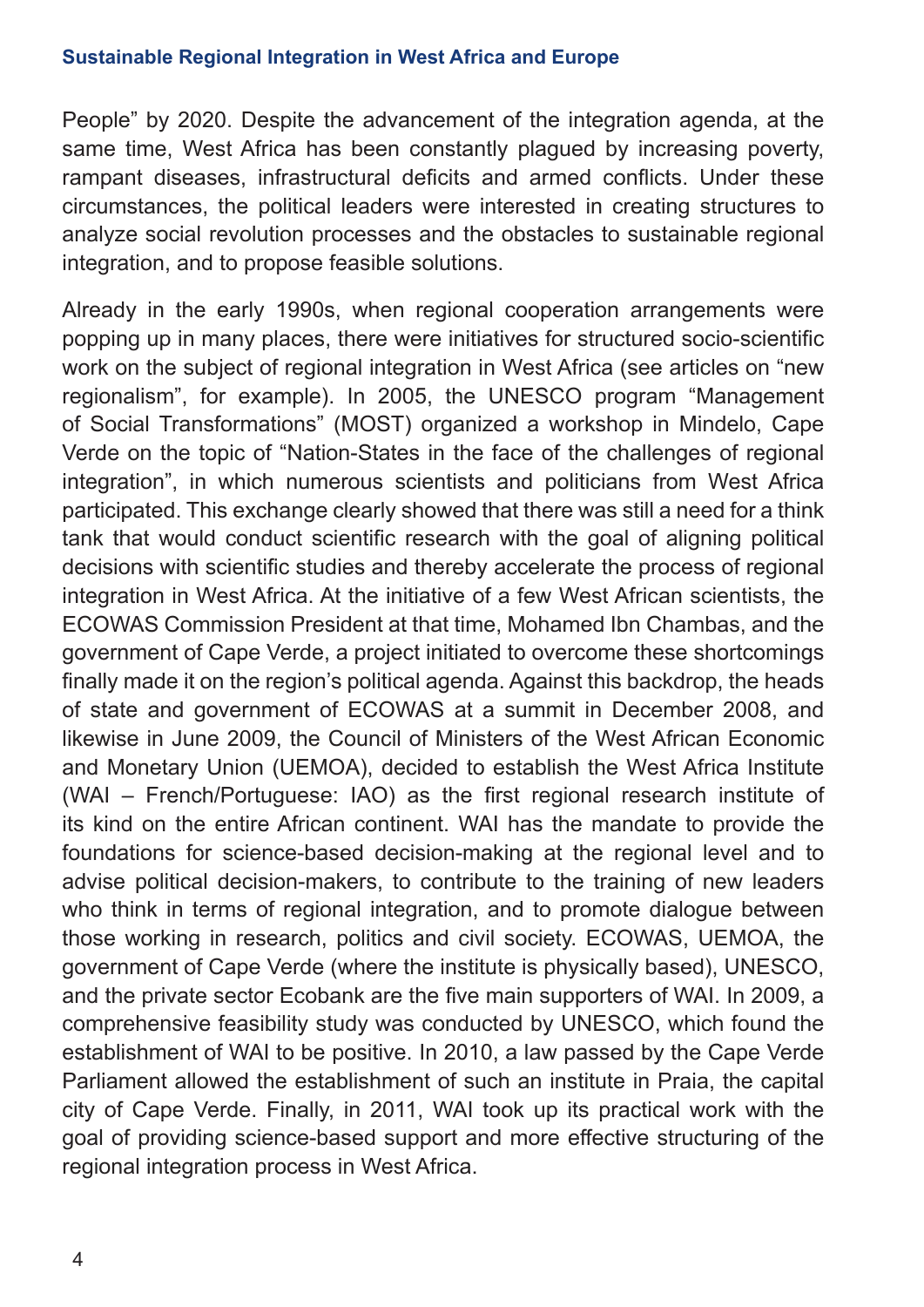People" by 2020. Despite the advancement of the integration agenda, at the same time, West Africa has been constantly plagued by increasing poverty, rampant diseases, infrastructural deficits and armed conflicts. Under these circumstances, the political leaders were interested in creating structures to analyze social revolution processes and the obstacles to sustainable regional integration, and to propose feasible solutions.

Already in the early 1990s, when regional cooperation arrangements were popping up in many places, there were initiatives for structured socio-scientific work on the subject of regional integration in West Africa (see articles on "new regionalism", for example). In 2005, the UNESCO program "Management of Social Transformations" (MOST) organized a workshop in Mindelo, Cape Verde on the topic of "Nation-States in the face of the challenges of regional integration", in which numerous scientists and politicians from West Africa participated. This exchange clearly showed that there was still a need for a think tank that would conduct scientific research with the goal of aligning political decisions with scientific studies and thereby accelerate the process of regional integration in West Africa. At the initiative of a few West African scientists, the ECOWAS Commission President at that time, Mohamed Ibn Chambas, and the government of Cape Verde, a project initiated to overcome these shortcomings finally made it on the region's political agenda. Against this backdrop, the heads of state and government of ECOWAS at a summit in December 2008, and likewise in June 2009, the Council of Ministers of the West African Economic and Monetary Union (UEMOA), decided to establish the West Africa Institute (WAI – French/Portuguese: IAO) as the first regional research institute of its kind on the entire African continent. WAI has the mandate to provide the foundations for science-based decision-making at the regional level and to advise political decision-makers, to contribute to the training of new leaders who think in terms of regional integration, and to promote dialogue between those working in research, politics and civil society. ECOWAS, UEMOA, the government of Cape Verde (where the institute is physically based), UNESCO, and the private sector Ecobank are the five main supporters of WAI. In 2009, a comprehensive feasibility study was conducted by UNESCO, which found the establishment of WAI to be positive. In 2010, a law passed by the Cape Verde Parliament allowed the establishment of such an institute in Praia, the capital city of Cape Verde. Finally, in 2011, WAI took up its practical work with the goal of providing science-based support and more effective structuring of the regional integration process in West Africa.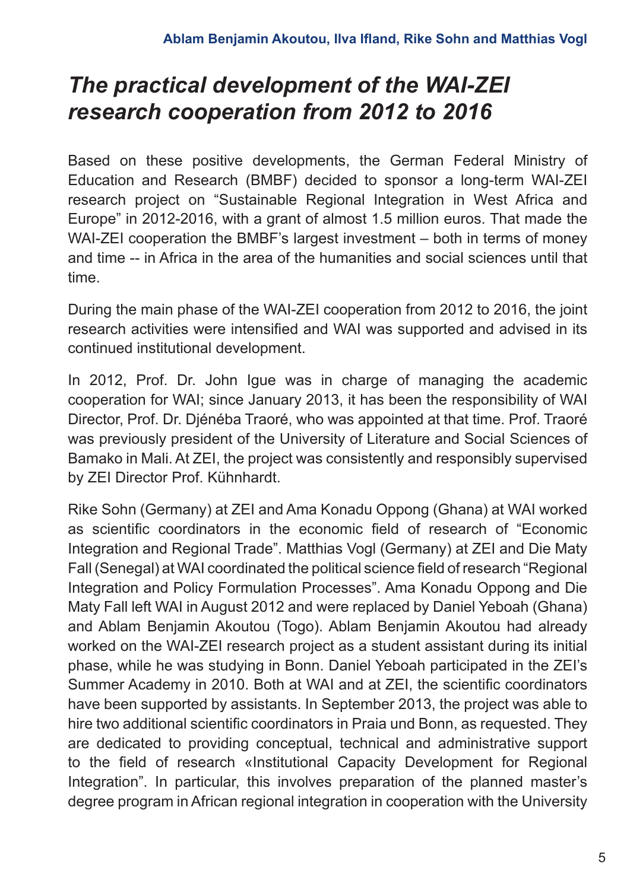**Ablam Benjamin Akoutou, Ilva Ifland, Rike Sohn and Matthias Vogl**

# *The practical development of the WAI-ZEI research cooperation from 2012 to 2016*

Based on these positive developments, the German Federal Ministry of Education and Research (BMBF) decided to sponsor a long-term WAI-ZEI research project on "Sustainable Regional Integration in West Africa and Europe" in 2012-2016, with a grant of almost 1.5 million euros. That made the WAI-ZEI cooperation the BMBF's largest investment – both in terms of money and time -- in Africa in the area of the humanities and social sciences until that time.

During the main phase of the WAI-ZEI cooperation from 2012 to 2016, the joint research activities were intensified and WAI was supported and advised in its continued institutional development.

In 2012, Prof. Dr. John Igue was in charge of managing the academic cooperation for WAI; since January 2013, it has been the responsibility of WAI Director, Prof. Dr. Djénéba Traoré, who was appointed at that time. Prof. Traoré was previously president of the University of Literature and Social Sciences of Bamako in Mali. At ZEI, the project was consistently and responsibly supervised by ZEI Director Prof. Kühnhardt.

Rike Sohn (Germany) at ZEI and Ama Konadu Oppong (Ghana) at WAI worked as scientific coordinators in the economic field of research of "Economic Integration and Regional Trade". Matthias Vogl (Germany) at ZEI and Die Maty Fall (Senegal) at WAI coordinated the political science field of research "Regional Integration and Policy Formulation Processes". Ama Konadu Oppong and Die Maty Fall left WAI in August 2012 and were replaced by Daniel Yeboah (Ghana) and Ablam Benjamin Akoutou (Togo). Ablam Benjamin Akoutou had already worked on the WAI-ZEI research project as a student assistant during its initial phase, while he was studying in Bonn. Daniel Yeboah participated in the ZEI's Summer Academy in 2010. Both at WAI and at ZEI, the scientific coordinators have been supported by assistants. In September 2013, the project was able to hire two additional scientific coordinators in Praia und Bonn, as requested. They are dedicated to providing conceptual, technical and administrative support to the field of research «Institutional Capacity Development for Regional Integration". In particular, this involves preparation of the planned master's degree program in African regional integration in cooperation with the University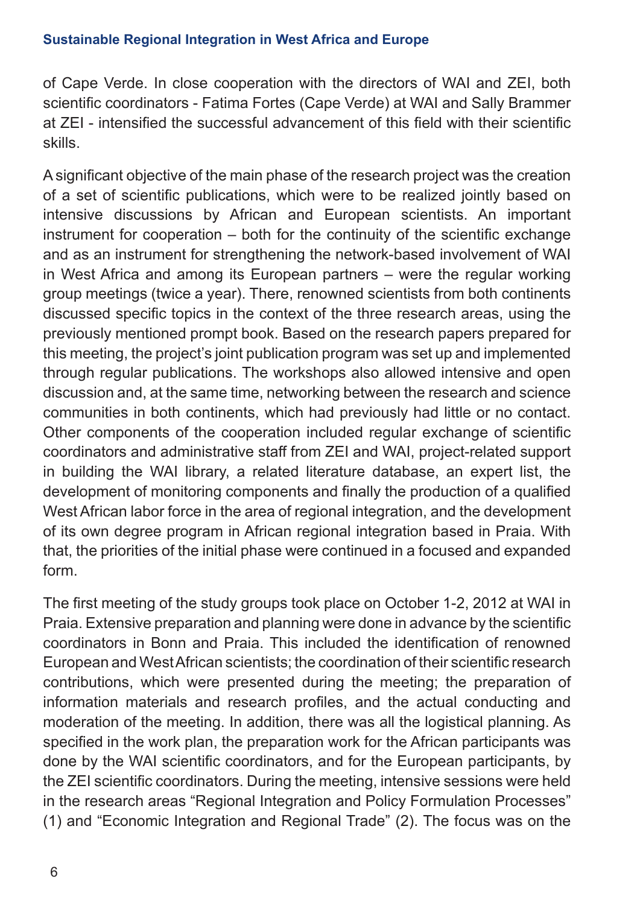of Cape Verde. In close cooperation with the directors of WAI and ZEI, both scientific coordinators - Fatima Fortes (Cape Verde) at WAI and Sally Brammer at ZEI - intensified the successful advancement of this field with their scientific skills.

A significant objective of the main phase of the research project was the creation of a set of scientific publications, which were to be realized jointly based on intensive discussions by African and European scientists. An important instrument for cooperation – both for the continuity of the scientific exchange and as an instrument for strengthening the network-based involvement of WAI in West Africa and among its European partners – were the regular working group meetings (twice a year). There, renowned scientists from both continents discussed specific topics in the context of the three research areas, using the previously mentioned prompt book. Based on the research papers prepared for this meeting, the project's joint publication program was set up and implemented through regular publications. The workshops also allowed intensive and open discussion and, at the same time, networking between the research and science communities in both continents, which had previously had little or no contact. Other components of the cooperation included regular exchange of scientific coordinators and administrative staff from ZEI and WAI, project-related support in building the WAI library, a related literature database, an expert list, the development of monitoring components and finally the production of a qualified West African labor force in the area of regional integration, and the development of its own degree program in African regional integration based in Praia. With that, the priorities of the initial phase were continued in a focused and expanded form.

The first meeting of the study groups took place on October 1-2, 2012 at WAI in Praia. Extensive preparation and planning were done in advance by the scientific coordinators in Bonn and Praia. This included the identification of renowned European and West African scientists; the coordination of their scientific research contributions, which were presented during the meeting; the preparation of information materials and research profiles, and the actual conducting and moderation of the meeting. In addition, there was all the logistical planning. As specified in the work plan, the preparation work for the African participants was done by the WAI scientific coordinators, and for the European participants, by the ZEI scientific coordinators. During the meeting, intensive sessions were held in the research areas "Regional Integration and Policy Formulation Processes" (1) and "Economic Integration and Regional Trade" (2). The focus was on the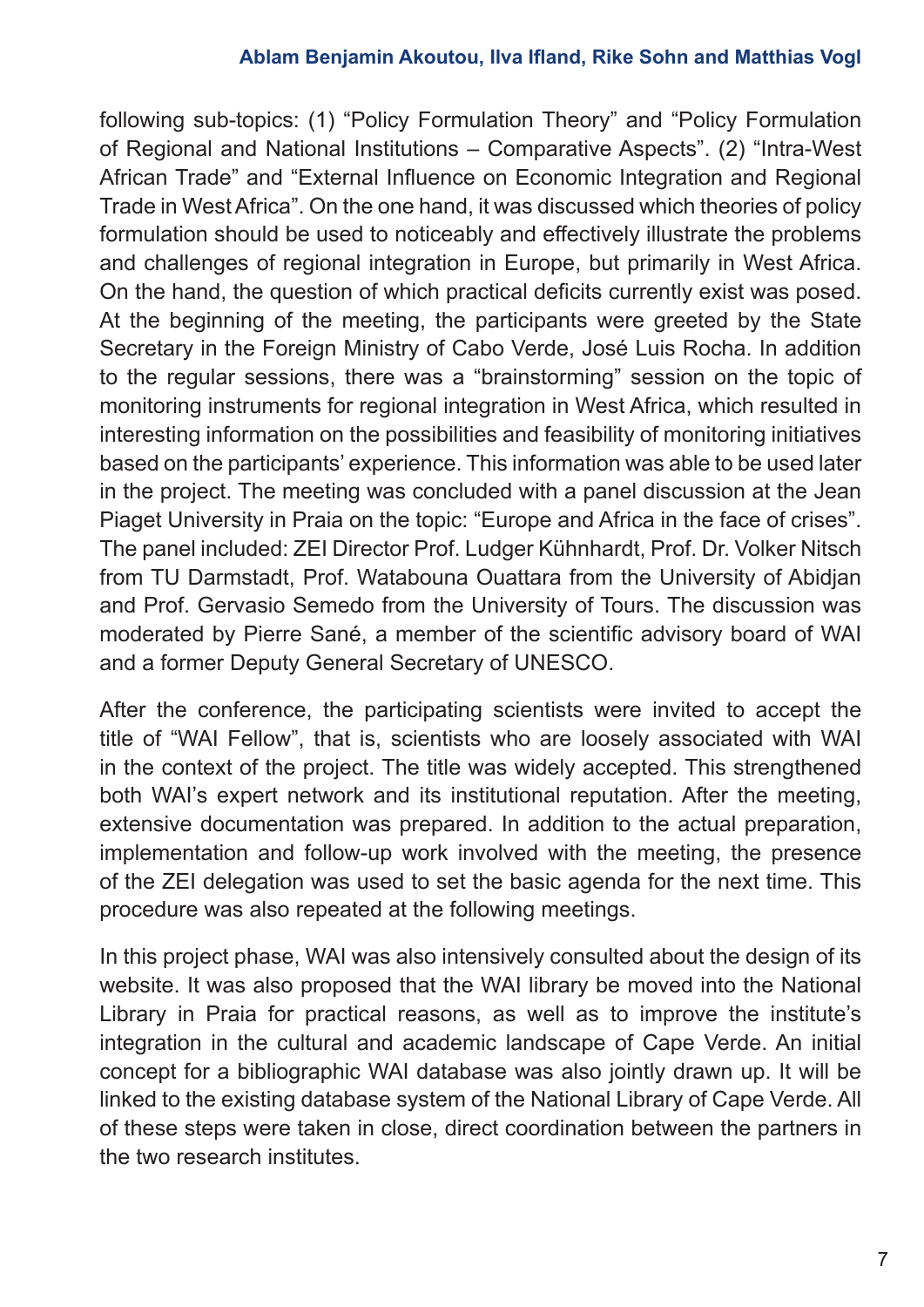following sub-topics: (1) “Policy Formulation Theory” and “Policy Formulation of Regional and National Institutions – Comparative Aspects”. (2) “Intra-West African Trade” and “External Influence on Economic Integration and Regional Trade in West Africa”. On the one hand, it was discussed which theories of policy formulation should be used to noticeably and effectively illustrate the problems and challenges of regional integration in Europe, but primarily in West Africa. On the hand, the question of which practical deficits currently exist was posed. At the beginning of the meeting, the participants were greeted by the State Secretary in the Foreign Ministry of Cabo Verde, José Luis Rocha. In addition to the regular sessions, there was a “brainstorming” session on the topic of monitoring instruments for regional integration in West Africa, which resulted in interesting information on the possibilities and feasibility of monitoring initiatives based on the participants' experience. This information was able to be used later in the project. The meeting was concluded with a panel discussion at the Jean Piaget University in Praia on the topic: “Europe and Africa in the face of crises”. The panel included: ZEI Director Prof. Ludger Kühnhardt, Prof. Dr. Volker Nitsch from TU Darmstadt, Prof. Watabouna Ouattara from the University of Abidjan and Prof. Gervasio Semedo from the University of Tours. The discussion was moderated by Pierre Sané, a member of the scientific advisory board of WAI and a former Deputy General Secretary of UNESCO.

After the conference, the participating scientists were invited to accept the title of “WAI Fellow”, that is, scientists who are loosely associated with WAI in the context of the project. The title was widely accepted. This strengthened both WAI's expert network and its institutional reputation. After the meeting, extensive documentation was prepared. In addition to the actual preparation, implementation and follow-up work involved with the meeting, the presence of the ZEI delegation was used to set the basic agenda for the next time. This procedure was also repeated at the following meetings.

In this project phase, WAI was also intensively consulted about the design of its website. It was also proposed that the WAI library be moved into the National Library in Praia for practical reasons, as well as to improve the institute's integration in the cultural and academic landscape of Cape Verde. An initial concept for a bibliographic WAI database was also jointly drawn up. It will be linked to the existing database system of the National Library of Cape Verde. All of these steps were taken in close, direct coordination between the partners in the two research institutes.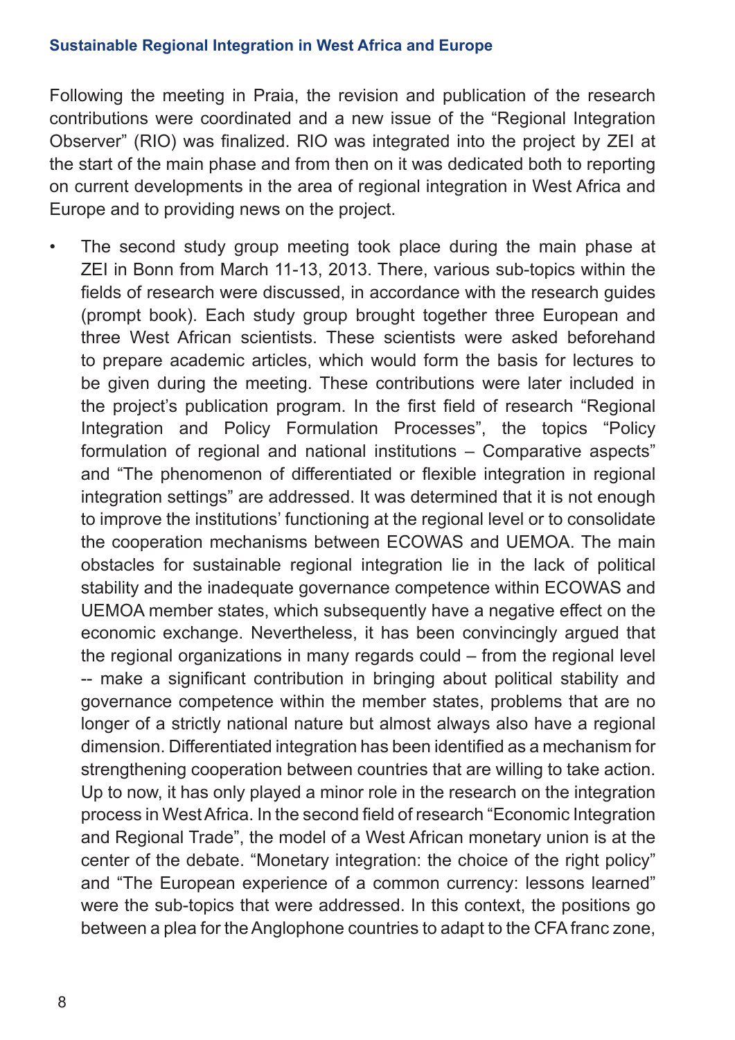Following the meeting in Praia, the revision and publication of the research contributions were coordinated and a new issue of the "Regional Integration Observer" (RIO) was finalized. RIO was integrated into the project by ZEI at the start of the main phase and from then on it was dedicated both to reporting on current developments in the area of regional integration in West Africa and Europe and to providing news on the project.

- The second study group meeting took place during the main phase at ZEI in Bonn from March 11-13, 2013. There, various sub-topics within the fields of research were discussed, in accordance with the research guides (prompt book). Each study group brought together three European and three West African scientists. These scientists were asked beforehand to prepare academic articles, which would form the basis for lectures to be given during the meeting. These contributions were later included in the project's publication program. In the first field of research "Regional Integration and Policy Formulation Processes", the topics "Policy formulation of regional and national institutions – Comparative aspects" and "The phenomenon of differentiated or flexible integration in regional integration settings" are addressed. It was determined that it is not enough to improve the institutions' functioning at the regional level or to consolidate the cooperation mechanisms between ECOWAS and UEMOA. The main obstacles for sustainable regional integration lie in the lack of political stability and the inadequate governance competence within ECOWAS and UEMOA member states, which subsequently have a negative effect on the economic exchange. Nevertheless, it has been convincingly argued that the regional organizations in many regards could – from the regional level -- make a significant contribution in bringing about political stability and governance competence within the member states, problems that are no longer of a strictly national nature but almost always also have a regional dimension. Differentiated integration has been identified as a mechanism for strengthening cooperation between countries that are willing to take action. Up to now, it has only played a minor role in the research on the integration process in West Africa. In the second field of research "Economic Integration and Regional Trade", the model of a West African monetary union is at the center of the debate. "Monetary integration: the choice of the right policy" and "The European experience of a common currency: lessons learned" were the sub-topics that were addressed. In this context, the positions go between a plea for the Anglophone countries to adapt to the CFA franc zone,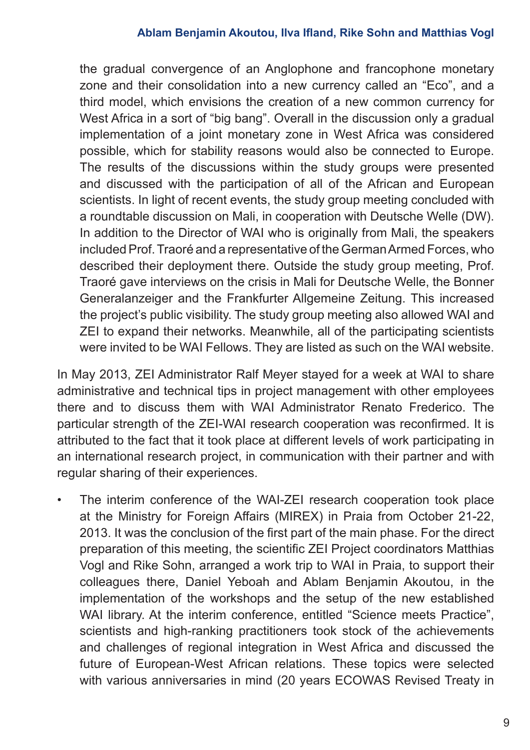the gradual convergence of an Anglophone and francophone monetary zone and their consolidation into a new currency called an "Eco", and a third model, which envisions the creation of a new common currency for West Africa in a sort of "big bang". Overall in the discussion only a gradual implementation of a joint monetary zone in West Africa was considered possible, which for stability reasons would also be connected to Europe. The results of the discussions within the study groups were presented and discussed with the participation of all of the African and European scientists. In light of recent events, the study group meeting concluded with a roundtable discussion on Mali, in cooperation with Deutsche Welle (DW). In addition to the Director of WAI who is originally from Mali, the speakers included Prof. Traoré and a representative of the German Armed Forces, who described their deployment there. Outside the study group meeting, Prof. Traoré gave interviews on the crisis in Mali for Deutsche Welle, the Bonner Generalanzeiger and the Frankfurter Allgemeine Zeitung. This increased the project's public visibility. The study group meeting also allowed WAI and ZEI to expand their networks. Meanwhile, all of the participating scientists were invited to be WAI Fellows. They are listed as such on the WAI website.

In May 2013, ZEI Administrator Ralf Meyer stayed for a week at WAI to share administrative and technical tips in project management with other employees there and to discuss them with WAI Administrator Renato Frederico. The particular strength of the ZEI-WAI research cooperation was reconfirmed. It is attributed to the fact that it took place at different levels of work participating in an international research project, in communication with their partner and with regular sharing of their experiences.

- The interim conference of the WAI-ZEI research cooperation took place at the Ministry for Foreign Affairs (MIREX) in Praia from October 21-22, 2013. It was the conclusion of the first part of the main phase. For the direct preparation of this meeting, the scientific ZEI Project coordinators Matthias Vogl and Rike Sohn, arranged a work trip to WAI in Praia, to support their colleagues there, Daniel Yeboah and Ablam Benjamin Akoutou, in the implementation of the workshops and the setup of the new established WAI library. At the interim conference, entitled "Science meets Practice", scientists and high-ranking practitioners took stock of the achievements and challenges of regional integration in West Africa and discussed the future of European-West African relations. These topics were selected with various anniversaries in mind (20 years ECOWAS Revised Treaty in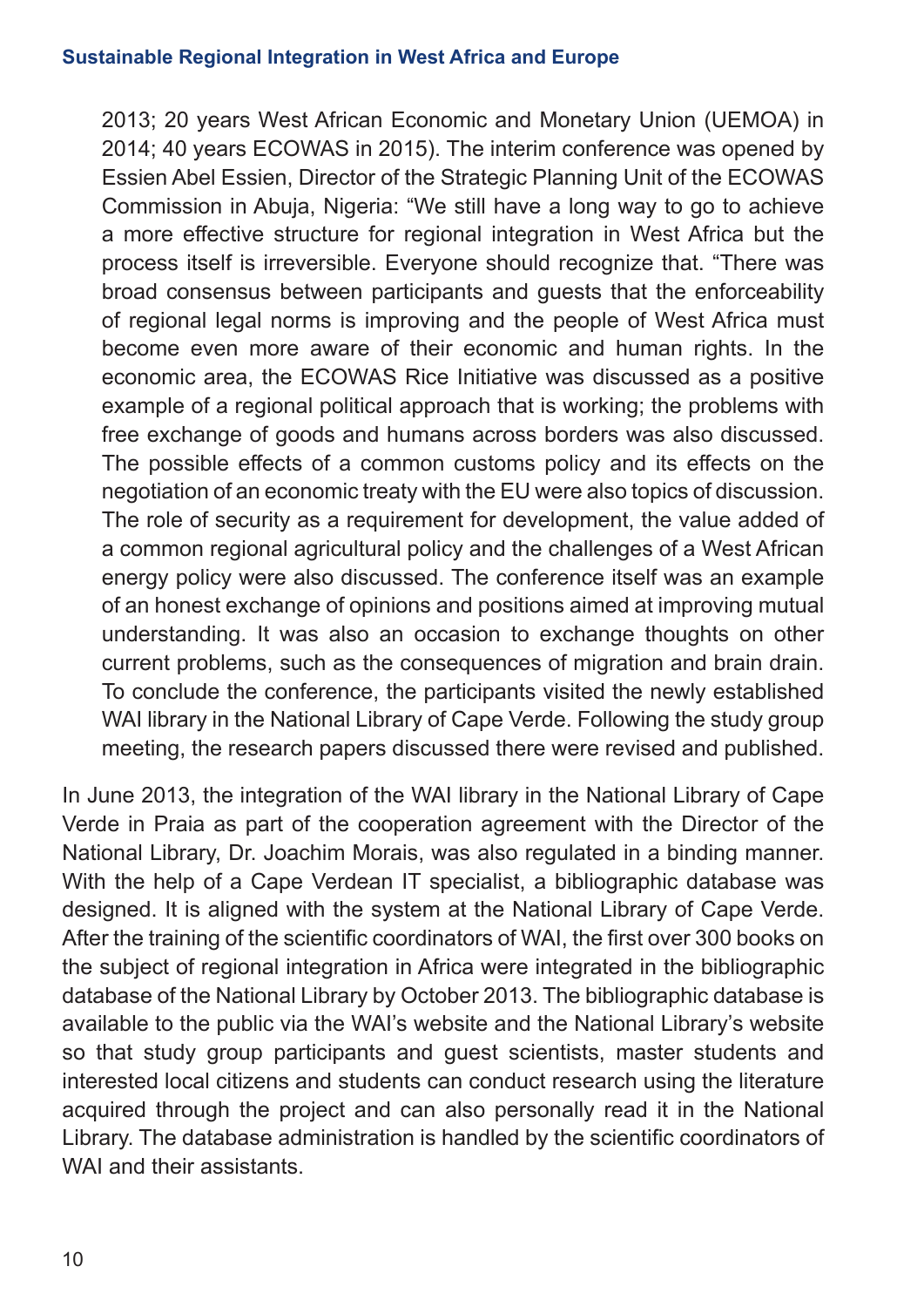2013; 20 years West African Economic and Monetary Union (UEMOA) in 2014; 40 years ECOWAS in 2015). The interim conference was opened by Essien Abel Essien, Director of the Strategic Planning Unit of the ECOWAS Commission in Abuja, Nigeria: "We still have a long way to go to achieve a more effective structure for regional integration in West Africa but the process itself is irreversible. Everyone should recognize that. "There was broad consensus between participants and guests that the enforceability of regional legal norms is improving and the people of West Africa must become even more aware of their economic and human rights. In the economic area, the ECOWAS Rice Initiative was discussed as a positive example of a regional political approach that is working; the problems with free exchange of goods and humans across borders was also discussed. The possible effects of a common customs policy and its effects on the negotiation of an economic treaty with the EU were also topics of discussion. The role of security as a requirement for development, the value added of a common regional agricultural policy and the challenges of a West African energy policy were also discussed. The conference itself was an example of an honest exchange of opinions and positions aimed at improving mutual understanding. It was also an occasion to exchange thoughts on other current problems, such as the consequences of migration and brain drain. To conclude the conference, the participants visited the newly established WAI library in the National Library of Cape Verde. Following the study group meeting, the research papers discussed there were revised and published.

In June 2013, the integration of the WAI library in the National Library of Cape Verde in Praia as part of the cooperation agreement with the Director of the National Library, Dr. Joachim Morais, was also regulated in a binding manner. With the help of a Cape Verdean IT specialist, a bibliographic database was designed. It is aligned with the system at the National Library of Cape Verde. After the training of the scientific coordinators of WAI, the first over 300 books on the subject of regional integration in Africa were integrated in the bibliographic database of the National Library by October 2013. The bibliographic database is available to the public via the WAI's website and the National Library's website so that study group participants and guest scientists, master students and interested local citizens and students can conduct research using the literature acquired through the project and can also personally read it in the National Library. The database administration is handled by the scientific coordinators of WAI and their assistants.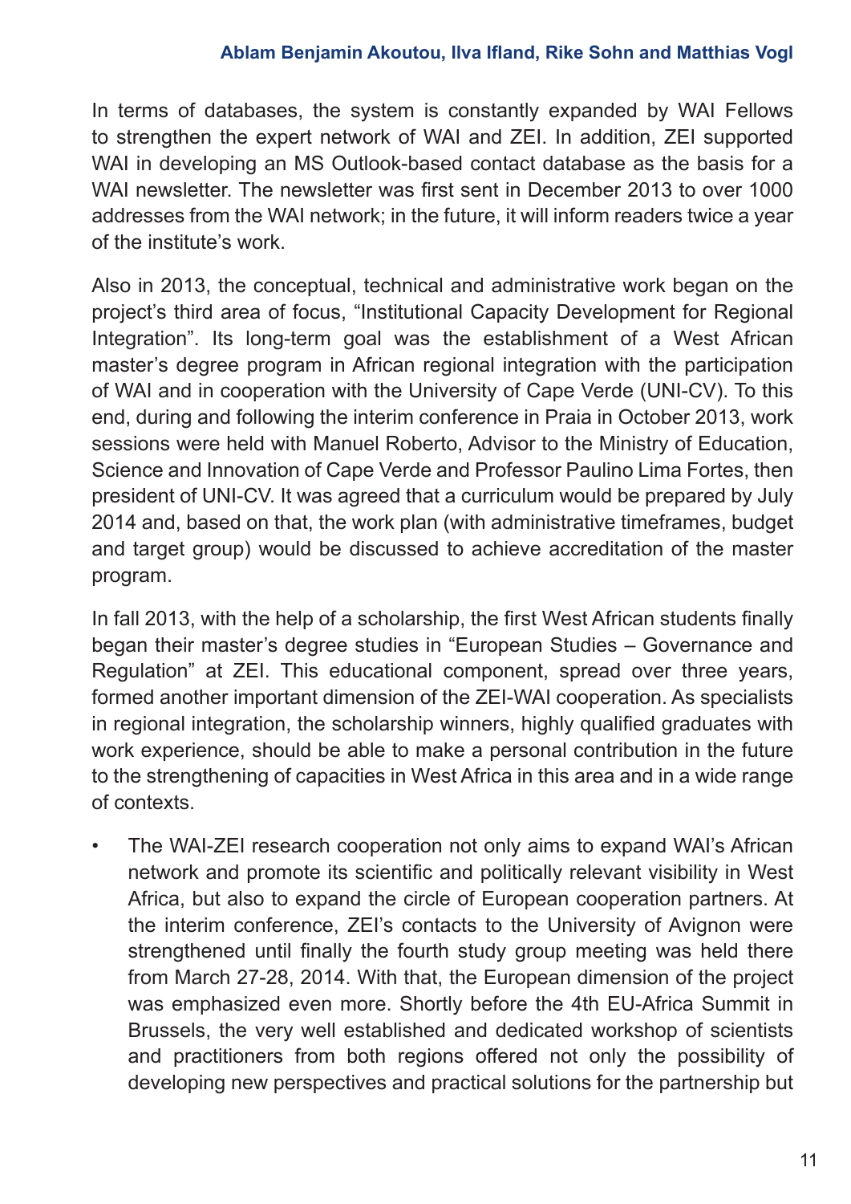In terms of databases, the system is constantly expanded by WAI Fellows to strengthen the expert network of WAI and ZEI. In addition, ZEI supported WAI in developing an MS Outlook-based contact database as the basis for a WAI newsletter. The newsletter was first sent in December 2013 to over 1000 addresses from the WAI network; in the future, it will inform readers twice a year of the institute's work.

Also in 2013, the conceptual, technical and administrative work began on the project's third area of focus, "Institutional Capacity Development for Regional Integration". Its long-term goal was the establishment of a West African master's degree program in African regional integration with the participation of WAI and in cooperation with the University of Cape Verde (UNI-CV). To this end, during and following the interim conference in Praia in October 2013, work sessions were held with Manuel Roberto, Advisor to the Ministry of Education, Science and Innovation of Cape Verde and Professor Paulino Lima Fortes, then president of UNI-CV. It was agreed that a curriculum would be prepared by July 2014 and, based on that, the work plan (with administrative timeframes, budget and target group) would be discussed to achieve accreditation of the master program.

In fall 2013, with the help of a scholarship, the first West African students finally began their master's degree studies in "European Studies – Governance and Regulation" at ZEI. This educational component, spread over three years, formed another important dimension of the ZEI-WAI cooperation. As specialists in regional integration, the scholarship winners, highly qualified graduates with work experience, should be able to make a personal contribution in the future to the strengthening of capacities in West Africa in this area and in a wide range of contexts.

- The WAI-ZEI research cooperation not only aims to expand WAI's African network and promote its scientific and politically relevant visibility in West Africa, but also to expand the circle of European cooperation partners. At the interim conference, ZEI's contacts to the University of Avignon were strengthened until finally the fourth study group meeting was held there from March 27-28, 2014. With that, the European dimension of the project was emphasized even more. Shortly before the 4th EU-Africa Summit in Brussels, the very well established and dedicated workshop of scientists and practitioners from both regions offered not only the possibility of developing new perspectives and practical solutions for the partnership but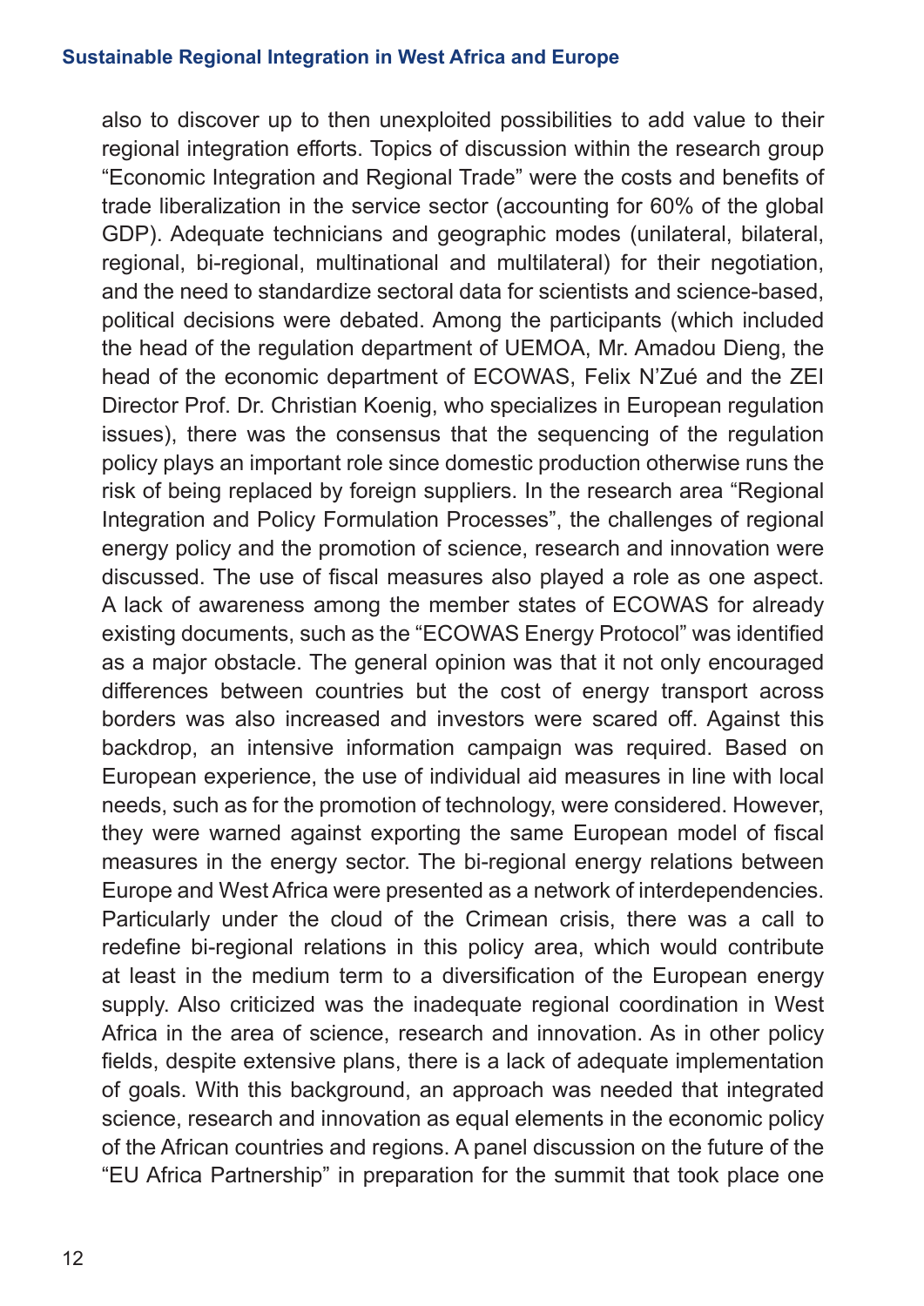also to discover up to then unexploited possibilities to add value to their regional integration efforts. Topics of discussion within the research group "Economic Integration and Regional Trade" were the costs and benefits of trade liberalization in the service sector (accounting for 60% of the global GDP). Adequate technicians and geographic modes (unilateral, bilateral, regional, bi-regional, multinational and multilateral) for their negotiation, and the need to standardize sectoral data for scientists and science-based, political decisions were debated. Among the participants (which included the head of the regulation department of UEMOA, Mr. Amadou Dieng, the head of the economic department of ECOWAS, Felix N'Zué and the ZEI Director Prof. Dr. Christian Koenig, who specializes in European regulation issues), there was the consensus that the sequencing of the regulation policy plays an important role since domestic production otherwise runs the risk of being replaced by foreign suppliers. In the research area "Regional Integration and Policy Formulation Processes", the challenges of regional energy policy and the promotion of science, research and innovation were discussed. The use of fiscal measures also played a role as one aspect. A lack of awareness among the member states of ECOWAS for already existing documents, such as the "ECOWAS Energy Protocol" was identified as a major obstacle. The general opinion was that it not only encouraged differences between countries but the cost of energy transport across borders was also increased and investors were scared off. Against this backdrop, an intensive information campaign was required. Based on European experience, the use of individual aid measures in line with local needs, such as for the promotion of technology, were considered. However, they were warned against exporting the same European model of fiscal measures in the energy sector. The bi-regional energy relations between Europe and West Africa were presented as a network of interdependencies. Particularly under the cloud of the Crimean crisis, there was a call to redefine bi-regional relations in this policy area, which would contribute at least in the medium term to a diversification of the European energy supply. Also criticized was the inadequate regional coordination in West Africa in the area of science, research and innovation. As in other policy fields, despite extensive plans, there is a lack of adequate implementation of goals. With this background, an approach was needed that integrated science, research and innovation as equal elements in the economic policy of the African countries and regions. A panel discussion on the future of the "EU Africa Partnership" in preparation for the summit that took place one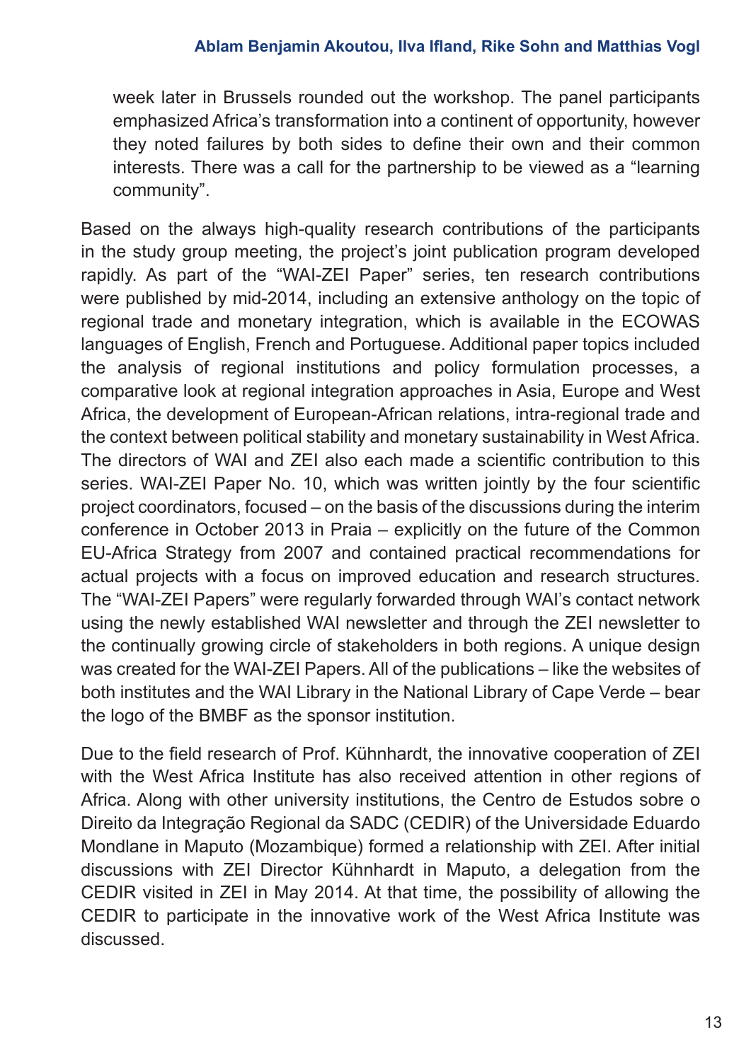week later in Brussels rounded out the workshop. The panel participants emphasized Africa's transformation into a continent of opportunity, however they noted failures by both sides to define their own and their common interests. There was a call for the partnership to be viewed as a "learning community".

Based on the always high-quality research contributions of the participants in the study group meeting, the project's joint publication program developed rapidly. As part of the "WAI-ZEI Paper" series, ten research contributions were published by mid-2014, including an extensive anthology on the topic of regional trade and monetary integration, which is available in the ECOWAS languages of English, French and Portuguese. Additional paper topics included the analysis of regional institutions and policy formulation processes, a comparative look at regional integration approaches in Asia, Europe and West Africa, the development of European-African relations, intra-regional trade and the context between political stability and monetary sustainability in West Africa. The directors of WAI and ZEI also each made a scientific contribution to this series. WAI-ZEI Paper No. 10, which was written jointly by the four scientific project coordinators, focused – on the basis of the discussions during the interim conference in October 2013 in Praia – explicitly on the future of the Common EU-Africa Strategy from 2007 and contained practical recommendations for actual projects with a focus on improved education and research structures. The "WAI-ZEI Papers" were regularly forwarded through WAI's contact network using the newly established WAI newsletter and through the ZEI newsletter to the continually growing circle of stakeholders in both regions. A unique design was created for the WAI-ZEI Papers. All of the publications – like the websites of both institutes and the WAI Library in the National Library of Cape Verde – bear the logo of the BMBF as the sponsor institution.

Due to the field research of Prof. Kühnhardt, the innovative cooperation of ZEI with the West Africa Institute has also received attention in other regions of Africa. Along with other university institutions, the Centro de Estudos sobre o Direito da Integração Regional da SADC (CEDIR) of the Universidade Eduardo Mondlane in Maputo (Mozambique) formed a relationship with ZEI. After initial discussions with ZEI Director Kühnhardt in Maputo, a delegation from the CEDIR visited in ZEI in May 2014. At that time, the possibility of allowing the CEDIR to participate in the innovative work of the West Africa Institute was discussed.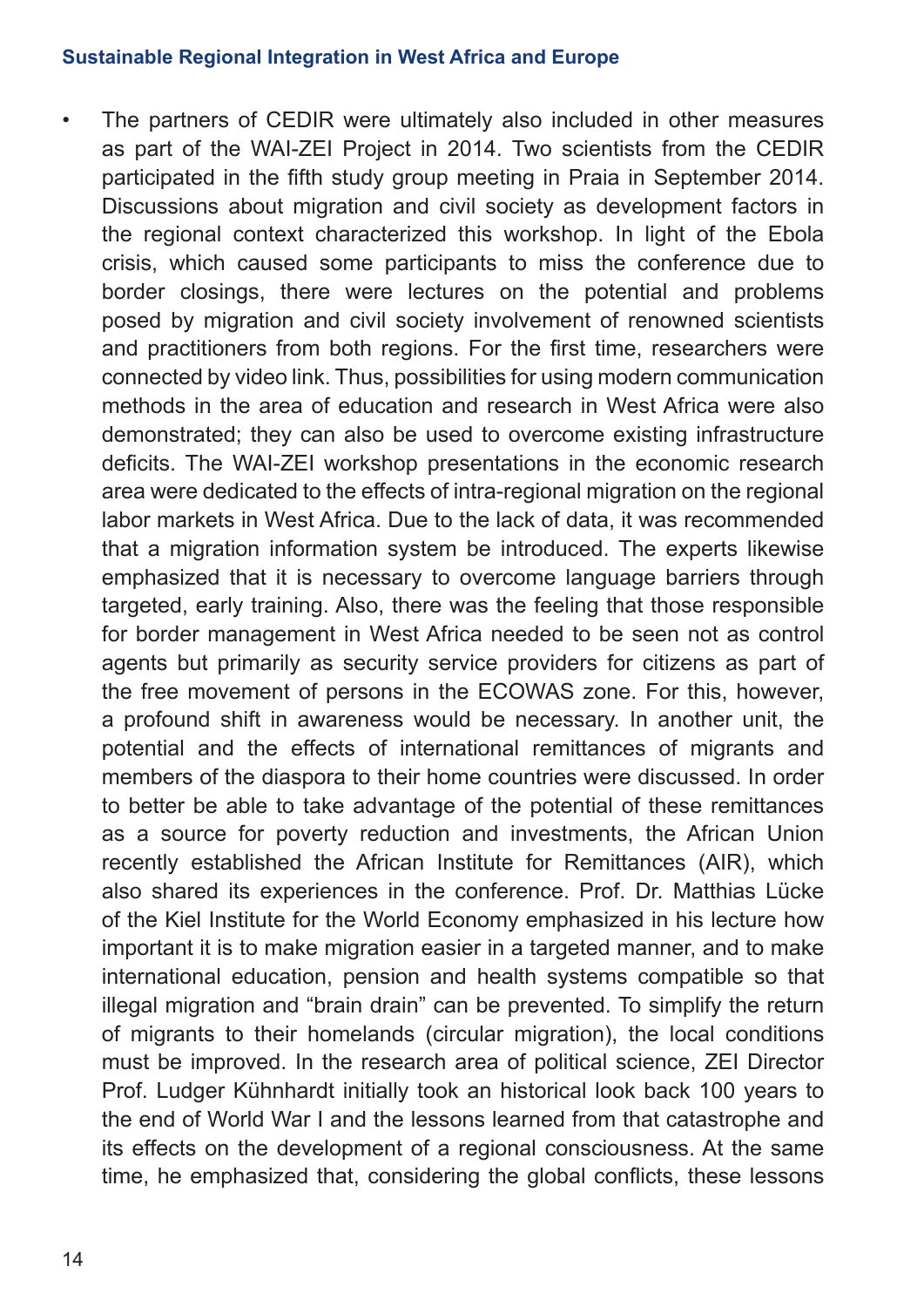- The partners of CEDIR were ultimately also included in other measures as part of the WAI-ZEI Project in 2014. Two scientists from the CEDIR participated in the fifth study group meeting in Praia in September 2014. Discussions about migration and civil society as development factors in the regional context characterized this workshop. In light of the Ebola crisis, which caused some participants to miss the conference due to border closings, there were lectures on the potential and problems posed by migration and civil society involvement of renowned scientists and practitioners from both regions. For the first time, researchers were connected by video link. Thus, possibilities for using modern communication methods in the area of education and research in West Africa were also demonstrated; they can also be used to overcome existing infrastructure deficits. The WAI-ZEI workshop presentations in the economic research area were dedicated to the effects of intra-regional migration on the regional labor markets in West Africa. Due to the lack of data, it was recommended that a migration information system be introduced. The experts likewise emphasized that it is necessary to overcome language barriers through targeted, early training. Also, there was the feeling that those responsible for border management in West Africa needed to be seen not as control agents but primarily as security service providers for citizens as part of the free movement of persons in the ECOWAS zone. For this, however, a profound shift in awareness would be necessary. In another unit, the potential and the effects of international remittances of migrants and members of the diaspora to their home countries were discussed. In order to better be able to take advantage of the potential of these remittances as a source for poverty reduction and investments, the African Union recently established the African Institute for Remittances (AIR), which also shared its experiences in the conference. Prof. Dr. Matthias Lücke of the Kiel Institute for the World Economy emphasized in his lecture how important it is to make migration easier in a targeted manner, and to make international education, pension and health systems compatible so that illegal migration and "brain drain" can be prevented. To simplify the return of migrants to their homelands (circular migration), the local conditions must be improved. In the research area of political science, ZEI Director Prof. Ludger Kühnhardt initially took an historical look back 100 years to the end of World War I and the lessons learned from that catastrophe and its effects on the development of a regional consciousness. At the same time, he emphasized that, considering the global conflicts, these lessons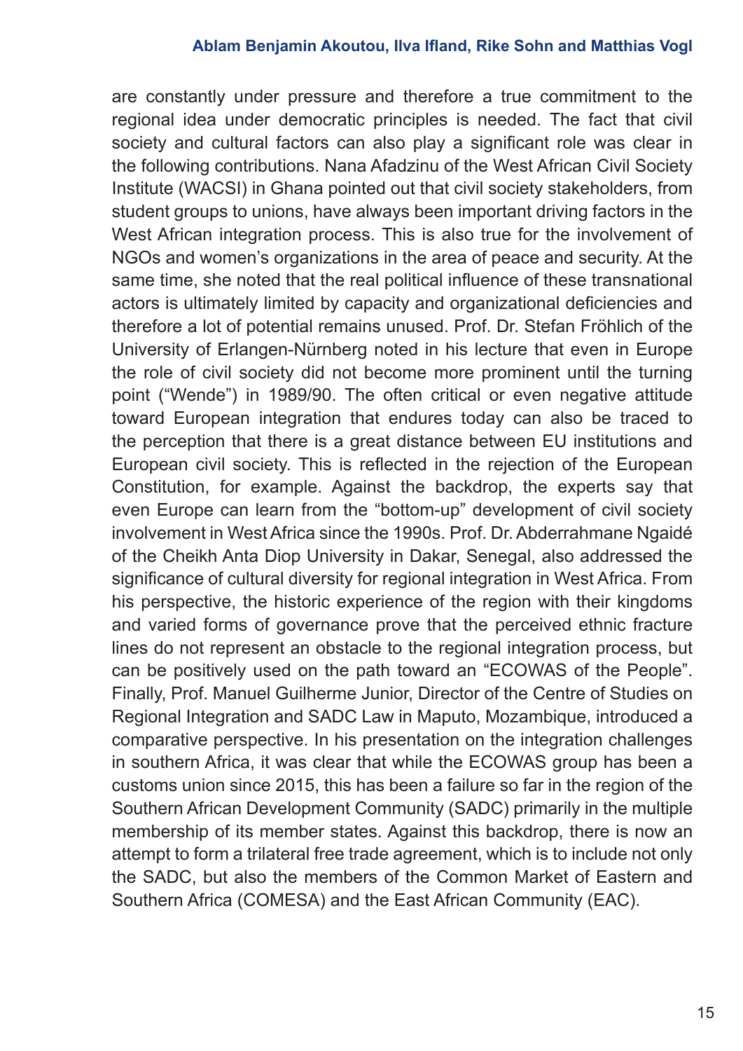are constantly under pressure and therefore a true commitment to the regional idea under democratic principles is needed. The fact that civil society and cultural factors can also play a significant role was clear in the following contributions. Nana Afadzinu of the West African Civil Society Institute (WACSI) in Ghana pointed out that civil society stakeholders, from student groups to unions, have always been important driving factors in the West African integration process. This is also true for the involvement of NGOs and women's organizations in the area of peace and security. At the same time, she noted that the real political influence of these transnational actors is ultimately limited by capacity and organizational deficiencies and therefore a lot of potential remains unused. Prof. Dr. Stefan Fröhlich of the University of Erlangen-Nürnberg noted in his lecture that even in Europe the role of civil society did not become more prominent until the turning point ("Wende") in 1989/90. The often critical or even negative attitude toward European integration that endures today can also be traced to the perception that there is a great distance between EU institutions and European civil society. This is reflected in the rejection of the European Constitution, for example. Against the backdrop, the experts say that even Europe can learn from the "bottom-up" development of civil society involvement in West Africa since the 1990s. Prof. Dr. Abderrahmane Ngaidé of the Cheikh Anta Diop University in Dakar, Senegal, also addressed the significance of cultural diversity for regional integration in West Africa. From his perspective, the historic experience of the region with their kingdoms and varied forms of governance prove that the perceived ethnic fracture lines do not represent an obstacle to the regional integration process, but can be positively used on the path toward an "ECOWAS of the People". Finally, Prof. Manuel Guilherme Junior, Director of the Centre of Studies on Regional Integration and SADC Law in Maputo, Mozambique, introduced a comparative perspective. In his presentation on the integration challenges in southern Africa, it was clear that while the ECOWAS group has been a customs union since 2015, this has been a failure so far in the region of the Southern African Development Community (SADC) primarily in the multiple membership of its member states. Against this backdrop, there is now an attempt to form a trilateral free trade agreement, which is to include not only the SADC, but also the members of the Common Market of Eastern and Southern Africa (COMESA) and the East African Community (EAC).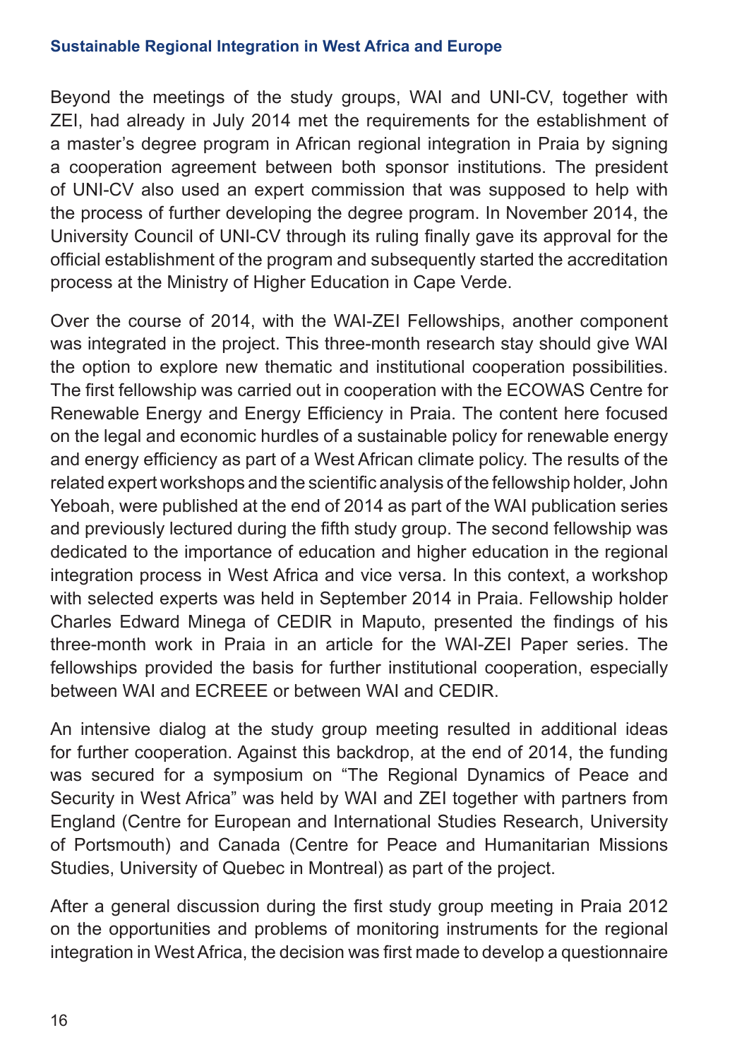Beyond the meetings of the study groups, WAI and UNI-CV, together with ZEI, had already in July 2014 met the requirements for the establishment of a master's degree program in African regional integration in Praia by signing a cooperation agreement between both sponsor institutions. The president of UNI-CV also used an expert commission that was supposed to help with the process of further developing the degree program. In November 2014, the University Council of UNI-CV through its ruling finally gave its approval for the official establishment of the program and subsequently started the accreditation process at the Ministry of Higher Education in Cape Verde.

Over the course of 2014, with the WAI-ZEI Fellowships, another component was integrated in the project. This three-month research stay should give WAI the option to explore new thematic and institutional cooperation possibilities. The first fellowship was carried out in cooperation with the ECOWAS Centre for Renewable Energy and Energy Efficiency in Praia. The content here focused on the legal and economic hurdles of a sustainable policy for renewable energy and energy efficiency as part of a West African climate policy. The results of the related expert workshops and the scientific analysis of the fellowship holder, John Yeboah, were published at the end of 2014 as part of the WAI publication series and previously lectured during the fifth study group. The second fellowship was dedicated to the importance of education and higher education in the regional integration process in West Africa and vice versa. In this context, a workshop with selected experts was held in September 2014 in Praia. Fellowship holder Charles Edward Minega of CEDIR in Maputo, presented the findings of his three-month work in Praia in an article for the WAI-ZEI Paper series. The fellowships provided the basis for further institutional cooperation, especially between WAI and ECREEE or between WAI and CEDIR.

An intensive dialog at the study group meeting resulted in additional ideas for further cooperation. Against this backdrop, at the end of 2014, the funding was secured for a symposium on "The Regional Dynamics of Peace and Security in West Africa" was held by WAI and ZEI together with partners from England (Centre for European and International Studies Research, University of Portsmouth) and Canada (Centre for Peace and Humanitarian Missions Studies, University of Quebec in Montreal) as part of the project.

After a general discussion during the first study group meeting in Praia 2012 on the opportunities and problems of monitoring instruments for the regional integration in West Africa, the decision was first made to develop a questionnaire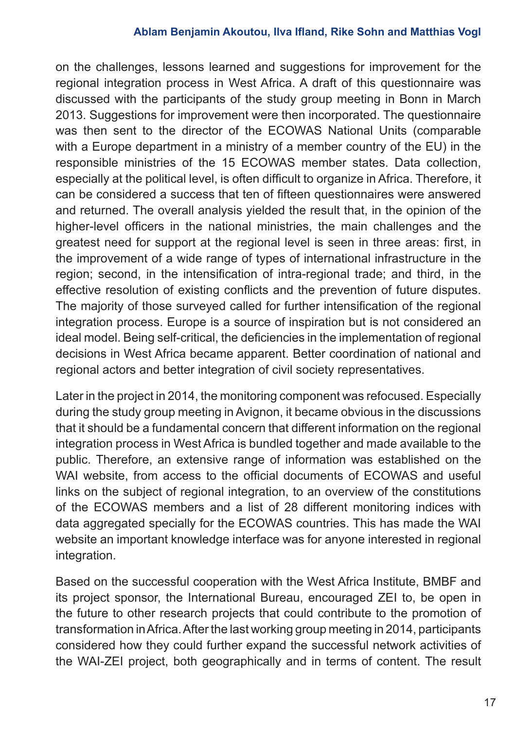on the challenges, lessons learned and suggestions for improvement for the regional integration process in West Africa. A draft of this questionnaire was discussed with the participants of the study group meeting in Bonn in March 2013. Suggestions for improvement were then incorporated. The questionnaire was then sent to the director of the ECOWAS National Units (comparable with a Europe department in a ministry of a member country of the EU) in the responsible ministries of the 15 ECOWAS member states. Data collection, especially at the political level, is often difficult to organize in Africa. Therefore, it can be considered a success that ten of fifteen questionnaires were answered and returned. The overall analysis yielded the result that, in the opinion of the higher-level officers in the national ministries, the main challenges and the greatest need for support at the regional level is seen in three areas: first, in the improvement of a wide range of types of international infrastructure in the region; second, in the intensification of intra-regional trade; and third, in the effective resolution of existing conflicts and the prevention of future disputes. The majority of those surveyed called for further intensification of the regional integration process. Europe is a source of inspiration but is not considered an ideal model. Being self-critical, the deficiencies in the implementation of regional decisions in West Africa became apparent. Better coordination of national and regional actors and better integration of civil society representatives.

Later in the project in 2014, the monitoring component was refocused. Especially during the study group meeting in Avignon, it became obvious in the discussions that it should be a fundamental concern that different information on the regional integration process in West Africa is bundled together and made available to the public. Therefore, an extensive range of information was established on the WAI website, from access to the official documents of ECOWAS and useful links on the subject of regional integration, to an overview of the constitutions of the ECOWAS members and a list of 28 different monitoring indices with data aggregated specially for the ECOWAS countries. This has made the WAI website an important knowledge interface was for anyone interested in regional integration.

Based on the successful cooperation with the West Africa Institute, BMBF and its project sponsor, the International Bureau, encouraged ZEI to, be open in the future to other research projects that could contribute to the promotion of transformation in Africa. After the last working group meeting in 2014, participants considered how they could further expand the successful network activities of the WAI-ZEI project, both geographically and in terms of content. The result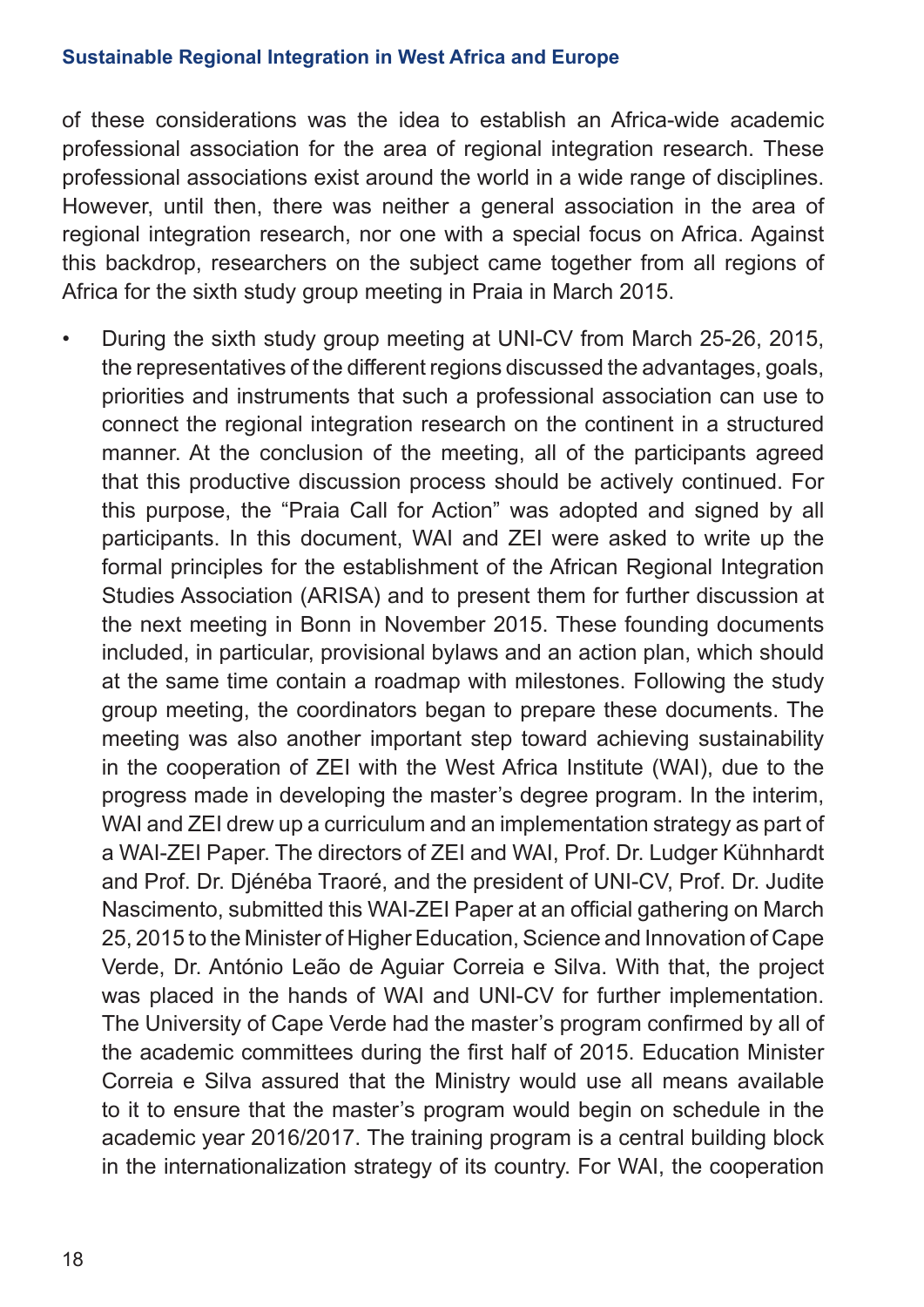of these considerations was the idea to establish an Africa-wide academic professional association for the area of regional integration research. These professional associations exist around the world in a wide range of disciplines. However, until then, there was neither a general association in the area of regional integration research, nor one with a special focus on Africa. Against this backdrop, researchers on the subject came together from all regions of Africa for the sixth study group meeting in Praia in March 2015.

- During the sixth study group meeting at UNI-CV from March 25-26, 2015, the representatives of the different regions discussed the advantages, goals, priorities and instruments that such a professional association can use to connect the regional integration research on the continent in a structured manner. At the conclusion of the meeting, all of the participants agreed that this productive discussion process should be actively continued. For this purpose, the "Praia Call for Action" was adopted and signed by all participants. In this document, WAI and ZEI were asked to write up the formal principles for the establishment of the African Regional Integration Studies Association (ARISA) and to present them for further discussion at the next meeting in Bonn in November 2015. These founding documents included, in particular, provisional bylaws and an action plan, which should at the same time contain a roadmap with milestones. Following the study group meeting, the coordinators began to prepare these documents. The meeting was also another important step toward achieving sustainability in the cooperation of ZEI with the West Africa Institute (WAI), due to the progress made in developing the master's degree program. In the interim, WAI and ZEI drew up a curriculum and an implementation strategy as part of a WAI-ZEI Paper. The directors of ZEI and WAI, Prof. Dr. Ludger Kühnhardt and Prof. Dr. Djénéba Traoré, and the president of UNI-CV, Prof. Dr. Judite Nascimento, submitted this WAI-ZEI Paper at an official gathering on March 25, 2015 to the Minister of Higher Education, Science and Innovation of Cape Verde, Dr. António Leão de Aguiar Correia e Silva. With that, the project was placed in the hands of WAI and UNI-CV for further implementation. The University of Cape Verde had the master's program confirmed by all of the academic committees during the first half of 2015. Education Minister Correia e Silva assured that the Ministry would use all means available to it to ensure that the master's program would begin on schedule in the academic year 2016/2017. The training program is a central building block in the internationalization strategy of its country. For WAI, the cooperation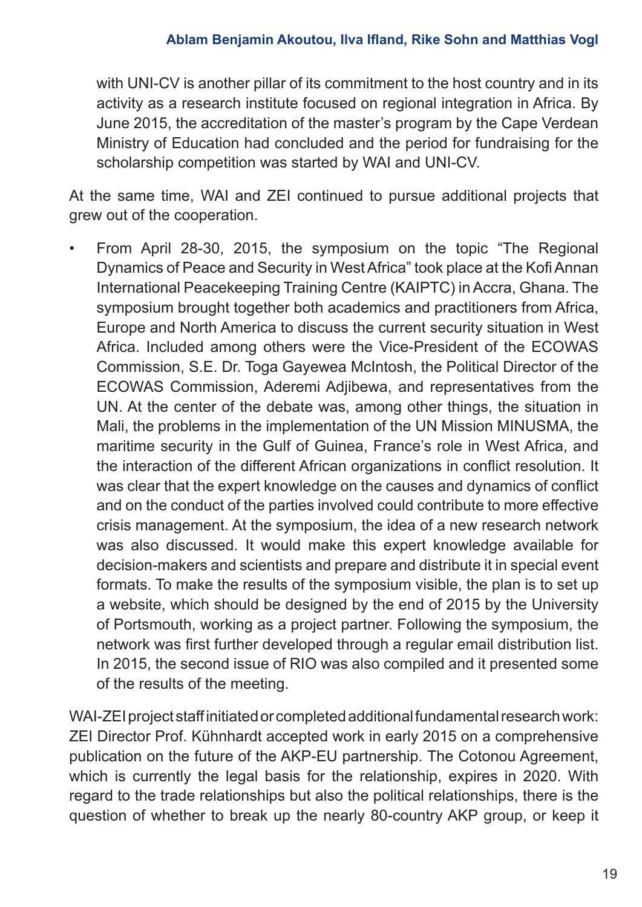with UNI-CV is another pillar of its commitment to the host country and in its activity as a research institute focused on regional integration in Africa. By June 2015, the accreditation of the master's program by the Cape Verdean Ministry of Education had concluded and the period for fundraising for the scholarship competition was started by WAI and UNI-CV.

At the same time, WAI and ZEI continued to pursue additional projects that grew out of the cooperation.

- From April 28-30, 2015, the symposium on the topic "The Regional Dynamics of Peace and Security in West Africa" took place at the Kofi Annan International Peacekeeping Training Centre (KAIPTC) in Accra, Ghana. The symposium brought together both academics and practitioners from Africa, Europe and North America to discuss the current security situation in West Africa. Included among others were the Vice-President of the ECOWAS Commission, S.E. Dr. Toga Gayewea McIntosh, the Political Director of the ECOWAS Commission, Aderemi Adjibewa, and representatives from the UN. At the center of the debate was, among other things, the situation in Mali, the problems in the implementation of the UN Mission MINUSMA, the maritime security in the Gulf of Guinea, France's role in West Africa, and the interaction of the different African organizations in conflict resolution. It was clear that the expert knowledge on the causes and dynamics of conflict and on the conduct of the parties involved could contribute to more effective crisis management. At the symposium, the idea of a new research network was also discussed. It would make this expert knowledge available for decision-makers and scientists and prepare and distribute it in special event formats. To make the results of the symposium visible, the plan is to set up a website, which should be designed by the end of 2015 by the University of Portsmouth, working as a project partner. Following the symposium, the network was first further developed through a regular email distribution list. In 2015, the second issue of RIO was also compiled and it presented some of the results of the meeting.

WAI-ZEI project staff initiated or completed additional fundamental research work: ZEI Director Prof. Kühnhardt accepted work in early 2015 on a comprehensive publication on the future of the AKP-EU partnership. The Cotonou Agreement, which is currently the legal basis for the relationship, expires in 2020. With regard to the trade relationships but also the political relationships, there is the question of whether to break up the nearly 80-country AKP group, or keep it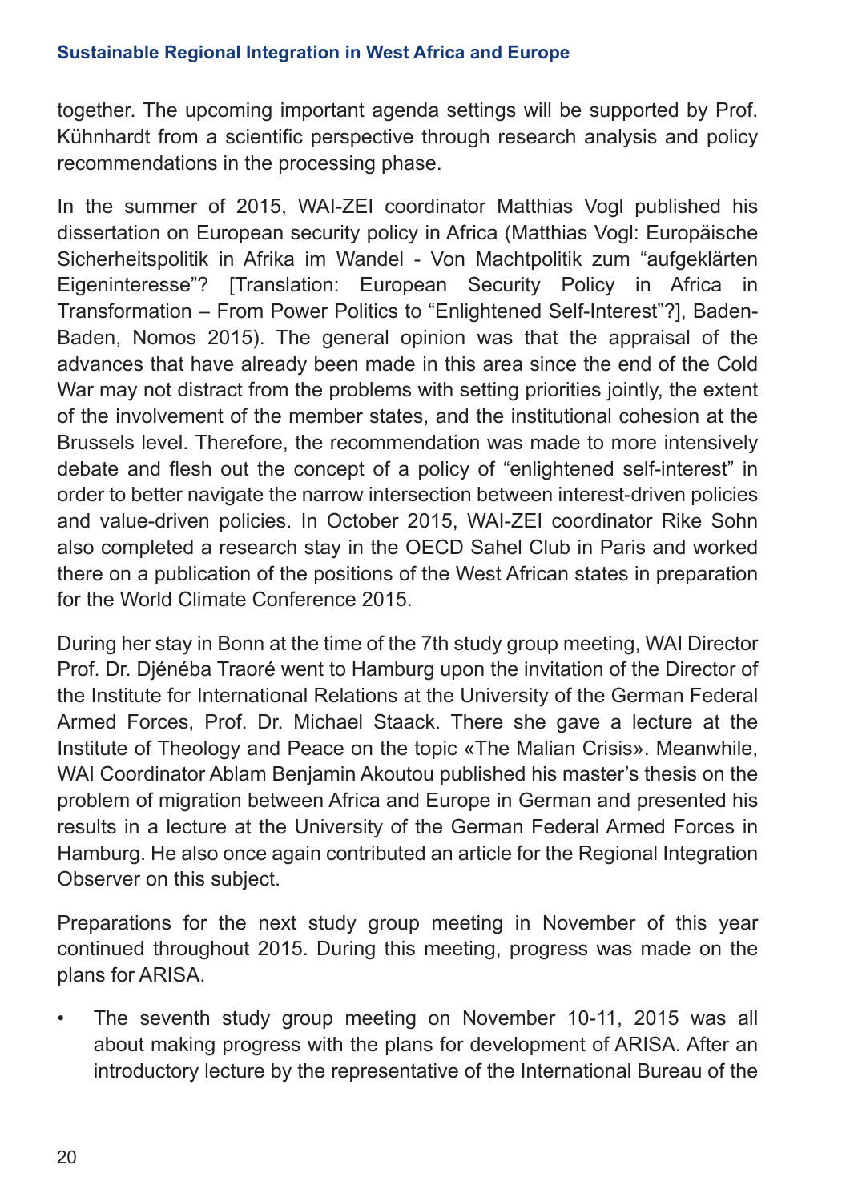together. The upcoming important agenda settings will be supported by Prof. Kühnhardt from a scientific perspective through research analysis and policy recommendations in the processing phase.

In the summer of 2015, WAI-ZEI coordinator Matthias Vogl published his dissertation on European security policy in Africa (Matthias Vogl: Europäische Sicherheitspolitik in Afrika im Wandel - Von Machtpolitik zum "aufgeklärten Eigeninteresse"? [Translation: European Security Policy in Africa in Transformation – From Power Politics to "Enlightened Self-Interest"?], Baden-Baden, Nomos 2015). The general opinion was that the appraisal of the advances that have already been made in this area since the end of the Cold War may not distract from the problems with setting priorities jointly, the extent of the involvement of the member states, and the institutional cohesion at the Brussels level. Therefore, the recommendation was made to more intensively debate and flesh out the concept of a policy of "enlightened self-interest" in order to better navigate the narrow intersection between interest-driven policies and value-driven policies. In October 2015, WAI-ZEI coordinator Rike Sohn also completed a research stay in the OECD Sahel Club in Paris and worked there on a publication of the positions of the West African states in preparation for the World Climate Conference 2015.

During her stay in Bonn at the time of the 7th study group meeting, WAI Director Prof. Dr. Djénéba Traoré went to Hamburg upon the invitation of the Director of the Institute for International Relations at the University of the German Federal Armed Forces, Prof. Dr. Michael Staack. There she gave a lecture at the Institute of Theology and Peace on the topic «The Malian Crisis». Meanwhile, WAI Coordinator Ablam Benjamin Akoutou published his master's thesis on the problem of migration between Africa and Europe in German and presented his results in a lecture at the University of the German Federal Armed Forces in Hamburg. He also once again contributed an article for the Regional Integration Observer on this subject.

Preparations for the next study group meeting in November of this year continued throughout 2015. During this meeting, progress was made on the plans for ARISA.

- The seventh study group meeting on November 10-11, 2015 was all about making progress with the plans for development of ARISA. After an introductory lecture by the representative of the International Bureau of the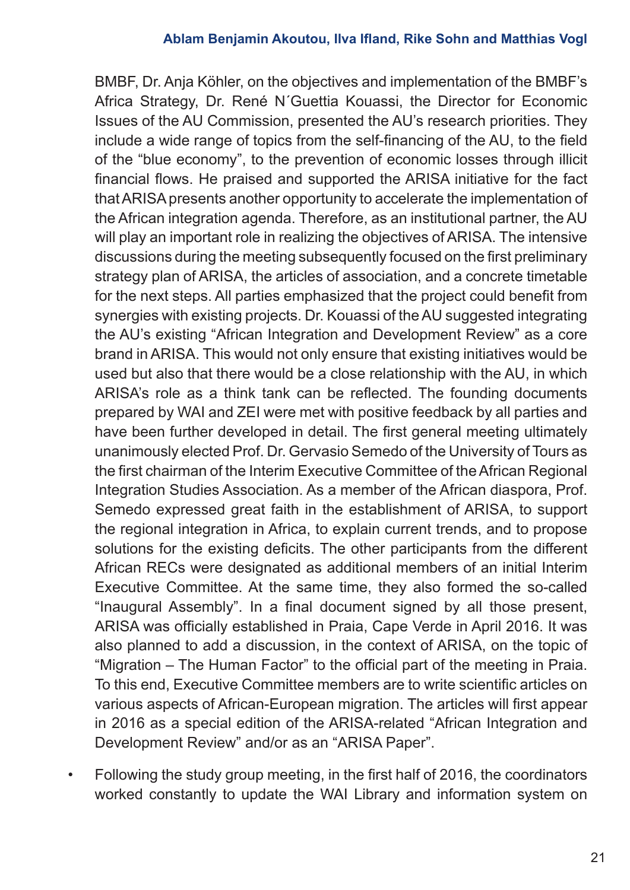BMBF, Dr. Anja Köhler, on the objectives and implementation of the BMBF's Africa Strategy, Dr. René N´Guettia Kouassi, the Director for Economic Issues of the AU Commission, presented the AU's research priorities. They include a wide range of topics from the self-financing of the AU, to the field of the "blue economy", to the prevention of economic losses through illicit financial flows. He praised and supported the ARISA initiative for the fact that ARISA presents another opportunity to accelerate the implementation of the African integration agenda. Therefore, as an institutional partner, the AU will play an important role in realizing the objectives of ARISA. The intensive discussions during the meeting subsequently focused on the first preliminary strategy plan of ARISA, the articles of association, and a concrete timetable for the next steps. All parties emphasized that the project could benefit from synergies with existing projects. Dr. Kouassi of the AU suggested integrating the AU's existing "African Integration and Development Review" as a core brand in ARISA. This would not only ensure that existing initiatives would be used but also that there would be a close relationship with the AU, in which ARISA's role as a think tank can be reflected. The founding documents prepared by WAI and ZEI were met with positive feedback by all parties and have been further developed in detail. The first general meeting ultimately unanimously elected Prof. Dr. Gervasio Semedo of the University of Tours as the first chairman of the Interim Executive Committee of the African Regional Integration Studies Association. As a member of the African diaspora, Prof. Semedo expressed great faith in the establishment of ARISA, to support the regional integration in Africa, to explain current trends, and to propose solutions for the existing deficits. The other participants from the different African RECs were designated as additional members of an initial Interim Executive Committee. At the same time, they also formed the so-called "Inaugural Assembly". In a final document signed by all those present, ARISA was officially established in Praia, Cape Verde in April 2016. It was also planned to add a discussion, in the context of ARISA, on the topic of "Migration – The Human Factor" to the official part of the meeting in Praia. To this end, Executive Committee members are to write scientific articles on various aspects of African-European migration. The articles will first appear in 2016 as a special edition of the ARISA-related "African Integration and Development Review" and/or as an "ARISA Paper".

- Following the study group meeting, in the first half of 2016, the coordinators worked constantly to update the WAI Library and information system on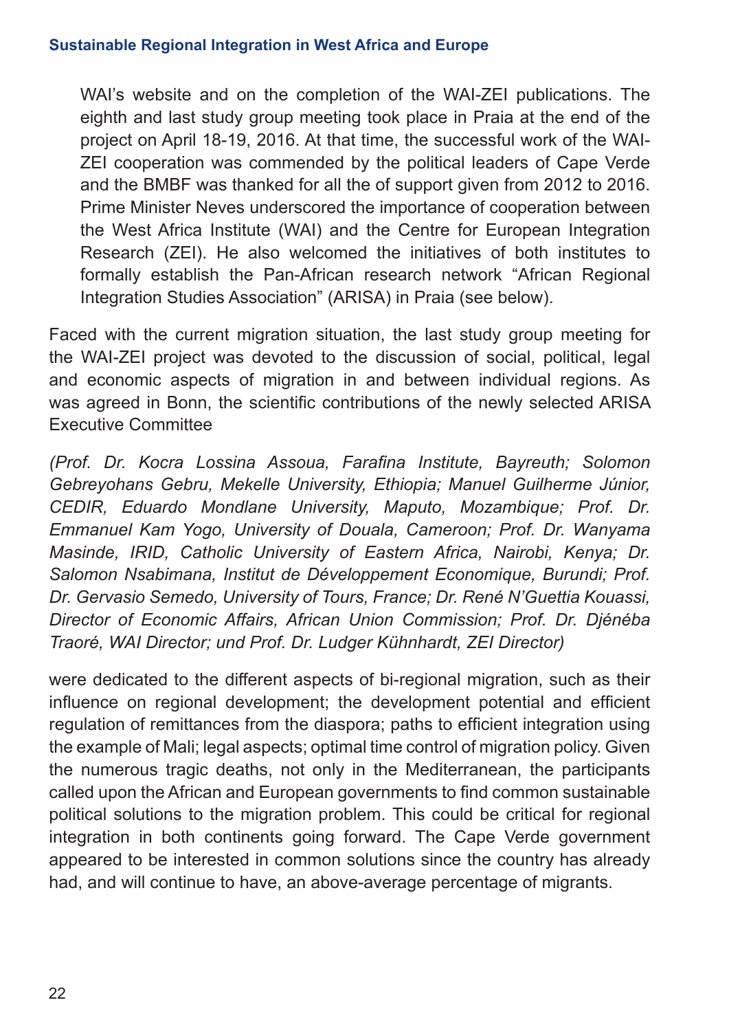WAI's website and on the completion of the WAI-ZEI publications. The eighth and last study group meeting took place in Praia at the end of the project on April 18-19, 2016. At that time, the successful work of the WAI-ZEI cooperation was commended by the political leaders of Cape Verde and the BMBF was thanked for all the of support given from 2012 to 2016. Prime Minister Neves underscored the importance of cooperation between the West Africa Institute (WAI) and the Centre for European Integration Research (ZEI). He also welcomed the initiatives of both institutes to formally establish the Pan-African research network "African Regional Integration Studies Association" (ARISA) in Praia (see below).

Faced with the current migration situation, the last study group meeting for the WAI-ZEI project was devoted to the discussion of social, political, legal and economic aspects of migration in and between individual regions. As was agreed in Bonn, the scientific contributions of the newly selected ARISA Executive Committee

*(Prof. Dr. Kocra Lossina Assoua, Farafina Institute, Bayreuth; Solomon Gebreyohans Gebru, Mekelle University, Ethiopia; Manuel Guilherme Júnior, CEDIR, Eduardo Mondlane University, Maputo, Mozambique; Prof. Dr. Emmanuel Kam Yogo, University of Douala, Cameroon; Prof. Dr. Wanyama Masinde, IRID, Catholic University of Eastern Africa, Nairobi, Kenya; Dr. Salomon Nsabimana, Institut de Développement Economique, Burundi; Prof. Dr. Gervasio Semedo, University of Tours, France; Dr. René N'Guettia Kouassi, Director of Economic Affairs, African Union Commission; Prof. Dr. Djénéba Traoré, WAI Director; und Prof. Dr. Ludger Kühnhardt, ZEI Director)*

were dedicated to the different aspects of bi-regional migration, such as their influence on regional development; the development potential and efficient regulation of remittances from the diaspora; paths to efficient integration using the example of Mali; legal aspects; optimal time control of migration policy. Given the numerous tragic deaths, not only in the Mediterranean, the participants called upon the African and European governments to find common sustainable political solutions to the migration problem. This could be critical for regional integration in both continents going forward. The Cape Verde government appeared to be interested in common solutions since the country has already had, and will continue to have, an above-average percentage of migrants.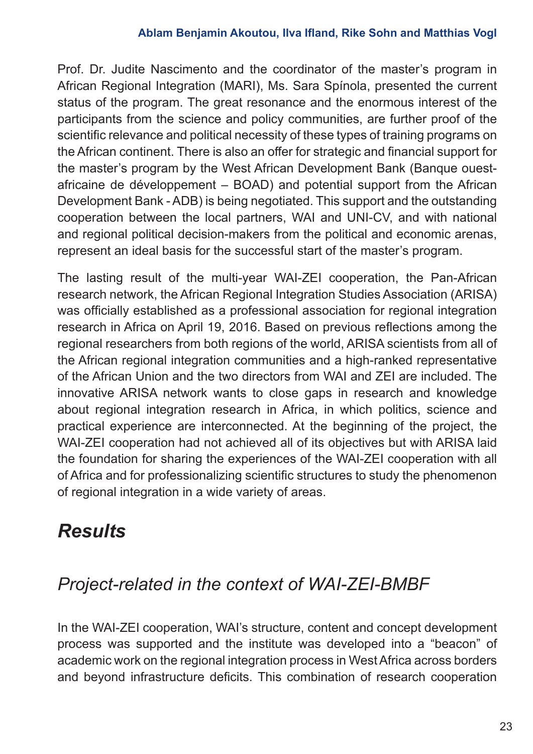Prof. Dr. Judite Nascimento and the coordinator of the master's program in African Regional Integration (MARI), Ms. Sara Spínola, presented the current status of the program. The great resonance and the enormous interest of the participants from the science and policy communities, are further proof of the scientific relevance and political necessity of these types of training programs on the African continent. There is also an offer for strategic and financial support for the master's program by the West African Development Bank (Banque ouest-africaine de développement – BOAD) and potential support from the African Development Bank - ADB) is being negotiated. This support and the outstanding cooperation between the local partners, WAI and UNI-CV, and with national and regional political decision-makers from the political and economic arenas, represent an ideal basis for the successful start of the master's program.

The lasting result of the multi-year WAI-ZEI cooperation, the Pan-African research network, the African Regional Integration Studies Association (ARISA) was officially established as a professional association for regional integration research in Africa on April 19, 2016. Based on previous reflections among the regional researchers from both regions of the world, ARISA scientists from all of the African regional integration communities and a high-ranked representative of the African Union and the two directors from WAI and ZEI are included. The innovative ARISA network wants to close gaps in research and knowledge about regional integration research in Africa, in which politics, science and practical experience are interconnected. At the beginning of the project, the WAI-ZEI cooperation had not achieved all of its objectives but with ARISA laid the foundation for sharing the experiences of the WAI-ZEI cooperation with all of Africa and for professionalizing scientific structures to study the phenomenon of regional integration in a wide variety of areas.

## *Results*

### *Project-related in the context of WAI-ZEI-BMBF*

In the WAI-ZEI cooperation, WAI's structure, content and concept development process was supported and the institute was developed into a "beacon" of academic work on the regional integration process in West Africa across borders and beyond infrastructure deficits. This combination of research cooperation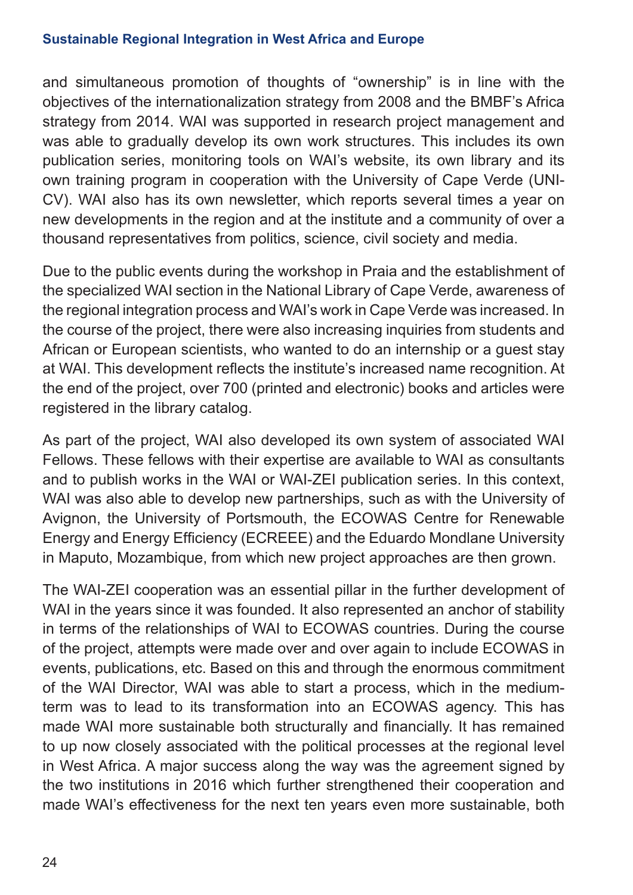and simultaneous promotion of thoughts of "ownership" is in line with the objectives of the internationalization strategy from 2008 and the BMBF's Africa strategy from 2014. WAI was supported in research project management and was able to gradually develop its own work structures. This includes its own publication series, monitoring tools on WAI's website, its own library and its own training program in cooperation with the University of Cape Verde (UNI-CV). WAI also has its own newsletter, which reports several times a year on new developments in the region and at the institute and a community of over a thousand representatives from politics, science, civil society and media.

Due to the public events during the workshop in Praia and the establishment of the specialized WAI section in the National Library of Cape Verde, awareness of the regional integration process and WAI's work in Cape Verde was increased. In the course of the project, there were also increasing inquiries from students and African or European scientists, who wanted to do an internship or a guest stay at WAI. This development reflects the institute's increased name recognition. At the end of the project, over 700 (printed and electronic) books and articles were registered in the library catalog.

As part of the project, WAI also developed its own system of associated WAI Fellows. These fellows with their expertise are available to WAI as consultants and to publish works in the WAI or WAI-ZEI publication series. In this context, WAI was also able to develop new partnerships, such as with the University of Avignon, the University of Portsmouth, the ECOWAS Centre for Renewable Energy and Energy Efficiency (ECREEE) and the Eduardo Mondlane University in Maputo, Mozambique, from which new project approaches are then grown.

The WAI-ZEI cooperation was an essential pillar in the further development of WAI in the years since it was founded. It also represented an anchor of stability in terms of the relationships of WAI to ECOWAS countries. During the course of the project, attempts were made over and over again to include ECOWAS in events, publications, etc. Based on this and through the enormous commitment of the WAI Director, WAI was able to start a process, which in the medium-term was to lead to its transformation into an ECOWAS agency. This has made WAI more sustainable both structurally and financially. It has remained to up now closely associated with the political processes at the regional level in West Africa. A major success along the way was the agreement signed by the two institutions in 2016 which further strengthened their cooperation and made WAI's effectiveness for the next ten years even more sustainable, both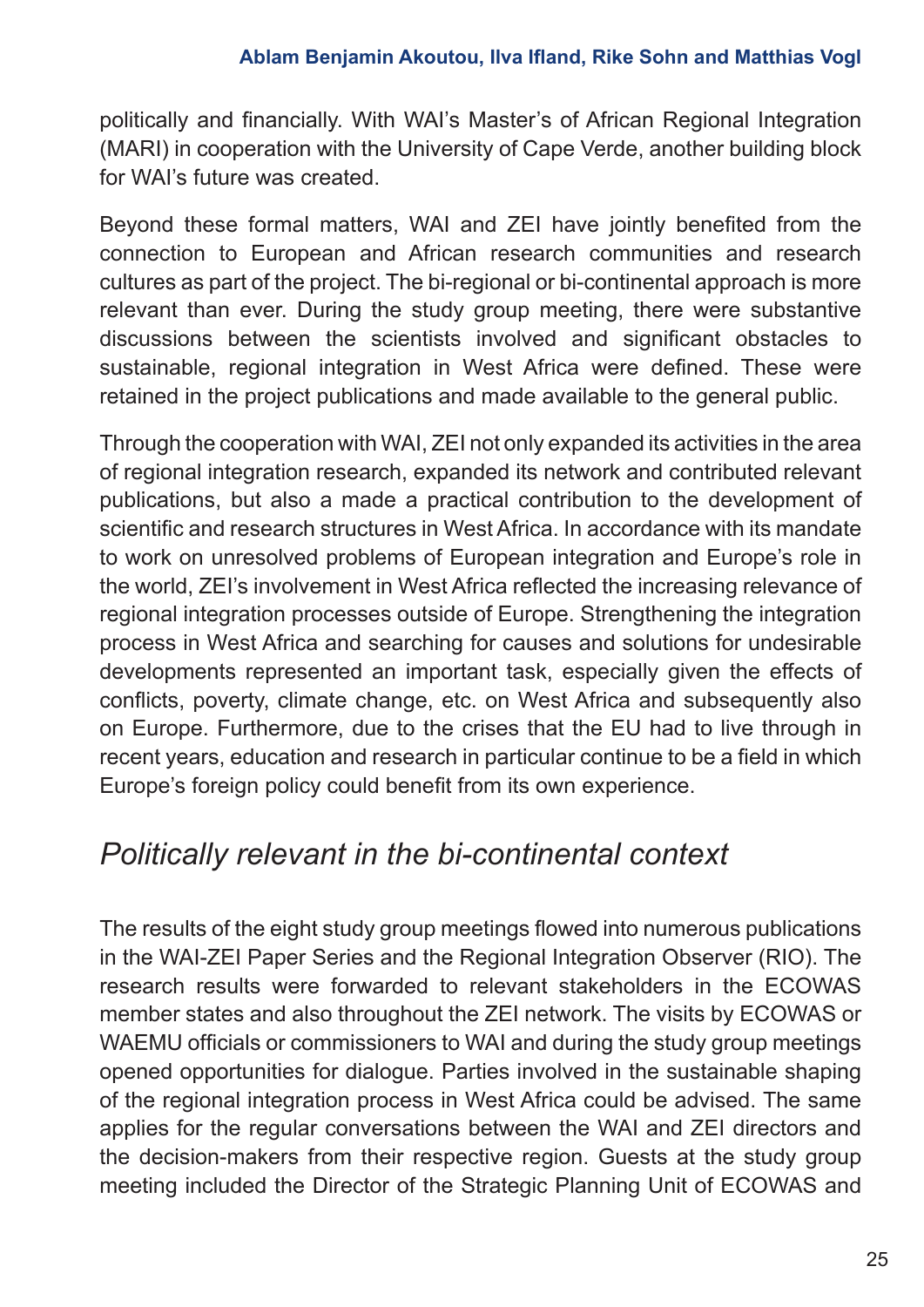politically and financially. With WAI's Master's of African Regional Integration (MARI) in cooperation with the University of Cape Verde, another building block for WAI's future was created.

Beyond these formal matters, WAI and ZEI have jointly benefited from the connection to European and African research communities and research cultures as part of the project. The bi-regional or bi-continental approach is more relevant than ever. During the study group meeting, there were substantive discussions between the scientists involved and significant obstacles to sustainable, regional integration in West Africa were defined. These were retained in the project publications and made available to the general public.

Through the cooperation with WAI, ZEI not only expanded its activities in the area of regional integration research, expanded its network and contributed relevant publications, but also a made a practical contribution to the development of scientific and research structures in West Africa. In accordance with its mandate to work on unresolved problems of European integration and Europe's role in the world, ZEI's involvement in West Africa reflected the increasing relevance of regional integration processes outside of Europe. Strengthening the integration process in West Africa and searching for causes and solutions for undesirable developments represented an important task, especially given the effects of conflicts, poverty, climate change, etc. on West Africa and subsequently also on Europe. Furthermore, due to the crises that the EU had to live through in recent years, education and research in particular continue to be a field in which Europe's foreign policy could benefit from its own experience.

## *Politically relevant in the bi-continental context*

The results of the eight study group meetings flowed into numerous publications in the WAI-ZEI Paper Series and the Regional Integration Observer (RIO). The research results were forwarded to relevant stakeholders in the ECOWAS member states and also throughout the ZEI network. The visits by ECOWAS or WAEMU officials or commissioners to WAI and during the study group meetings opened opportunities for dialogue. Parties involved in the sustainable shaping of the regional integration process in West Africa could be advised. The same applies for the regular conversations between the WAI and ZEI directors and the decision-makers from their respective region. Guests at the study group meeting included the Director of the Strategic Planning Unit of ECOWAS and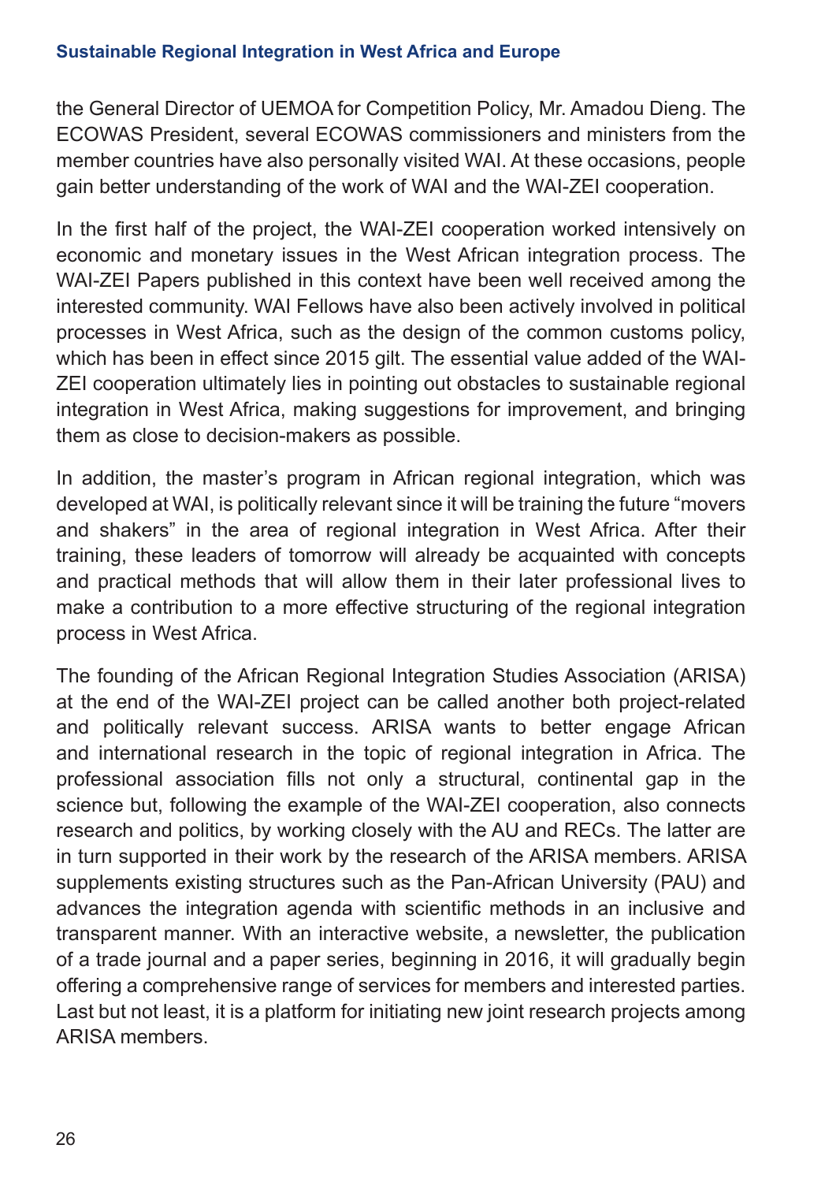the General Director of UEMOA for Competition Policy, Mr. Amadou Dieng. The ECOWAS President, several ECOWAS commissioners and ministers from the member countries have also personally visited WAI. At these occasions, people gain better understanding of the work of WAI and the WAI-ZEI cooperation.

In the first half of the project, the WAI-ZEI cooperation worked intensively on economic and monetary issues in the West African integration process. The WAI-ZEI Papers published in this context have been well received among the interested community. WAI Fellows have also been actively involved in political processes in West Africa, such as the design of the common customs policy, which has been in effect since 2015 gilt. The essential value added of the WAI-ZEI cooperation ultimately lies in pointing out obstacles to sustainable regional integration in West Africa, making suggestions for improvement, and bringing them as close to decision-makers as possible.

In addition, the master's program in African regional integration, which was developed at WAI, is politically relevant since it will be training the future "movers and shakers" in the area of regional integration in West Africa. After their training, these leaders of tomorrow will already be acquainted with concepts and practical methods that will allow them in their later professional lives to make a contribution to a more effective structuring of the regional integration process in West Africa.

The founding of the African Regional Integration Studies Association (ARISA) at the end of the WAI-ZEI project can be called another both project-related and politically relevant success. ARISA wants to better engage African and international research in the topic of regional integration in Africa. The professional association fills not only a structural, continental gap in the science but, following the example of the WAI-ZEI cooperation, also connects research and politics, by working closely with the AU and RECs. The latter are in turn supported in their work by the research of the ARISA members. ARISA supplements existing structures such as the Pan-African University (PAU) and advances the integration agenda with scientific methods in an inclusive and transparent manner. With an interactive website, a newsletter, the publication of a trade journal and a paper series, beginning in 2016, it will gradually begin offering a comprehensive range of services for members and interested parties. Last but not least, it is a platform for initiating new joint research projects among ARISA members.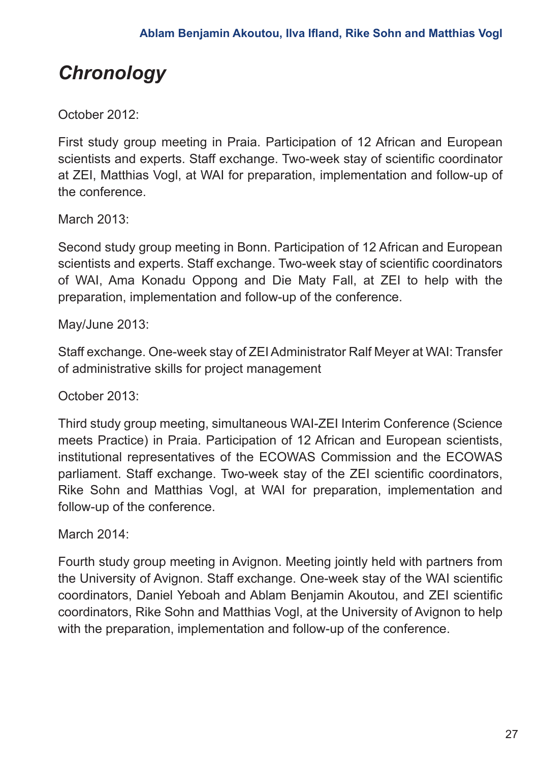## *Chronology*

October 2012:

First study group meeting in Praia. Participation of 12 African and European scientists and experts. Staff exchange. Two-week stay of scientific coordinator at ZEI, Matthias Vogl, at WAI for preparation, implementation and follow-up of the conference.

March 2013:

Second study group meeting in Bonn. Participation of 12 African and European scientists and experts. Staff exchange. Two-week stay of scientific coordinators of WAI, Ama Konadu Oppong and Die Maty Fall, at ZEI to help with the preparation, implementation and follow-up of the conference.

May/June 2013:

Staff exchange. One-week stay of ZEI Administrator Ralf Meyer at WAI: Transfer of administrative skills for project management

October 2013:

Third study group meeting, simultaneous WAI-ZEI Interim Conference (Science meets Practice) in Praia. Participation of 12 African and European scientists, institutional representatives of the ECOWAS Commission and the ECOWAS parliament. Staff exchange. Two-week stay of the ZEI scientific coordinators, Rike Sohn and Matthias Vogl, at WAI for preparation, implementation and follow-up of the conference.

March 2014:

Fourth study group meeting in Avignon. Meeting jointly held with partners from the University of Avignon. Staff exchange. One-week stay of the WAI scientific coordinators, Daniel Yeboah and Ablam Benjamin Akoutou, and ZEI scientific coordinators, Rike Sohn and Matthias Vogl, at the University of Avignon to help with the preparation, implementation and follow-up of the conference.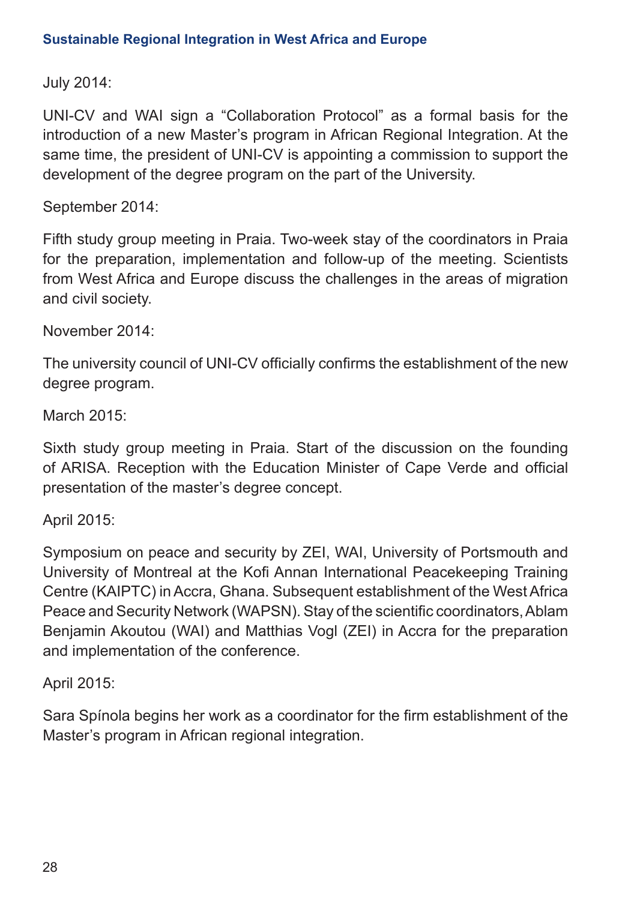July 2014:

UNI-CV and WAI sign a “Collaboration Protocol” as a formal basis for the introduction of a new Master’s program in African Regional Integration. At the same time, the president of UNI-CV is appointing a commission to support the development of the degree program on the part of the University.

September 2014:

Fifth study group meeting in Praia. Two-week stay of the coordinators in Praia for the preparation, implementation and follow-up of the meeting. Scientists from West Africa and Europe discuss the challenges in the areas of migration and civil society.

November 2014:

The university council of UNI-CV officially confirms the establishment of the new degree program.

March 2015:

Sixth study group meeting in Praia. Start of the discussion on the founding of ARISA. Reception with the Education Minister of Cape Verde and official presentation of the master’s degree concept.

April 2015:

Symposium on peace and security by ZEI, WAI, University of Portsmouth and University of Montreal at the Kofi Annan International Peacekeeping Training Centre (KAIPTC) in Accra, Ghana. Subsequent establishment of the West Africa Peace and Security Network (WAPSN). Stay of the scientific coordinators, Ablam Benjamin Akoutou (WAI) and Matthias Vogl (ZEI) in Accra for the preparation and implementation of the conference.

April 2015:

Sara Spínola begins her work as a coordinator for the firm establishment of the Master’s program in African regional integration.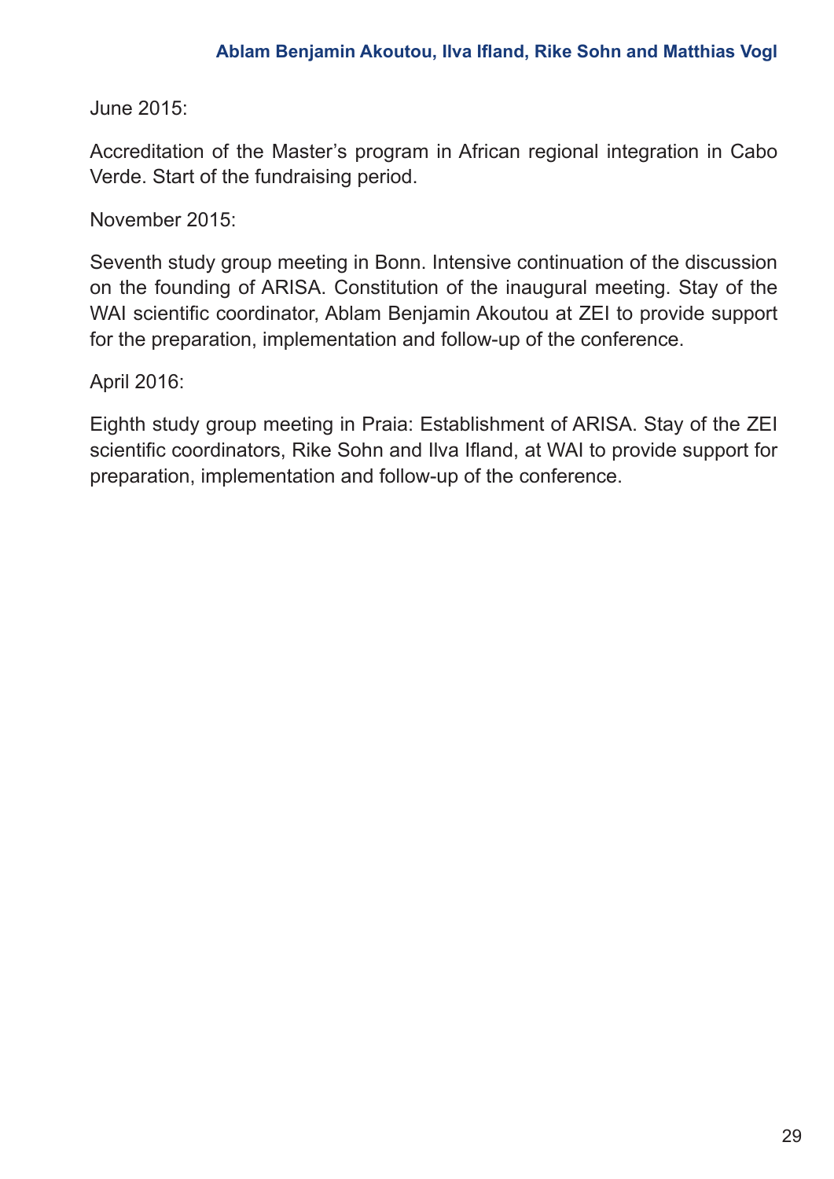June 2015:

Accreditation of the Master's program in African regional integration in Cabo Verde. Start of the fundraising period.

November 2015:

Seventh study group meeting in Bonn. Intensive continuation of the discussion on the founding of ARISA. Constitution of the inaugural meeting. Stay of the WAI scientific coordinator, Ablam Benjamin Akoutou at ZEI to provide support for the preparation, implementation and follow-up of the conference.

April 2016:

Eighth study group meeting in Praia: Establishment of ARISA. Stay of the ZEI scientific coordinators, Rike Sohn and Ilva Ifland, at WAI to provide support for preparation, implementation and follow-up of the conference.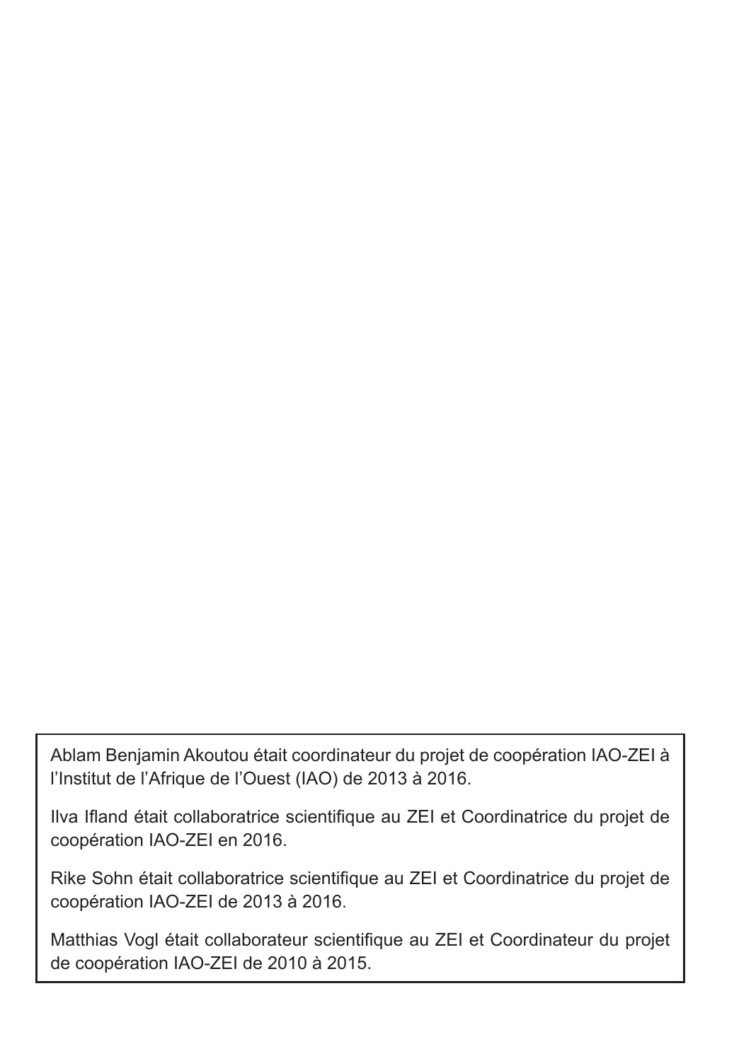Ablam Benjamin Akoutou était coordinateur du projet de coopération IAO-ZEI à l’Institut de l’Afrique de l’Ouest (IAO) de 2013 à 2016.

Ilva Ifland était collaboratrice scientifique au ZEI et Coordinatrice du projet de coopération IAO-ZEI en 2016.

Rike Sohn était collaboratrice scientifique au ZEI et Coordinatrice du projet de coopération IAO-ZEI de 2013 à 2016.

Matthias Vogl était collaborateur scientifique au ZEI et Coordinateur du projet de coopération IAO-ZEI de 2010 à 2015.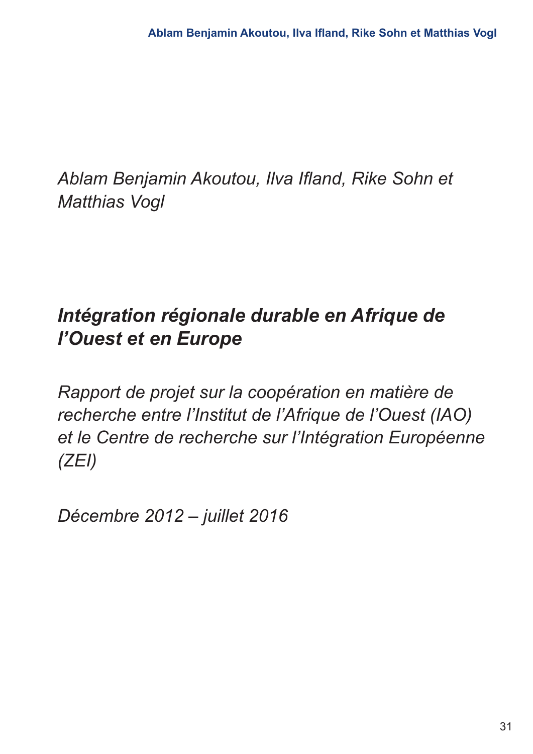*Ablam Benjamin Akoutou, Ilva Ifland, Rike Sohn et Matthias Vogl*

# *Intégration régionale durable en Afrique de l'Ouest et en Europe*

*Rapport de projet sur la coopération en matière de recherche entre l'Institut de l'Afrique de l'Ouest (IAO) et le Centre de recherche sur l'Intégration Européenne (ZEI)*

*Décembre 2012 – juillet 2016*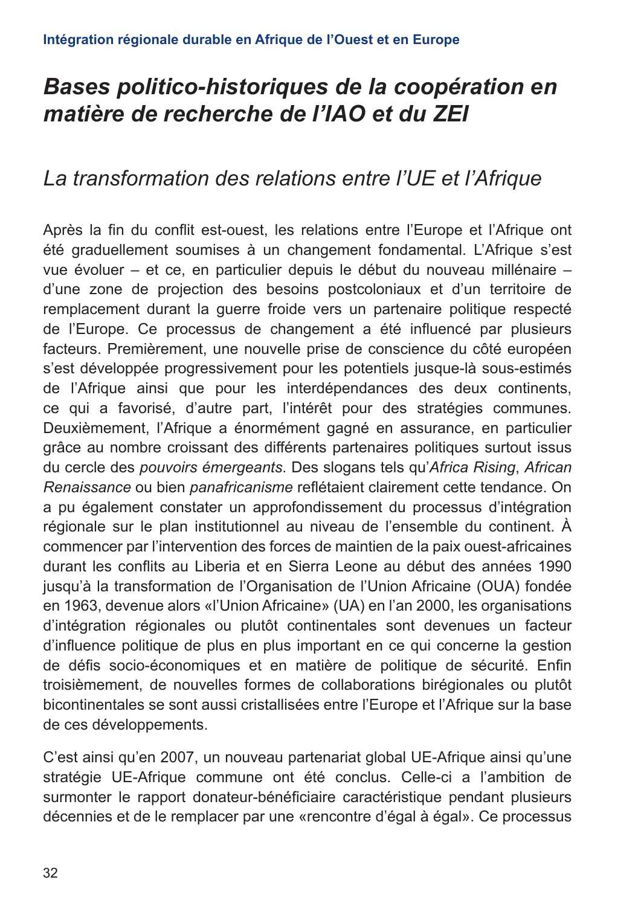# *Bases politico-historiques de la coopération en matière de recherche de l'IAO et du ZEI*

## *La transformation des relations entre l'UE et l'Afrique*

Après la fin du conflit est-ouest, les relations entre l'Europe et l'Afrique ont été graduellement soumises à un changement fondamental. L'Afrique s'est vue évoluer – et ce, en particulier depuis le début du nouveau millénaire – d'une zone de projection des besoins postcoloniaux et d'un territoire de remplacement durant la guerre froide vers un partenaire politique respecté de l'Europe. Ce processus de changement a été influencé par plusieurs facteurs. Premièrement, une nouvelle prise de conscience du côté européen s'est développée progressivement pour les potentiels jusque-là sous-estimés de l'Afrique ainsi que pour les interdépendances des deux continents, ce qui a favorisé, d'autre part, l'intérêt pour des stratégies communes. Deuxièmement, l'Afrique a énormément gagné en assurance, en particulier grâce au nombre croissant des différents partenaires politiques surtout issus du cercle des *pouvoirs émergeants*. Des slogans tels qu'*Africa Rising*, *African Renaissance* ou bien *panafricanisme* reflétaient clairement cette tendance. On a pu également constater un approfondissement du processus d'intégration régionale sur le plan institutionnel au niveau de l'ensemble du continent. À commencer par l'intervention des forces de maintien de la paix ouest-africaines durant les conflits au Liberia et en Sierra Leone au début des années 1990 jusqu'à la transformation de l'Organisation de l'Union Africaine (OUA) fondée en 1963, devenue alors «l'Union Africaine» (UA) en l'an 2000, les organisations d'intégration régionales ou plutôt continentales sont devenues un facteur d'influence politique de plus en plus important en ce qui concerne la gestion de défis socio-économiques et en matière de politique de sécurité. Enfin troisièmement, de nouvelles formes de collaborations birégionales ou plutôt bicontinentales se sont aussi cristallisées entre l'Europe et l'Afrique sur la base de ces développements.

C'est ainsi qu'en 2007, un nouveau partenariat global UE-Afrique ainsi qu'une stratégie UE-Afrique commune ont été conclus. Celle-ci a l'ambition de surmonter le rapport donateur-bénéficiaire caractéristique pendant plusieurs décennies et de le remplacer par une «rencontre d'égal à égal». Ce processus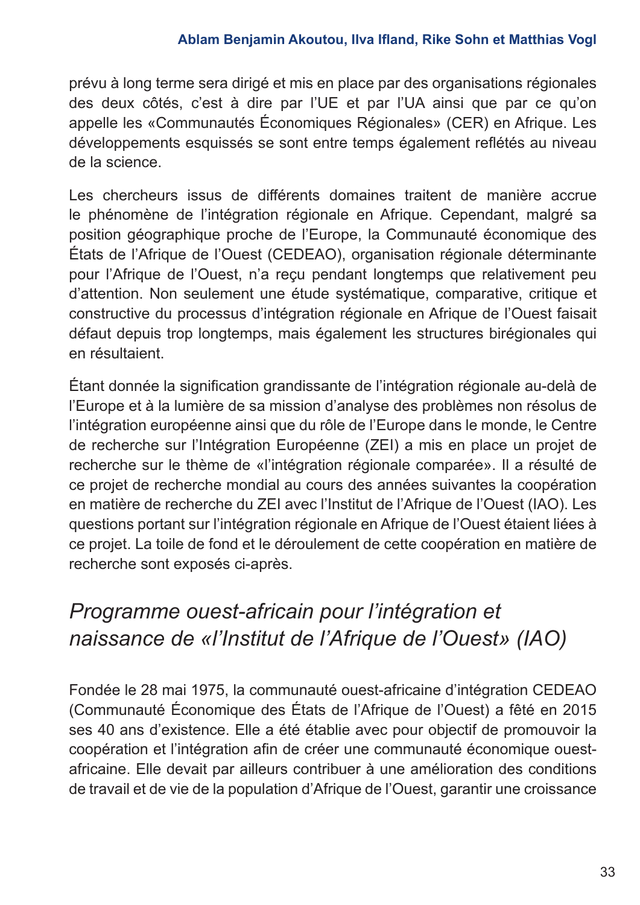prévu à long terme sera dirigé et mis en place par des organisations régionales des deux côtés, c'est à dire par l'UE et par l'UA ainsi que par ce qu'on appelle les «Communautés Économiques Régionales» (CER) en Afrique. Les développements esquissés se sont entre temps également reflétés au niveau de la science.

Les chercheurs issus de différents domaines traitent de manière accrue le phénomène de l'intégration régionale en Afrique. Cependant, malgré sa position géographique proche de l'Europe, la Communauté économique des États de l'Afrique de l'Ouest (CEDEAO), organisation régionale déterminante pour l'Afrique de l'Ouest, n'a reçu pendant longtemps que relativement peu d'attention. Non seulement une étude systématique, comparative, critique et constructive du processus d'intégration régionale en Afrique de l'Ouest faisait défaut depuis trop longtemps, mais également les structures birégionales qui en résultaient.

Étant donnée la signification grandissante de l'intégration régionale au-delà de l'Europe et à la lumière de sa mission d'analyse des problèmes non résolus de l'intégration européenne ainsi que du rôle de l'Europe dans le monde, le Centre de recherche sur l'Intégration Européenne (ZEI) a mis en place un projet de recherche sur le thème de «l'intégration régionale comparée». Il a résulté de ce projet de recherche mondial au cours des années suivantes la coopération en matière de recherche du ZEI avec l'Institut de l'Afrique de l'Ouest (IAO). Les questions portant sur l'intégration régionale en Afrique de l'Ouest étaient liées à ce projet. La toile de fond et le déroulement de cette coopération en matière de recherche sont exposés ci-après.

## *Programme ouest-africain pour l'intégration et naissance de «l'Institut de l'Afrique de l'Ouest» (IAO)*

Fondée le 28 mai 1975, la communauté ouest-africaine d'intégration CEDEAO (Communauté Économique des États de l'Afrique de l'Ouest) a fêté en 2015 ses 40 ans d'existence. Elle a été établie avec pour objectif de promouvoir la coopération et l'intégration afin de créer une communauté économique ouest-africaine. Elle devait par ailleurs contribuer à une amélioration des conditions de travail et de vie de la population d'Afrique de l'Ouest, garantir une croissance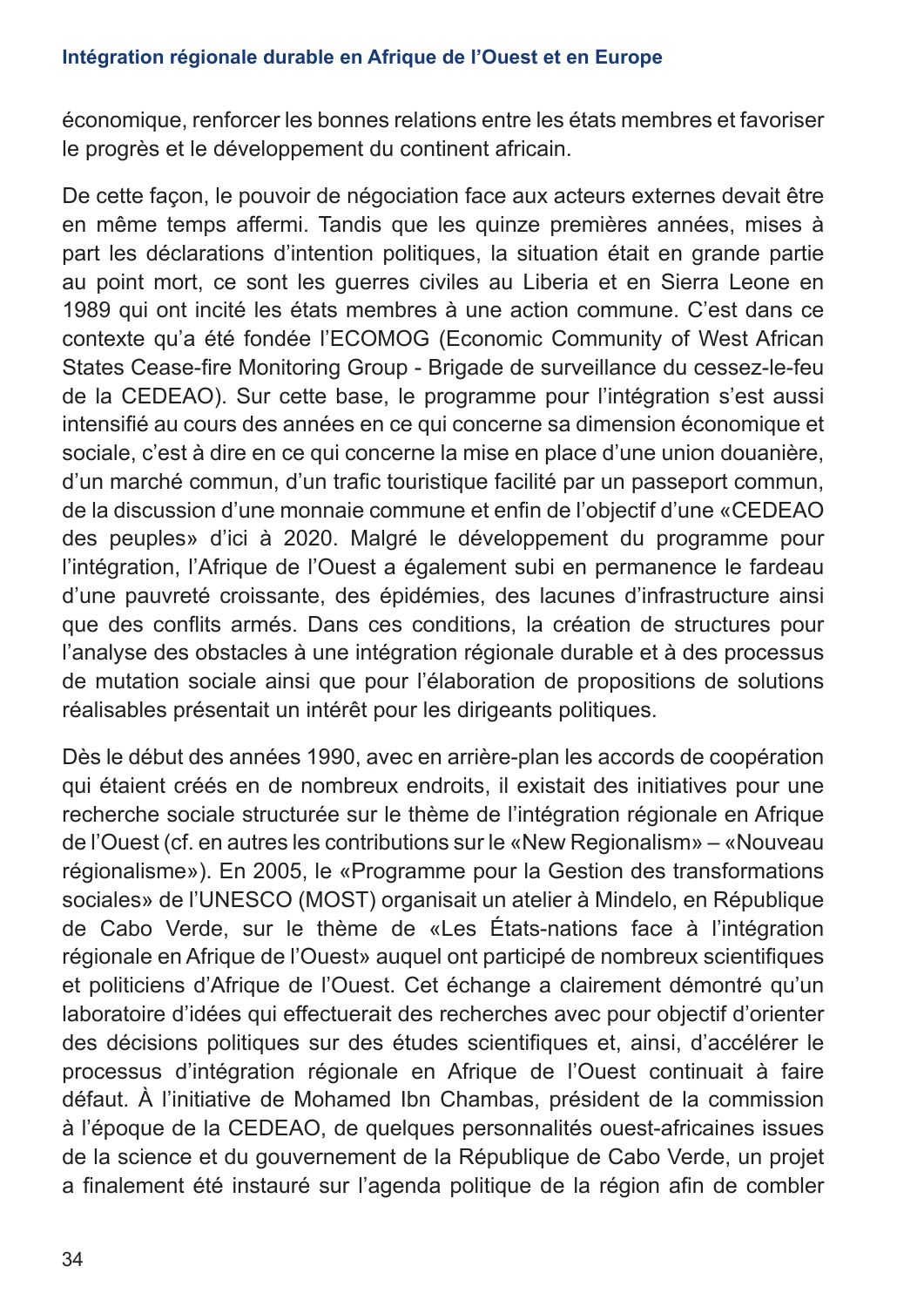économique, renforcer les bonnes relations entre les états membres et favoriser le progrès et le développement du continent africain.

De cette façon, le pouvoir de négociation face aux acteurs externes devait être en même temps affermi. Tandis que les quinze premières années, mises à part les déclarations d'intention politiques, la situation était en grande partie au point mort, ce sont les guerres civiles au Liberia et en Sierra Leone en 1989 qui ont incité les états membres à une action commune. C'est dans ce contexte qu'a été fondée l'ECOMOG (Economic Community of West African States Cease-fire Monitoring Group - Brigade de surveillance du cessez-le-feu de la CEDEAO). Sur cette base, le programme pour l'intégration s'est aussi intensifié au cours des années en ce qui concerne sa dimension économique et sociale, c'est à dire en ce qui concerne la mise en place d'une union douanière, d'un marché commun, d'un trafic touristique facilité par un passeport commun, de la discussion d'une monnaie commune et enfin de l'objectif d'une «CEDEAO des peuples» d'ici à 2020. Malgré le développement du programme pour l'intégration, l'Afrique de l'Ouest a également subi en permanence le fardeau d'une pauvreté croissante, des épidémies, des lacunes d'infrastructure ainsi que des conflits armés. Dans ces conditions, la création de structures pour l'analyse des obstacles à une intégration régionale durable et à des processus de mutation sociale ainsi que pour l'élaboration de propositions de solutions réalisables présentait un intérêt pour les dirigeants politiques.

Dès le début des années 1990, avec en arrière-plan les accords de coopération qui étaient créés en de nombreux endroits, il existait des initiatives pour une recherche sociale structurée sur le thème de l'intégration régionale en Afrique de l'Ouest (cf. en autres les contributions sur le «New Regionalism» – «Nouveau régionalisme»). En 2005, le «Programme pour la Gestion des transformations sociales» de l'UNESCO (MOST) organisait un atelier à Mindelo, en République de Cabo Verde, sur le thème de «Les États-nations face à l'intégration régionale en Afrique de l'Ouest» auquel ont participé de nombreux scientifiques et politiciens d'Afrique de l'Ouest. Cet échange a clairement démontré qu'un laboratoire d'idées qui effectuerait des recherches avec pour objectif d'orienter des décisions politiques sur des études scientifiques et, ainsi, d'accélérer le processus d'intégration régionale en Afrique de l'Ouest continuait à faire défaut. À l'initiative de Mohamed Ibn Chambas, président de la commission à l'époque de la CEDEAO, de quelques personnalités ouest-africaines issues de la science et du gouvernement de la République de Cabo Verde, un projet a finalement été instauré sur l'agenda politique de la région afin de combler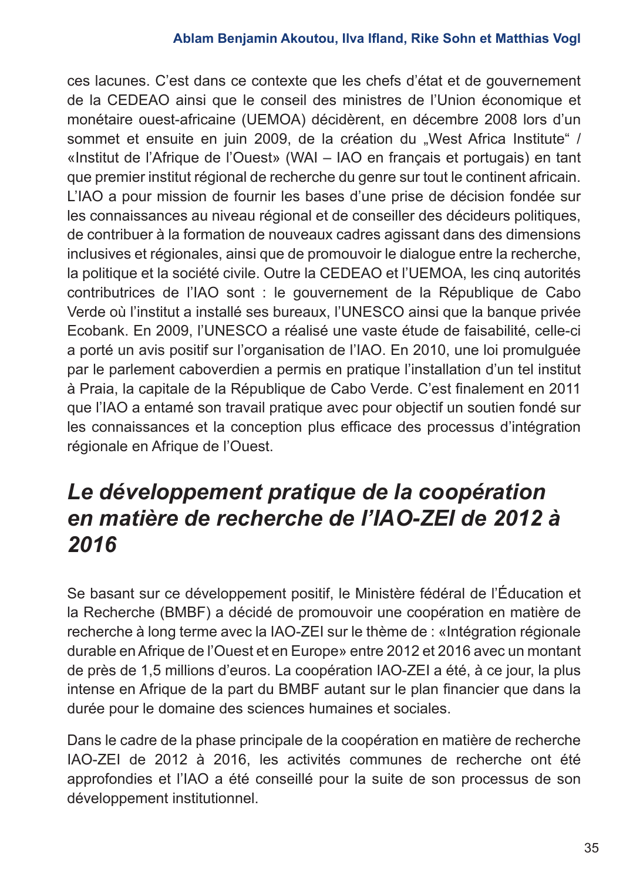ces lacunes. C’est dans ce contexte que les chefs d’état et de gouvernement de la CEDEAO ainsi que le conseil des ministres de l’Union économique et monétaire ouest-africaine (UEMOA) décidèrent, en décembre 2008 lors d’un sommet et ensuite en juin 2009, de la création du „West Africa Institute“ / «Institut de l’Afrique de l’Ouest» (WAI – IAO en français et portugais) en tant que premier institut régional de recherche du genre sur tout le continent africain. L’IAO a pour mission de fournir les bases d’une prise de décision fondée sur les connaissances au niveau régional et de conseiller des décideurs politiques, de contribuer à la formation de nouveaux cadres agissant dans des dimensions inclusives et régionales, ainsi que de promouvoir le dialogue entre la recherche, la politique et la société civile. Outre la CEDEAO et l’UEMOA, les cinq autorités contributrices de l’IAO sont : le gouvernement de la République de Cabo Verde où l’institut a installé ses bureaux, l’UNESCO ainsi que la banque privée Ecobank. En 2009, l’UNESCO a réalisé une vaste étude de faisabilité, celle-ci a porté un avis positif sur l’organisation de l’IAO. En 2010, une loi promulguée par le parlement caboverdien a permis en pratique l’installation d’un tel institut à Praia, la capitale de la République de Cabo Verde. C’est finalement en 2011 que l’IAO a entamé son travail pratique avec pour objectif un soutien fondé sur les connaissances et la conception plus efficace des processus d’intégration régionale en Afrique de l’Ouest.

## *Le développement pratique de la coopération en matière de recherche de l’IAO-ZEI de 2012 à 2016*

Se basant sur ce développement positif, le Ministère fédéral de l’Éducation et la Recherche (BMBF) a décidé de promouvoir une coopération en matière de recherche à long terme avec la IAO-ZEI sur le thème de : «Intégration régionale durable en Afrique de l’Ouest et en Europe» entre 2012 et 2016 avec un montant de près de 1,5 millions d’euros. La coopération IAO-ZEI a été, à ce jour, la plus intense en Afrique de la part du BMBF autant sur le plan financier que dans la durée pour le domaine des sciences humaines et sociales.

Dans le cadre de la phase principale de la coopération en matière de recherche IAO-ZEI de 2012 à 2016, les activités communes de recherche ont été approfondies et l’IAO a été conseillé pour la suite de son processus de son développement institutionnel.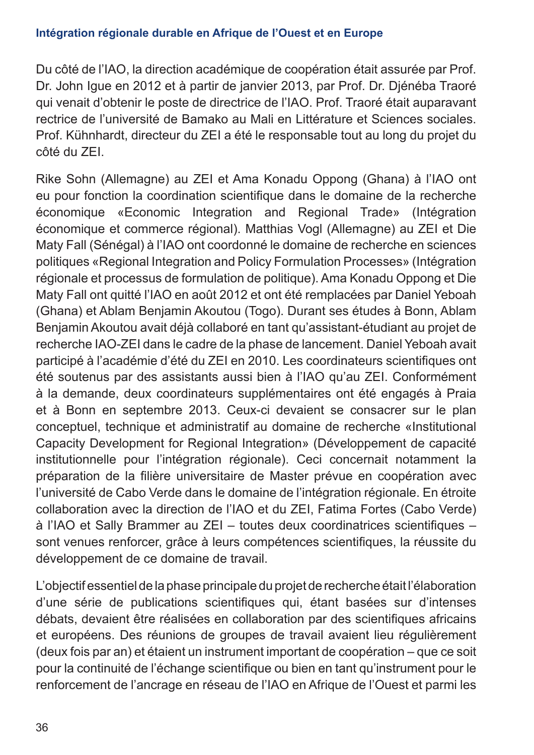Du côté de l'IAO, la direction académique de coopération était assurée par Prof. Dr. John Igue en 2012 et à partir de janvier 2013, par Prof. Dr. Djénéba Traoré qui venait d'obtenir le poste de directrice de l'IAO. Prof. Traoré était auparavant rectrice de l'université de Bamako au Mali en Littérature et Sciences sociales. Prof. Kühnhardt, directeur du ZEI a été le responsable tout au long du projet du côté du ZEI.

Rike Sohn (Allemagne) au ZEI et Ama Konadu Oppong (Ghana) à l'IAO ont eu pour fonction la coordination scientifique dans le domaine de la recherche économique «Economic Integration and Regional Trade» (Intégration économique et commerce régional). Matthias Vogl (Allemagne) au ZEI et Die Maty Fall (Sénégal) à l'IAO ont coordonné le domaine de recherche en sciences politiques «Regional Integration and Policy Formulation Processes» (Intégration régionale et processus de formulation de politique). Ama Konadu Oppong et Die Maty Fall ont quitté l'IAO en août 2012 et ont été remplacées par Daniel Yeboah (Ghana) et Ablam Benjamin Akoutou (Togo). Durant ses études à Bonn, Ablam Benjamin Akoutou avait déjà collaboré en tant qu'assistant-étudiant au projet de recherche IAO-ZEI dans le cadre de la phase de lancement. Daniel Yeboah avait participé à l'académie d'été du ZEI en 2010. Les coordinateurs scientifiques ont été soutenus par des assistants aussi bien à l'IAO qu'au ZEI. Conformément à la demande, deux coordinateurs supplémentaires ont été engagés à Praia et à Bonn en septembre 2013. Ceux-ci devaient se consacrer sur le plan conceptuel, technique et administratif au domaine de recherche «Institutional Capacity Development for Regional Integration» (Développement de capacité institutionnelle pour l'intégration régionale). Ceci concernait notamment la préparation de la filière universitaire de Master prévue en coopération avec l'université de Cabo Verde dans le domaine de l'intégration régionale. En étroite collaboration avec la direction de l'IAO et du ZEI, Fatima Fortes (Cabo Verde) à l'IAO et Sally Brammer au ZEI – toutes deux coordinatrices scientifiques – sont venues renforcer, grâce à leurs compétences scientifiques, la réussite du développement de ce domaine de travail.

L'objectif essentiel de la phase principale du projet de recherche était l'élaboration d'une série de publications scientifiques qui, étant basées sur d'intenses débats, devaient être réalisées en collaboration par des scientifiques africains et européens. Des réunions de groupes de travail avaient lieu régulièrement (deux fois par an) et étaient un instrument important de coopération – que ce soit pour la continuité de l'échange scientifique ou bien en tant qu'instrument pour le renforcement de l'ancrage en réseau de l'IAO en Afrique de l'Ouest et parmi les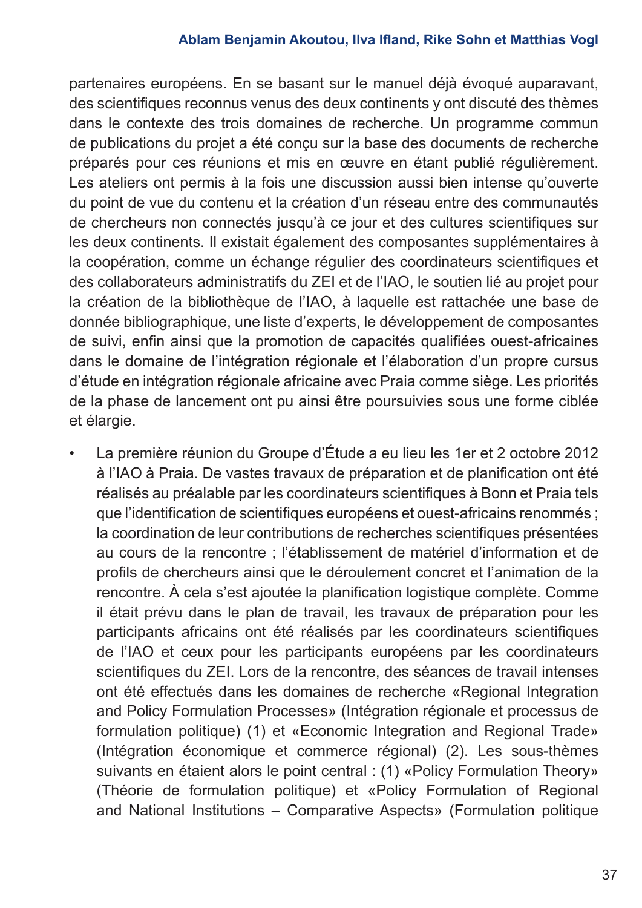partenaires européens. En se basant sur le manuel déjà évoqué auparavant, des scientifiques reconnus venus des deux continents y ont discuté des thèmes dans le contexte des trois domaines de recherche. Un programme commun de publications du projet a été conçu sur la base des documents de recherche préparés pour ces réunions et mis en œuvre en étant publié régulièrement. Les ateliers ont permis à la fois une discussion aussi bien intense qu'ouverte du point de vue du contenu et la création d'un réseau entre des communautés de chercheurs non connectés jusqu'à ce jour et des cultures scientifiques sur les deux continents. Il existait également des composantes supplémentaires à la coopération, comme un échange régulier des coordinateurs scientifiques et des collaborateurs administratifs du ZEI et de l'IAO, le soutien lié au projet pour la création de la bibliothèque de l'IAO, à laquelle est rattachée une base de donnée bibliographique, une liste d'experts, le développement de composantes de suivi, enfin ainsi que la promotion de capacités qualifiées ouest-africaines dans le domaine de l'intégration régionale et l'élaboration d'un propre cursus d'étude en intégration régionale africaine avec Praia comme siège. Les priorités de la phase de lancement ont pu ainsi être poursuivies sous une forme ciblée et élargie.

- La première réunion du Groupe d'Étude a eu lieu les 1er et 2 octobre 2012 à l'IAO à Praia. De vastes travaux de préparation et de planification ont été réalisés au préalable par les coordinateurs scientifiques à Bonn et Praia tels que l'identification de scientifiques européens et ouest-africains renommés ; la coordination de leur contributions de recherches scientifiques présentées au cours de la rencontre ; l'établissement de matériel d'information et de profils de chercheurs ainsi que le déroulement concret et l'animation de la rencontre. À cela s'est ajoutée la planification logistique complète. Comme il était prévu dans le plan de travail, les travaux de préparation pour les participants africains ont été réalisés par les coordinateurs scientifiques de l'IAO et ceux pour les participants européens par les coordinateurs scientifiques du ZEI. Lors de la rencontre, des séances de travail intenses ont été effectués dans les domaines de recherche «Regional Integration and Policy Formulation Processes» (Intégration régionale et processus de formulation politique) (1) et «Economic Integration and Regional Trade» (Intégration économique et commerce régional) (2). Les sous-thèmes suivants en étaient alors le point central : (1) «Policy Formulation Theory» (Théorie de formulation politique) et «Policy Formulation of Regional and National Institutions – Comparative Aspects» (Formulation politique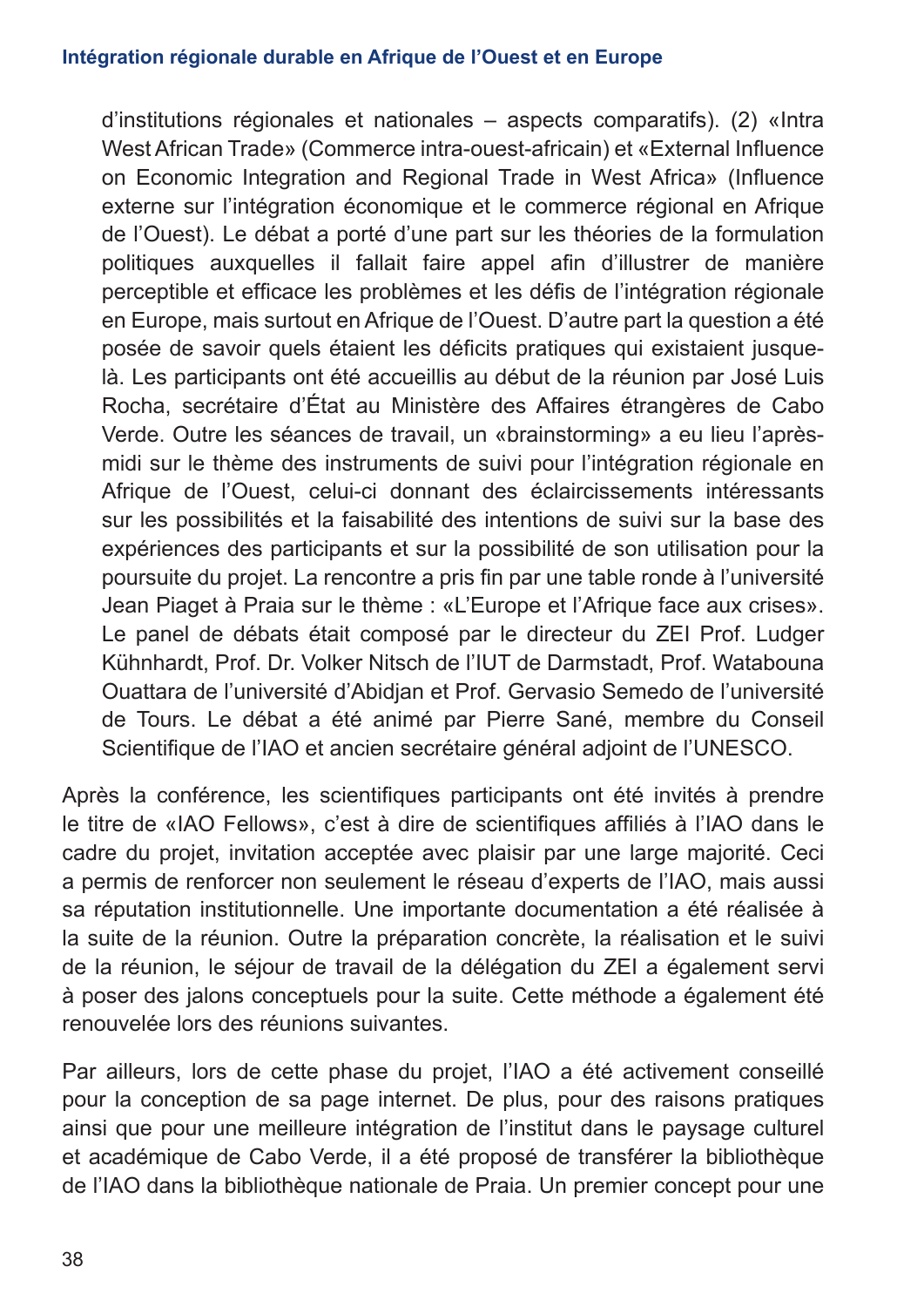d'institutions régionales et nationales – aspects comparatifs). (2) «Intra West African Trade» (Commerce intra-ouest-africain) et «External Influence on Economic Integration and Regional Trade in West Africa» (Influence externe sur l'intégration économique et le commerce régional en Afrique de l'Ouest). Le débat a porté d'une part sur les théories de la formulation politiques auxquelles il fallait faire appel afin d'illustrer de manière perceptible et efficace les problèmes et les défis de l'intégration régionale en Europe, mais surtout en Afrique de l'Ouest. D'autre part la question a été posée de savoir quels étaient les déficits pratiques qui existaient jusque-là. Les participants ont été accueillis au début de la réunion par José Luis Rocha, secrétaire d'État au Ministère des Affaires étrangères de Cabo Verde. Outre les séances de travail, un «brainstorming» a eu lieu l'après-midi sur le thème des instruments de suivi pour l'intégration régionale en Afrique de l'Ouest, celui-ci donnant des éclaircissements intéressants sur les possibilités et la faisabilité des intentions de suivi sur la base des expériences des participants et sur la possibilité de son utilisation pour la poursuite du projet. La rencontre a pris fin par une table ronde à l'université Jean Piaget à Praia sur le thème : «L'Europe et l'Afrique face aux crises». Le panel de débats était composé par le directeur du ZEI Prof. Ludger Kühnhardt, Prof. Dr. Volker Nitsch de l'IUT de Darmstadt, Prof. Watabouna Ouattara de l'université d'Abidjan et Prof. Gervasio Semedo de l'université de Tours. Le débat a été animé par Pierre Sané, membre du Conseil Scientifique de l'IAO et ancien secrétaire général adjoint de l'UNESCO.

Après la conférence, les scientifiques participants ont été invités à prendre le titre de «IAO Fellows», c'est à dire de scientifiques affiliés à l'IAO dans le cadre du projet, invitation acceptée avec plaisir par une large majorité. Ceci a permis de renforcer non seulement le réseau d'experts de l'IAO, mais aussi sa réputation institutionnelle. Une importante documentation a été réalisée à la suite de la réunion. Outre la préparation concrète, la réalisation et le suivi de la réunion, le séjour de travail de la délégation du ZEI a également servi à poser des jalons conceptuels pour la suite. Cette méthode a également été renouvelée lors des réunions suivantes.

Par ailleurs, lors de cette phase du projet, l'IAO a été activement conseillé pour la conception de sa page internet. De plus, pour des raisons pratiques ainsi que pour une meilleure intégration de l'institut dans le paysage culturel et académique de Cabo Verde, il a été proposé de transférer la bibliothèque de l'IAO dans la bibliothèque nationale de Praia. Un premier concept pour une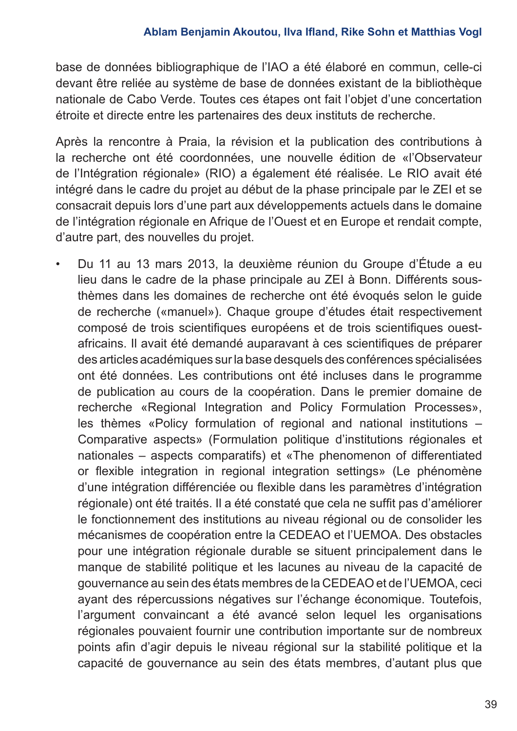base de données bibliographique de l'IAO a été élaboré en commun, celle-ci devant être reliée au système de base de données existant de la bibliothèque nationale de Cabo Verde. Toutes ces étapes ont fait l'objet d'une concertation étroite et directe entre les partenaires des deux instituts de recherche.

Après la rencontre à Praia, la révision et la publication des contributions à la recherche ont été coordonnées, une nouvelle édition de «l'Observateur de l'Intégration régionale» (RIO) a également été réalisée. Le RIO avait été intégré dans le cadre du projet au début de la phase principale par le ZEI et se consacrait depuis lors d'une part aux développements actuels dans le domaine de l'intégration régionale en Afrique de l'Ouest et en Europe et rendait compte, d'autre part, des nouvelles du projet.

- Du 11 au 13 mars 2013, la deuxième réunion du Groupe d'Étude a eu lieu dans le cadre de la phase principale au ZEI à Bonn. Différents sous-thèmes dans les domaines de recherche ont été évoqués selon le guide de recherche («manuel»). Chaque groupe d'études était respectivement composé de trois scientifiques européens et de trois scientifiques ouest-africains. Il avait été demandé auparavant à ces scientifiques de préparer des articles académiques sur la base desquels des conférences spécialisées ont été données. Les contributions ont été incluses dans le programme de publication au cours de la coopération. Dans le premier domaine de recherche «Regional Integration and Policy Formulation Processes», les thèmes «Policy formulation of regional and national institutions – Comparative aspects» (Formulation politique d'institutions régionales et nationales – aspects comparatifs) et «The phenomenon of differentiated or flexible integration in regional integration settings» (Le phénomène d'une intégration différenciée ou flexible dans les paramètres d'intégration régionale) ont été traités. Il a été constaté que cela ne suffit pas d'améliorer le fonctionnement des institutions au niveau régional ou de consolider les mécanismes de coopération entre la CEDEAO et l'UEMOA. Des obstacles pour une intégration régionale durable se situent principalement dans le manque de stabilité politique et les lacunes au niveau de la capacité de gouvernance au sein des états membres de la CEDEAO et de l'UEMOA, ceci ayant des répercussions négatives sur l'échange économique. Toutefois, l'argument convaincant a été avancé selon lequel les organisations régionales pouvaient fournir une contribution importante sur de nombreux points afin d'agir depuis le niveau régional sur la stabilité politique et la capacité de gouvernance au sein des états membres, d'autant plus que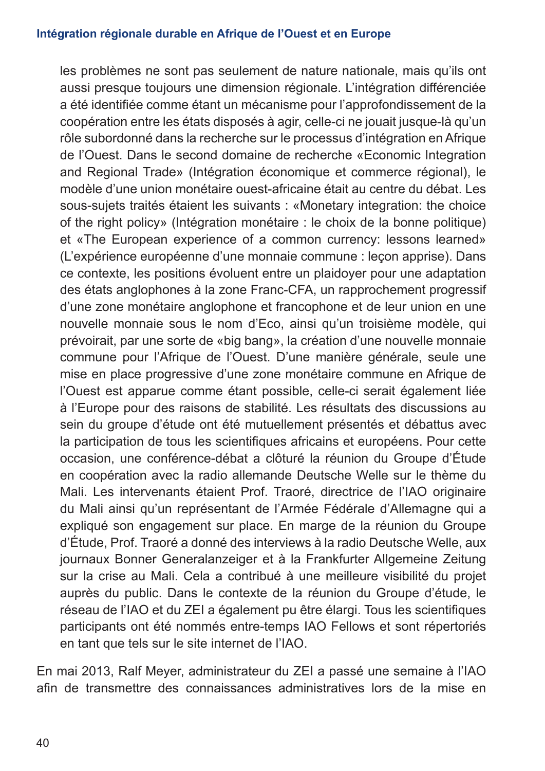les problèmes ne sont pas seulement de nature nationale, mais qu'ils ont aussi presque toujours une dimension régionale. L'intégration différenciée a été identifiée comme étant un mécanisme pour l'approfondissement de la coopération entre les états disposés à agir, celle-ci ne jouait jusque-là qu'un rôle subordonné dans la recherche sur le processus d'intégration en Afrique de l'Ouest. Dans le second domaine de recherche «Economic Integration and Regional Trade» (Intégration économique et commerce régional), le modèle d'une union monétaire ouest-africaine était au centre du débat. Les sous-sujets traités étaient les suivants : «Monetary integration: the choice of the right policy» (Intégration monétaire : le choix de la bonne politique) et «The European experience of a common currency: lessons learned» (L'expérience européenne d'une monnaie commune : leçon apprise). Dans ce contexte, les positions évoluent entre un plaidoyer pour une adaptation des états anglophones à la zone Franc-CFA, un rapprochement progressif d'une zone monétaire anglophone et francophone et de leur union en une nouvelle monnaie sous le nom d'Eco, ainsi qu'un troisième modèle, qui prévoirait, par une sorte de «big bang», la création d'une nouvelle monnaie commune pour l'Afrique de l'Ouest. D'une manière générale, seule une mise en place progressive d'une zone monétaire commune en Afrique de l'Ouest est apparue comme étant possible, celle-ci serait également liée à l'Europe pour des raisons de stabilité. Les résultats des discussions au sein du groupe d'étude ont été mutuellement présentés et débattus avec la participation de tous les scientifiques africains et européens. Pour cette occasion, une conférence-débat a clôturé la réunion du Groupe d'Étude en coopération avec la radio allemande Deutsche Welle sur le thème du Mali. Les intervenants étaient Prof. Traoré, directrice de l'IAO originaire du Mali ainsi qu'un représentant de l'Armée Fédérale d'Allemagne qui a expliqué son engagement sur place. En marge de la réunion du Groupe d'Étude, Prof. Traoré a donné des interviews à la radio Deutsche Welle, aux journaux Bonner Generalanzeiger et à la Frankfurter Allgemeine Zeitung sur la crise au Mali. Cela a contribué à une meilleure visibilité du projet auprès du public. Dans le contexte de la réunion du Groupe d'étude, le réseau de l'IAO et du ZEI a également pu être élargi. Tous les scientifiques participants ont été nommés entre-temps IAO Fellows et sont répertoriés en tant que tels sur le site internet de l'IAO.

En mai 2013, Ralf Meyer, administrateur du ZEI a passé une semaine à l'IAO afin de transmettre des connaissances administratives lors de la mise en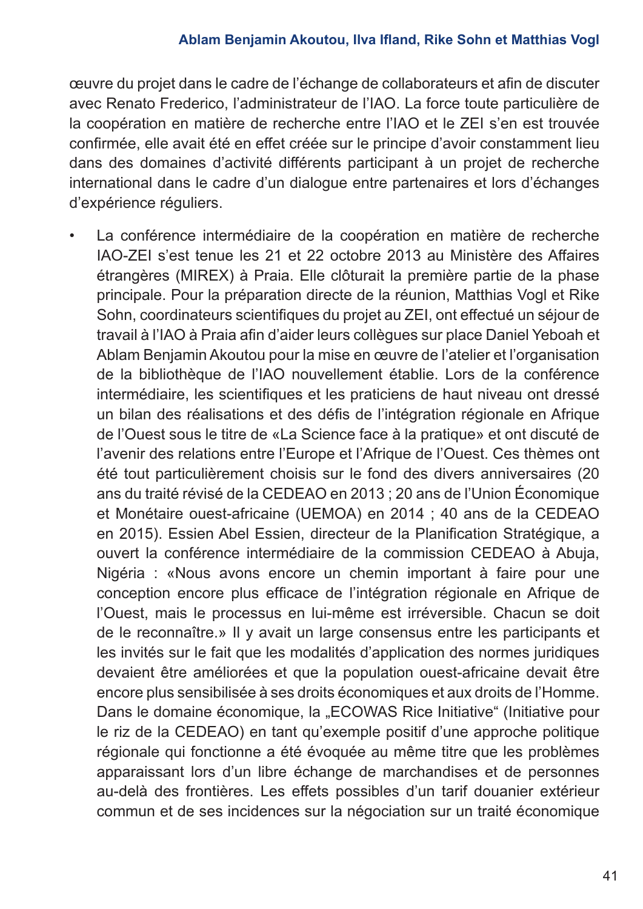œuvre du projet dans le cadre de l'échange de collaborateurs et afin de discuter avec Renato Frederico, l'administrateur de l'IAO. La force toute particulière de la coopération en matière de recherche entre l'IAO et le ZEI s'en est trouvée confirmée, elle avait été en effet créée sur le principe d'avoir constamment lieu dans des domaines d'activité différents participant à un projet de recherche international dans le cadre d'un dialogue entre partenaires et lors d'échanges d'expérience réguliers.

- La conférence intermédiaire de la coopération en matière de recherche IAO-ZEI s'est tenue les 21 et 22 octobre 2013 au Ministère des Affaires étrangères (MIREX) à Praia. Elle clôturait la première partie de la phase principale. Pour la préparation directe de la réunion, Matthias Vogl et Rike Sohn, coordinateurs scientifiques du projet au ZEI, ont effectué un séjour de travail à l'IAO à Praia afin d'aider leurs collègues sur place Daniel Yeboah et Ablam Benjamin Akoutou pour la mise en œuvre de l'atelier et l'organisation de la bibliothèque de l'IAO nouvellement établie. Lors de la conférence intermédiaire, les scientifiques et les praticiens de haut niveau ont dressé un bilan des réalisations et des défis de l'intégration régionale en Afrique de l'Ouest sous le titre de «La Science face à la pratique» et ont discuté de l'avenir des relations entre l'Europe et l'Afrique de l'Ouest. Ces thèmes ont été tout particulièrement choisis sur le fond des divers anniversaires (20 ans du traité révisé de la CEDEAO en 2013 ; 20 ans de l'Union Économique et Monétaire ouest-africaine (UEMOA) en 2014 ; 40 ans de la CEDEAO en 2015). Essien Abel Essien, directeur de la Planification Stratégique, a ouvert la conférence intermédiaire de la commission CEDEAO à Abuja, Nigéria : «Nous avons encore un chemin important à faire pour une conception encore plus efficace de l'intégration régionale en Afrique de l'Ouest, mais le processus en lui-même est irréversible. Chacun se doit de le reconnaître.» Il y avait un large consensus entre les participants et les invités sur le fait que les modalités d'application des normes juridiques devaient être améliorées et que la population ouest-africaine devait être encore plus sensibilisée à ses droits économiques et aux droits de l'Homme. Dans le domaine économique, la „ECOWAS Rice Initiative" (Initiative pour le riz de la CEDEAO) en tant qu'exemple positif d'une approche politique régionale qui fonctionne a été évoquée au même titre que les problèmes apparaissant lors d'un libre échange de marchandises et de personnes au-delà des frontières. Les effets possibles d'un tarif douanier extérieur commun et de ses incidences sur la négociation sur un traité économique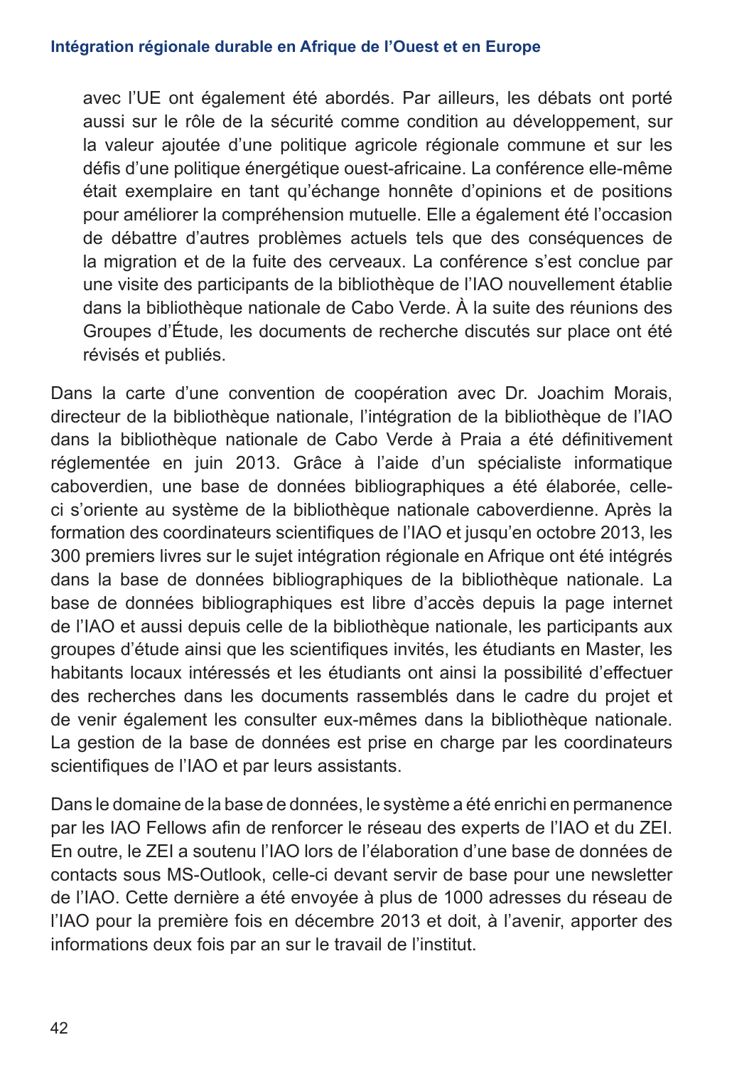avec l'UE ont également été abordés. Par ailleurs, les débats ont porté aussi sur le rôle de la sécurité comme condition au développement, sur la valeur ajoutée d'une politique agricole régionale commune et sur les défis d'une politique énergétique ouest-africaine. La conférence elle-même était exemplaire en tant qu'échange honnête d'opinions et de positions pour améliorer la compréhension mutuelle. Elle a également été l'occasion de débattre d'autres problèmes actuels tels que des conséquences de la migration et de la fuite des cerveaux. La conférence s'est conclue par une visite des participants de la bibliothèque de l'IAO nouvellement établie dans la bibliothèque nationale de Cabo Verde. À la suite des réunions des Groupes d'Étude, les documents de recherche discutés sur place ont été révisés et publiés.

Dans la carte d'une convention de coopération avec Dr. Joachim Morais, directeur de la bibliothèque nationale, l'intégration de la bibliothèque de l'IAO dans la bibliothèque nationale de Cabo Verde à Praia a été définitivement réglementée en juin 2013. Grâce à l'aide d'un spécialiste informatique caboverdien, une base de données bibliographiques a été élaborée, celle-ci s'oriente au système de la bibliothèque nationale caboverdienne. Après la formation des coordinateurs scientifiques de l'IAO et jusqu'en octobre 2013, les 300 premiers livres sur le sujet intégration régionale en Afrique ont été intégrés dans la base de données bibliographiques de la bibliothèque nationale. La base de données bibliographiques est libre d'accès depuis la page internet de l'IAO et aussi depuis celle de la bibliothèque nationale, les participants aux groupes d'étude ainsi que les scientifiques invités, les étudiants en Master, les habitants locaux intéressés et les étudiants ont ainsi la possibilité d'effectuer des recherches dans les documents rassemblés dans le cadre du projet et de venir également les consulter eux-mêmes dans la bibliothèque nationale. La gestion de la base de données est prise en charge par les coordinateurs scientifiques de l'IAO et par leurs assistants.

Dans le domaine de la base de données, le système a été enrichi en permanence par les IAO Fellows afin de renforcer le réseau des experts de l'IAO et du ZEI. En outre, le ZEI a soutenu l'IAO lors de l'élaboration d'une base de données de contacts sous MS-Outlook, celle-ci devant servir de base pour une newsletter de l'IAO. Cette dernière a été envoyée à plus de 1000 adresses du réseau de l'IAO pour la première fois en décembre 2013 et doit, à l'avenir, apporter des informations deux fois par an sur le travail de l'institut.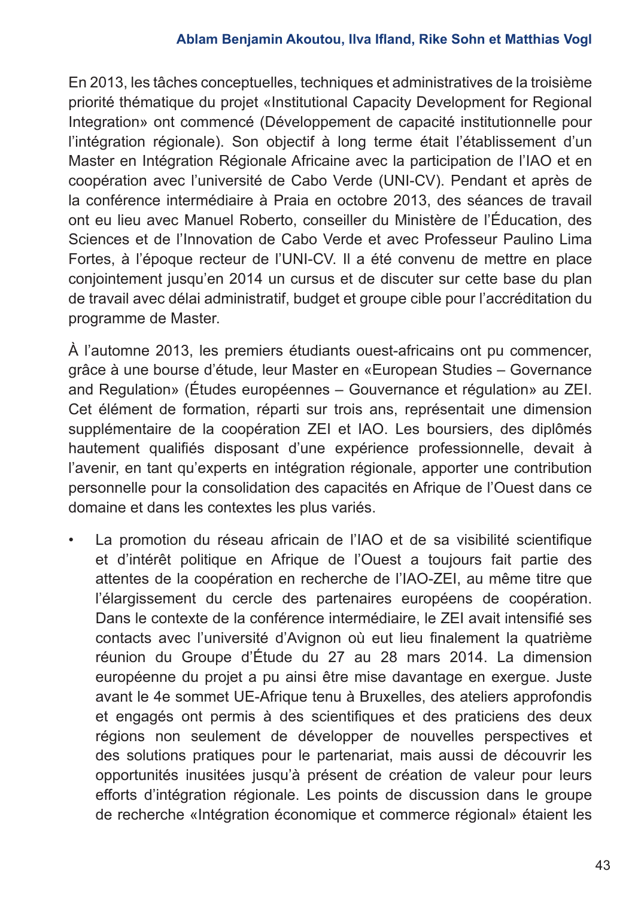En 2013, les tâches conceptuelles, techniques et administratives de la troisième priorité thématique du projet «Institutional Capacity Development for Regional Integration» ont commencé (Développement de capacité institutionnelle pour l'intégration régionale). Son objectif à long terme était l'établissement d'un Master en Intégration Régionale Africaine avec la participation de l'IAO et en coopération avec l'université de Cabo Verde (UNI-CV). Pendant et après de la conférence intermédiaire à Praia en octobre 2013, des séances de travail ont eu lieu avec Manuel Roberto, conseiller du Ministère de l'Éducation, des Sciences et de l'Innovation de Cabo Verde et avec Professeur Paulino Lima Fortes, à l'époque recteur de l'UNI-CV. Il a été convenu de mettre en place conjointement jusqu'en 2014 un cursus et de discuter sur cette base du plan de travail avec délai administratif, budget et groupe cible pour l'accréditation du programme de Master.

À l'automne 2013, les premiers étudiants ouest-africains ont pu commencer, grâce à une bourse d'étude, leur Master en «European Studies – Governance and Regulation» (Études européennes – Gouvernance et régulation» au ZEI. Cet élément de formation, réparti sur trois ans, représentait une dimension supplémentaire de la coopération ZEI et IAO. Les boursiers, des diplômés hautement qualifiés disposant d'une expérience professionnelle, devait à l'avenir, en tant qu'experts en intégration régionale, apporter une contribution personnelle pour la consolidation des capacités en Afrique de l'Ouest dans ce domaine et dans les contextes les plus variés.

- La promotion du réseau africain de l'IAO et de sa visibilité scientifique et d'intérêt politique en Afrique de l'Ouest a toujours fait partie des attentes de la coopération en recherche de l'IAO-ZEI, au même titre que l'élargissement du cercle des partenaires européens de coopération. Dans le contexte de la conférence intermédiaire, le ZEI avait intensifié ses contacts avec l'université d'Avignon où eut lieu finalement la quatrième réunion du Groupe d'Étude du 27 au 28 mars 2014. La dimension européenne du projet a pu ainsi être mise davantage en exergue. Juste avant le 4e sommet UE-Afrique tenu à Bruxelles, des ateliers approfondis et engagés ont permis à des scientifiques et des praticiens des deux régions non seulement de développer de nouvelles perspectives et des solutions pratiques pour le partenariat, mais aussi de découvrir les opportunités inusitées jusqu'à présent de création de valeur pour leurs efforts d'intégration régionale. Les points de discussion dans le groupe de recherche «Intégration économique et commerce régional» étaient les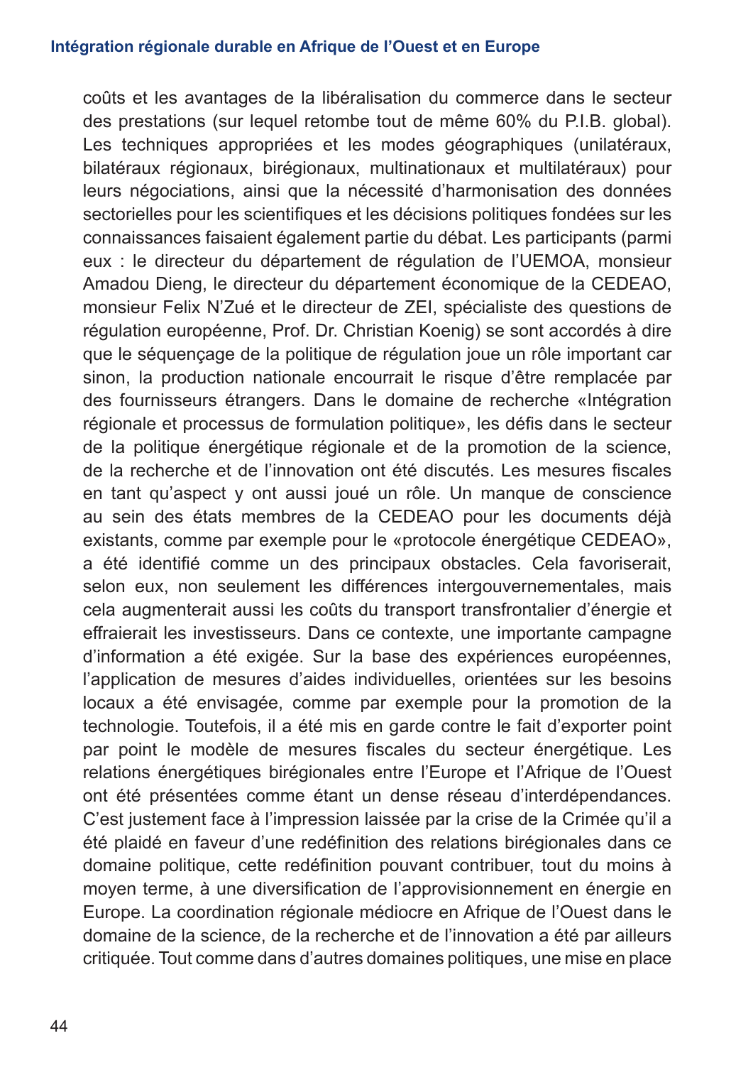coûts et les avantages de la libéralisation du commerce dans le secteur des prestations (sur lequel retombe tout de même 60% du P.I.B. global). Les techniques appropriées et les modes géographiques (unilatéraux, bilatéraux régionaux, birégionaux, multinationaux et multilatéraux) pour leurs négociations, ainsi que la nécessité d'harmonisation des données sectorielles pour les scientifiques et les décisions politiques fondées sur les connaissances faisaient également partie du débat. Les participants (parmi eux : le directeur du département de régulation de l'UEMOA, monsieur Amadou Dieng, le directeur du département économique de la CEDEAO, monsieur Felix N'Zué et le directeur de ZEI, spécialiste des questions de régulation européenne, Prof. Dr. Christian Koenig) se sont accordés à dire que le séquençage de la politique de régulation joue un rôle important car sinon, la production nationale encourrait le risque d'être remplacée par des fournisseurs étrangers. Dans le domaine de recherche «Intégration régionale et processus de formulation politique», les défis dans le secteur de la politique énergétique régionale et de la promotion de la science, de la recherche et de l'innovation ont été discutés. Les mesures fiscales en tant qu'aspect y ont aussi joué un rôle. Un manque de conscience au sein des états membres de la CEDEAO pour les documents déjà existants, comme par exemple pour le «protocole énergétique CEDEAO», a été identifié comme un des principaux obstacles. Cela favoriserait, selon eux, non seulement les différences intergouvernementales, mais cela augmenterait aussi les coûts du transport transfrontalier d'énergie et effraierait les investisseurs. Dans ce contexte, une importante campagne d'information a été exigée. Sur la base des expériences européennes, l'application de mesures d'aides individuelles, orientées sur les besoins locaux a été envisagée, comme par exemple pour la promotion de la technologie. Toutefois, il a été mis en garde contre le fait d'exporter point par point le modèle de mesures fiscales du secteur énergétique. Les relations énergétiques birégionales entre l'Europe et l'Afrique de l'Ouest ont été présentées comme étant un dense réseau d'interdépendances. C'est justement face à l'impression laissée par la crise de la Crimée qu'il a été plaidé en faveur d'une redéfinition des relations birégionales dans ce domaine politique, cette redéfinition pouvant contribuer, tout du moins à moyen terme, à une diversification de l'approvisionnement en énergie en Europe. La coordination régionale médiocre en Afrique de l'Ouest dans le domaine de la science, de la recherche et de l'innovation a été par ailleurs critiquée. Tout comme dans d'autres domaines politiques, une mise en place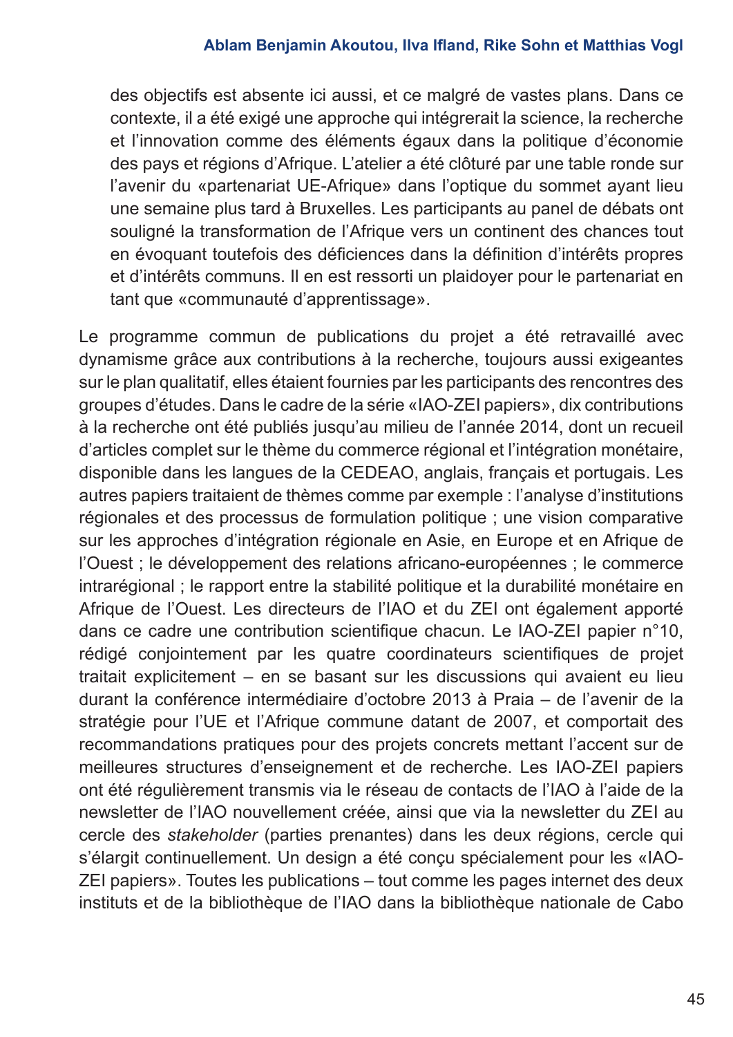des objectifs est absente ici aussi, et ce malgré de vastes plans. Dans ce contexte, il a été exigé une approche qui intégrerait la science, la recherche et l'innovation comme des éléments égaux dans la politique d'économie des pays et régions d'Afrique. L'atelier a été clôturé par une table ronde sur l'avenir du «partenariat UE-Afrique» dans l'optique du sommet ayant lieu une semaine plus tard à Bruxelles. Les participants au panel de débats ont souligné la transformation de l'Afrique vers un continent des chances tout en évoquant toutefois des déficiences dans la définition d'intérêts propres et d'intérêts communs. Il en est ressorti un plaidoyer pour le partenariat en tant que «communauté d'apprentissage».

Le programme commun de publications du projet a été retravaillé avec dynamisme grâce aux contributions à la recherche, toujours aussi exigeantes sur le plan qualitatif, elles étaient fournies par les participants des rencontres des groupes d'études. Dans le cadre de la série «IAO-ZEI papiers», dix contributions à la recherche ont été publiés jusqu'au milieu de l'année 2014, dont un recueil d'articles complet sur le thème du commerce régional et l'intégration monétaire, disponible dans les langues de la CEDEAO, anglais, français et portugais. Les autres papiers traitaient de thèmes comme par exemple : l'analyse d'institutions régionales et des processus de formulation politique ; une vision comparative sur les approches d'intégration régionale en Asie, en Europe et en Afrique de l'Ouest ; le développement des relations africano-européennes ; le commerce intrarégional ; le rapport entre la stabilité politique et la durabilité monétaire en Afrique de l'Ouest. Les directeurs de l'IAO et du ZEI ont également apporté dans ce cadre une contribution scientifique chacun. Le IAO-ZEI papier n°10, rédigé conjointement par les quatre coordinateurs scientifiques de projet traitait explicitement – en se basant sur les discussions qui avaient eu lieu durant la conférence intermédiaire d'octobre 2013 à Praia – de l'avenir de la stratégie pour l'UE et l'Afrique commune datant de 2007, et comportait des recommandations pratiques pour des projets concrets mettant l'accent sur de meilleures structures d'enseignement et de recherche. Les IAO-ZEI papiers ont été régulièrement transmis via le réseau de contacts de l'IAO à l'aide de la newsletter de l'IAO nouvellement créée, ainsi que via la newsletter du ZEI au cercle des *stakeholder* (parties prenantes) dans les deux régions, cercle qui s'élargit continuellement. Un design a été conçu spécialement pour les «IAO-ZEI papiers». Toutes les publications – tout comme les pages internet des deux instituts et de la bibliothèque de l'IAO dans la bibliothèque nationale de Cabo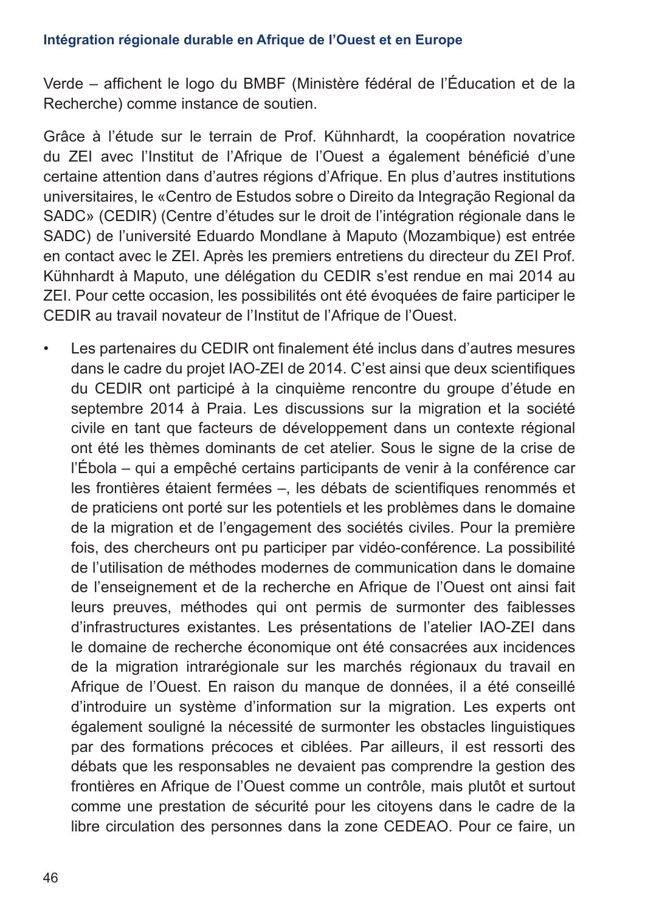Verde – affichent le logo du BMBF (Ministère fédéral de l'Éducation et de la Recherche) comme instance de soutien.

Grâce à l'étude sur le terrain de Prof. Kühnhardt, la coopération novatrice du ZEI avec l'Institut de l'Afrique de l'Ouest a également bénéficié d'une certaine attention dans d'autres régions d'Afrique. En plus d'autres institutions universitaires, le «Centro de Estudos sobre o Direito da Integração Regional da SADC» (CEDIR) (Centre d'études sur le droit de l'intégration régionale dans le SADC) de l'université Eduardo Mondlane à Maputo (Mozambique) est entrée en contact avec le ZEI. Après les premiers entretiens du directeur du ZEI Prof. Kühnhardt à Maputo, une délégation du CEDIR s'est rendue en mai 2014 au ZEI. Pour cette occasion, les possibilités ont été évoquées de faire participer le CEDIR au travail novateur de l'Institut de l'Afrique de l'Ouest.

- Les partenaires du CEDIR ont finalement été inclus dans d'autres mesures dans le cadre du projet IAO-ZEI de 2014. C'est ainsi que deux scientifiques du CEDIR ont participé à la cinquième rencontre du groupe d'étude en septembre 2014 à Praia. Les discussions sur la migration et la société civile en tant que facteurs de développement dans un contexte régional ont été les thèmes dominants de cet atelier. Sous le signe de la crise de l'Ébola – qui a empêché certains participants de venir à la conférence car les frontières étaient fermées –, les débats de scientifiques renommés et de praticiens ont porté sur les potentiels et les problèmes dans le domaine de la migration et de l'engagement des sociétés civiles. Pour la première fois, des chercheurs ont pu participer par vidéo-conférence. La possibilité de l'utilisation de méthodes modernes de communication dans le domaine de l'enseignement et de la recherche en Afrique de l'Ouest ont ainsi fait leurs preuves, méthodes qui ont permis de surmonter des faiblesses d'infrastructures existantes. Les présentations de l'atelier IAO-ZEI dans le domaine de recherche économique ont été consacrées aux incidences de la migration intrarégionale sur les marchés régionaux du travail en Afrique de l'Ouest. En raison du manque de données, il a été conseillé d'introduire un système d'information sur la migration. Les experts ont également souligné la nécessité de surmonter les obstacles linguistiques par des formations précoces et ciblées. Par ailleurs, il est ressorti des débats que les responsables ne devaient pas comprendre la gestion des frontières en Afrique de l'Ouest comme un contrôle, mais plutôt et surtout comme une prestation de sécurité pour les citoyens dans le cadre de la libre circulation des personnes dans la zone CEDEAO. Pour ce faire, un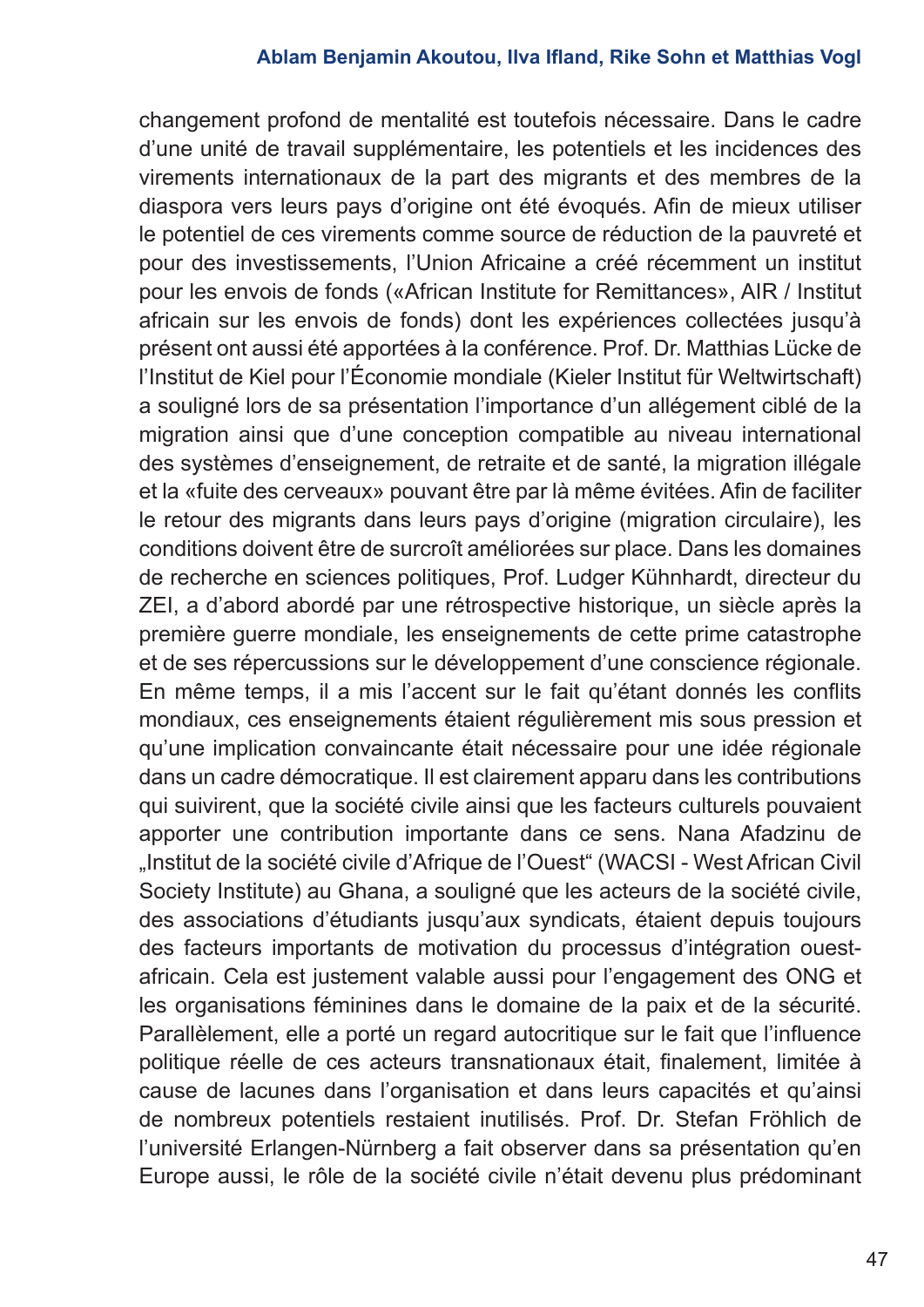changement profond de mentalité est toutefois nécessaire. Dans le cadre d'une unité de travail supplémentaire, les potentiels et les incidences des virements internationaux de la part des migrants et des membres de la diaspora vers leurs pays d'origine ont été évoqués. Afin de mieux utiliser le potentiel de ces virements comme source de réduction de la pauvreté et pour des investissements, l'Union Africaine a créé récemment un institut pour les envois de fonds («African Institute for Remittances», AIR / Institut africain sur les envois de fonds) dont les expériences collectées jusqu'à présent ont aussi été apportées à la conférence. Prof. Dr. Matthias Lücke de l'Institut de Kiel pour l'Économie mondiale (Kieler Institut für Weltwirtschaft) a souligné lors de sa présentation l'importance d'un allégement ciblé de la migration ainsi que d'une conception compatible au niveau international des systèmes d'enseignement, de retraite et de santé, la migration illégale et la «fuite des cerveaux» pouvant être par là même évitées. Afin de faciliter le retour des migrants dans leurs pays d'origine (migration circulaire), les conditions doivent être de surcroît améliorées sur place. Dans les domaines de recherche en sciences politiques, Prof. Ludger Kühnhardt, directeur du ZEI, a d'abord abordé par une rétrospective historique, un siècle après la première guerre mondiale, les enseignements de cette prime catastrophe et de ses répercussions sur le développement d'une conscience régionale. En même temps, il a mis l'accent sur le fait qu'étant donnés les conflits mondiaux, ces enseignements étaient régulièrement mis sous pression et qu'une implication convaincante était nécessaire pour une idée régionale dans un cadre démocratique. Il est clairement apparu dans les contributions qui suivirent, que la société civile ainsi que les facteurs culturels pouvaient apporter une contribution importante dans ce sens. Nana Afadzinu de „Institut de la société civile d'Afrique de l'Ouest“ (WACSI - West African Civil Society Institute) au Ghana, a souligné que les acteurs de la société civile, des associations d'étudiants jusqu'aux syndicats, étaient depuis toujours des facteurs importants de motivation du processus d'intégration ouest-africain. Cela est justement valable aussi pour l'engagement des ONG et les organisations féminines dans le domaine de la paix et de la sécurité. Parallèlement, elle a porté un regard autocritique sur le fait que l'influence politique réelle de ces acteurs transnationaux était, finalement, limitée à cause de lacunes dans l'organisation et dans leurs capacités et qu'ainsi de nombreux potentiels restaient inutilisés. Prof. Dr. Stefan Fröhlich de l'université Erlangen-Nürnberg a fait observer dans sa présentation qu'en Europe aussi, le rôle de la société civile n'était devenu plus prédominant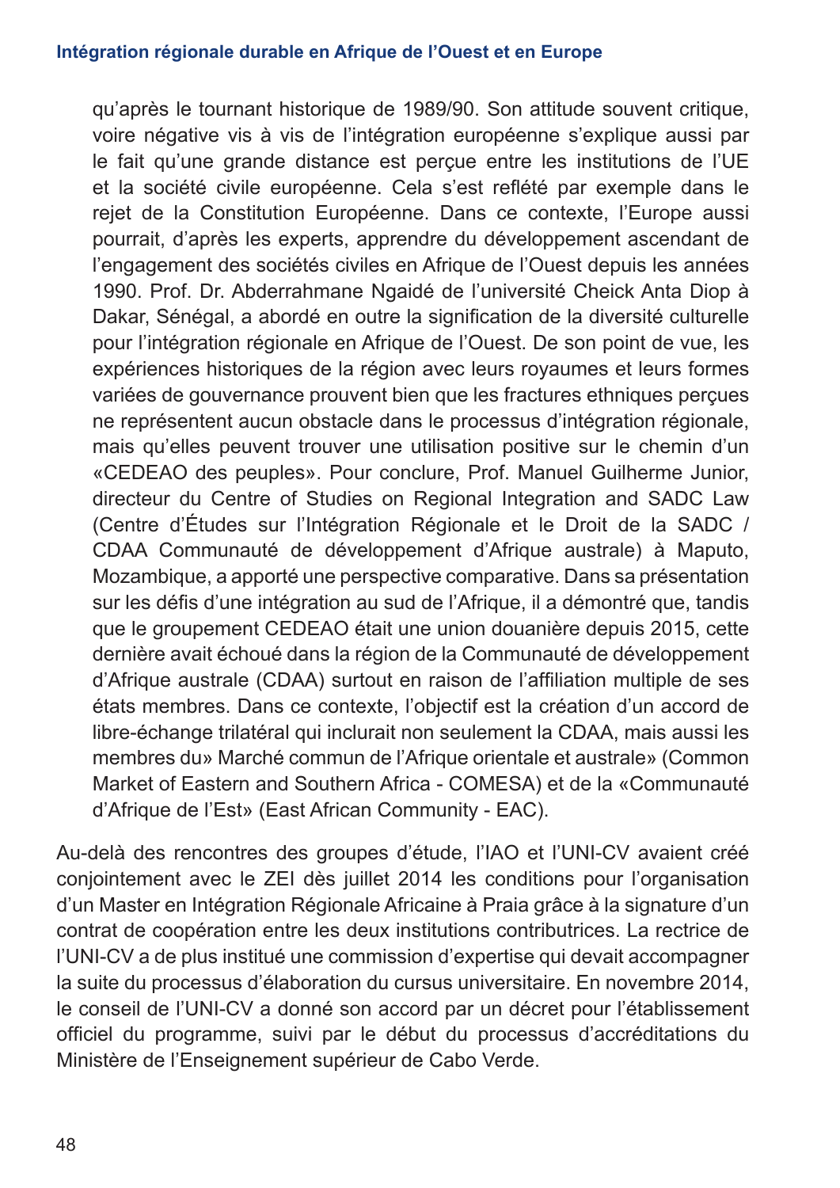qu'après le tournant historique de 1989/90. Son attitude souvent critique, voire négative vis à vis de l'intégration européenne s'explique aussi par le fait qu'une grande distance est perçue entre les institutions de l'UE et la société civile européenne. Cela s'est reflété par exemple dans le rejet de la Constitution Européenne. Dans ce contexte, l'Europe aussi pourrait, d'après les experts, apprendre du développement ascendant de l'engagement des sociétés civiles en Afrique de l'Ouest depuis les années 1990. Prof. Dr. Abderrahmane Ngaidé de l'université Cheick Anta Diop à Dakar, Sénégal, a abordé en outre la signification de la diversité culturelle pour l'intégration régionale en Afrique de l'Ouest. De son point de vue, les expériences historiques de la région avec leurs royaumes et leurs formes variées de gouvernance prouvent bien que les fractures ethniques perçues ne représentent aucun obstacle dans le processus d'intégration régionale, mais qu'elles peuvent trouver une utilisation positive sur le chemin d'un «CEDEAO des peuples». Pour conclure, Prof. Manuel Guilherme Junior, directeur du Centre of Studies on Regional Integration and SADC Law (Centre d'Études sur l'Intégration Régionale et le Droit de la SADC / CDAA Communauté de développement d'Afrique australe) à Maputo, Mozambique, a apporté une perspective comparative. Dans sa présentation sur les défis d'une intégration au sud de l'Afrique, il a démontré que, tandis que le groupement CEDEAO était une union douanière depuis 2015, cette dernière avait échoué dans la région de la Communauté de développement d'Afrique australe (CDAA) surtout en raison de l'affiliation multiple de ses états membres. Dans ce contexte, l'objectif est la création d'un accord de libre-échange trilatéral qui inclurait non seulement la CDAA, mais aussi les membres du» Marché commun de l'Afrique orientale et australe» (Common Market of Eastern and Southern Africa - COMESA) et de la «Communauté d'Afrique de l'Est» (East African Community - EAC).

Au-delà des rencontres des groupes d'étude, l'IAO et l'UNI-CV avaient créé conjointement avec le ZEI dès juillet 2014 les conditions pour l'organisation d'un Master en Intégration Régionale Africaine à Praia grâce à la signature d'un contrat de coopération entre les deux institutions contributrices. La rectrice de l'UNI-CV a de plus institué une commission d'expertise qui devait accompagner la suite du processus d'élaboration du cursus universitaire. En novembre 2014, le conseil de l'UNI-CV a donné son accord par un décret pour l'établissement officiel du programme, suivi par le début du processus d'accréditations du Ministère de l'Enseignement supérieur de Cabo Verde.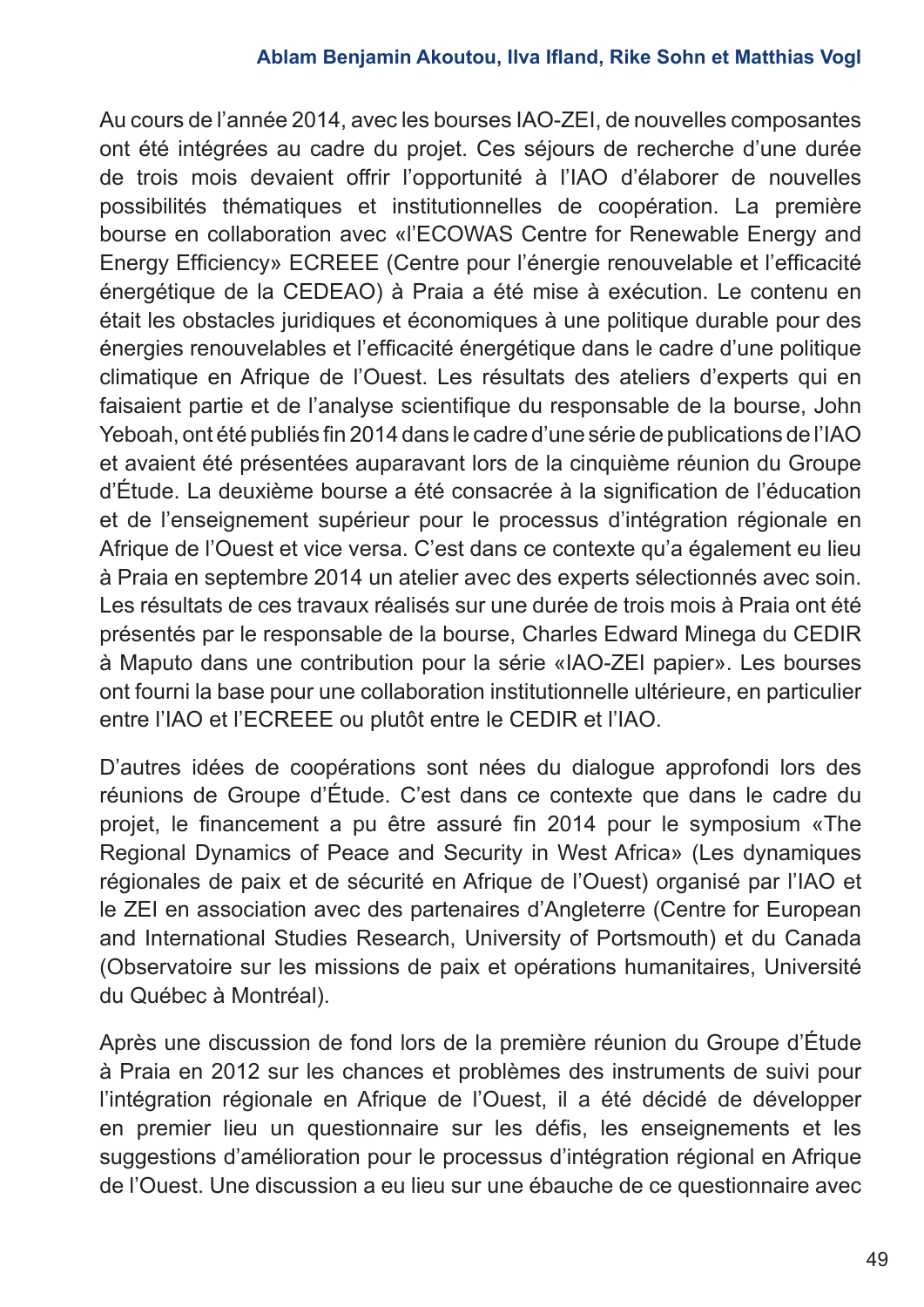Au cours de l'année 2014, avec les bourses IAO-ZEI, de nouvelles composantes ont été intégrées au cadre du projet. Ces séjours de recherche d'une durée de trois mois devaient offrir l'opportunité à l'IAO d'élaborer de nouvelles possibilités thématiques et institutionnelles de coopération. La première bourse en collaboration avec «l'ECOWAS Centre for Renewable Energy and Energy Efficiency» ECREEE (Centre pour l'énergie renouvelable et l'efficacité énergétique de la CEDEAO) à Praia a été mise à exécution. Le contenu en était les obstacles juridiques et économiques à une politique durable pour des énergies renouvelables et l'efficacité énergétique dans le cadre d'une politique climatique en Afrique de l'Ouest. Les résultats des ateliers d'experts qui en faisaient partie et de l'analyse scientifique du responsable de la bourse, John Yeboah, ont été publiés fin 2014 dans le cadre d'une série de publications de l'IAO et avaient été présentées auparavant lors de la cinquième réunion du Groupe d'Étude. La deuxième bourse a été consacrée à la signification de l'éducation et de l'enseignement supérieur pour le processus d'intégration régionale en Afrique de l'Ouest et vice versa. C'est dans ce contexte qu'a également eu lieu à Praia en septembre 2014 un atelier avec des experts sélectionnés avec soin. Les résultats de ces travaux réalisés sur une durée de trois mois à Praia ont été présentés par le responsable de la bourse, Charles Edward Minega du CEDIR à Maputo dans une contribution pour la série «IAO-ZEI papier». Les bourses ont fourni la base pour une collaboration institutionnelle ultérieure, en particulier entre l'IAO et l'ECREEE ou plutôt entre le CEDIR et l'IAO.

D'autres idées de coopérations sont nées du dialogue approfondi lors des réunions de Groupe d'Étude. C'est dans ce contexte que dans le cadre du projet, le financement a pu être assuré fin 2014 pour le symposium «The Regional Dynamics of Peace and Security in West Africa» (Les dynamiques régionales de paix et de sécurité en Afrique de l'Ouest) organisé par l'IAO et le ZEI en association avec des partenaires d'Angleterre (Centre for European and International Studies Research, University of Portsmouth) et du Canada (Observatoire sur les missions de paix et opérations humanitaires, Université du Québec à Montréal).

Après une discussion de fond lors de la première réunion du Groupe d'Étude à Praia en 2012 sur les chances et problèmes des instruments de suivi pour l'intégration régionale en Afrique de l'Ouest, il a été décidé de développer en premier lieu un questionnaire sur les défis, les enseignements et les suggestions d'amélioration pour le processus d'intégration régional en Afrique de l'Ouest. Une discussion a eu lieu sur une ébauche de ce questionnaire avec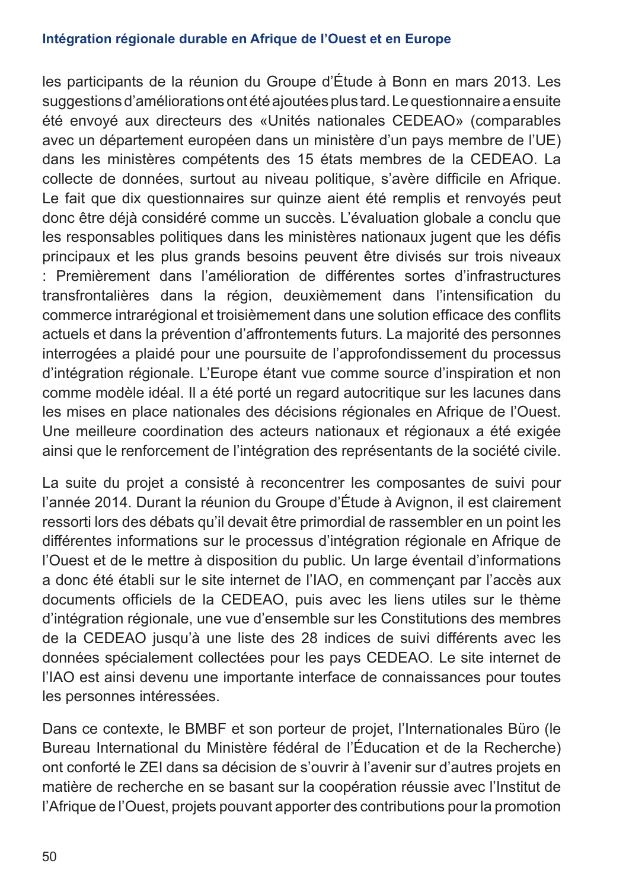les participants de la réunion du Groupe d'Étude à Bonn en mars 2013. Les suggestions d'améliorations ont été ajoutées plus tard. Le questionnaire a ensuite été envoyé aux directeurs des «Unités nationales CEDEAO» (comparables avec un département européen dans un ministère d'un pays membre de l'UE) dans les ministères compétents des 15 états membres de la CEDEAO. La collecte de données, surtout au niveau politique, s'avère difficile en Afrique. Le fait que dix questionnaires sur quinze aient été remplis et renvoyés peut donc être déjà considéré comme un succès. L'évaluation globale a conclu que les responsables politiques dans les ministères nationaux jugent que les défis principaux et les plus grands besoins peuvent être divisés sur trois niveaux : Premièrement dans l'amélioration de différentes sortes d'infrastructures transfrontalières dans la région, deuxièmement dans l'intensification du commerce intrarégional et troisièmement dans une solution efficace des conflits actuels et dans la prévention d'affrontements futurs. La majorité des personnes interrogées a plaidé pour une poursuite de l'approfondissement du processus d'intégration régionale. L'Europe étant vue comme source d'inspiration et non comme modèle idéal. Il a été porté un regard autocritique sur les lacunes dans les mises en place nationales des décisions régionales en Afrique de l'Ouest. Une meilleure coordination des acteurs nationaux et régionaux a été exigée ainsi que le renforcement de l'intégration des représentants de la société civile.

La suite du projet a consisté à reconcentrer les composantes de suivi pour l'année 2014. Durant la réunion du Groupe d'Étude à Avignon, il est clairement ressorti lors des débats qu'il devait être primordial de rassembler en un point les différentes informations sur le processus d'intégration régionale en Afrique de l'Ouest et de le mettre à disposition du public. Un large éventail d'informations a donc été établi sur le site internet de l'IAO, en commençant par l'accès aux documents officiels de la CEDEAO, puis avec les liens utiles sur le thème d'intégration régionale, une vue d'ensemble sur les Constitutions des membres de la CEDEAO jusqu'à une liste des 28 indices de suivi différents avec les données spécialement collectées pour les pays CEDEAO. Le site internet de l'IAO est ainsi devenu une importante interface de connaissances pour toutes les personnes intéressées.

Dans ce contexte, le BMBF et son porteur de projet, l'Internationales Büro (le Bureau International du Ministère fédéral de l'Éducation et de la Recherche) ont conforté le ZEI dans sa décision de s'ouvrir à l'avenir sur d'autres projets en matière de recherche en se basant sur la coopération réussie avec l'Institut de l'Afrique de l'Ouest, projets pouvant apporter des contributions pour la promotion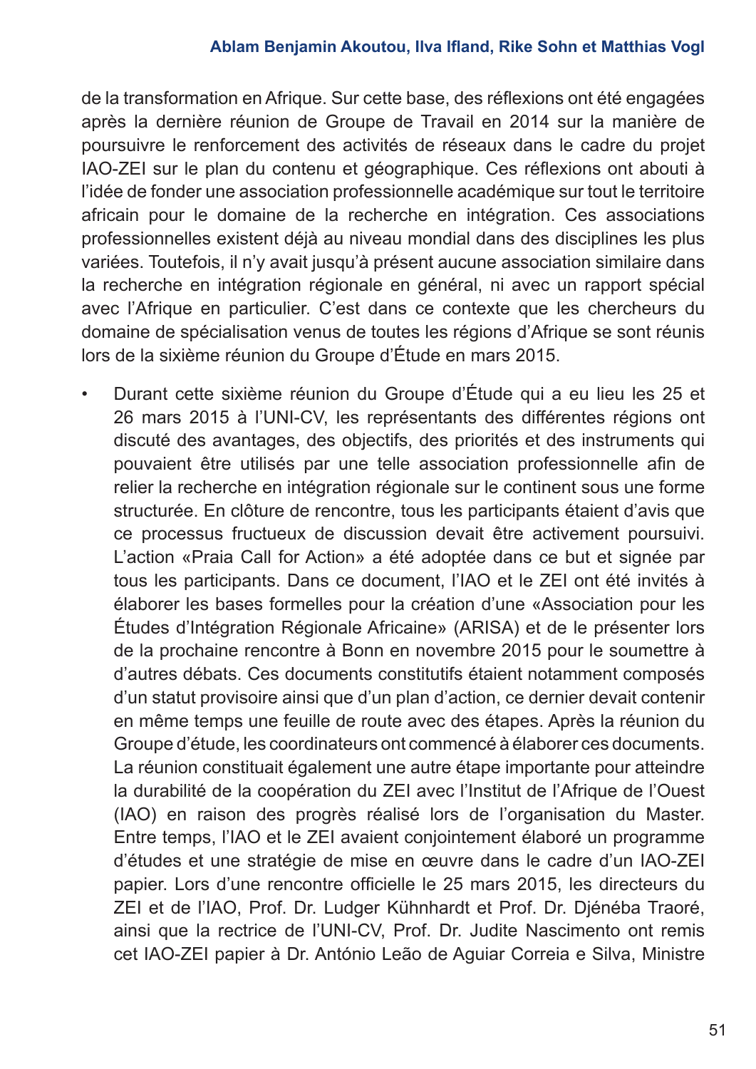de la transformation en Afrique. Sur cette base, des réflexions ont été engagées après la dernière réunion de Groupe de Travail en 2014 sur la manière de poursuivre le renforcement des activités de réseaux dans le cadre du projet IAO-ZEI sur le plan du contenu et géographique. Ces réflexions ont abouti à l'idée de fonder une association professionnelle académique sur tout le territoire africain pour le domaine de la recherche en intégration. Ces associations professionnelles existent déjà au niveau mondial dans des disciplines les plus variées. Toutefois, il n'y avait jusqu'à présent aucune association similaire dans la recherche en intégration régionale en général, ni avec un rapport spécial avec l'Afrique en particulier. C'est dans ce contexte que les chercheurs du domaine de spécialisation venus de toutes les régions d'Afrique se sont réunis lors de la sixième réunion du Groupe d'Étude en mars 2015.

- Durant cette sixième réunion du Groupe d'Étude qui a eu lieu les 25 et 26 mars 2015 à l'UNI-CV, les représentants des différentes régions ont discuté des avantages, des objectifs, des priorités et des instruments qui pouvaient être utilisés par une telle association professionnelle afin de relier la recherche en intégration régionale sur le continent sous une forme structurée. En clôture de rencontre, tous les participants étaient d'avis que ce processus fructueux de discussion devait être activement poursuivi. L'action «Praia Call for Action» a été adoptée dans ce but et signée par tous les participants. Dans ce document, l'IAO et le ZEI ont été invités à élaborer les bases formelles pour la création d'une «Association pour les Études d'Intégration Régionale Africaine» (ARISA) et de le présenter lors de la prochaine rencontre à Bonn en novembre 2015 pour le soumettre à d'autres débats. Ces documents constitutifs étaient notamment composés d'un statut provisoire ainsi que d'un plan d'action, ce dernier devait contenir en même temps une feuille de route avec des étapes. Après la réunion du Groupe d'étude, les coordinateurs ont commencé à élaborer ces documents. La réunion constituait également une autre étape importante pour atteindre la durabilité de la coopération du ZEI avec l'Institut de l'Afrique de l'Ouest (IAO) en raison des progrès réalisé lors de l'organisation du Master. Entre temps, l'IAO et le ZEI avaient conjointement élaboré un programme d'études et une stratégie de mise en œuvre dans le cadre d'un IAO-ZEI papier. Lors d'une rencontre officielle le 25 mars 2015, les directeurs du ZEI et de l'IAO, Prof. Dr. Ludger Kühnhardt et Prof. Dr. Djénéba Traoré, ainsi que la rectrice de l'UNI-CV, Prof. Dr. Judite Nascimento ont remis cet IAO-ZEI papier à Dr. António Leão de Aguiar Correia e Silva, Ministre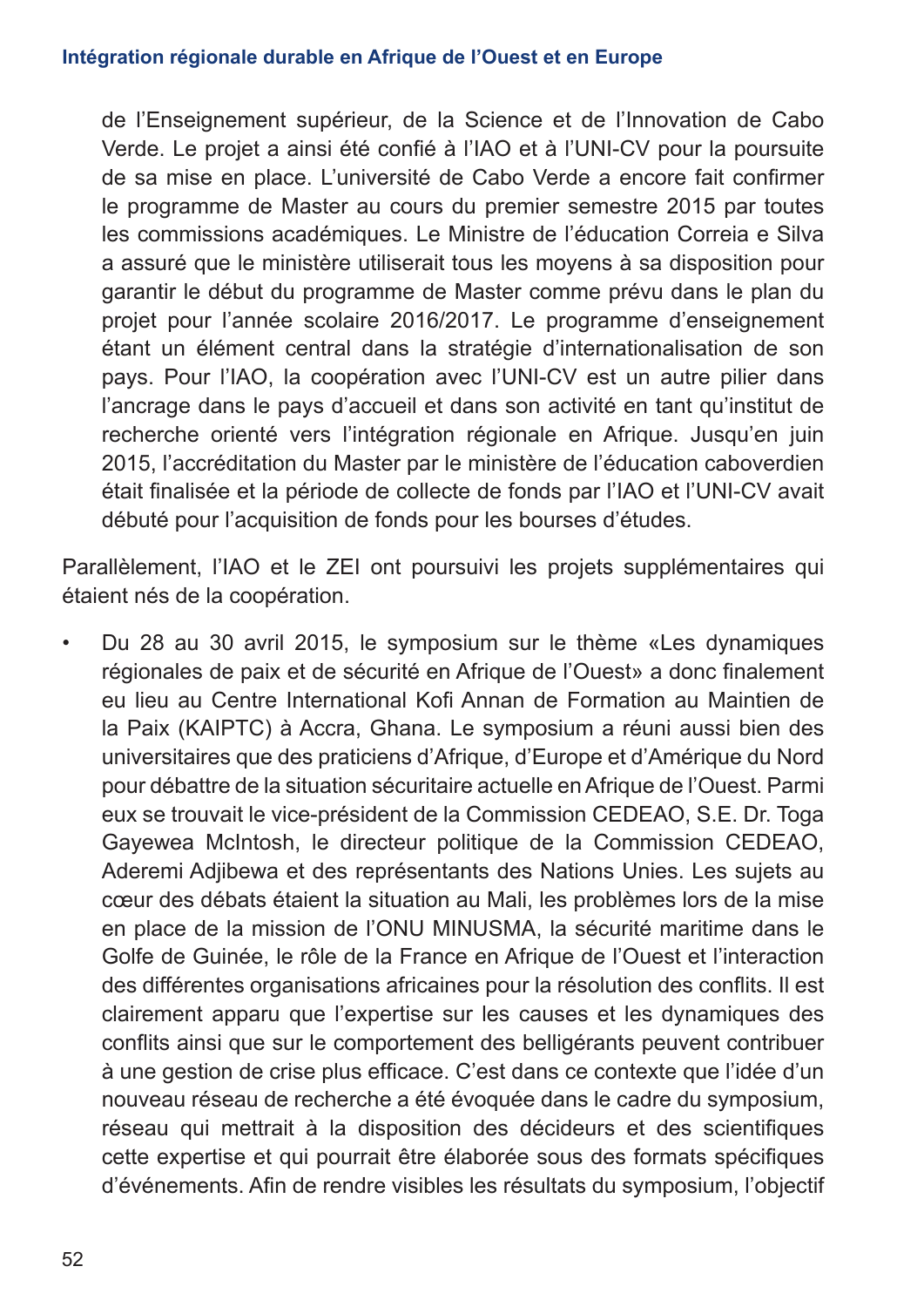de l'Enseignement supérieur, de la Science et de l'Innovation de Cabo Verde. Le projet a ainsi été confié à l'IAO et à l'UNI-CV pour la poursuite de sa mise en place. L'université de Cabo Verde a encore fait confirmer le programme de Master au cours du premier semestre 2015 par toutes les commissions académiques. Le Ministre de l'éducation Correia e Silva a assuré que le ministère utiliserait tous les moyens à sa disposition pour garantir le début du programme de Master comme prévu dans le plan du projet pour l'année scolaire 2016/2017. Le programme d'enseignement étant un élément central dans la stratégie d'internationalisation de son pays. Pour l'IAO, la coopération avec l'UNI-CV est un autre pilier dans l'ancrage dans le pays d'accueil et dans son activité en tant qu'institut de recherche orienté vers l'intégration régionale en Afrique. Jusqu'en juin 2015, l'accréditation du Master par le ministère de l'éducation caboverdien était finalisée et la période de collecte de fonds par l'IAO et l'UNI-CV avait débuté pour l'acquisition de fonds pour les bourses d'études.

Parallèlement, l'IAO et le ZEI ont poursuivi les projets supplémentaires qui étaient nés de la coopération.

- Du 28 au 30 avril 2015, le symposium sur le thème «Les dynamiques régionales de paix et de sécurité en Afrique de l'Ouest» a donc finalement eu lieu au Centre International Kofi Annan de Formation au Maintien de la Paix (KAIPTC) à Accra, Ghana. Le symposium a réuni aussi bien des universitaires que des praticiens d'Afrique, d'Europe et d'Amérique du Nord pour débattre de la situation sécuritaire actuelle en Afrique de l'Ouest. Parmi eux se trouvait le vice-président de la Commission CEDEAO, S.E. Dr. Toga Gayewea McIntosh, le directeur politique de la Commission CEDEAO, Aderemi Adjibewa et des représentants des Nations Unies. Les sujets au cœur des débats étaient la situation au Mali, les problèmes lors de la mise en place de la mission de l'ONU MINUSMA, la sécurité maritime dans le Golfe de Guinée, le rôle de la France en Afrique de l'Ouest et l'interaction des différentes organisations africaines pour la résolution des conflits. Il est clairement apparu que l'expertise sur les causes et les dynamiques des conflits ainsi que sur le comportement des belligérants peuvent contribuer à une gestion de crise plus efficace. C'est dans ce contexte que l'idée d'un nouveau réseau de recherche a été évoquée dans le cadre du symposium, réseau qui mettrait à la disposition des décideurs et des scientifiques cette expertise et qui pourrait être élaborée sous des formats spécifiques d'événements. Afin de rendre visibles les résultats du symposium, l'objectif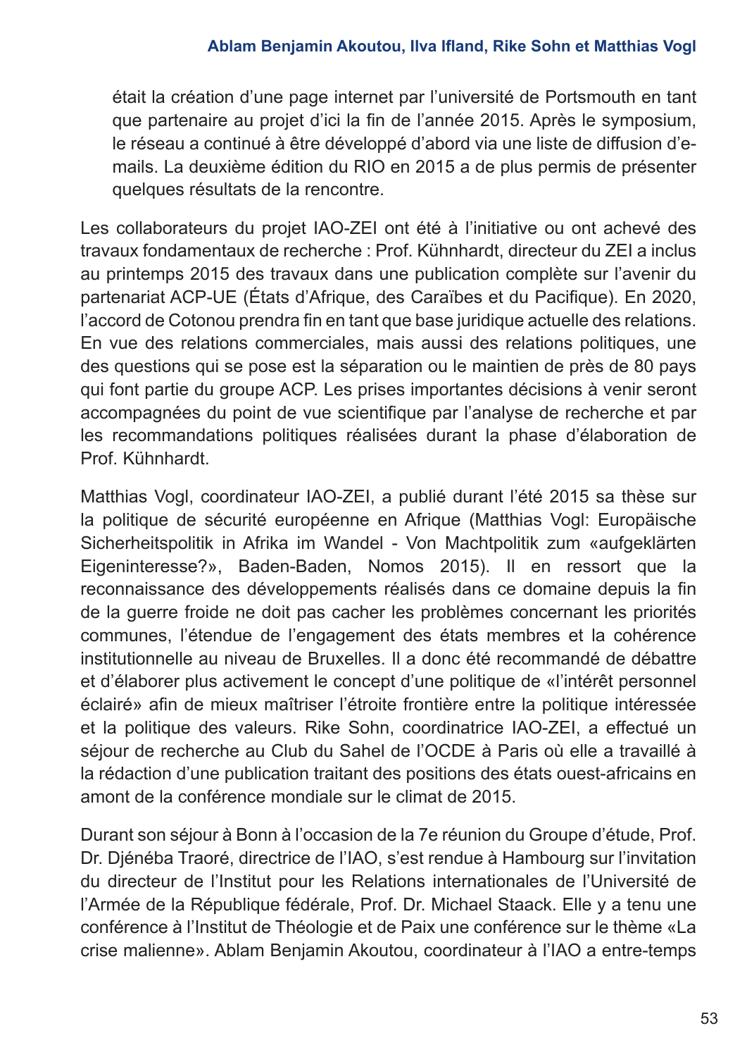était la création d'une page internet par l'université de Portsmouth en tant que partenaire au projet d'ici la fin de l'année 2015. Après le symposium, le réseau a continué à être développé d'abord via une liste de diffusion d'e-mails. La deuxième édition du RIO en 2015 a de plus permis de présenter quelques résultats de la rencontre.

Les collaborateurs du projet IAO-ZEI ont été à l'initiative ou ont achevé des travaux fondamentaux de recherche : Prof. Kühnhardt, directeur du ZEI a inclus au printemps 2015 des travaux dans une publication complète sur l'avenir du partenariat ACP-UE (États d'Afrique, des Caraïbes et du Pacifique). En 2020, l'accord de Cotonou prendra fin en tant que base juridique actuelle des relations. En vue des relations commerciales, mais aussi des relations politiques, une des questions qui se pose est la séparation ou le maintien de près de 80 pays qui font partie du groupe ACP. Les prises importantes décisions à venir seront accompagnées du point de vue scientifique par l'analyse de recherche et par les recommandations politiques réalisées durant la phase d'élaboration de Prof. Kühnhardt.

Matthias Vogl, coordinateur IAO-ZEI, a publié durant l'été 2015 sa thèse sur la politique de sécurité européenne en Afrique (Matthias Vogl: Europäische Sicherheitspolitik in Afrika im Wandel - Von Machtpolitik zum «aufgeklärten Eigeninteresse?», Baden-Baden, Nomos 2015). Il en ressort que la reconnaissance des développements réalisés dans ce domaine depuis la fin de la guerre froide ne doit pas cacher les problèmes concernant les priorités communes, l'étendue de l'engagement des états membres et la cohérence institutionnelle au niveau de Bruxelles. Il a donc été recommandé de débattre et d'élaborer plus activement le concept d'une politique de «l'intérêt personnel éclairé» afin de mieux maîtriser l'étroite frontière entre la politique intéressée et la politique des valeurs. Rike Sohn, coordinatrice IAO-ZEI, a effectué un séjour de recherche au Club du Sahel de l'OCDE à Paris où elle a travaillé à la rédaction d'une publication traitant des positions des états ouest-africains en amont de la conférence mondiale sur le climat de 2015.

Durant son séjour à Bonn à l'occasion de la 7e réunion du Groupe d'étude, Prof. Dr. Djénéba Traoré, directrice de l'IAO, s'est rendue à Hambourg sur l'invitation du directeur de l'Institut pour les Relations internationales de l'Université de l'Armée de la République fédérale, Prof. Dr. Michael Staack. Elle y a tenu une conférence à l'Institut de Théologie et de Paix une conférence sur le thème «La crise malienne». Ablam Benjamin Akoutou, coordinateur à l'IAO a entre-temps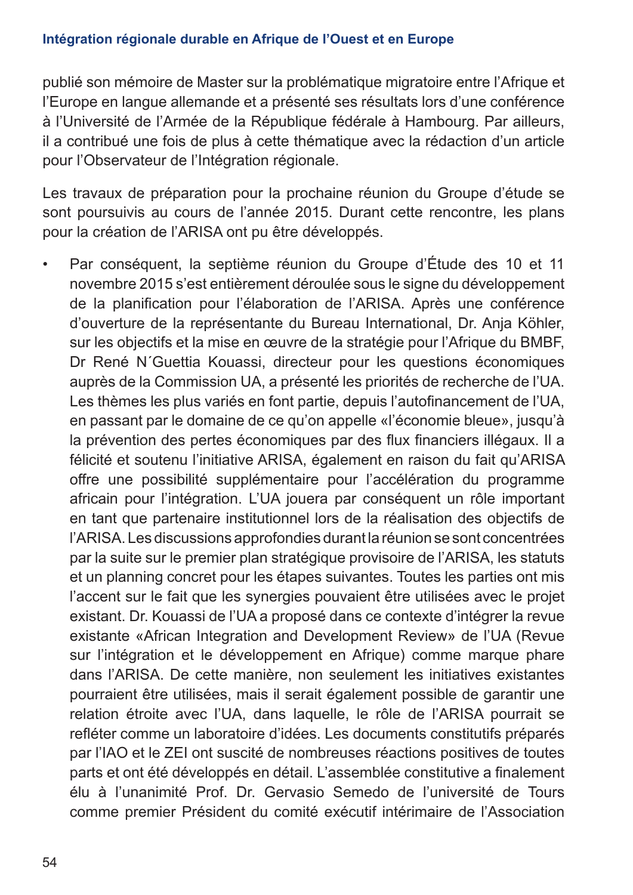publié son mémoire de Master sur la problématique migratoire entre l'Afrique et l'Europe en langue allemande et a présenté ses résultats lors d'une conférence à l'Université de l'Armée de la République fédérale à Hambourg. Par ailleurs, il a contribué une fois de plus à cette thématique avec la rédaction d'un article pour l'Observateur de l'Intégration régionale.

Les travaux de préparation pour la prochaine réunion du Groupe d'étude se sont poursuivis au cours de l'année 2015. Durant cette rencontre, les plans pour la création de l'ARISA ont pu être développés.

- Par conséquent, la septième réunion du Groupe d'Étude des 10 et 11 novembre 2015 s'est entièrement déroulée sous le signe du développement de la planification pour l'élaboration de l'ARISA. Après une conférence d'ouverture de la représentante du Bureau International, Dr. Anja Köhler, sur les objectifs et la mise en œuvre de la stratégie pour l'Afrique du BMBF, Dr René N´Guettia Kouassi, directeur pour les questions économiques auprès de la Commission UA, a présenté les priorités de recherche de l'UA. Les thèmes les plus variés en font partie, depuis l'autofinancement de l'UA, en passant par le domaine de ce qu'on appelle «l'économie bleue», jusqu'à la prévention des pertes économiques par des flux financiers illégaux. Il a félicité et soutenu l'initiative ARISA, également en raison du fait qu'ARISA offre une possibilité supplémentaire pour l'accélération du programme africain pour l'intégration. L'UA jouera par conséquent un rôle important en tant que partenaire institutionnel lors de la réalisation des objectifs de l'ARISA. Les discussions approfondies durant la réunion se sont concentrées par la suite sur le premier plan stratégique provisoire de l'ARISA, les statuts et un planning concret pour les étapes suivantes. Toutes les parties ont mis l'accent sur le fait que les synergies pouvaient être utilisées avec le projet existant. Dr. Kouassi de l'UA a proposé dans ce contexte d'intégrer la revue existante «African Integration and Development Review» de l'UA (Revue sur l'intégration et le développement en Afrique) comme marque phare dans l'ARISA. De cette manière, non seulement les initiatives existantes pourraient être utilisées, mais il serait également possible de garantir une relation étroite avec l'UA, dans laquelle, le rôle de l'ARISA pourrait se refléter comme un laboratoire d'idées. Les documents constitutifs préparés par l'IAO et le ZEI ont suscité de nombreuses réactions positives de toutes parts et ont été développés en détail. L'assemblée constitutive a finalement élu à l'unanimité Prof. Dr. Gervasio Semedo de l'université de Tours comme premier Président du comité exécutif intérimaire de l'Association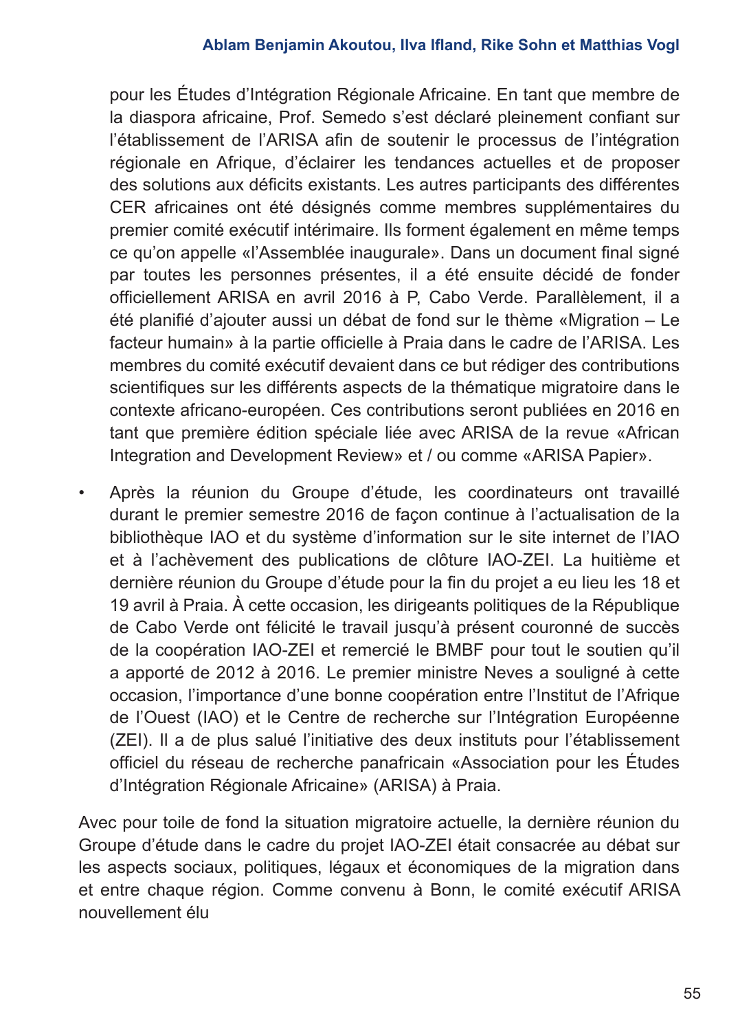pour les Études d'Intégration Régionale Africaine. En tant que membre de la diaspora africaine, Prof. Semedo s'est déclaré pleinement confiant sur l'établissement de l'ARISA afin de soutenir le processus de l'intégration régionale en Afrique, d'éclairer les tendances actuelles et de proposer des solutions aux déficits existants. Les autres participants des différentes CER africaines ont été désignés comme membres supplémentaires du premier comité exécutif intérimaire. Ils forment également en même temps ce qu'on appelle «l'Assemblée inaugurale». Dans un document final signé par toutes les personnes présentes, il a été ensuite décidé de fonder officiellement ARISA en avril 2016 à P, Cabo Verde. Parallèlement, il a été planifié d'ajouter aussi un débat de fond sur le thème «Migration – Le facteur humain» à la partie officielle à Praia dans le cadre de l'ARISA. Les membres du comité exécutif devaient dans ce but rédiger des contributions scientifiques sur les différents aspects de la thématique migratoire dans le contexte africano-européen. Ces contributions seront publiées en 2016 en tant que première édition spéciale liée avec ARISA de la revue «African Integration and Development Review» et / ou comme «ARISA Papier».

- Après la réunion du Groupe d'étude, les coordinateurs ont travaillé durant le premier semestre 2016 de façon continue à l'actualisation de la bibliothèque IAO et du système d'information sur le site internet de l'IAO et à l'achèvement des publications de clôture IAO-ZEI. La huitième et dernière réunion du Groupe d'étude pour la fin du projet a eu lieu les 18 et 19 avril à Praia. À cette occasion, les dirigeants politiques de la République de Cabo Verde ont félicité le travail jusqu'à présent couronné de succès de la coopération IAO-ZEI et remercié le BMBF pour tout le soutien qu'il a apporté de 2012 à 2016. Le premier ministre Neves a souligné à cette occasion, l'importance d'une bonne coopération entre l'Institut de l'Afrique de l'Ouest (IAO) et le Centre de recherche sur l'Intégration Européenne (ZEI). Il a de plus salué l'initiative des deux instituts pour l'établissement officiel du réseau de recherche panafricain «Association pour les Études d'Intégration Régionale Africaine» (ARISA) à Praia.

Avec pour toile de fond la situation migratoire actuelle, la dernière réunion du Groupe d'étude dans le cadre du projet IAO-ZEI était consacrée au débat sur les aspects sociaux, politiques, légaux et économiques de la migration dans et entre chaque région. Comme convenu à Bonn, le comité exécutif ARISA nouvellement élu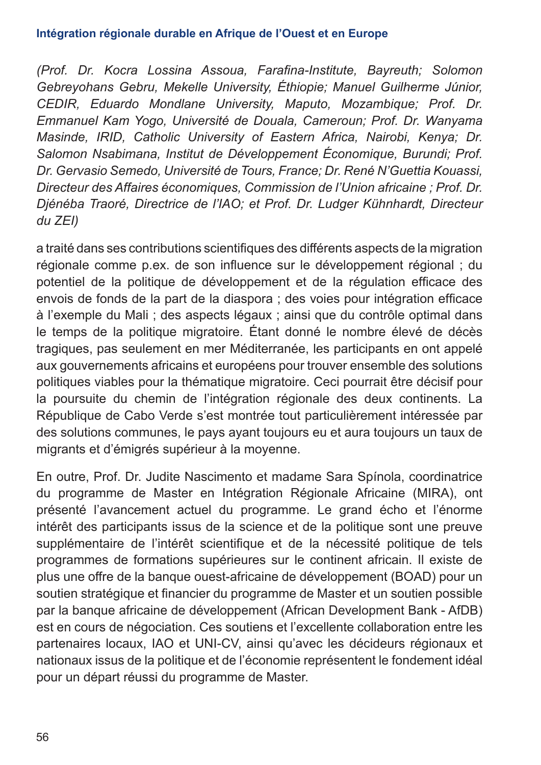*(Prof. Dr. Kocra Lossina Assoua, Farafina-Institute, Bayreuth; Solomon Gebreyohans Gebru, Mekelle University, Éthiopie; Manuel Guilherme Júnior, CEDIR, Eduardo Mondlane University, Maputo, Mozambique; Prof. Dr. Emmanuel Kam Yogo, Université de Douala, Cameroun; Prof. Dr. Wanyama Masinde, IRID, Catholic University of Eastern Africa, Nairobi, Kenya; Dr. Salomon Nsabimana, Institut de Développement Économique, Burundi; Prof. Dr. Gervasio Semedo, Université de Tours, France; Dr. René N'Guettia Kouassi, Directeur des Affaires économiques, Commission de l'Union africaine ; Prof. Dr. Djénéba Traoré, Directrice de l'IAO; et Prof. Dr. Ludger Kühnhardt, Directeur du ZEI)*

a traité dans ses contributions scientifiques des différents aspects de la migration régionale comme p.ex. de son influence sur le développement régional ; du potentiel de la politique de développement et de la régulation efficace des envois de fonds de la part de la diaspora ; des voies pour intégration efficace à l'exemple du Mali ; des aspects légaux ; ainsi que du contrôle optimal dans le temps de la politique migratoire. Étant donné le nombre élevé de décès tragiques, pas seulement en mer Méditerranée, les participants en ont appelé aux gouvernements africains et européens pour trouver ensemble des solutions politiques viables pour la thématique migratoire. Ceci pourrait être décisif pour la poursuite du chemin de l'intégration régionale des deux continents. La République de Cabo Verde s'est montrée tout particulièrement intéressée par des solutions communes, le pays ayant toujours eu et aura toujours un taux de migrants et d'émigrés supérieur à la moyenne.

En outre, Prof. Dr. Judite Nascimento et madame Sara Spínola, coordinatrice du programme de Master en Intégration Régionale Africaine (MIRA), ont présenté l'avancement actuel du programme. Le grand écho et l'énorme intérêt des participants issus de la science et de la politique sont une preuve supplémentaire de l'intérêt scientifique et de la nécessité politique de tels programmes de formations supérieures sur le continent africain. Il existe de plus une offre de la banque ouest-africaine de développement (BOAD) pour un soutien stratégique et financier du programme de Master et un soutien possible par la banque africaine de développement (African Development Bank - AfDB) est en cours de négociation. Ces soutiens et l'excellente collaboration entre les partenaires locaux, IAO et UNI-CV, ainsi qu'avec les décideurs régionaux et nationaux issus de la politique et de l'économie représentent le fondement idéal pour un départ réussi du programme de Master.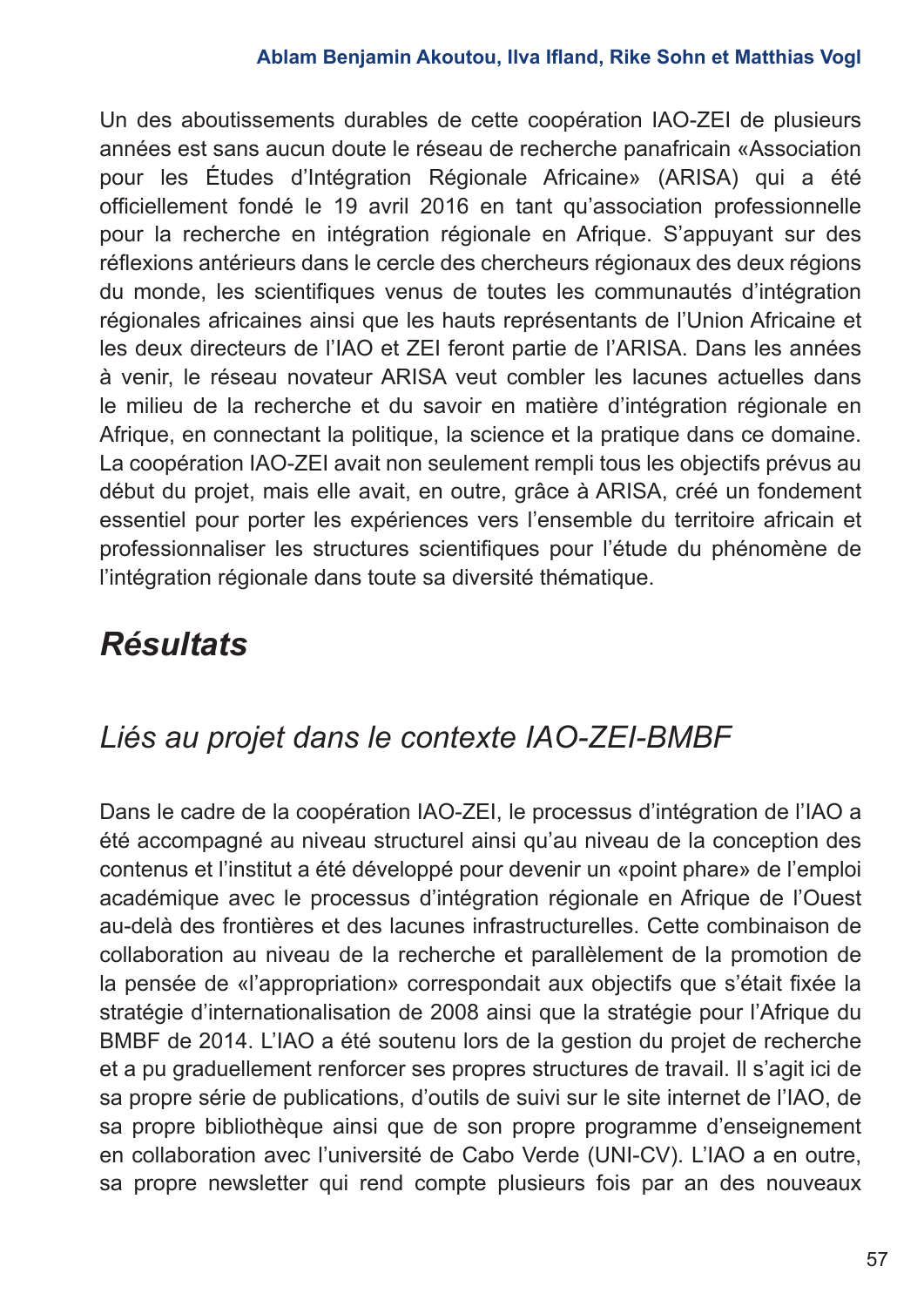Un des aboutissements durables de cette coopération IAO-ZEI de plusieurs années est sans aucun doute le réseau de recherche panafricain «Association pour les Études d'Intégration Régionale Africaine» (ARISA) qui a été officiellement fondé le 19 avril 2016 en tant qu'association professionnelle pour la recherche en intégration régionale en Afrique. S'appuyant sur des réflexions antérieurs dans le cercle des chercheurs régionaux des deux régions du monde, les scientifiques venus de toutes les communautés d'intégration régionales africaines ainsi que les hauts représentants de l'Union Africaine et les deux directeurs de l'IAO et ZEI feront partie de l'ARISA. Dans les années à venir, le réseau novateur ARISA veut combler les lacunes actuelles dans le milieu de la recherche et du savoir en matière d'intégration régionale en Afrique, en connectant la politique, la science et la pratique dans ce domaine. La coopération IAO-ZEI avait non seulement rempli tous les objectifs prévus au début du projet, mais elle avait, en outre, grâce à ARISA, créé un fondement essentiel pour porter les expériences vers l'ensemble du territoire africain et professionnaliser les structures scientifiques pour l'étude du phénomène de l'intégration régionale dans toute sa diversité thématique.

## *Résultats*

### *Liés au projet dans le contexte IAO-ZEI-BMBF*

Dans le cadre de la coopération IAO-ZEI, le processus d'intégration de l'IAO a été accompagné au niveau structurel ainsi qu'au niveau de la conception des contenus et l'institut a été développé pour devenir un «point phare» de l'emploi académique avec le processus d'intégration régionale en Afrique de l'Ouest au-delà des frontières et des lacunes infrastructurelles. Cette combinaison de collaboration au niveau de la recherche et parallèlement de la promotion de la pensée de «l'appropriation» correspondait aux objectifs que s'était fixée la stratégie d'internationalisation de 2008 ainsi que la stratégie pour l'Afrique du BMBF de 2014. L'IAO a été soutenu lors de la gestion du projet de recherche et a pu graduellement renforcer ses propres structures de travail. Il s'agit ici de sa propre série de publications, d'outils de suivi sur le site internet de l'IAO, de sa propre bibliothèque ainsi que de son propre programme d'enseignement en collaboration avec l'université de Cabo Verde (UNI-CV). L'IAO a en outre, sa propre newsletter qui rend compte plusieurs fois par an des nouveaux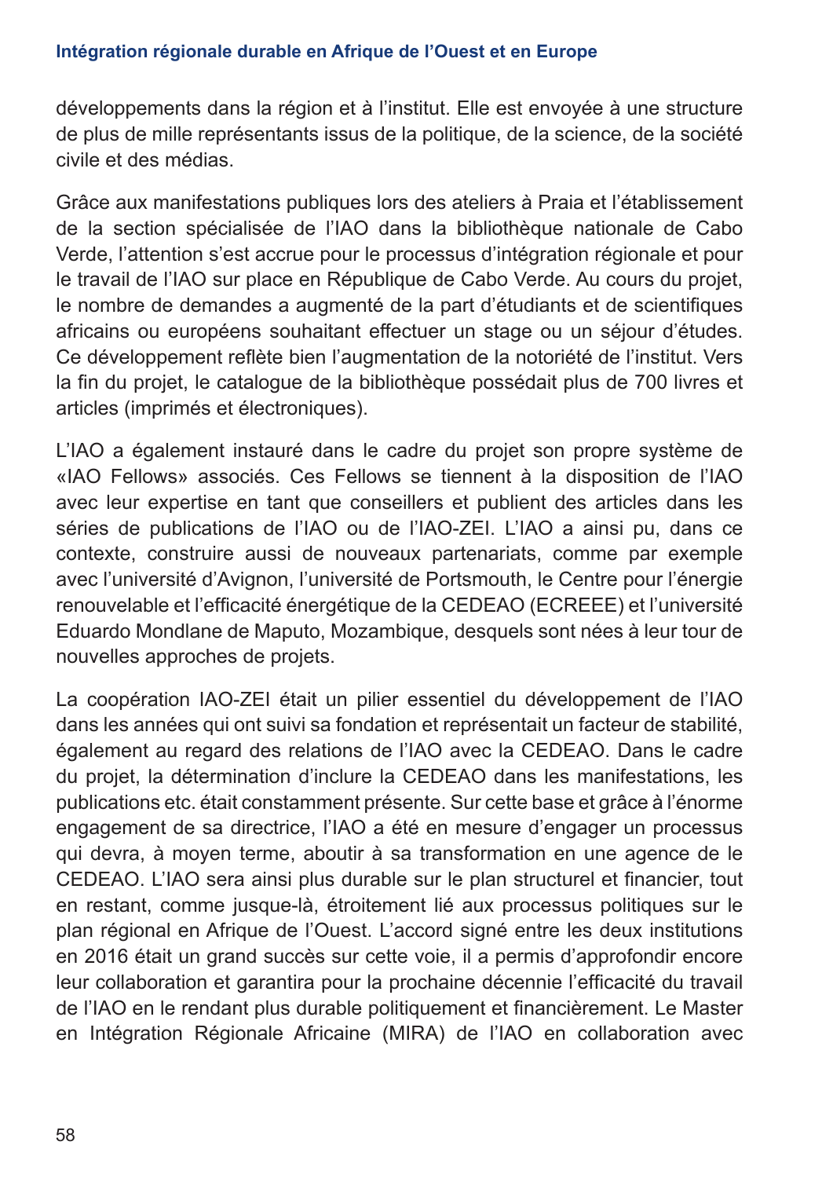développements dans la région et à l'institut. Elle est envoyée à une structure de plus de mille représentants issus de la politique, de la science, de la société civile et des médias.

Grâce aux manifestations publiques lors des ateliers à Praia et l'établissement de la section spécialisée de l'IAO dans la bibliothèque nationale de Cabo Verde, l'attention s'est accrue pour le processus d'intégration régionale et pour le travail de l'IAO sur place en République de Cabo Verde. Au cours du projet, le nombre de demandes a augmenté de la part d'étudiants et de scientifiques africains ou européens souhaitant effectuer un stage ou un séjour d'études. Ce développement reflète bien l'augmentation de la notoriété de l'institut. Vers la fin du projet, le catalogue de la bibliothèque possédait plus de 700 livres et articles (imprimés et électroniques).

L'IAO a également instauré dans le cadre du projet son propre système de «IAO Fellows» associés. Ces Fellows se tiennent à la disposition de l'IAO avec leur expertise en tant que conseillers et publient des articles dans les séries de publications de l'IAO ou de l'IAO-ZEI. L'IAO a ainsi pu, dans ce contexte, construire aussi de nouveaux partenariats, comme par exemple avec l'université d'Avignon, l'université de Portsmouth, le Centre pour l'énergie renouvelable et l'efficacité énergétique de la CEDEAO (ECREEE) et l'université Eduardo Mondlane de Maputo, Mozambique, desquels sont nées à leur tour de nouvelles approches de projets.

La coopération IAO-ZEI était un pilier essentiel du développement de l'IAO dans les années qui ont suivi sa fondation et représentait un facteur de stabilité, également au regard des relations de l'IAO avec la CEDEAO. Dans le cadre du projet, la détermination d'inclure la CEDEAO dans les manifestations, les publications etc. était constamment présente. Sur cette base et grâce à l'énorme engagement de sa directrice, l'IAO a été en mesure d'engager un processus qui devra, à moyen terme, aboutir à sa transformation en une agence de le CEDEAO. L'IAO sera ainsi plus durable sur le plan structurel et financier, tout en restant, comme jusque-là, étroitement lié aux processus politiques sur le plan régional en Afrique de l'Ouest. L'accord signé entre les deux institutions en 2016 était un grand succès sur cette voie, il a permis d'approfondir encore leur collaboration et garantira pour la prochaine décennie l'efficacité du travail de l'IAO en le rendant plus durable politiquement et financièrement. Le Master en Intégration Régionale Africaine (MIRA) de l'IAO en collaboration avec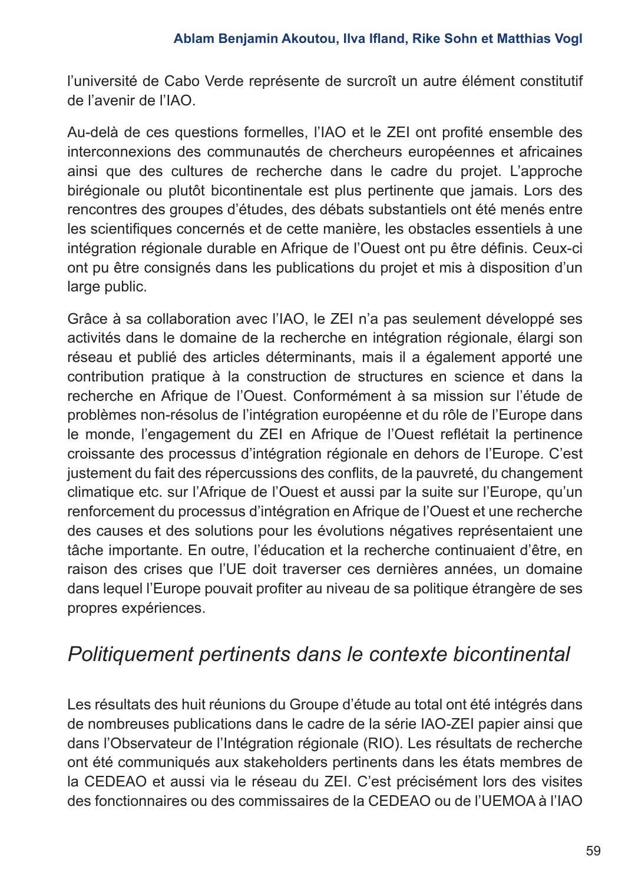l'université de Cabo Verde représente de surcroît un autre élément constitutif de l'avenir de l'IAO.

Au-delà de ces questions formelles, l'IAO et le ZEI ont profité ensemble des interconnexions des communautés de chercheurs européennes et africaines ainsi que des cultures de recherche dans le cadre du projet. L'approche birégionale ou plutôt bicontinentale est plus pertinente que jamais. Lors des rencontres des groupes d'études, des débats substantiels ont été menés entre les scientifiques concernés et de cette manière, les obstacles essentiels à une intégration régionale durable en Afrique de l'Ouest ont pu être définis. Ceux-ci ont pu être consignés dans les publications du projet et mis à disposition d'un large public.

Grâce à sa collaboration avec l'IAO, le ZEI n'a pas seulement développé ses activités dans le domaine de la recherche en intégration régionale, élargi son réseau et publié des articles déterminants, mais il a également apporté une contribution pratique à la construction de structures en science et dans la recherche en Afrique de l'Ouest. Conformément à sa mission sur l'étude de problèmes non-résolus de l'intégration européenne et du rôle de l'Europe dans le monde, l'engagement du ZEI en Afrique de l'Ouest reflétait la pertinence croissante des processus d'intégration régionale en dehors de l'Europe. C'est justement du fait des répercussions des conflits, de la pauvreté, du changement climatique etc. sur l'Afrique de l'Ouest et aussi par la suite sur l'Europe, qu'un renforcement du processus d'intégration en Afrique de l'Ouest et une recherche des causes et des solutions pour les évolutions négatives représentaient une tâche importante. En outre, l'éducation et la recherche continuaient d'être, en raison des crises que l'UE doit traverser ces dernières années, un domaine dans lequel l'Europe pouvait profiter au niveau de sa politique étrangère de ses propres expériences.

## *Politiquement pertinents dans le contexte bicontinental*

Les résultats des huit réunions du Groupe d'étude au total ont été intégrés dans de nombreuses publications dans le cadre de la série IAO-ZEI papier ainsi que dans l'Observateur de l'Intégration régionale (RIO). Les résultats de recherche ont été communiqués aux stakeholders pertinents dans les états membres de la CEDEAO et aussi via le réseau du ZEI. C'est précisément lors des visites des fonctionnaires ou des commissaires de la CEDEAO ou de l'UEMOA à l'IAO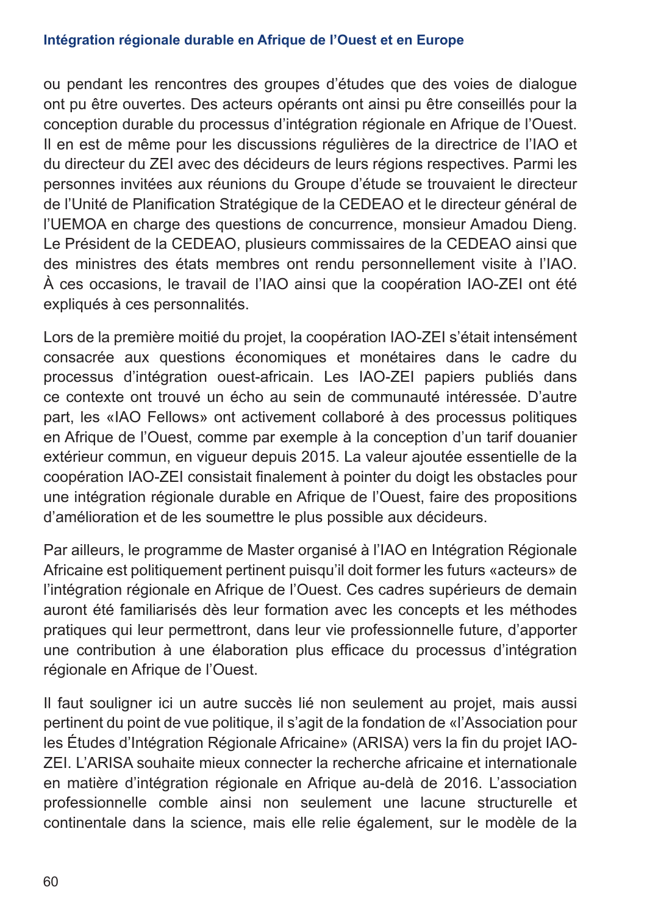ou pendant les rencontres des groupes d'études que des voies de dialogue ont pu être ouvertes. Des acteurs opérants ont ainsi pu être conseillés pour la conception durable du processus d'intégration régionale en Afrique de l'Ouest. Il en est de même pour les discussions régulières de la directrice de l'IAO et du directeur du ZEI avec des décideurs de leurs régions respectives. Parmi les personnes invitées aux réunions du Groupe d'étude se trouvaient le directeur de l'Unité de Planification Stratégique de la CEDEAO et le directeur général de l'UEMOA en charge des questions de concurrence, monsieur Amadou Dieng. Le Président de la CEDEAO, plusieurs commissaires de la CEDEAO ainsi que des ministres des états membres ont rendu personnellement visite à l'IAO. À ces occasions, le travail de l'IAO ainsi que la coopération IAO-ZEI ont été expliqués à ces personnalités.

Lors de la première moitié du projet, la coopération IAO-ZEI s'était intensément consacrée aux questions économiques et monétaires dans le cadre du processus d'intégration ouest-africain. Les IAO-ZEI papiers publiés dans ce contexte ont trouvé un écho au sein de communauté intéressée. D'autre part, les «IAO Fellows» ont activement collaboré à des processus politiques en Afrique de l'Ouest, comme par exemple à la conception d'un tarif douanier extérieur commun, en vigueur depuis 2015. La valeur ajoutée essentielle de la coopération IAO-ZEI consistait finalement à pointer du doigt les obstacles pour une intégration régionale durable en Afrique de l'Ouest, faire des propositions d'amélioration et de les soumettre le plus possible aux décideurs.

Par ailleurs, le programme de Master organisé à l'IAO en Intégration Régionale Africaine est politiquement pertinent puisqu'il doit former les futurs «acteurs» de l'intégration régionale en Afrique de l'Ouest. Ces cadres supérieurs de demain auront été familiarisés dès leur formation avec les concepts et les méthodes pratiques qui leur permettront, dans leur vie professionnelle future, d'apporter une contribution à une élaboration plus efficace du processus d'intégration régionale en Afrique de l'Ouest.

Il faut souligner ici un autre succès lié non seulement au projet, mais aussi pertinent du point de vue politique, il s'agit de la fondation de «l'Association pour les Études d'Intégration Régionale Africaine» (ARISA) vers la fin du projet IAO-ZEI. L'ARISA souhaite mieux connecter la recherche africaine et internationale en matière d'intégration régionale en Afrique au-delà de 2016. L'association professionnelle comble ainsi non seulement une lacune structurelle et continentale dans la science, mais elle relie également, sur le modèle de la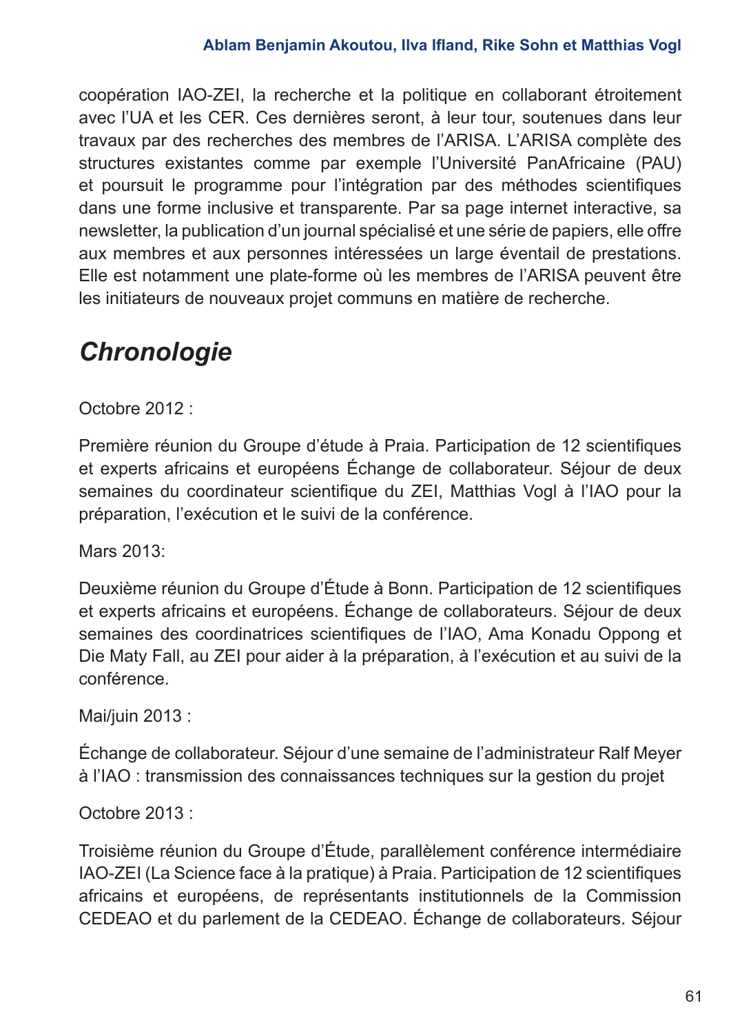coopération IAO-ZEI, la recherche et la politique en collaborant étroitement avec l'UA et les CER. Ces dernières seront, à leur tour, soutenues dans leur travaux par des recherches des membres de l'ARISA. L'ARISA complète des structures existantes comme par exemple l'Université PanAfricaine (PAU) et poursuit le programme pour l'intégration par des méthodes scientifiques dans une forme inclusive et transparente. Par sa page internet interactive, sa newsletter, la publication d'un journal spécialisé et une série de papiers, elle offre aux membres et aux personnes intéressées un large éventail de prestations. Elle est notamment une plate-forme où les membres de l'ARISA peuvent être les initiateurs de nouveaux projet communs en matière de recherche.

## *Chronologie*

Octobre 2012 :

Première réunion du Groupe d'étude à Praia. Participation de 12 scientifiques et experts africains et européens Échange de collaborateur. Séjour de deux semaines du coordinateur scientifique du ZEI, Matthias Vogl à l'IAO pour la préparation, l'exécution et le suivi de la conférence.

Mars 2013:

Deuxième réunion du Groupe d'Étude à Bonn. Participation de 12 scientifiques et experts africains et européens. Échange de collaborateurs. Séjour de deux semaines des coordinatrices scientifiques de l'IAO, Ama Konadu Oppong et Die Maty Fall, au ZEI pour aider à la préparation, à l'exécution et au suivi de la conférence.

Mai/juin 2013 :

Échange de collaborateur. Séjour d'une semaine de l'administrateur Ralf Meyer à l'IAO : transmission des connaissances techniques sur la gestion du projet

Octobre 2013 :

Troisième réunion du Groupe d'Étude, parallèlement conférence intermédiaire IAO-ZEI (La Science face à la pratique) à Praia. Participation de 12 scientifiques africains et européens, de représentants institutionnels de la Commission CEDEAO et du parlement de la CEDEAO. Échange de collaborateurs. Séjour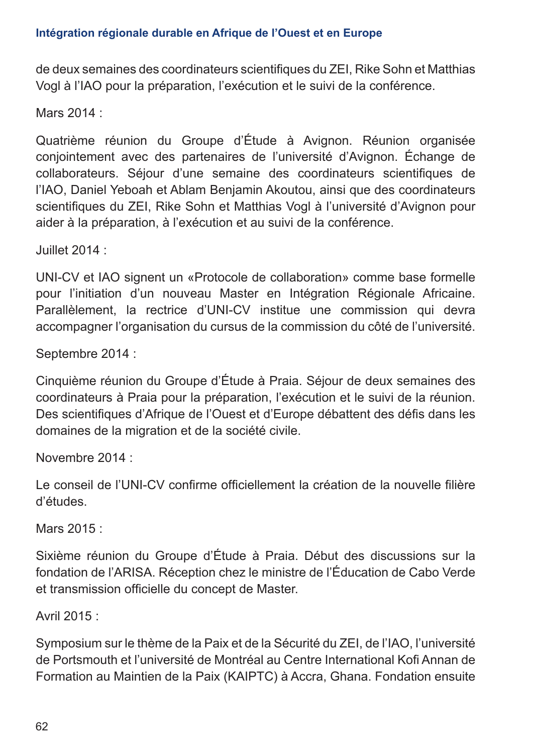de deux semaines des coordinateurs scientifiques du ZEI, Rike Sohn et Matthias Vogl à l'IAO pour la préparation, l'exécution et le suivi de la conférence.

Mars 2014 :

Quatrième réunion du Groupe d'Étude à Avignon. Réunion organisée conjointement avec des partenaires de l'université d'Avignon. Échange de collaborateurs. Séjour d'une semaine des coordinateurs scientifiques de l'IAO, Daniel Yeboah et Ablam Benjamin Akoutou, ainsi que des coordinateurs scientifiques du ZEI, Rike Sohn et Matthias Vogl à l'université d'Avignon pour aider à la préparation, à l'exécution et au suivi de la conférence.

Juillet 2014 :

UNI-CV et IAO signent un «Protocole de collaboration» comme base formelle pour l'initiation d'un nouveau Master en Intégration Régionale Africaine. Parallèlement, la rectrice d'UNI-CV institue une commission qui devra accompagner l'organisation du cursus de la commission du côté de l'université.

Septembre 2014 :

Cinquième réunion du Groupe d'Étude à Praia. Séjour de deux semaines des coordinateurs à Praia pour la préparation, l'exécution et le suivi de la réunion. Des scientifiques d'Afrique de l'Ouest et d'Europe débattent des défis dans les domaines de la migration et de la société civile.

Novembre 2014 :

Le conseil de l'UNI-CV confirme officiellement la création de la nouvelle filière d'études.

Mars 2015 :

Sixième réunion du Groupe d'Étude à Praia. Début des discussions sur la fondation de l'ARISA. Réception chez le ministre de l'Éducation de Cabo Verde et transmission officielle du concept de Master.

Avril 2015 :

Symposium sur le thème de la Paix et de la Sécurité du ZEI, de l'IAO, l'université de Portsmouth et l'université de Montréal au Centre International Kofi Annan de Formation au Maintien de la Paix (KAIPTC) à Accra, Ghana. Fondation ensuite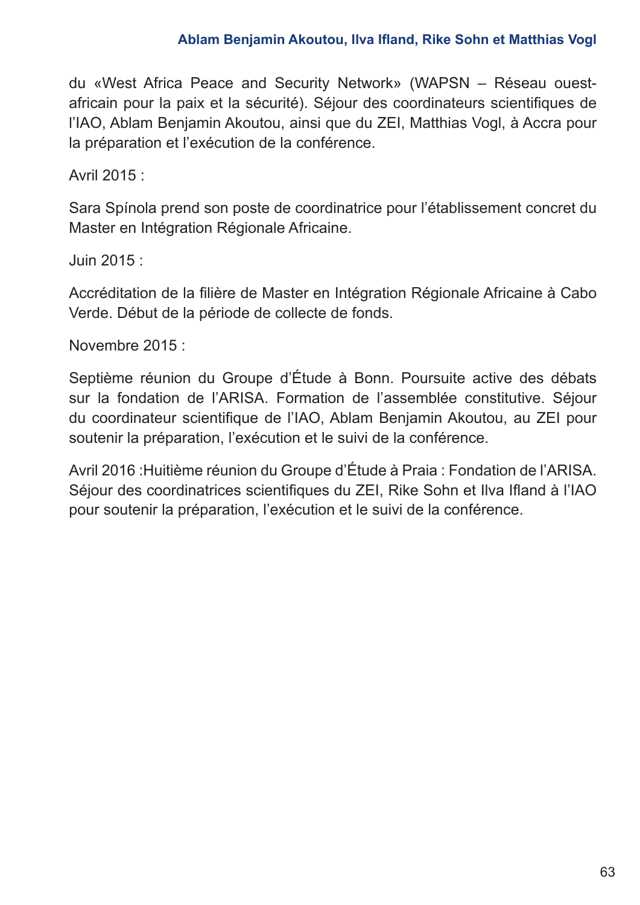du «West Africa Peace and Security Network» (WAPSN – Réseau ouest-africain pour la paix et la sécurité). Séjour des coordinateurs scientifiques de l'IAO, Ablam Benjamin Akoutou, ainsi que du ZEI, Matthias Vogl, à Accra pour la préparation et l'exécution de la conférence.

Avril 2015 :

Sara Spínola prend son poste de coordinatrice pour l'établissement concret du Master en Intégration Régionale Africaine.

Juin 2015 :

Accréditation de la filière de Master en Intégration Régionale Africaine à Cabo Verde. Début de la période de collecte de fonds.

Novembre 2015 :

Septième réunion du Groupe d'Étude à Bonn. Poursuite active des débats sur la fondation de l'ARISA. Formation de l'assemblée constitutive. Séjour du coordinateur scientifique de l'IAO, Ablam Benjamin Akoutou, au ZEI pour soutenir la préparation, l'exécution et le suivi de la conférence.

Avril 2016 :Huitième réunion du Groupe d'Étude à Praia : Fondation de l'ARISA. Séjour des coordinatrices scientifiques du ZEI, Rike Sohn et Ilva Ifland à l'IAO pour soutenir la préparation, l'exécution et le suivi de la conférence.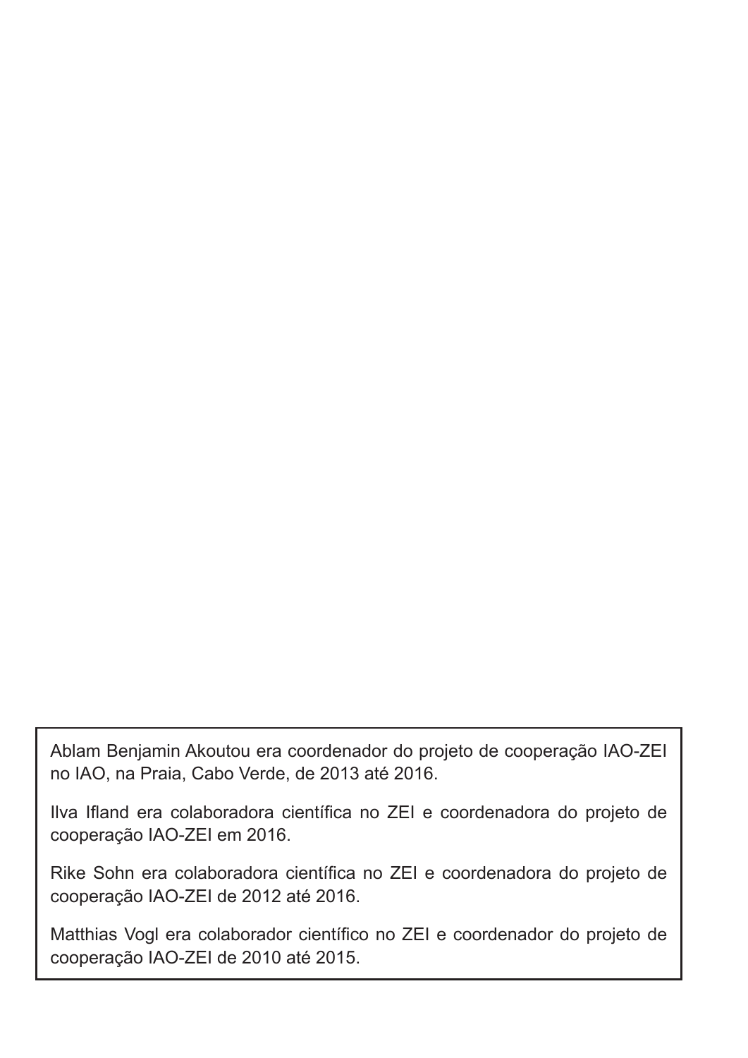Ablam Benjamin Akoutou era coordenador do projeto de cooperação IAO-ZEI no IAO, na Praia, Cabo Verde, de 2013 até 2016.

Ilva Ifland era colaboradora científica no ZEI e coordenadora do projeto de cooperação IAO-ZEI em 2016.

Rike Sohn era colaboradora científica no ZEI e coordenadora do projeto de cooperação IAO-ZEI de 2012 até 2016.

Matthias Vogl era colaborador científico no ZEI e coordenador do projeto de cooperação IAO-ZEI de 2010 até 2015.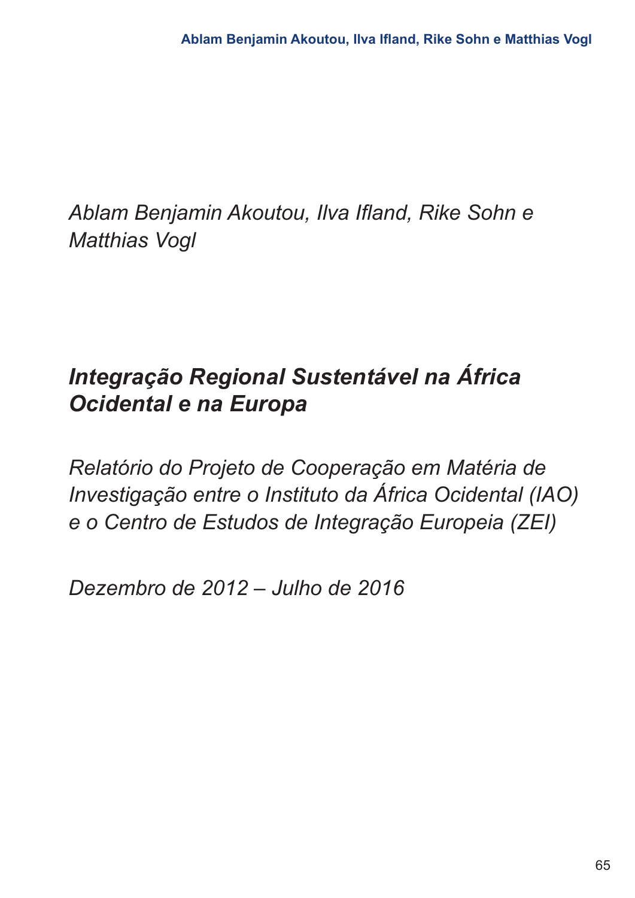*Ablam Benjamin Akoutou, Ilva Ifland, Rike Sohn e Matthias Vogl*

# *Integração Regional Sustentável na África Ocidental e na Europa*

*Relatório do Projeto de Cooperação em Matéria de Investigação entre o Instituto da África Ocidental (IAO) e o Centro de Estudos de Integração Europeia (ZEI)*

*Dezembro de 2012 – Julho de 2016*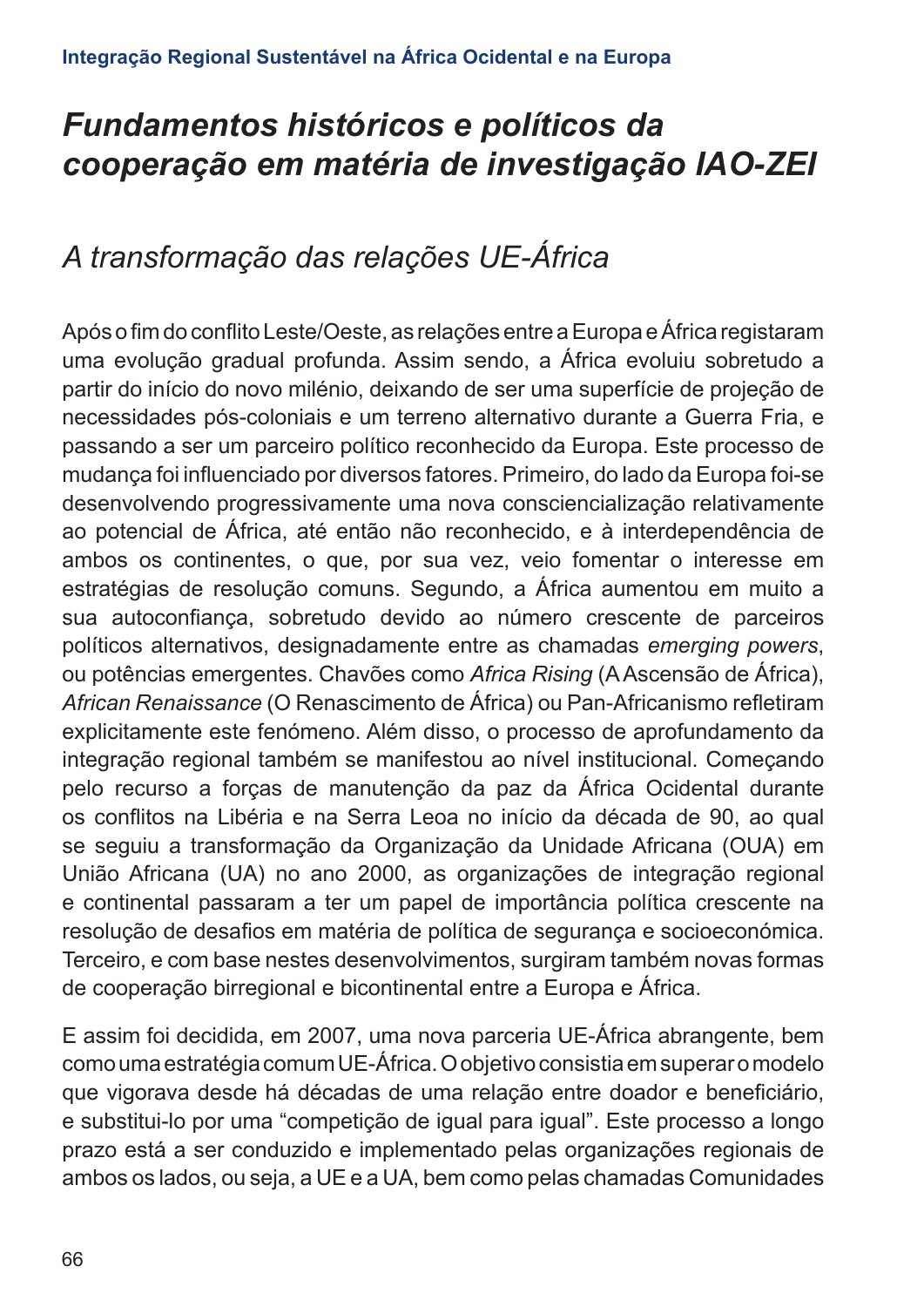# *Fundamentos históricos e políticos da cooperação em matéria de investigação IAO-ZEI*

## *A transformação das relações UE-África*

Após o fim do conflito Leste/Oeste, as relações entre a Europa e África registaram uma evolução gradual profunda. Assim sendo, a África evoluiu sobretudo a partir do início do novo milénio, deixando de ser uma superfície de projeção de necessidades pós-coloniais e um terreno alternativo durante a Guerra Fria, e passando a ser um parceiro político reconhecido da Europa. Este processo de mudança foi influenciado por diversos fatores. Primeiro, do lado da Europa foi-se desenvolvendo progressivamente uma nova consciencialização relativamente ao potencial de África, até então não reconhecido, e à interdependência de ambos os continentes, o que, por sua vez, veio fomentar o interesse em estratégias de resolução comuns. Segundo, a África aumentou em muito a sua autoconfiança, sobretudo devido ao número crescente de parceiros políticos alternativos, designadamente entre as chamadas *emerging powers*, ou potências emergentes. Chavões como *Africa Rising* (A Ascensão de África), *African Renaissance* (O Renascimento de África) ou Pan-Africanismo refletiram explicitamente este fenómeno. Além disso, o processo de aprofundamento da integração regional também se manifestou ao nível institucional. Começando pelo recurso a forças de manutenção da paz da África Ocidental durante os conflitos na Libéria e na Serra Leoa no início da década de 90, ao qual se seguiu a transformação da Organização da Unidade Africana (OUA) em União Africana (UA) no ano 2000, as organizações de integração regional e continental passaram a ter um papel de importância política crescente na resolução de desafios em matéria de política de segurança e socioeconómica. Terceiro, e com base nestes desenvolvimentos, surgiram também novas formas de cooperação birregional e bicontinental entre a Europa e África.

E assim foi decidida, em 2007, uma nova parceria UE-África abrangente, bem como uma estratégia comum UE-África. O objetivo consistia em superar o modelo que vigorava desde há décadas de uma relação entre doador e beneficiário, e substituí-lo por uma "competição de igual para igual". Este processo a longo prazo está a ser conduzido e implementado pelas organizações regionais de ambos os lados, ou seja, a UE e a UA, bem como pelas chamadas Comunidades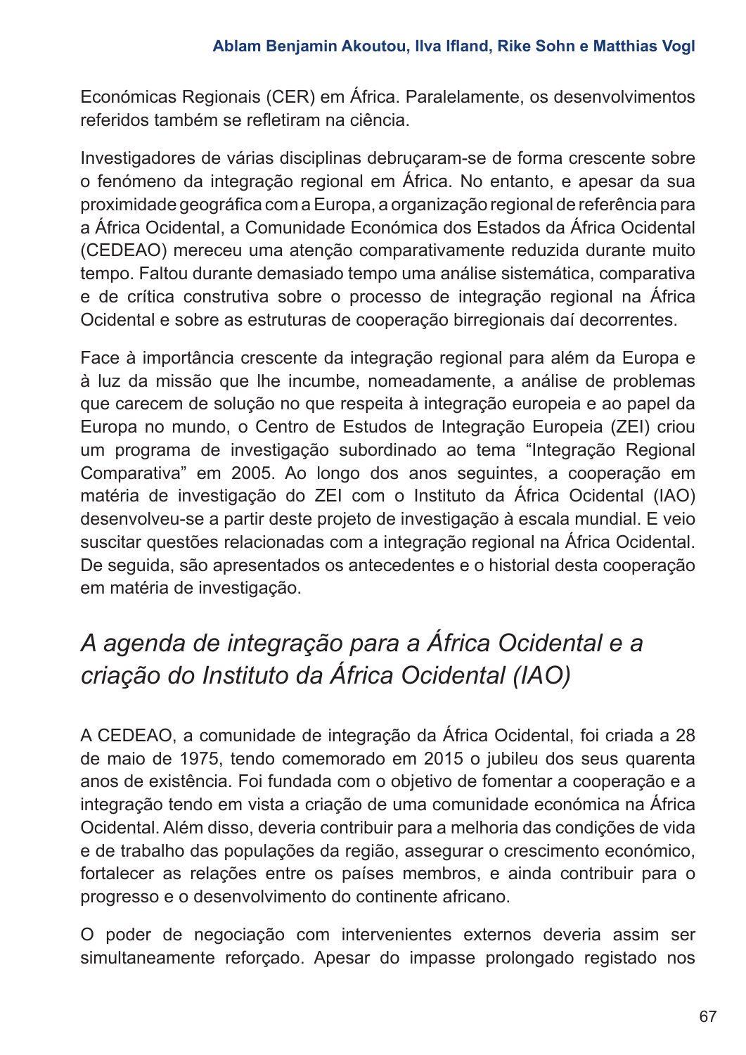Económicas Regionais (CER) em África. Paralelamente, os desenvolvimentos referidos também se refletiram na ciência.

Investigadores de várias disciplinas debruçaram-se de forma crescente sobre o fenómeno da integração regional em África. No entanto, e apesar da sua proximidade geográfica com a Europa, a organização regional de referência para a África Ocidental, a Comunidade Económica dos Estados da África Ocidental (CEDEAO) mereceu uma atenção comparativamente reduzida durante muito tempo. Faltou durante demasiado tempo uma análise sistemática, comparativa e de crítica construtiva sobre o processo de integração regional na África Ocidental e sobre as estruturas de cooperação birregionais daí decorrentes.

Face à importância crescente da integração regional para além da Europa e à luz da missão que lhe incumbe, nomeadamente, a análise de problemas que carecem de solução no que respeita à integração europeia e ao papel da Europa no mundo, o Centro de Estudos de Integração Europeia (ZEI) criou um programa de investigação subordinado ao tema "Integração Regional Comparativa" em 2005. Ao longo dos anos seguintes, a cooperação em matéria de investigação do ZEI com o Instituto da África Ocidental (IAO) desenvolveu-se a partir deste projeto de investigação à escala mundial. E veio suscitar questões relacionadas com a integração regional na África Ocidental. De seguida, são apresentados os antecedentes e o historial desta cooperação em matéria de investigação.

## *A agenda de integração para a África Ocidental e a criação do Instituto da África Ocidental (IAO)*

A CEDEAO, a comunidade de integração da África Ocidental, foi criada a 28 de maio de 1975, tendo comemorado em 2015 o jubileu dos seus quarenta anos de existência. Foi fundada com o objetivo de fomentar a cooperação e a integração tendo em vista a criação de uma comunidade económica na África Ocidental. Além disso, deveria contribuir para a melhoria das condições de vida e de trabalho das populações da região, assegurar o crescimento económico, fortalecer as relações entre os países membros, e ainda contribuir para o progresso e o desenvolvimento do continente africano.

O poder de negociação com intervenientes externos deveria assim ser simultaneamente reforçado. Apesar do impasse prolongado registado nos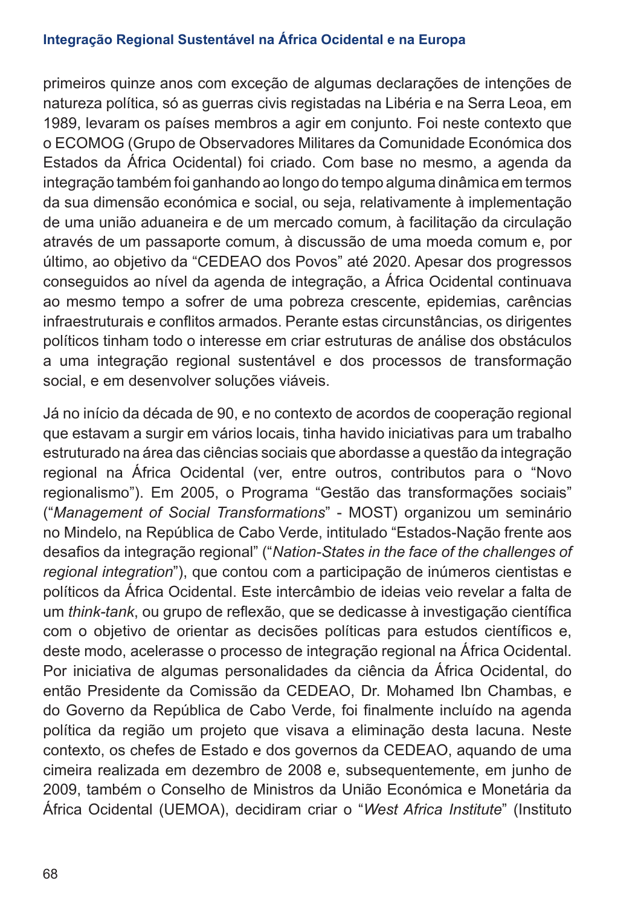primeiros quinze anos com exceção de algumas declarações de intenções de natureza política, só as guerras civis registadas na Libéria e na Serra Leoa, em 1989, levaram os países membros a agir em conjunto. Foi neste contexto que o ECOMOG (Grupo de Observadores Militares da Comunidade Económica dos Estados da África Ocidental) foi criado. Com base no mesmo, a agenda da integração também foi ganhando ao longo do tempo alguma dinâmica em termos da sua dimensão económica e social, ou seja, relativamente à implementação de uma união aduaneira e de um mercado comum, à facilitação da circulação através de um passaporte comum, à discussão de uma moeda comum e, por último, ao objetivo da "CEDEAO dos Povos" até 2020. Apesar dos progressos conseguidos ao nível da agenda de integração, a África Ocidental continuava ao mesmo tempo a sofrer de uma pobreza crescente, epidemias, carências infraestruturais e conflitos armados. Perante estas circunstâncias, os dirigentes políticos tinham todo o interesse em criar estruturas de análise dos obstáculos a uma integração regional sustentável e dos processos de transformação social, e em desenvolver soluções viáveis.

Já no início da década de 90, e no contexto de acordos de cooperação regional que estavam a surgir em vários locais, tinha havido iniciativas para um trabalho estruturado na área das ciências sociais que abordasse a questão da integração regional na África Ocidental (ver, entre outros, contributos para o "Novo regionalismo"). Em 2005, o Programa "Gestão das transformações sociais" ("*Management of Social Transformations*" - MOST) organizou um seminário no Mindelo, na República de Cabo Verde, intitulado "Estados-Nação frente aos desafios da integração regional" ("*Nation-States in the face of the challenges of regional integration*"), que contou com a participação de inúmeros cientistas e políticos da África Ocidental. Este intercâmbio de ideias veio revelar a falta de um *think-tank*, ou grupo de reflexão, que se dedicasse à investigação científica com o objetivo de orientar as decisões políticas para estudos científicos e, deste modo, acelerasse o processo de integração regional na África Ocidental. Por iniciativa de algumas personalidades da ciência da África Ocidental, do então Presidente da Comissão da CEDEAO, Dr. Mohamed Ibn Chambas, e do Governo da República de Cabo Verde, foi finalmente incluído na agenda política da região um projeto que visava a eliminação desta lacuna. Neste contexto, os chefes de Estado e dos governos da CEDEAO, aquando de uma cimeira realizada em dezembro de 2008 e, subsequentemente, em junho de 2009, também o Conselho de Ministros da União Económica e Monetária da África Ocidental (UEMOA), decidiram criar o "*West Africa Institute*" (Instituto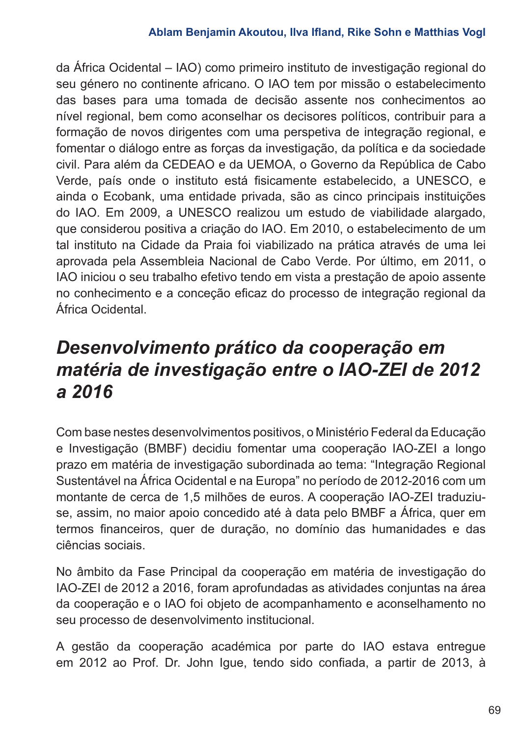da África Ocidental – IAO) como primeiro instituto de investigação regional do seu género no continente africano. O IAO tem por missão o estabelecimento das bases para uma tomada de decisão assente nos conhecimentos ao nível regional, bem como aconselhar os decisores políticos, contribuir para a formação de novos dirigentes com uma perspetiva de integração regional, e fomentar o diálogo entre as forças da investigação, da política e da sociedade civil. Para além da CEDEAO e da UEMOA, o Governo da República de Cabo Verde, país onde o instituto está fisicamente estabelecido, a UNESCO, e ainda o Ecobank, uma entidade privada, são as cinco principais instituições do IAO. Em 2009, a UNESCO realizou um estudo de viabilidade alargado, que considerou positiva a criação do IAO. Em 2010, o estabelecimento de um tal instituto na Cidade da Praia foi viabilizado na prática através de uma lei aprovada pela Assembleia Nacional de Cabo Verde. Por último, em 2011, o IAO iniciou o seu trabalho efetivo tendo em vista a prestação de apoio assente no conhecimento e a conceção eficaz do processo de integração regional da África Ocidental.

## *Desenvolvimento prático da cooperação em matéria de investigação entre o IAO-ZEI de 2012 a 2016*

Com base nestes desenvolvimentos positivos, o Ministério Federal da Educação e Investigação (BMBF) decidiu fomentar uma cooperação IAO-ZEI a longo prazo em matéria de investigação subordinada ao tema: "Integração Regional Sustentável na África Ocidental e na Europa" no período de 2012-2016 com um montante de cerca de 1,5 milhões de euros. A cooperação IAO-ZEI traduziu-se, assim, no maior apoio concedido até à data pelo BMBF a África, quer em termos financeiros, quer de duração, no domínio das humanidades e das ciências sociais.

No âmbito da Fase Principal da cooperação em matéria de investigação do IAO-ZEI de 2012 a 2016, foram aprofundadas as atividades conjuntas na área da cooperação e o IAO foi objeto de acompanhamento e aconselhamento no seu processo de desenvolvimento institucional.

A gestão da cooperação académica por parte do IAO estava entregue em 2012 ao Prof. Dr. John Igue, tendo sido confiada, a partir de 2013, à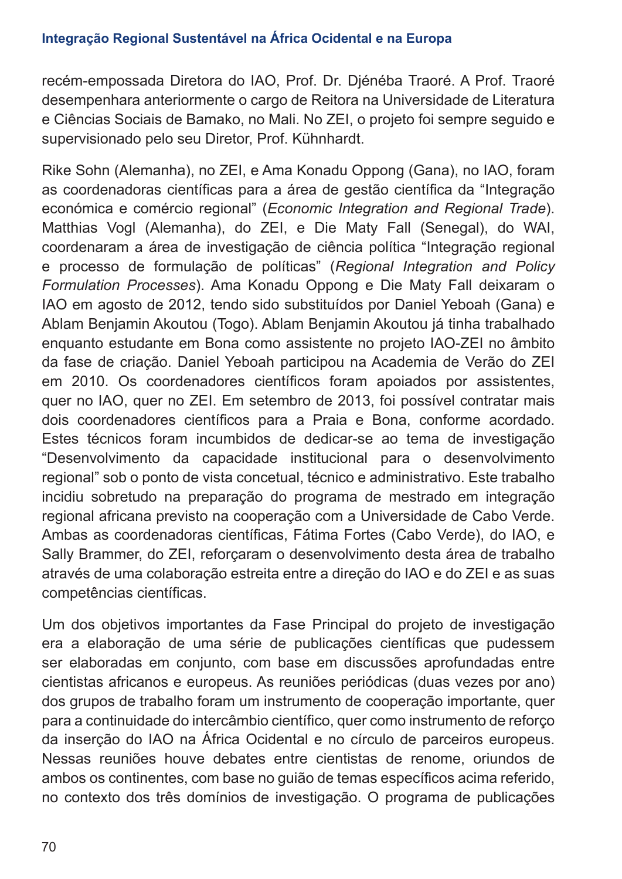recém-empossada Diretora do IAO, Prof. Dr. Djénéba Traoré. A Prof. Traoré desempenhara anteriormente o cargo de Reitora na Universidade de Literatura e Ciências Sociais de Bamako, no Mali. No ZEI, o projeto foi sempre seguido e supervisionado pelo seu Diretor, Prof. Kühnhardt.

Rike Sohn (Alemanha), no ZEI, e Ama Konadu Oppong (Gana), no IAO, foram as coordenadoras científicas para a área de gestão científica da "Integração económica e comércio regional" (*Economic Integration and Regional Trade*). Matthias Vogl (Alemanha), do ZEI, e Die Maty Fall (Senegal), do WAI, coordenaram a área de investigação de ciência política "Integração regional e processo de formulação de políticas" (*Regional Integration and Policy Formulation Processes*). Ama Konadu Oppong e Die Maty Fall deixaram o IAO em agosto de 2012, tendo sido substituídos por Daniel Yeboah (Gana) e Ablam Benjamin Akoutou (Togo). Ablam Benjamin Akoutou já tinha trabalhado enquanto estudante em Bona como assistente no projeto IAO-ZEI no âmbito da fase de criação. Daniel Yeboah participou na Academia de Verão do ZEI em 2010. Os coordenadores científicos foram apoiados por assistentes, quer no IAO, quer no ZEI. Em setembro de 2013, foi possível contratar mais dois coordenadores científicos para a Praia e Bona, conforme acordado. Estes técnicos foram incumbidos de dedicar-se ao tema de investigação "Desenvolvimento da capacidade institucional para o desenvolvimento regional" sob o ponto de vista concetual, técnico e administrativo. Este trabalho incidiu sobretudo na preparação do programa de mestrado em integração regional africana previsto na cooperação com a Universidade de Cabo Verde. Ambas as coordenadoras científicas, Fátima Fortes (Cabo Verde), do IAO, e Sally Brammer, do ZEI, reforçaram o desenvolvimento desta área de trabalho através de uma colaboração estreita entre a direção do IAO e do ZEI e as suas competências científicas.

Um dos objetivos importantes da Fase Principal do projeto de investigação era a elaboração de uma série de publicações científicas que pudessem ser elaboradas em conjunto, com base em discussões aprofundadas entre cientistas africanos e europeus. As reuniões periódicas (duas vezes por ano) dos grupos de trabalho foram um instrumento de cooperação importante, quer para a continuidade do intercâmbio científico, quer como instrumento de reforço da inserção do IAO na África Ocidental e no círculo de parceiros europeus. Nessas reuniões houve debates entre cientistas de renome, oriundos de ambos os continentes, com base no guião de temas específicos acima referido, no contexto dos três domínios de investigação. O programa de publicações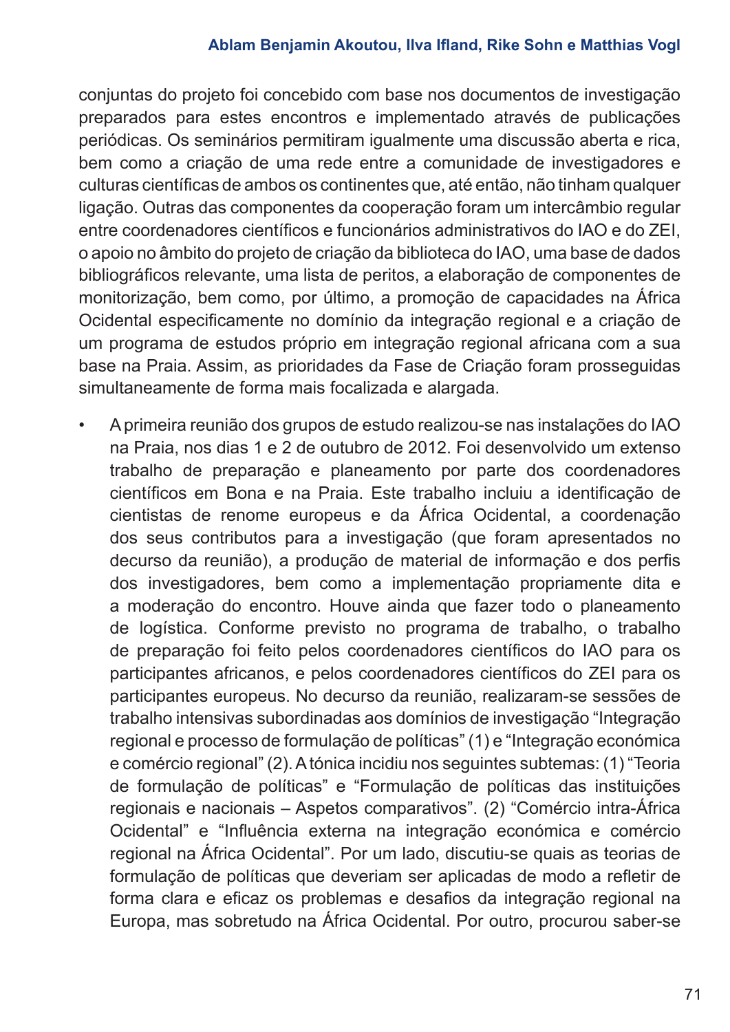conjuntas do projeto foi concebido com base nos documentos de investigação preparados para estes encontros e implementado através de publicações periódicas. Os seminários permitiram igualmente uma discussão aberta e rica, bem como a criação de uma rede entre a comunidade de investigadores e culturas científicas de ambos os continentes que, até então, não tinham qualquer ligação. Outras das componentes da cooperação foram um intercâmbio regular entre coordenadores científicos e funcionários administrativos do IAO e do ZEI, o apoio no âmbito do projeto de criação da biblioteca do IAO, uma base de dados bibliográficos relevante, uma lista de peritos, a elaboração de componentes de monitorização, bem como, por último, a promoção de capacidades na África Ocidental especificamente no domínio da integração regional e a criação de um programa de estudos próprio em integração regional africana com a sua base na Praia. Assim, as prioridades da Fase de Criação foram prosseguidas simultaneamente de forma mais focalizada e alargada.

- A primeira reunião dos grupos de estudo realizou-se nas instalações do IAO na Praia, nos dias 1 e 2 de outubro de 2012. Foi desenvolvido um extenso trabalho de preparação e planeamento por parte dos coordenadores científicos em Bona e na Praia. Este trabalho incluiu a identificação de cientistas de renome europeus e da África Ocidental, a coordenação dos seus contributos para a investigação (que foram apresentados no decurso da reunião), a produção de material de informação e dos perfis dos investigadores, bem como a implementação propriamente dita e a moderação do encontro. Houve ainda que fazer todo o planeamento de logística. Conforme previsto no programa de trabalho, o trabalho de preparação foi feito pelos coordenadores científicos do IAO para os participantes africanos, e pelos coordenadores científicos do ZEI para os participantes europeus. No decurso da reunião, realizaram-se sessões de trabalho intensivas subordinadas aos domínios de investigação "Integração regional e processo de formulação de políticas" (1) e "Integração económica e comércio regional" (2). A tónica incidiu nos seguintes subtemas: (1) "Teoria de formulação de políticas" e "Formulação de políticas das instituições regionais e nacionais – Aspetos comparativos". (2) "Comércio intra-África Ocidental" e "Influência externa na integração económica e comércio regional na África Ocidental". Por um lado, discutiu-se quais as teorias de formulação de políticas que deveriam ser aplicadas de modo a refletir de forma clara e eficaz os problemas e desafios da integração regional na Europa, mas sobretudo na África Ocidental. Por outro, procurou saber-se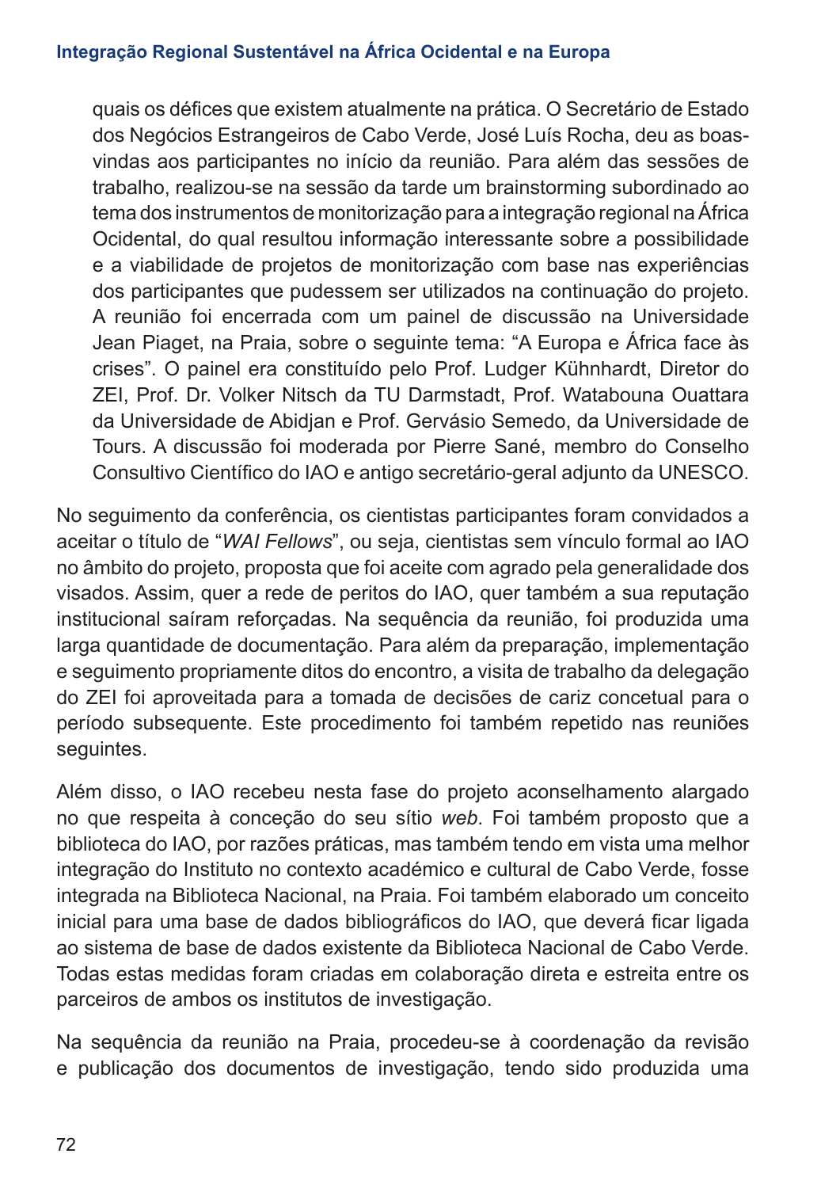quais os défices que existem atualmente na prática. O Secretário de Estado dos Negócios Estrangeiros de Cabo Verde, José Luís Rocha, deu as boas-vindas aos participantes no início da reunião. Para além das sessões de trabalho, realizou-se na sessão da tarde um brainstorming subordinado ao tema dos instrumentos de monitorização para a integração regional na África Ocidental, do qual resultou informação interessante sobre a possibilidade e a viabilidade de projetos de monitorização com base nas experiências dos participantes que pudessem ser utilizados na continuação do projeto. A reunião foi encerrada com um painel de discussão na Universidade Jean Piaget, na Praia, sobre o seguinte tema: "A Europa e África face às crises". O painel era constituído pelo Prof. Ludger Kühnhardt, Diretor do ZEI, Prof. Dr. Volker Nitsch da TU Darmstadt, Prof. Watabouna Ouattara da Universidade de Abidjan e Prof. Gervásio Semedo, da Universidade de Tours. A discussão foi moderada por Pierre Sané, membro do Conselho Consultivo Científico do IAO e antigo secretário-geral adjunto da UNESCO.

No seguimento da conferência, os cientistas participantes foram convidados a aceitar o título de "*WAI Fellows*", ou seja, cientistas sem vínculo formal ao IAO no âmbito do projeto, proposta que foi aceite com agrado pela generalidade dos visados. Assim, quer a rede de peritos do IAO, quer também a sua reputação institucional saíram reforçadas. Na sequência da reunião, foi produzida uma larga quantidade de documentação. Para além da preparação, implementação e seguimento propriamente ditos do encontro, a visita de trabalho da delegação do ZEI foi aproveitada para a tomada de decisões de cariz concetual para o período subsequente. Este procedimento foi também repetido nas reuniões seguintes.

Além disso, o IAO recebeu nesta fase do projeto aconselhamento alargado no que respeita à conceção do seu sítio *web*. Foi também proposto que a biblioteca do IAO, por razões práticas, mas também tendo em vista uma melhor integração do Instituto no contexto académico e cultural de Cabo Verde, fosse integrada na Biblioteca Nacional, na Praia. Foi também elaborado um conceito inicial para uma base de dados bibliográficos do IAO, que deverá ficar ligada ao sistema de base de dados existente da Biblioteca Nacional de Cabo Verde. Todas estas medidas foram criadas em colaboração direta e estreita entre os parceiros de ambos os institutos de investigação.

Na sequência da reunião na Praia, procedeu-se à coordenação da revisão e publicação dos documentos de investigação, tendo sido produzida uma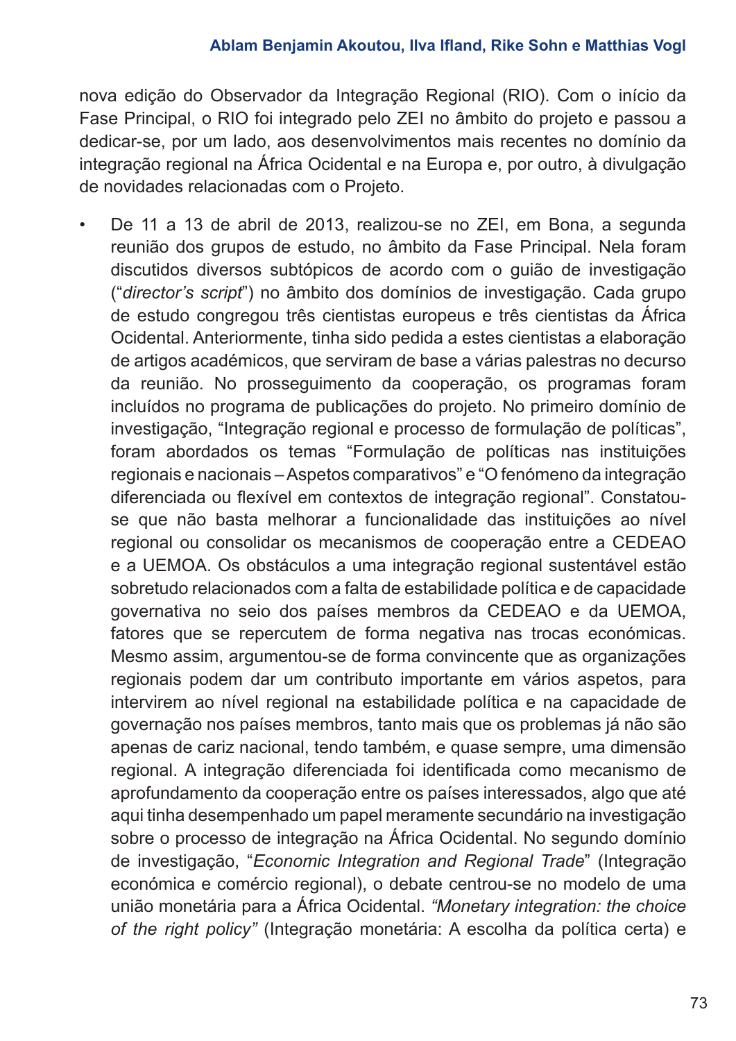nova edição do Observador da Integração Regional (RIO). Com o início da Fase Principal, o RIO foi integrado pelo ZEI no âmbito do projeto e passou a dedicar-se, por um lado, aos desenvolvimentos mais recentes no domínio da integração regional na África Ocidental e na Europa e, por outro, à divulgação de novidades relacionadas com o Projeto.

- De 11 a 13 de abril de 2013, realizou-se no ZEI, em Bona, a segunda reunião dos grupos de estudo, no âmbito da Fase Principal. Nela foram discutidos diversos subtópicos de acordo com o guião de investigação ("*director's script*") no âmbito dos domínios de investigação. Cada grupo de estudo congregou três cientistas europeus e três cientistas da África Ocidental. Anteriormente, tinha sido pedida a estes cientistas a elaboração de artigos académicos, que serviram de base a várias palestras no decurso da reunião. No prosseguimento da cooperação, os programas foram incluídos no programa de publicações do projeto. No primeiro domínio de investigação, "Integração regional e processo de formulação de políticas", foram abordados os temas "Formulação de políticas nas instituições regionais e nacionais – Aspetos comparativos" e "O fenómeno da integração diferenciada ou flexível em contextos de integração regional". Constatou-se que não basta melhorar a funcionalidade das instituições ao nível regional ou consolidar os mecanismos de cooperação entre a CEDEAO e a UEMOA. Os obstáculos a uma integração regional sustentável estão sobretudo relacionados com a falta de estabilidade política e de capacidade governativa no seio dos países membros da CEDEAO e da UEMOA, fatores que se repercutem de forma negativa nas trocas económicas. Mesmo assim, argumentou-se de forma convincente que as organizações regionais podem dar um contributo importante em vários aspetos, para intervirem ao nível regional na estabilidade política e na capacidade de governação nos países membros, tanto mais que os problemas já não são apenas de cariz nacional, tendo também, e quase sempre, uma dimensão regional. A integração diferenciada foi identificada como mecanismo de aprofundamento da cooperação entre os países interessados, algo que até aqui tinha desempenhado um papel meramente secundário na investigação sobre o processo de integração na África Ocidental. No segundo domínio de investigação, "*Economic Integration and Regional Trade*" (Integração económica e comércio regional), o debate centrou-se no modelo de uma união monetária para a África Ocidental. *"Monetary integration: the choice of the right policy"* (Integração monetária: A escolha da política certa) e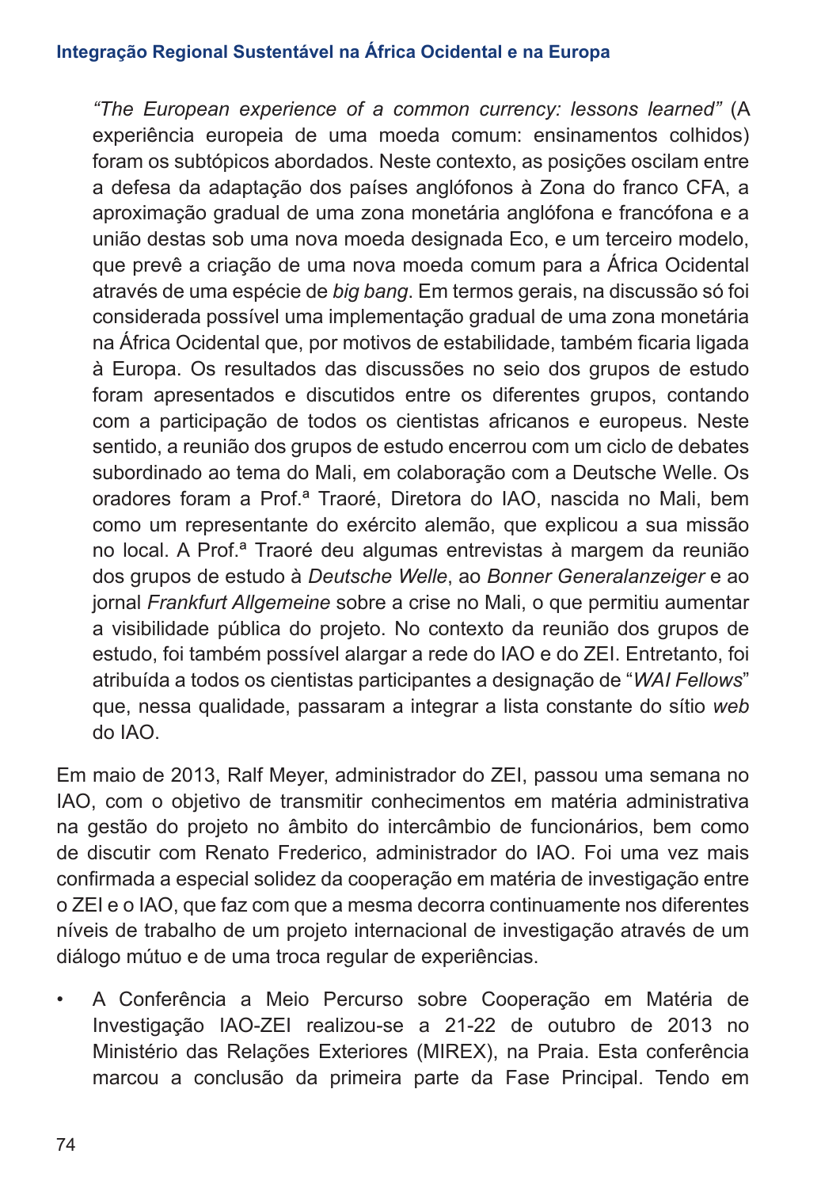*"The European experience of a common currency: lessons learned"* (A experiência europeia de uma moeda comum: ensinamentos colhidos) foram os subtópicos abordados. Neste contexto, as posições oscilam entre a defesa da adaptação dos países anglófonos à Zona do franco CFA, a aproximação gradual de uma zona monetária anglófona e francófona e a união destas sob uma nova moeda designada Eco, e um terceiro modelo, que prevê a criação de uma nova moeda comum para a África Ocidental através de uma espécie de *big bang*. Em termos gerais, na discussão só foi considerada possível uma implementação gradual de uma zona monetária na África Ocidental que, por motivos de estabilidade, também ficaria ligada à Europa. Os resultados das discussões no seio dos grupos de estudo foram apresentados e discutidos entre os diferentes grupos, contando com a participação de todos os cientistas africanos e europeus. Neste sentido, a reunião dos grupos de estudo encerrou com um ciclo de debates subordinado ao tema do Mali, em colaboração com a Deutsche Welle. Os oradores foram a Prof.ª Traoré, Diretora do IAO, nascida no Mali, bem como um representante do exército alemão, que explicou a sua missão no local. A Prof.ª Traoré deu algumas entrevistas à margem da reunião dos grupos de estudo à *Deutsche Welle*, ao *Bonner Generalanzeiger* e ao jornal *Frankfurt Allgemeine* sobre a crise no Mali, o que permitiu aumentar a visibilidade pública do projeto. No contexto da reunião dos grupos de estudo, foi também possível alargar a rede do IAO e do ZEI. Entretanto, foi atribuída a todos os cientistas participantes a designação de "*WAI Fellows*" que, nessa qualidade, passaram a integrar a lista constante do sítio *web* do IAO.

Em maio de 2013, Ralf Meyer, administrador do ZEI, passou uma semana no IAO, com o objetivo de transmitir conhecimentos em matéria administrativa na gestão do projeto no âmbito do intercâmbio de funcionários, bem como de discutir com Renato Frederico, administrador do IAO. Foi uma vez mais confirmada a especial solidez da cooperação em matéria de investigação entre o ZEI e o IAO, que faz com que a mesma decorra continuamente nos diferentes níveis de trabalho de um projeto internacional de investigação através de um diálogo mútuo e de uma troca regular de experiências.

- A Conferência a Meio Percurso sobre Cooperação em Matéria de Investigação IAO-ZEI realizou-se a 21-22 de outubro de 2013 no Ministério das Relações Exteriores (MIREX), na Praia. Esta conferência marcou a conclusão da primeira parte da Fase Principal. Tendo em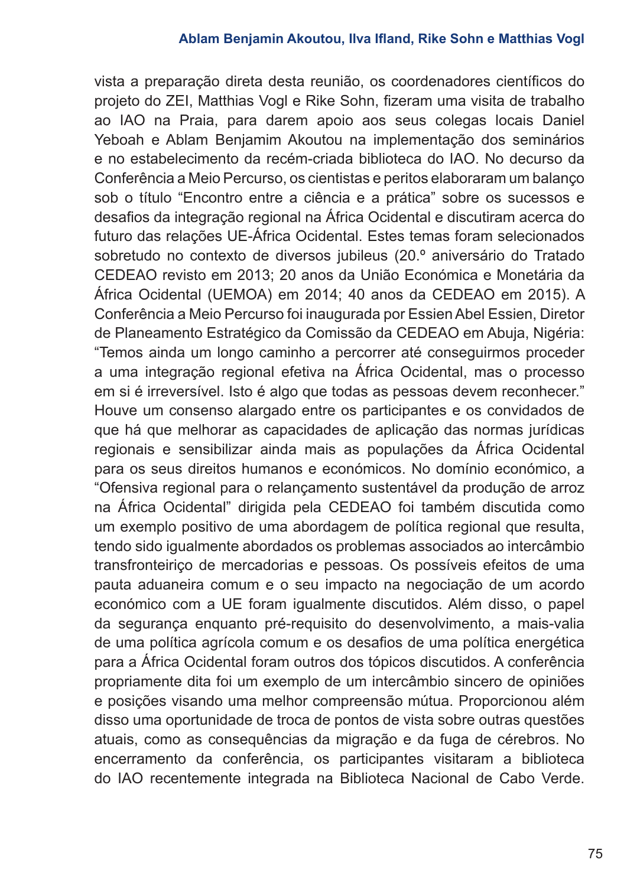vista a preparação direta desta reunião, os coordenadores científicos do projeto do ZEI, Matthias Vogl e Rike Sohn, fizeram uma visita de trabalho ao IAO na Praia, para darem apoio aos seus colegas locais Daniel Yeboah e Ablam Benjamim Akoutou na implementação dos seminários e no estabelecimento da recém-criada biblioteca do IAO. No decurso da Conferência a Meio Percurso, os cientistas e peritos elaboraram um balanço sob o título “Encontro entre a ciência e a prática” sobre os sucessos e desafios da integração regional na África Ocidental e discutiram acerca do futuro das relações UE-África Ocidental. Estes temas foram selecionados sobretudo no contexto de diversos jubileus (20.º aniversário do Tratado CEDEAO revisto em 2013; 20 anos da União Económica e Monetária da África Ocidental (UEMOA) em 2014; 40 anos da CEDEAO em 2015). A Conferência a Meio Percurso foi inaugurada por Essien Abel Essien, Diretor de Planeamento Estratégico da Comissão da CEDEAO em Abuja, Nigéria: “Temos ainda um longo caminho a percorrer até conseguirmos proceder a uma integração regional efetiva na África Ocidental, mas o processo em si é irreversível. Isto é algo que todas as pessoas devem reconhecer.” Houve um consenso alargado entre os participantes e os convidados de que há que melhorar as capacidades de aplicação das normas jurídicas regionais e sensibilizar ainda mais as populações da África Ocidental para os seus direitos humanos e económicos. No domínio económico, a “Ofensiva regional para o relançamento sustentável da produção de arroz na África Ocidental” dirigida pela CEDEAO foi também discutida como um exemplo positivo de uma abordagem de política regional que resulta, tendo sido igualmente abordados os problemas associados ao intercâmbio transfronteiriço de mercadorias e pessoas. Os possíveis efeitos de uma pauta aduaneira comum e o seu impacto na negociação de um acordo económico com a UE foram igualmente discutidos. Além disso, o papel da segurança enquanto pré-requisito do desenvolvimento, a mais-valia de uma política agrícola comum e os desafios de uma política energética para a África Ocidental foram outros dos tópicos discutidos. A conferência propriamente dita foi um exemplo de um intercâmbio sincero de opiniões e posições visando uma melhor compreensão mútua. Proporcionou além disso uma oportunidade de troca de pontos de vista sobre outras questões atuais, como as consequências da migração e da fuga de cérebros. No encerramento da conferência, os participantes visitaram a biblioteca do IAO recentemente integrada na Biblioteca Nacional de Cabo Verde.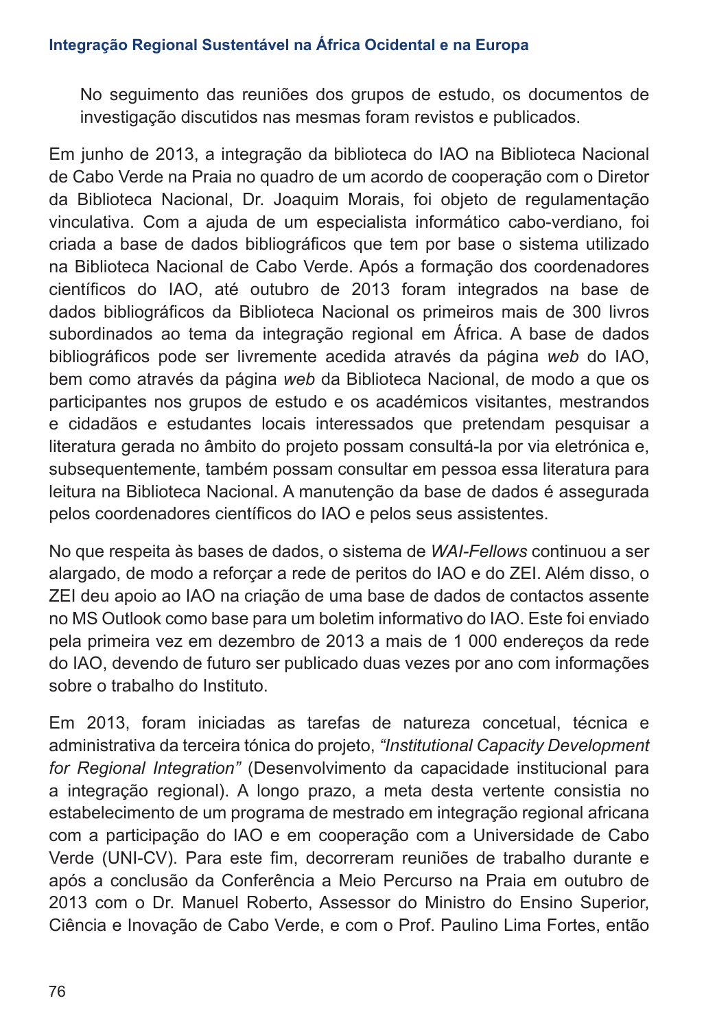No seguimento das reuniões dos grupos de estudo, os documentos de investigação discutidos nas mesmas foram revistos e publicados.

Em junho de 2013, a integração da biblioteca do IAO na Biblioteca Nacional de Cabo Verde na Praia no quadro de um acordo de cooperação com o Diretor da Biblioteca Nacional, Dr. Joaquim Morais, foi objeto de regulamentação vinculativa. Com a ajuda de um especialista informático cabo-verdiano, foi criada a base de dados bibliográficos que tem por base o sistema utilizado na Biblioteca Nacional de Cabo Verde. Após a formação dos coordenadores científicos do IAO, até outubro de 2013 foram integrados na base de dados bibliográficos da Biblioteca Nacional os primeiros mais de 300 livros subordinados ao tema da integração regional em África. A base de dados bibliográficos pode ser livremente acedida através da página *web* do IAO, bem como através da página *web* da Biblioteca Nacional, de modo a que os participantes nos grupos de estudo e os académicos visitantes, mestrandos e cidadãos e estudantes locais interessados que pretendam pesquisar a literatura gerada no âmbito do projeto possam consultá-la por via eletrónica e, subsequentemente, também possam consultar em pessoa essa literatura para leitura na Biblioteca Nacional. A manutenção da base de dados é assegurada pelos coordenadores científicos do IAO e pelos seus assistentes.

No que respeita às bases de dados, o sistema de *WAI-Fellows* continuou a ser alargado, de modo a reforçar a rede de peritos do IAO e do ZEI. Além disso, o ZEI deu apoio ao IAO na criação de uma base de dados de contactos assente no MS Outlook como base para um boletim informativo do IAO. Este foi enviado pela primeira vez em dezembro de 2013 a mais de 1 000 endereços da rede do IAO, devendo de futuro ser publicado duas vezes por ano com informações sobre o trabalho do Instituto.

Em 2013, foram iniciadas as tarefas de natureza concetual, técnica e administrativa da terceira tónica do projeto, *"Institutional Capacity Development for Regional Integration"* (Desenvolvimento da capacidade institucional para a integração regional). A longo prazo, a meta desta vertente consistia no estabelecimento de um programa de mestrado em integração regional africana com a participação do IAO e em cooperação com a Universidade de Cabo Verde (UNI-CV). Para este fim, decorreram reuniões de trabalho durante e após a conclusão da Conferência a Meio Percurso na Praia em outubro de 2013 com o Dr. Manuel Roberto, Assessor do Ministro do Ensino Superior, Ciência e Inovação de Cabo Verde, e com o Prof. Paulino Lima Fortes, então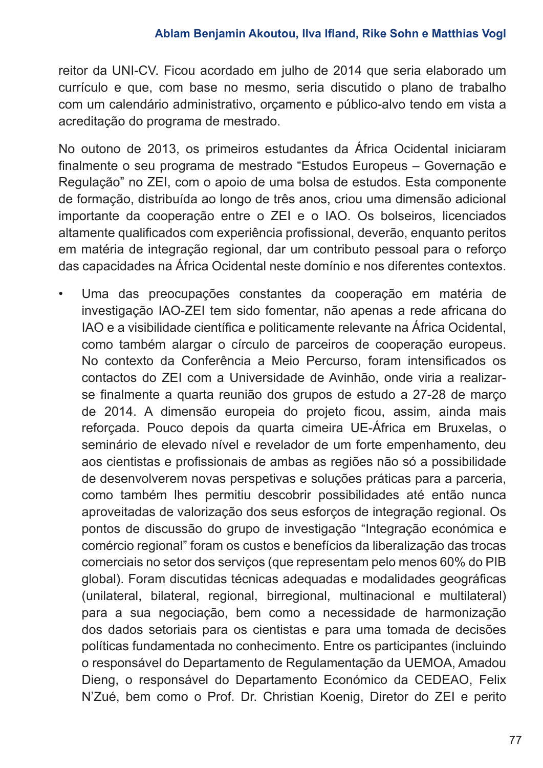reitor da UNI-CV. Ficou acordado em julho de 2014 que seria elaborado um currículo e que, com base no mesmo, seria discutido o plano de trabalho com um calendário administrativo, orçamento e público-alvo tendo em vista a acreditação do programa de mestrado.

No outono de 2013, os primeiros estudantes da África Ocidental iniciaram finalmente o seu programa de mestrado "Estudos Europeus – Governação e Regulação" no ZEI, com o apoio de uma bolsa de estudos. Esta componente de formação, distribuída ao longo de três anos, criou uma dimensão adicional importante da cooperação entre o ZEI e o IAO. Os bolseiros, licenciados altamente qualificados com experiência profissional, deverão, enquanto peritos em matéria de integração regional, dar um contributo pessoal para o reforço das capacidades na África Ocidental neste domínio e nos diferentes contextos.

- Uma das preocupações constantes da cooperação em matéria de investigação IAO-ZEI tem sido fomentar, não apenas a rede africana do IAO e a visibilidade científica e politicamente relevante na África Ocidental, como também alargar o círculo de parceiros de cooperação europeus. No contexto da Conferência a Meio Percurso, foram intensificados os contactos do ZEI com a Universidade de Avinhão, onde viria a realizar-se finalmente a quarta reunião dos grupos de estudo a 27-28 de março de 2014. A dimensão europeia do projeto ficou, assim, ainda mais reforçada. Pouco depois da quarta cimeira UE-África em Bruxelas, o seminário de elevado nível e revelador de um forte empenhamento, deu aos cientistas e profissionais de ambas as regiões não só a possibilidade de desenvolverem novas perspetivas e soluções práticas para a parceria, como também lhes permitiu descobrir possibilidades até então nunca aproveitadas de valorização dos seus esforços de integração regional. Os pontos de discussão do grupo de investigação "Integração económica e comércio regional" foram os custos e benefícios da liberalização das trocas comerciais no setor dos serviços (que representam pelo menos 60% do PIB global). Foram discutidas técnicas adequadas e modalidades geográficas (unilateral, bilateral, regional, birregional, multinacional e multilateral) para a sua negociação, bem como a necessidade de harmonização dos dados setoriais para os cientistas e para uma tomada de decisões políticas fundamentada no conhecimento. Entre os participantes (incluindo o responsável do Departamento de Regulamentação da UEMOA, Amadou Dieng, o responsável do Departamento Económico da CEDEAO, Felix N'Zué, bem como o Prof. Dr. Christian Koenig, Diretor do ZEI e perito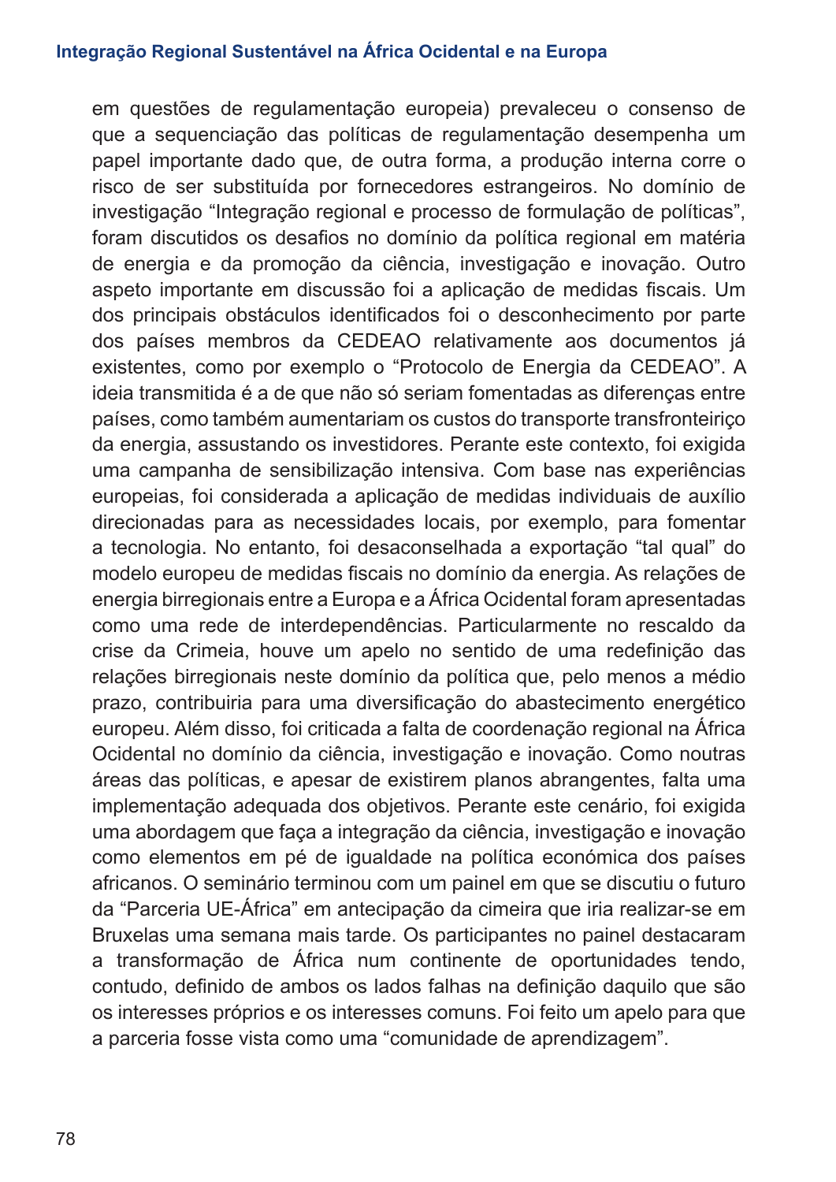em questões de regulamentação europeia) prevaleceu o consenso de que a sequenciação das políticas de regulamentação desempenha um papel importante dado que, de outra forma, a produção interna corre o risco de ser substituída por fornecedores estrangeiros. No domínio de investigação "Integração regional e processo de formulação de políticas", foram discutidos os desafios no domínio da política regional em matéria de energia e da promoção da ciência, investigação e inovação. Outro aspeto importante em discussão foi a aplicação de medidas fiscais. Um dos principais obstáculos identificados foi o desconhecimento por parte dos países membros da CEDEAO relativamente aos documentos já existentes, como por exemplo o "Protocolo de Energia da CEDEAO". A ideia transmitida é a de que não só seriam fomentadas as diferenças entre países, como também aumentariam os custos do transporte transfronteiriço da energia, assustando os investidores. Perante este contexto, foi exigida uma campanha de sensibilização intensiva. Com base nas experiências europeias, foi considerada a aplicação de medidas individuais de auxílio direcionadas para as necessidades locais, por exemplo, para fomentar a tecnologia. No entanto, foi desaconselhada a exportação "tal qual" do modelo europeu de medidas fiscais no domínio da energia. As relações de energia birregionais entre a Europa e a África Ocidental foram apresentadas como uma rede de interdependências. Particularmente no rescaldo da crise da Crimeia, houve um apelo no sentido de uma redefinição das relações birregionais neste domínio da política que, pelo menos a médio prazo, contribuiria para uma diversificação do abastecimento energético europeu. Além disso, foi criticada a falta de coordenação regional na África Ocidental no domínio da ciência, investigação e inovação. Como noutras áreas das políticas, e apesar de existirem planos abrangentes, falta uma implementação adequada dos objetivos. Perante este cenário, foi exigida uma abordagem que faça a integração da ciência, investigação e inovação como elementos em pé de igualdade na política económica dos países africanos. O seminário terminou com um painel em que se discutiu o futuro da "Parceria UE-África" em antecipação da cimeira que iria realizar-se em Bruxelas uma semana mais tarde. Os participantes no painel destacaram a transformação de África num continente de oportunidades tendo, contudo, definido de ambos os lados falhas na definição daquilo que são os interesses próprios e os interesses comuns. Foi feito um apelo para que a parceria fosse vista como uma "comunidade de aprendizagem".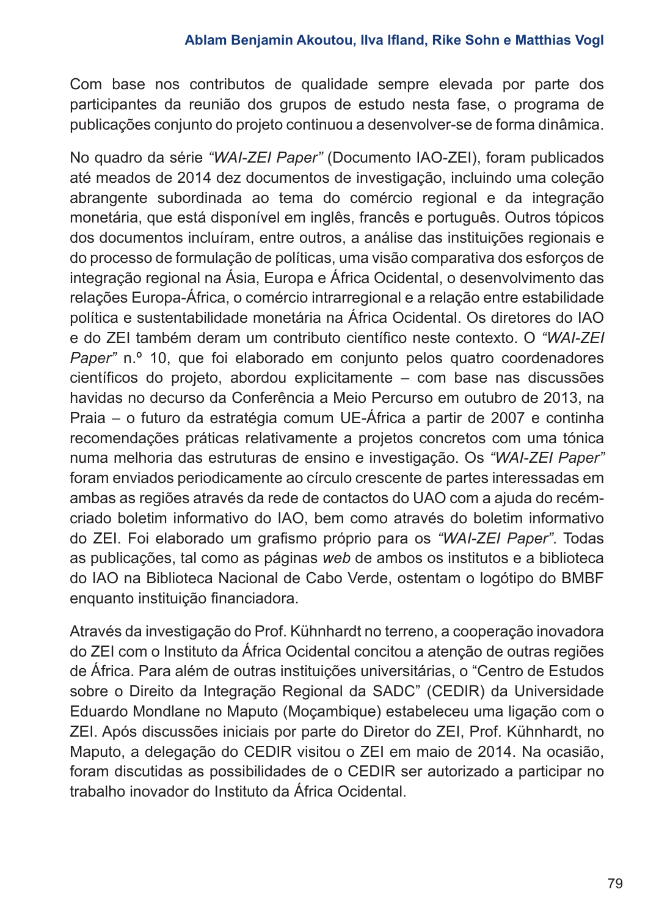Com base nos contributos de qualidade sempre elevada por parte dos participantes da reunião dos grupos de estudo nesta fase, o programa de publicações conjunto do projeto continuou a desenvolver-se de forma dinâmica.

No quadro da série *"WAI-ZEI Paper"* (Documento IAO-ZEI), foram publicados até meados de 2014 dez documentos de investigação, incluindo uma coleção abrangente subordinada ao tema do comércio regional e da integração monetária, que está disponível em inglês, francês e português. Outros tópicos dos documentos incluíram, entre outros, a análise das instituições regionais e do processo de formulação de políticas, uma visão comparativa dos esforços de integração regional na Ásia, Europa e África Ocidental, o desenvolvimento das relações Europa-África, o comércio intrarregional e a relação entre estabilidade política e sustentabilidade monetária na África Ocidental. Os diretores do IAO e do ZEI também deram um contributo científico neste contexto. O *"WAI-ZEI Paper"* n.º 10, que foi elaborado em conjunto pelos quatro coordenadores científicos do projeto, abordou explicitamente – com base nas discussões havidas no decurso da Conferência a Meio Percurso em outubro de 2013, na Praia – o futuro da estratégia comum UE-África a partir de 2007 e continha recomendações práticas relativamente a projetos concretos com uma tónica numa melhoria das estruturas de ensino e investigação. Os *"WAI-ZEI Paper"* foram enviados periodicamente ao círculo crescente de partes interessadas em ambas as regiões através da rede de contactos do UAO com a ajuda do recém-criado boletim informativo do IAO, bem como através do boletim informativo do ZEI. Foi elaborado um grafismo próprio para os *"WAI-ZEI Paper"*. Todas as publicações, tal como as páginas *web* de ambos os institutos e a biblioteca do IAO na Biblioteca Nacional de Cabo Verde, ostentam o logótipo do BMBF enquanto instituição financiadora.

Através da investigação do Prof. Kühnhardt no terreno, a cooperação inovadora do ZEI com o Instituto da África Ocidental concitou a atenção de outras regiões de África. Para além de outras instituições universitárias, o "Centro de Estudos sobre o Direito da Integração Regional da SADC" (CEDIR) da Universidade Eduardo Mondlane no Maputo (Moçambique) estabeleceu uma ligação com o ZEI. Após discussões iniciais por parte do Diretor do ZEI, Prof. Kühnhardt, no Maputo, a delegação do CEDIR visitou o ZEI em maio de 2014. Na ocasião, foram discutidas as possibilidades de o CEDIR ser autorizado a participar no trabalho inovador do Instituto da África Ocidental.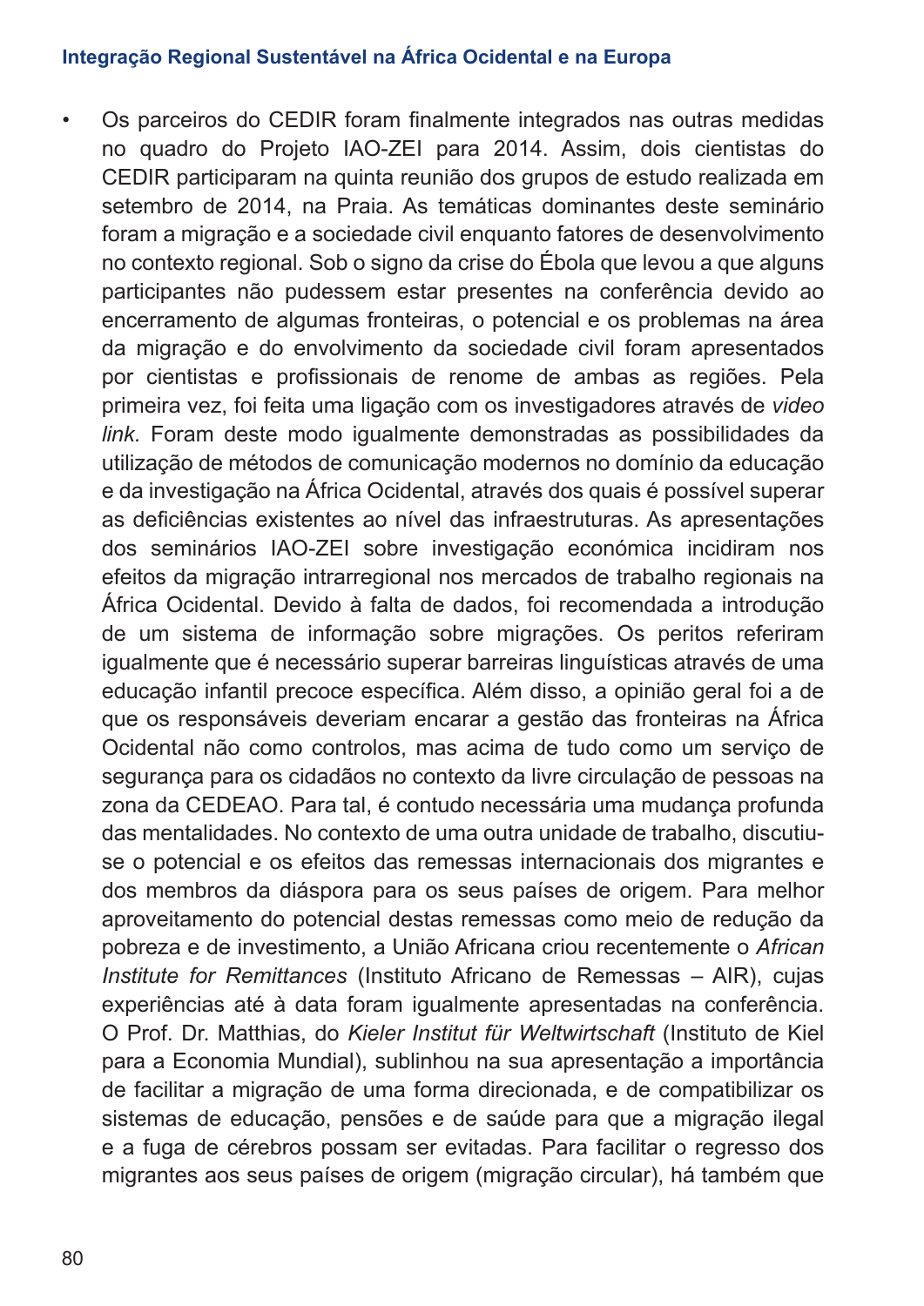- Os parceiros do CEDIR foram finalmente integrados nas outras medidas no quadro do Projeto IAO-ZEI para 2014. Assim, dois cientistas do CEDIR participaram na quinta reunião dos grupos de estudo realizada em setembro de 2014, na Praia. As temáticas dominantes deste seminário foram a migração e a sociedade civil enquanto fatores de desenvolvimento no contexto regional. Sob o signo da crise do Ébola que levou a que alguns participantes não pudessem estar presentes na conferência devido ao encerramento de algumas fronteiras, o potencial e os problemas na área da migração e do envolvimento da sociedade civil foram apresentados por cientistas e profissionais de renome de ambas as regiões. Pela primeira vez, foi feita uma ligação com os investigadores através de *video link.* Foram deste modo igualmente demonstradas as possibilidades da utilização de métodos de comunicação modernos no domínio da educação e da investigação na África Ocidental, através dos quais é possível superar as deficiências existentes ao nível das infraestruturas. As apresentações dos seminários IAO-ZEI sobre investigação económica incidiram nos efeitos da migração intrarregional nos mercados de trabalho regionais na África Ocidental. Devido à falta de dados, foi recomendada a introdução de um sistema de informação sobre migrações. Os peritos referiram igualmente que é necessário superar barreiras linguísticas através de uma educação infantil precoce específica. Além disso, a opinião geral foi a de que os responsáveis deveriam encarar a gestão das fronteiras na África Ocidental não como controlos, mas acima de tudo como um serviço de segurança para os cidadãos no contexto da livre circulação de pessoas na zona da CEDEAO. Para tal, é contudo necessária uma mudança profunda das mentalidades. No contexto de uma outra unidade de trabalho, discutiu-se o potencial e os efeitos das remessas internacionais dos migrantes e dos membros da diáspora para os seus países de origem. Para melhor aproveitamento do potencial destas remessas como meio de redução da pobreza e de investimento, a União Africana criou recentemente o *African Institute for Remittances* (Instituto Africano de Remessas – AIR), cujas experiências até à data foram igualmente apresentadas na conferência. O Prof. Dr. Matthias, do *Kieler Institut für Weltwirtschaft* (Instituto de Kiel para a Economia Mundial), sublinhou na sua apresentação a importância de facilitar a migração de uma forma direcionada, e de compatibilizar os sistemas de educação, pensões e de saúde para que a migração ilegal e a fuga de cérebros possam ser evitadas. Para facilitar o regresso dos migrantes aos seus países de origem (migração circular), há também que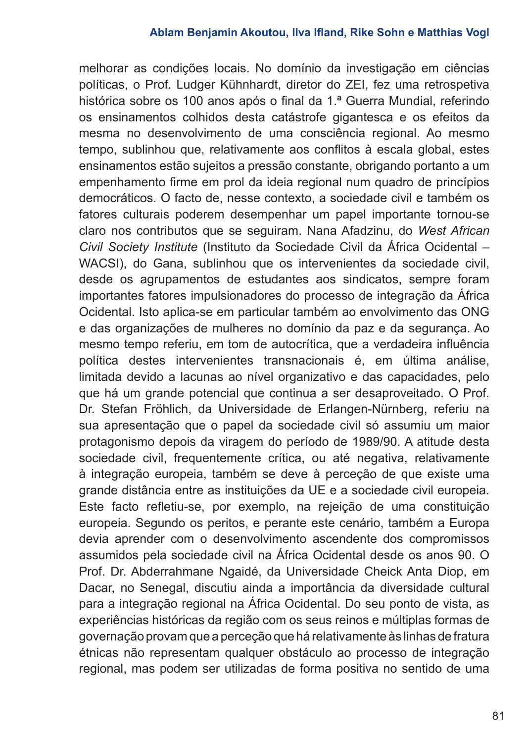melhorar as condições locais. No domínio da investigação em ciências políticas, o Prof. Ludger Kühnhardt, diretor do ZEI, fez uma retrospetiva histórica sobre os 100 anos após o final da 1.ª Guerra Mundial, referindo os ensinamentos colhidos desta catástrofe gigantesca e os efeitos da mesma no desenvolvimento de uma consciência regional. Ao mesmo tempo, sublinhou que, relativamente aos conflitos à escala global, estes ensinamentos estão sujeitos a pressão constante, obrigando portanto a um empenhamento firme em prol da ideia regional num quadro de princípios democráticos. O facto de, nesse contexto, a sociedade civil e também os fatores culturais poderem desempenhar um papel importante tornou-se claro nos contributos que se seguiram. Nana Afadzinu, do *West African Civil Society Institute* (Instituto da Sociedade Civil da África Ocidental – WACSI), do Gana, sublinhou que os intervenientes da sociedade civil, desde os agrupamentos de estudantes aos sindicatos, sempre foram importantes fatores impulsionadores do processo de integração da África Ocidental. Isto aplica-se em particular também ao envolvimento das ONG e das organizações de mulheres no domínio da paz e da segurança. Ao mesmo tempo referiu, em tom de autocrítica, que a verdadeira influência política destes intervenientes transnacionais é, em última análise, limitada devido a lacunas ao nível organizativo e das capacidades, pelo que há um grande potencial que continua a ser desaproveitado. O Prof. Dr. Stefan Fröhlich, da Universidade de Erlangen-Nürnberg, referiu na sua apresentação que o papel da sociedade civil só assumiu um maior protagonismo depois da viragem do período de 1989/90. A atitude desta sociedade civil, frequentemente crítica, ou até negativa, relativamente à integração europeia, também se deve à perceção de que existe uma grande distância entre as instituições da UE e a sociedade civil europeia. Este facto refletiu-se, por exemplo, na rejeição de uma constituição europeia. Segundo os peritos, e perante este cenário, também a Europa devia aprender com o desenvolvimento ascendente dos compromissos assumidos pela sociedade civil na África Ocidental desde os anos 90. O Prof. Dr. Abderrahmane Ngaidé, da Universidade Cheick Anta Diop, em Dacar, no Senegal, discutiu ainda a importância da diversidade cultural para a integração regional na África Ocidental. Do seu ponto de vista, as experiências históricas da região com os seus reinos e múltiplas formas de governação provam que a perceção que há relativamente às linhas de fratura étnicas não representam qualquer obstáculo ao processo de integração regional, mas podem ser utilizadas de forma positiva no sentido de uma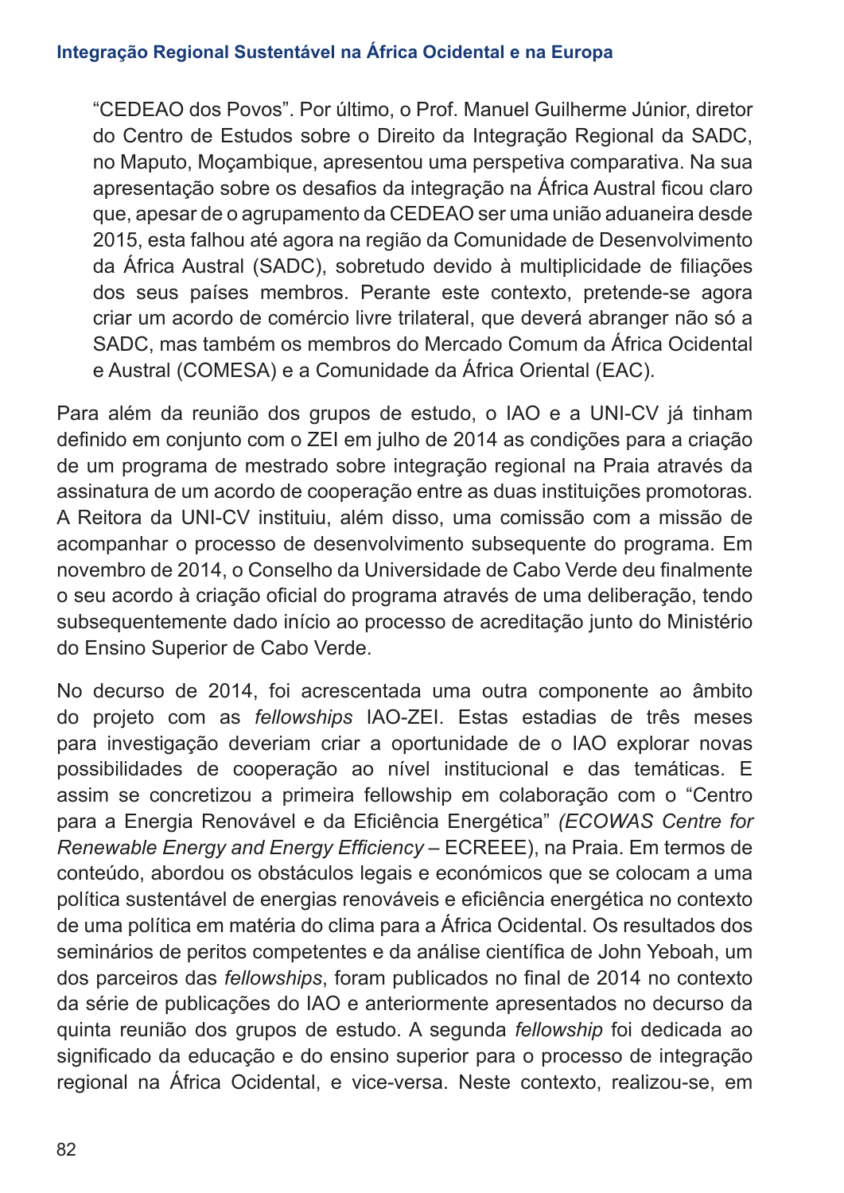"CEDEAO dos Povos". Por último, o Prof. Manuel Guilherme Júnior, diretor do Centro de Estudos sobre o Direito da Integração Regional da SADC, no Maputo, Moçambique, apresentou uma perspetiva comparativa. Na sua apresentação sobre os desafios da integração na África Austral ficou claro que, apesar de o agrupamento da CEDEAO ser uma união aduaneira desde 2015, esta falhou até agora na região da Comunidade de Desenvolvimento da África Austral (SADC), sobretudo devido à multiplicidade de filiações dos seus países membros. Perante este contexto, pretende-se agora criar um acordo de comércio livre trilateral, que deverá abranger não só a SADC, mas também os membros do Mercado Comum da África Ocidental e Austral (COMESA) e a Comunidade da África Oriental (EAC).

Para além da reunião dos grupos de estudo, o IAO e a UNI-CV já tinham definido em conjunto com o ZEI em julho de 2014 as condições para a criação de um programa de mestrado sobre integração regional na Praia através da assinatura de um acordo de cooperação entre as duas instituições promotoras. A Reitora da UNI-CV instituiu, além disso, uma comissão com a missão de acompanhar o processo de desenvolvimento subsequente do programa. Em novembro de 2014, o Conselho da Universidade de Cabo Verde deu finalmente o seu acordo à criação oficial do programa através de uma deliberação, tendo subsequentemente dado início ao processo de acreditação junto do Ministério do Ensino Superior de Cabo Verde.

No decurso de 2014, foi acrescentada uma outra componente ao âmbito do projeto com as *fellowships* IAO-ZEI. Estas estadias de três meses para investigação deveriam criar a oportunidade de o IAO explorar novas possibilidades de cooperação ao nível institucional e das temáticas. E assim se concretizou a primeira fellowship em colaboração com o "Centro para a Energia Renovável e da Eficiência Energética" *(ECOWAS Centre for Renewable Energy and Energy Efficiency* – ECREEE), na Praia. Em termos de conteúdo, abordou os obstáculos legais e económicos que se colocam a uma política sustentável de energias renováveis e eficiência energética no contexto de uma política em matéria do clima para a África Ocidental. Os resultados dos seminários de peritos competentes e da análise científica de John Yeboah, um dos parceiros das *fellowships*, foram publicados no final de 2014 no contexto da série de publicações do IAO e anteriormente apresentados no decurso da quinta reunião dos grupos de estudo. A segunda *fellowship* foi dedicada ao significado da educação e do ensino superior para o processo de integração regional na África Ocidental, e vice-versa. Neste contexto, realizou-se, em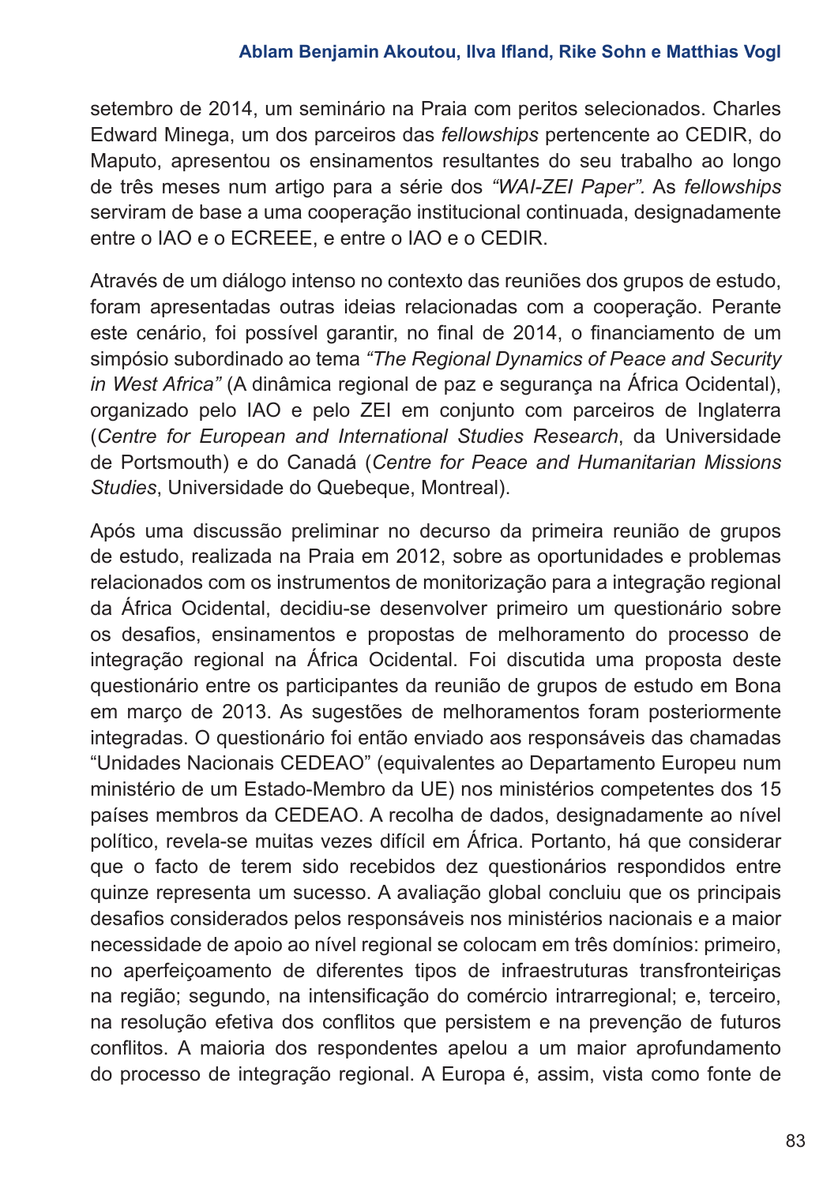setembro de 2014, um seminário na Praia com peritos selecionados. Charles Edward Minega, um dos parceiros das *fellowships* pertencente ao CEDIR, do Maputo, apresentou os ensinamentos resultantes do seu trabalho ao longo de três meses num artigo para a série dos *"WAI-ZEI Paper"*. As *fellowships* serviram de base a uma cooperação institucional continuada, designadamente entre o IAO e o ECREEE, e entre o IAO e o CEDIR.

Através de um diálogo intenso no contexto das reuniões dos grupos de estudo, foram apresentadas outras ideias relacionadas com a cooperação. Perante este cenário, foi possível garantir, no final de 2014, o financiamento de um simpósio subordinado ao tema *"The Regional Dynamics of Peace and Security in West Africa"* (A dinâmica regional de paz e segurança na África Ocidental), organizado pelo IAO e pelo ZEI em conjunto com parceiros de Inglaterra (*Centre for European and International Studies Research*, da Universidade de Portsmouth) e do Canadá (*Centre for Peace and Humanitarian Missions Studies*, Universidade do Quebeque, Montreal).

Após uma discussão preliminar no decurso da primeira reunião de grupos de estudo, realizada na Praia em 2012, sobre as oportunidades e problemas relacionados com os instrumentos de monitorização para a integração regional da África Ocidental, decidiu-se desenvolver primeiro um questionário sobre os desafios, ensinamentos e propostas de melhoramento do processo de integração regional na África Ocidental. Foi discutida uma proposta deste questionário entre os participantes da reunião de grupos de estudo em Bona em março de 2013. As sugestões de melhoramentos foram posteriormente integradas. O questionário foi então enviado aos responsáveis das chamadas "Unidades Nacionais CEDEAO" (equivalentes ao Departamento Europeu num ministério de um Estado-Membro da UE) nos ministérios competentes dos 15 países membros da CEDEAO. A recolha de dados, designadamente ao nível político, revela-se muitas vezes difícil em África. Portanto, há que considerar que o facto de terem sido recebidos dez questionários respondidos entre quinze representa um sucesso. A avaliação global concluiu que os principais desafios considerados pelos responsáveis nos ministérios nacionais e a maior necessidade de apoio ao nível regional se colocam em três domínios: primeiro, no aperfeiçoamento de diferentes tipos de infraestruturas transfronteiriças na região; segundo, na intensificação do comércio intrarregional; e, terceiro, na resolução efetiva dos conflitos que persistem e na prevenção de futuros conflitos. A maioria dos respondentes apelou a um maior aprofundamento do processo de integração regional. A Europa é, assim, vista como fonte de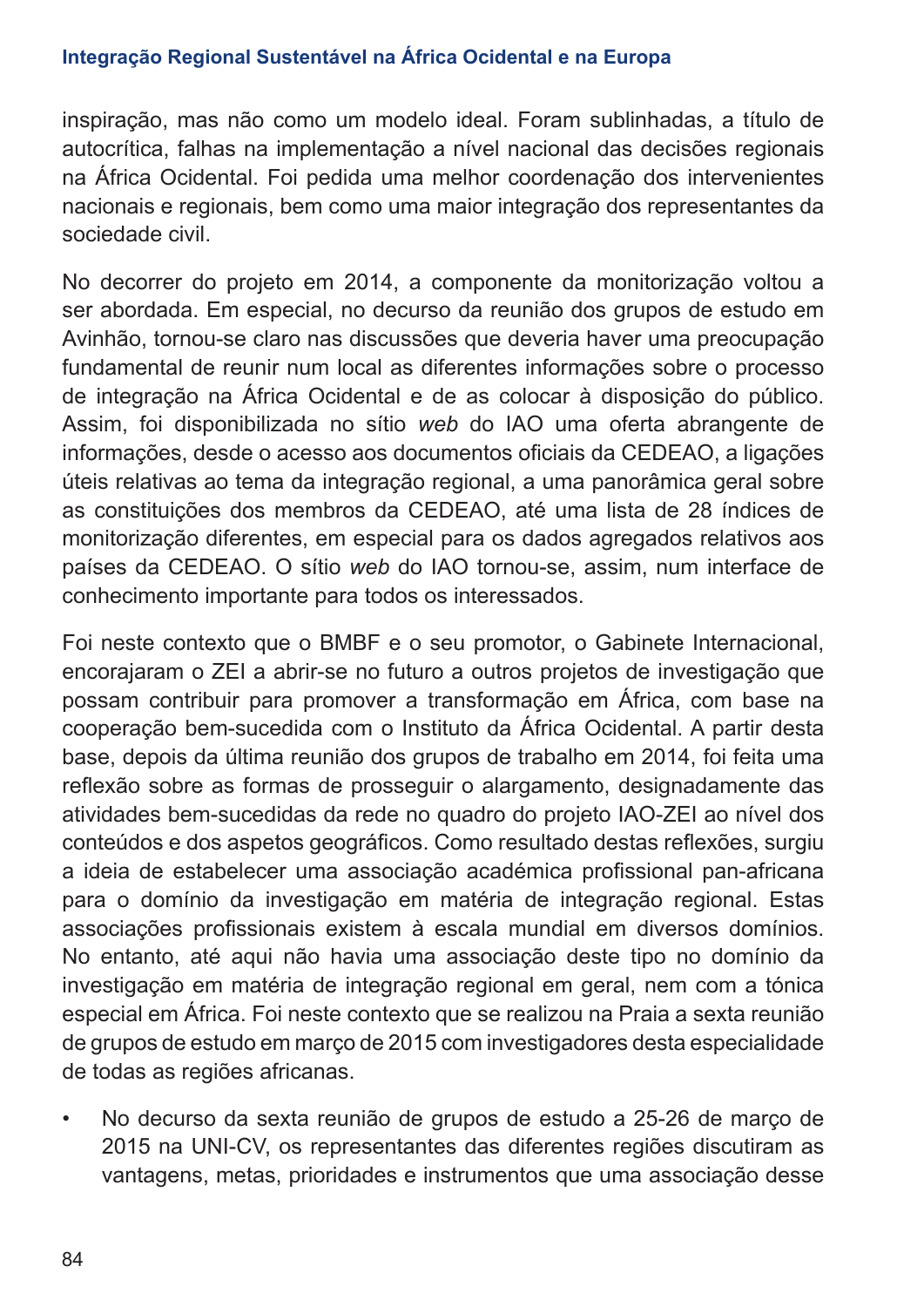inspiração, mas não como um modelo ideal. Foram sublinhadas, a título de autocrítica, falhas na implementação a nível nacional das decisões regionais na África Ocidental. Foi pedida uma melhor coordenação dos intervenientes nacionais e regionais, bem como uma maior integração dos representantes da sociedade civil.

No decorrer do projeto em 2014, a componente da monitorização voltou a ser abordada. Em especial, no decurso da reunião dos grupos de estudo em Avinhão, tornou-se claro nas discussões que deveria haver uma preocupação fundamental de reunir num local as diferentes informações sobre o processo de integração na África Ocidental e de as colocar à disposição do público. Assim, foi disponibilizada no sítio *web* do IAO uma oferta abrangente de informações, desde o acesso aos documentos oficiais da CEDEAO, a ligações úteis relativas ao tema da integração regional, a uma panorâmica geral sobre as constituições dos membros da CEDEAO, até uma lista de 28 índices de monitorização diferentes, em especial para os dados agregados relativos aos países da CEDEAO. O sítio *web* do IAO tornou-se, assim, num interface de conhecimento importante para todos os interessados.

Foi neste contexto que o BMBF e o seu promotor, o Gabinete Internacional, encorajaram o ZEI a abrir-se no futuro a outros projetos de investigação que possam contribuir para promover a transformação em África, com base na cooperação bem-sucedida com o Instituto da África Ocidental. A partir desta base, depois da última reunião dos grupos de trabalho em 2014, foi feita uma reflexão sobre as formas de prosseguir o alargamento, designadamente das atividades bem-sucedidas da rede no quadro do projeto IAO-ZEI ao nível dos conteúdos e dos aspetos geográficos. Como resultado destas reflexões, surgiu a ideia de estabelecer uma associação académica profissional pan-africana para o domínio da investigação em matéria de integração regional. Estas associações profissionais existem à escala mundial em diversos domínios. No entanto, até aqui não havia uma associação deste tipo no domínio da investigação em matéria de integração regional em geral, nem com a tónica especial em África. Foi neste contexto que se realizou na Praia a sexta reunião de grupos de estudo em março de 2015 com investigadores desta especialidade de todas as regiões africanas.

- No decurso da sexta reunião de grupos de estudo a 25-26 de março de 2015 na UNI-CV, os representantes das diferentes regiões discutiram as vantagens, metas, prioridades e instrumentos que uma associação desse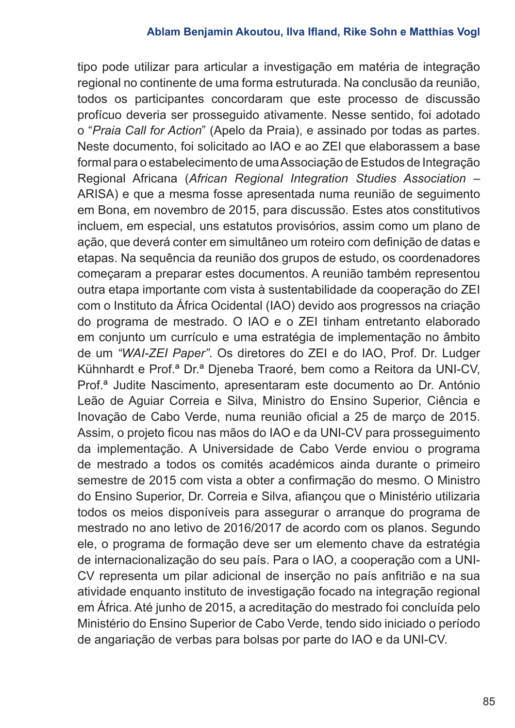tipo pode utilizar para articular a investigação em matéria de integração regional no continente de uma forma estruturada. Na conclusão da reunião, todos os participantes concordaram que este processo de discussão profícuo deveria ser prosseguido ativamente. Nesse sentido, foi adotado o “*Praia Call for Action*” (Apelo da Praia), e assinado por todas as partes. Neste documento, foi solicitado ao IAO e ao ZEI que elaborassem a base formal para o estabelecimento de uma Associação de Estudos de Integração Regional Africana (*African Regional Integration Studies Association* – ARISA) e que a mesma fosse apresentada numa reunião de seguimento em Bona, em novembro de 2015, para discussão. Estes atos constitutivos incluem, em especial, uns estatutos provisórios, assim como um plano de ação, que deverá conter em simultâneo um roteiro com definição de datas e etapas. Na sequência da reunião dos grupos de estudo, os coordenadores começaram a preparar estes documentos. A reunião também representou outra etapa importante com vista à sustentabilidade da cooperação do ZEI com o Instituto da África Ocidental (IAO) devido aos progressos na criação do programa de mestrado. O IAO e o ZEI tinham entretanto elaborado em conjunto um currículo e uma estratégia de implementação no âmbito de um *“WAI-ZEI Paper”*. Os diretores do ZEI e do IAO, Prof. Dr. Ludger Kühnhardt e Prof.ª Dr.ª Djeneba Traoré, bem como a Reitora da UNI-CV, Prof.ª Judite Nascimento, apresentaram este documento ao Dr. António Leão de Aguiar Correia e Silva, Ministro do Ensino Superior, Ciência e Inovação de Cabo Verde, numa reunião oficial a 25 de março de 2015. Assim, o projeto ficou nas mãos do IAO e da UNI-CV para prosseguimento da implementação. A Universidade de Cabo Verde enviou o programa de mestrado a todos os comités académicos ainda durante o primeiro semestre de 2015 com vista a obter a confirmação do mesmo. O Ministro do Ensino Superior, Dr. Correia e Silva, afiançou que o Ministério utilizaria todos os meios disponíveis para assegurar o arranque do programa de mestrado no ano letivo de 2016/2017 de acordo com os planos. Segundo ele, o programa de formação deve ser um elemento chave da estratégia de internacionalização do seu país. Para o IAO, a cooperação com a UNI-CV representa um pilar adicional de inserção no país anfitrião e na sua atividade enquanto instituto de investigação focado na integração regional em África. Até junho de 2015, a acreditação do mestrado foi concluída pelo Ministério do Ensino Superior de Cabo Verde, tendo sido iniciado o período de angariação de verbas para bolsas por parte do IAO e da UNI-CV.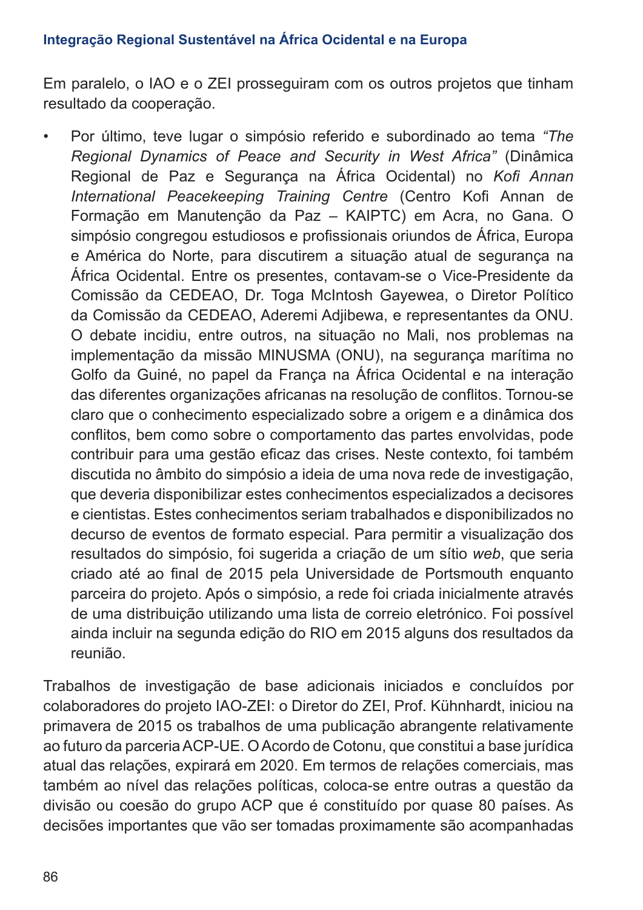Em paralelo, o IAO e o ZEI prosseguiram com os outros projetos que tinham resultado da cooperação.

- Por último, teve lugar o simpósio referido e subordinado ao tema *"The Regional Dynamics of Peace and Security in West Africa"* (Dinâmica Regional de Paz e Segurança na África Ocidental) no *Kofi Annan International Peacekeeping Training Centre* (Centro Kofi Annan de Formação em Manutenção da Paz – KAIPTC) em Acra, no Gana. O simpósio congregou estudiosos e profissionais oriundos de África, Europa e América do Norte, para discutirem a situação atual de segurança na África Ocidental. Entre os presentes, contavam-se o Vice-Presidente da Comissão da CEDEAO, Dr. Toga McIntosh Gayewea, o Diretor Político da Comissão da CEDEAO, Aderemi Adjibewa, e representantes da ONU. O debate incidiu, entre outros, na situação no Mali, nos problemas na implementação da missão MINUSMA (ONU), na segurança marítima no Golfo da Guiné, no papel da França na África Ocidental e na interação das diferentes organizações africanas na resolução de conflitos. Tornou-se claro que o conhecimento especializado sobre a origem e a dinâmica dos conflitos, bem como sobre o comportamento das partes envolvidas, pode contribuir para uma gestão eficaz das crises. Neste contexto, foi também discutida no âmbito do simpósio a ideia de uma nova rede de investigação, que deveria disponibilizar estes conhecimentos especializados a decisores e cientistas. Estes conhecimentos seriam trabalhados e disponibilizados no decurso de eventos de formato especial. Para permitir a visualização dos resultados do simpósio, foi sugerida a criação de um sítio *web*, que seria criado até ao final de 2015 pela Universidade de Portsmouth enquanto parceira do projeto. Após o simpósio, a rede foi criada inicialmente através de uma distribuição utilizando uma lista de correio eletrónico. Foi possível ainda incluir na segunda edição do RIO em 2015 alguns dos resultados da reunião.

Trabalhos de investigação de base adicionais iniciados e concluídos por colaboradores do projeto IAO-ZEI: o Diretor do ZEI, Prof. Kühnhardt, iniciou na primavera de 2015 os trabalhos de uma publicação abrangente relativamente ao futuro da parceria ACP-UE. O Acordo de Cotonu, que constitui a base jurídica atual das relações, expirará em 2020. Em termos de relações comerciais, mas também ao nível das relações políticas, coloca-se entre outras a questão da divisão ou coesão do grupo ACP que é constituído por quase 80 países. As decisões importantes que vão ser tomadas proximamente são acompanhadas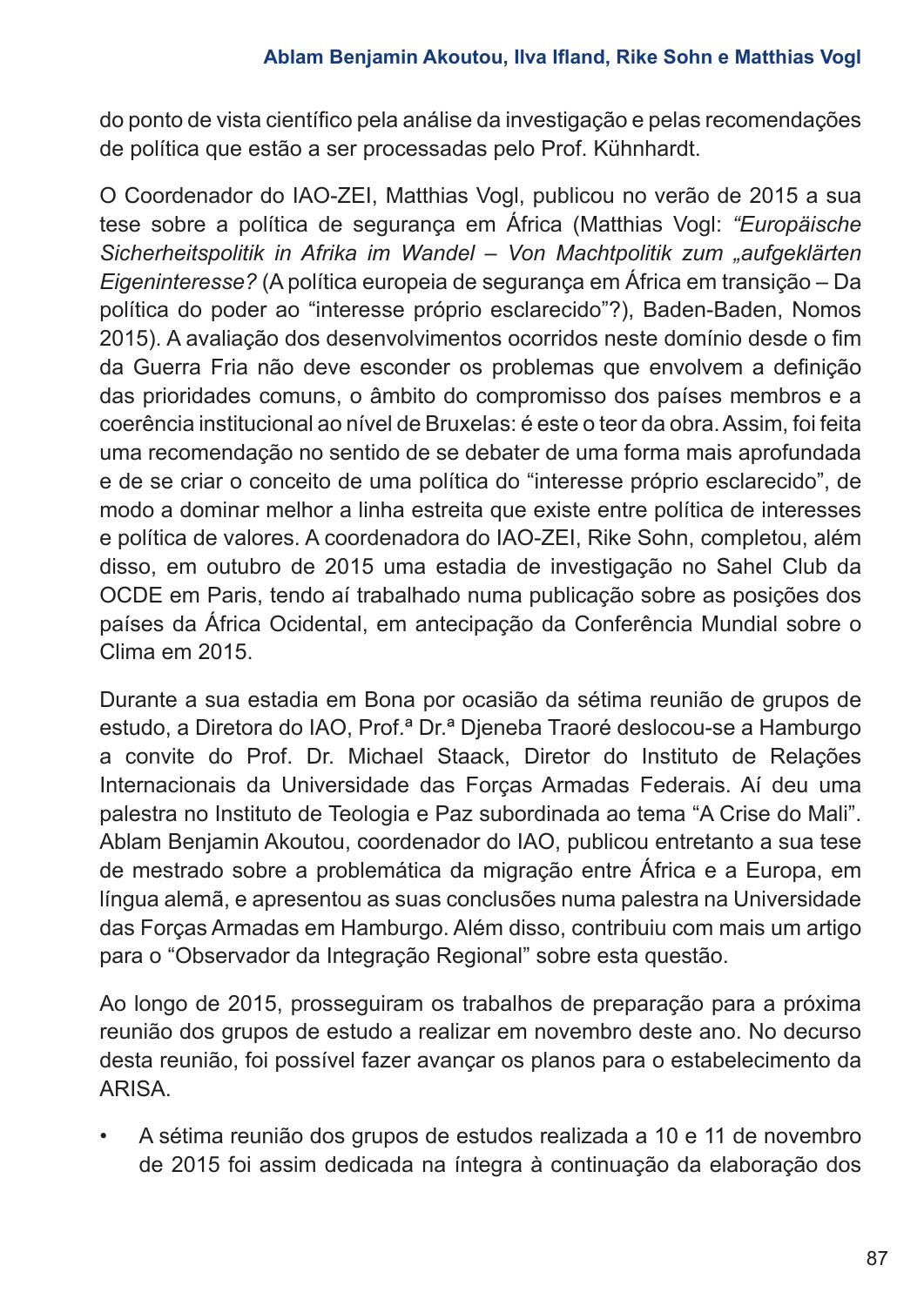do ponto de vista científico pela análise da investigação e pelas recomendações de política que estão a ser processadas pelo Prof. Kühnhardt.

O Coordenador do IAO-ZEI, Matthias Vogl, publicou no verão de 2015 a sua tese sobre a política de segurança em África (Matthias Vogl: *"Europäische Sicherheitspolitik in Afrika im Wandel – Von Machtpolitik zum „aufgeklärten Eigeninteresse?* (A política europeia de segurança em África em transição – Da política do poder ao "interesse próprio esclarecido"?), Baden-Baden, Nomos 2015). A avaliação dos desenvolvimentos ocorridos neste domínio desde o fim da Guerra Fria não deve esconder os problemas que envolvem a definição das prioridades comuns, o âmbito do compromisso dos países membros e a coerência institucional ao nível de Bruxelas: é este o teor da obra. Assim, foi feita uma recomendação no sentido de se debater de uma forma mais aprofundada e de se criar o conceito de uma política do "interesse próprio esclarecido", de modo a dominar melhor a linha estreita que existe entre política de interesses e política de valores. A coordenadora do IAO-ZEI, Rike Sohn, completou, além disso, em outubro de 2015 uma estadia de investigação no Sahel Club da OCDE em Paris, tendo aí trabalhado numa publicação sobre as posições dos países da África Ocidental, em antecipação da Conferência Mundial sobre o Clima em 2015.

Durante a sua estadia em Bona por ocasião da sétima reunião de grupos de estudo, a Diretora do IAO, Prof.ª Dr.ª Djeneba Traoré deslocou-se a Hamburgo a convite do Prof. Dr. Michael Staack, Diretor do Instituto de Relações Internacionais da Universidade das Forças Armadas Federais. Aí deu uma palestra no Instituto de Teologia e Paz subordinada ao tema "A Crise do Mali". Ablam Benjamin Akoutou, coordenador do IAO, publicou entretanto a sua tese de mestrado sobre a problemática da migração entre África e a Europa, em língua alemã, e apresentou as suas conclusões numa palestra na Universidade das Forças Armadas em Hamburgo. Além disso, contribuiu com mais um artigo para o "Observador da Integração Regional" sobre esta questão.

Ao longo de 2015, prosseguiram os trabalhos de preparação para a próxima reunião dos grupos de estudo a realizar em novembro deste ano. No decurso desta reunião, foi possível fazer avançar os planos para o estabelecimento da ARISA.

- A sétima reunião dos grupos de estudos realizada a 10 e 11 de novembro de 2015 foi assim dedicada na íntegra à continuação da elaboração dos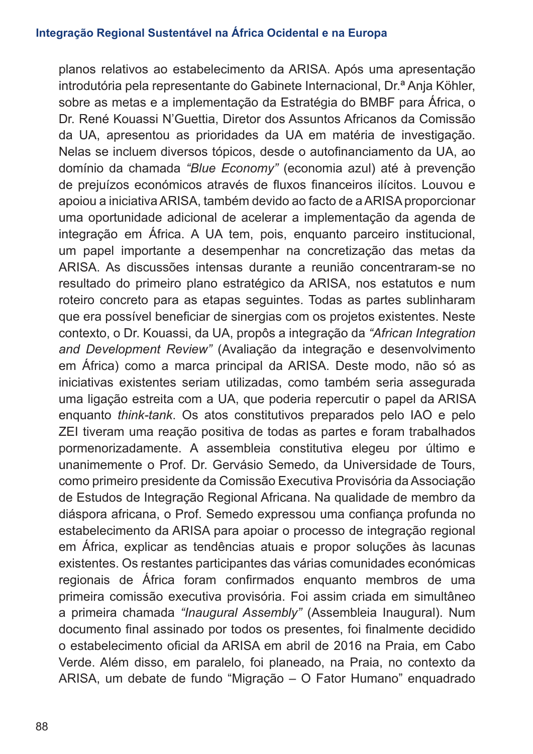planos relativos ao estabelecimento da ARISA. Após uma apresentação introdutória pela representante do Gabinete Internacional, Dr.ª Anja Köhler, sobre as metas e a implementação da Estratégia do BMBF para África, o Dr. René Kouassi N'Guettia, Diretor dos Assuntos Africanos da Comissão da UA, apresentou as prioridades da UA em matéria de investigação. Nelas se incluem diversos tópicos, desde o autofinanciamento da UA, ao domínio da chamada *"Blue Economy"* (economia azul) até à prevenção de prejuízos económicos através de fluxos financeiros ilícitos. Louvou e apoiou a iniciativa ARISA, também devido ao facto de a ARISA proporcionar uma oportunidade adicional de acelerar a implementação da agenda de integração em África. A UA tem, pois, enquanto parceiro institucional, um papel importante a desempenhar na concretização das metas da ARISA. As discussões intensas durante a reunião concentraram-se no resultado do primeiro plano estratégico da ARISA, nos estatutos e num roteiro concreto para as etapas seguintes. Todas as partes sublinharam que era possível beneficiar de sinergias com os projetos existentes. Neste contexto, o Dr. Kouassi, da UA, propôs a integração da *"African Integration and Development Review"* (Avaliação da integração e desenvolvimento em África) como a marca principal da ARISA. Deste modo, não só as iniciativas existentes seriam utilizadas, como também seria assegurada uma ligação estreita com a UA, que poderia repercutir o papel da ARISA enquanto *think-tank*. Os atos constitutivos preparados pelo IAO e pelo ZEI tiveram uma reação positiva de todas as partes e foram trabalhados pormenorizadamente. A assembleia constitutiva elegeu por último e unanimemente o Prof. Dr. Gervásio Semedo, da Universidade de Tours, como primeiro presidente da Comissão Executiva Provisória da Associação de Estudos de Integração Regional Africana. Na qualidade de membro da diáspora africana, o Prof. Semedo expressou uma confiança profunda no estabelecimento da ARISA para apoiar o processo de integração regional em África, explicar as tendências atuais e propor soluções às lacunas existentes. Os restantes participantes das várias comunidades económicas regionais de África foram confirmados enquanto membros de uma primeira comissão executiva provisória. Foi assim criada em simultâneo a primeira chamada *"Inaugural Assembly"* (Assembleia Inaugural). Num documento final assinado por todos os presentes, foi finalmente decidido o estabelecimento oficial da ARISA em abril de 2016 na Praia, em Cabo Verde. Além disso, em paralelo, foi planeado, na Praia, no contexto da ARISA, um debate de fundo "Migração – O Fator Humano" enquadrado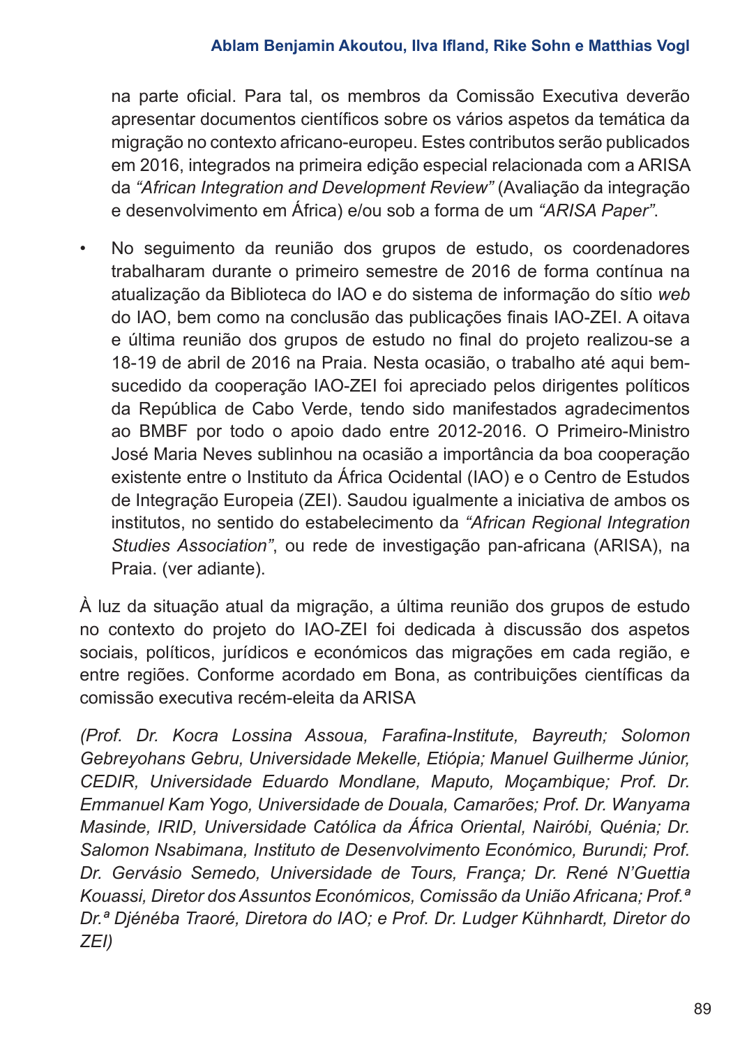na parte oficial. Para tal, os membros da Comissão Executiva deverão apresentar documentos científicos sobre os vários aspetos da temática da migração no contexto africano-europeu. Estes contributos serão publicados em 2016, integrados na primeira edição especial relacionada com a ARISA da *"African Integration and Development Review"* (Avaliação da integração e desenvolvimento em África) e/ou sob a forma de um *"ARISA Paper"*.

- No seguimento da reunião dos grupos de estudo, os coordenadores trabalharam durante o primeiro semestre de 2016 de forma contínua na atualização da Biblioteca do IAO e do sistema de informação do sítio *web* do IAO, bem como na conclusão das publicações finais IAO-ZEI. A oitava e última reunião dos grupos de estudo no final do projeto realizou-se a 18-19 de abril de 2016 na Praia. Nesta ocasião, o trabalho até aqui bem-sucedido da cooperação IAO-ZEI foi apreciado pelos dirigentes políticos da República de Cabo Verde, tendo sido manifestados agradecimentos ao BMBF por todo o apoio dado entre 2012-2016. O Primeiro-Ministro José Maria Neves sublinhou na ocasião a importância da boa cooperação existente entre o Instituto da África Ocidental (IAO) e o Centro de Estudos de Integração Europeia (ZEI). Saudou igualmente a iniciativa de ambos os institutos, no sentido do estabelecimento da *"African Regional Integration Studies Association"*, ou rede de investigação pan-africana (ARISA), na Praia. (ver adiante).

À luz da situação atual da migração, a última reunião dos grupos de estudo no contexto do projeto do IAO-ZEI foi dedicada à discussão dos aspetos sociais, políticos, jurídicos e económicos das migrações em cada região, e entre regiões. Conforme acordado em Bona, as contribuições científicas da comissão executiva recém-eleita da ARISA

*(Prof. Dr. Kocra Lossina Assoua, Farafina-Institute, Bayreuth; Solomon Gebreyohans Gebru, Universidade Mekelle, Etiópia; Manuel Guilherme Júnior, CEDIR, Universidade Eduardo Mondlane, Maputo, Moçambique; Prof. Dr. Emmanuel Kam Yogo, Universidade de Douala, Camarões; Prof. Dr. Wanyama Masinde, IRID, Universidade Católica da África Oriental, Nairóbi, Quénia; Dr. Salomon Nsabimana, Instituto de Desenvolvimento Económico, Burundi; Prof. Dr. Gervásio Semedo, Universidade de Tours, França; Dr. René N'Guettia Kouassi, Diretor dos Assuntos Económicos, Comissão da União Africana; Prof.ª Dr.ª Djénéba Traoré, Diretora do IAO; e Prof. Dr. Ludger Kühnhardt, Diretor do ZEI)*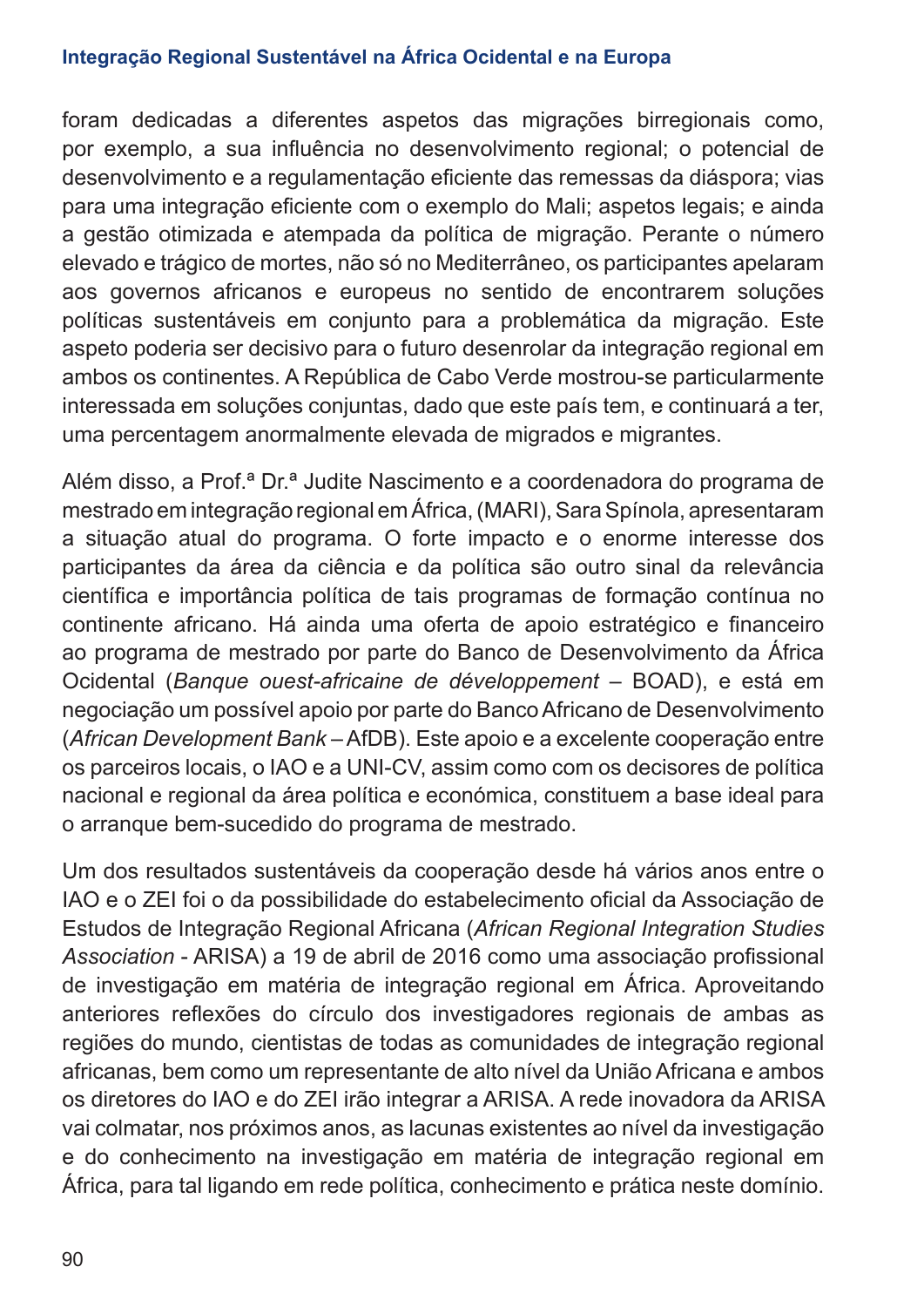foram dedicadas a diferentes aspetos das migrações birregionais como, por exemplo, a sua influência no desenvolvimento regional; o potencial de desenvolvimento e a regulamentação eficiente das remessas da diáspora; vias para uma integração eficiente com o exemplo do Mali; aspetos legais; e ainda a gestão otimizada e atempada da política de migração. Perante o número elevado e trágico de mortes, não só no Mediterrâneo, os participantes apelaram aos governos africanos e europeus no sentido de encontrarem soluções políticas sustentáveis em conjunto para a problemática da migração. Este aspeto poderia ser decisivo para o futuro desenrolar da integração regional em ambos os continentes. A República de Cabo Verde mostrou-se particularmente interessada em soluções conjuntas, dado que este país tem, e continuará a ter, uma percentagem anormalmente elevada de migrados e migrantes.

Além disso, a Prof.ª Dr.ª Judite Nascimento e a coordenadora do programa de mestrado em integração regional em África, (MARI), Sara Spínola, apresentaram a situação atual do programa. O forte impacto e o enorme interesse dos participantes da área da ciência e da política são outro sinal da relevância científica e importância política de tais programas de formação contínua no continente africano. Há ainda uma oferta de apoio estratégico e financeiro ao programa de mestrado por parte do Banco de Desenvolvimento da África Ocidental (*Banque ouest-africaine de développement* – BOAD), e está em negociação um possível apoio por parte do Banco Africano de Desenvolvimento (*African Development Bank* – AfDB). Este apoio e a excelente cooperação entre os parceiros locais, o IAO e a UNI-CV, assim como com os decisores de política nacional e regional da área política e económica, constituem a base ideal para o arranque bem-sucedido do programa de mestrado.

Um dos resultados sustentáveis da cooperação desde há vários anos entre o IAO e o ZEI foi o da possibilidade do estabelecimento oficial da Associação de Estudos de Integração Regional Africana (*African Regional Integration Studies Association* - ARISA) a 19 de abril de 2016 como uma associação profissional de investigação em matéria de integração regional em África. Aproveitando anteriores reflexões do círculo dos investigadores regionais de ambas as regiões do mundo, cientistas de todas as comunidades de integração regional africanas, bem como um representante de alto nível da União Africana e ambos os diretores do IAO e do ZEI irão integrar a ARISA. A rede inovadora da ARISA vai colmatar, nos próximos anos, as lacunas existentes ao nível da investigação e do conhecimento na investigação em matéria de integração regional em África, para tal ligando em rede política, conhecimento e prática neste domínio.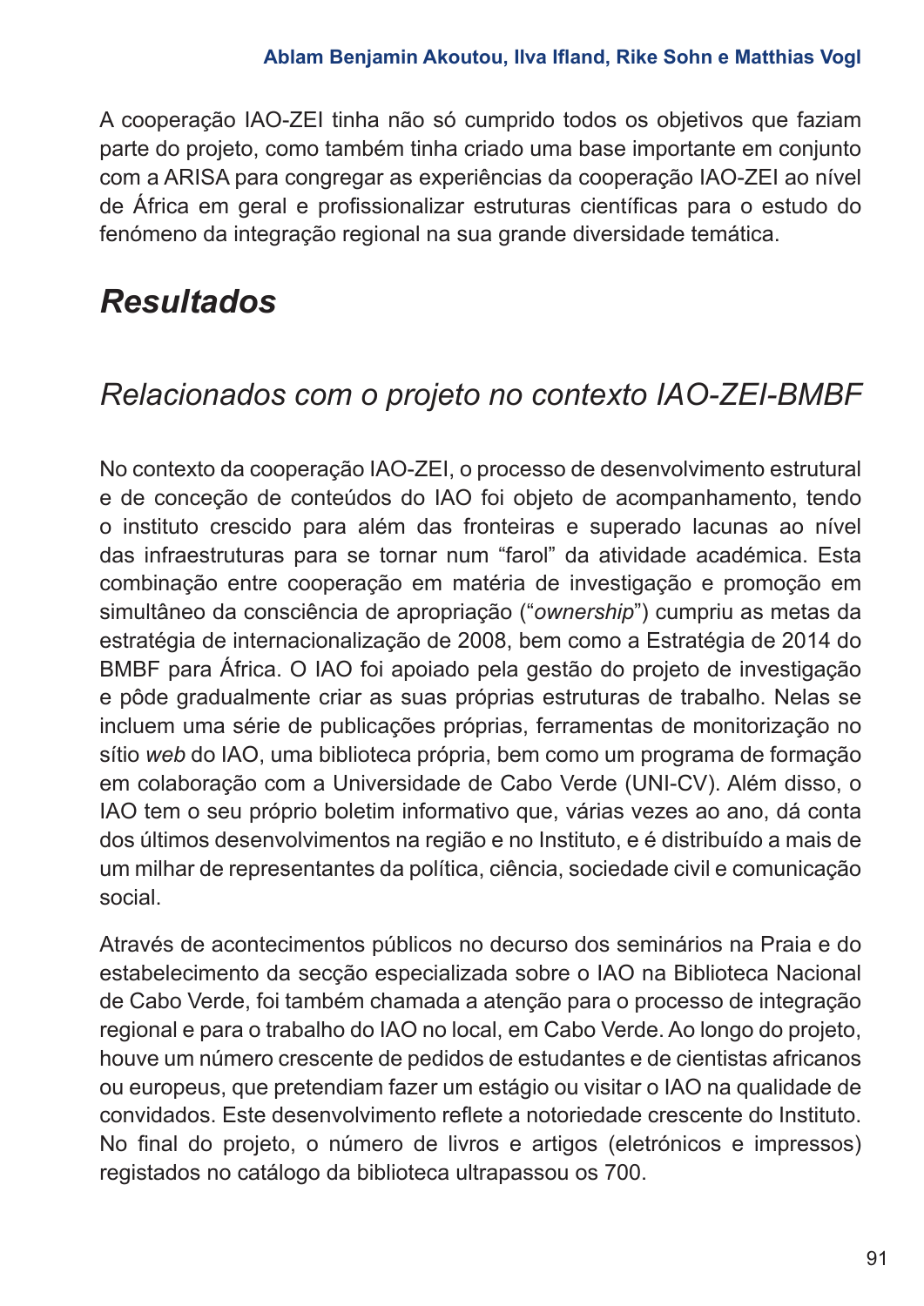A cooperação IAO-ZEI tinha não só cumprido todos os objetivos que faziam parte do projeto, como também tinha criado uma base importante em conjunto com a ARISA para congregar as experiências da cooperação IAO-ZEI ao nível de África em geral e profissionalizar estruturas científicas para o estudo do fenómeno da integração regional na sua grande diversidade temática.

## *Resultados*

### *Relacionados com o projeto no contexto IAO-ZEI-BMBF*

No contexto da cooperação IAO-ZEI, o processo de desenvolvimento estrutural e de conceção de conteúdos do IAO foi objeto de acompanhamento, tendo o instituto crescido para além das fronteiras e superado lacunas ao nível das infraestruturas para se tornar num "farol" da atividade académica. Esta combinação entre cooperação em matéria de investigação e promoção em simultâneo da consciência de apropriação ("*ownership*") cumpriu as metas da estratégia de internacionalização de 2008, bem como a Estratégia de 2014 do BMBF para África. O IAO foi apoiado pela gestão do projeto de investigação e pôde gradualmente criar as suas próprias estruturas de trabalho. Nelas se incluem uma série de publicações próprias, ferramentas de monitorização no sítio *web* do IAO, uma biblioteca própria, bem como um programa de formação em colaboração com a Universidade de Cabo Verde (UNI-CV). Além disso, o IAO tem o seu próprio boletim informativo que, várias vezes ao ano, dá conta dos últimos desenvolvimentos na região e no Instituto, e é distribuído a mais de um milhar de representantes da política, ciência, sociedade civil e comunicação social.

Através de acontecimentos públicos no decurso dos seminários na Praia e do estabelecimento da secção especializada sobre o IAO na Biblioteca Nacional de Cabo Verde, foi também chamada a atenção para o processo de integração regional e para o trabalho do IAO no local, em Cabo Verde. Ao longo do projeto, houve um número crescente de pedidos de estudantes e de cientistas africanos ou europeus, que pretendiam fazer um estágio ou visitar o IAO na qualidade de convidados. Este desenvolvimento reflete a notoriedade crescente do Instituto. No final do projeto, o número de livros e artigos (eletrónicos e impressos) registados no catálogo da biblioteca ultrapassou os 700.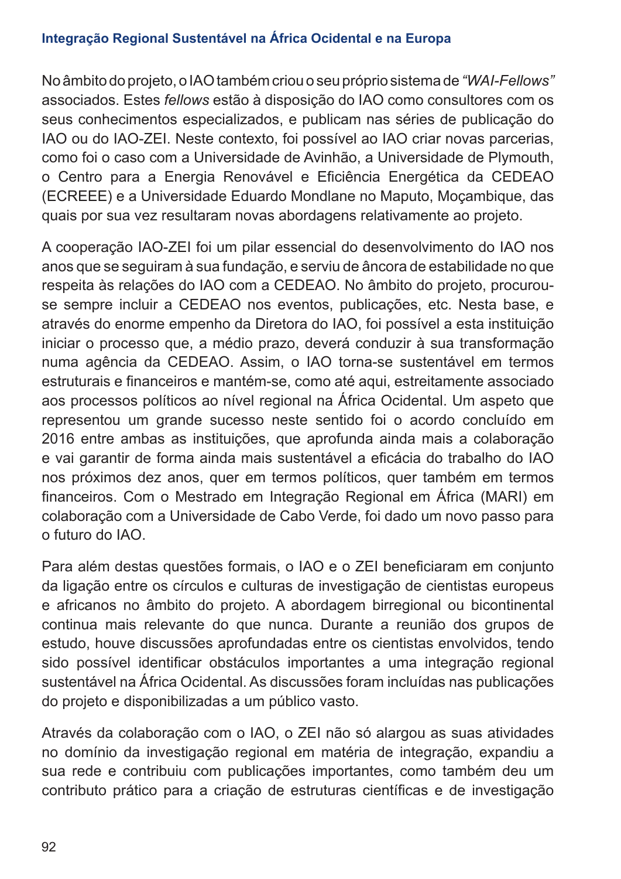No âmbito do projeto, o IAO também criou o seu próprio sistema de *"WAI-Fellows"* associados. Estes *fellows* estão à disposição do IAO como consultores com os seus conhecimentos especializados, e publicam nas séries de publicação do IAO ou do IAO-ZEI. Neste contexto, foi possível ao IAO criar novas parcerias, como foi o caso com a Universidade de Avinhão, a Universidade de Plymouth, o Centro para a Energia Renovável e Eficiência Energética da CEDEAO (ECREEE) e a Universidade Eduardo Mondlane no Maputo, Moçambique, das quais por sua vez resultaram novas abordagens relativamente ao projeto.

A cooperação IAO-ZEI foi um pilar essencial do desenvolvimento do IAO nos anos que se seguiram à sua fundação, e serviu de âncora de estabilidade no que respeita às relações do IAO com a CEDEAO. No âmbito do projeto, procurou-se sempre incluir a CEDEAO nos eventos, publicações, etc. Nesta base, e através do enorme empenho da Diretora do IAO, foi possível a esta instituição iniciar o processo que, a médio prazo, deverá conduzir à sua transformação numa agência da CEDEAO. Assim, o IAO torna-se sustentável em termos estruturais e financeiros e mantém-se, como até aqui, estreitamente associado aos processos políticos ao nível regional na África Ocidental. Um aspeto que representou um grande sucesso neste sentido foi o acordo concluído em 2016 entre ambas as instituições, que aprofunda ainda mais a colaboração e vai garantir de forma ainda mais sustentável a eficácia do trabalho do IAO nos próximos dez anos, quer em termos políticos, quer também em termos financeiros. Com o Mestrado em Integração Regional em África (MARI) em colaboração com a Universidade de Cabo Verde, foi dado um novo passo para o futuro do IAO.

Para além destas questões formais, o IAO e o ZEI beneficiaram em conjunto da ligação entre os círculos e culturas de investigação de cientistas europeus e africanos no âmbito do projeto. A abordagem birregional ou bicontinental continua mais relevante do que nunca. Durante a reunião dos grupos de estudo, houve discussões aprofundadas entre os cientistas envolvidos, tendo sido possível identificar obstáculos importantes a uma integração regional sustentável na África Ocidental. As discussões foram incluídas nas publicações do projeto e disponibilizadas a um público vasto.

Através da colaboração com o IAO, o ZEI não só alargou as suas atividades no domínio da investigação regional em matéria de integração, expandiu a sua rede e contribuiu com publicações importantes, como também deu um contributo prático para a criação de estruturas científicas e de investigação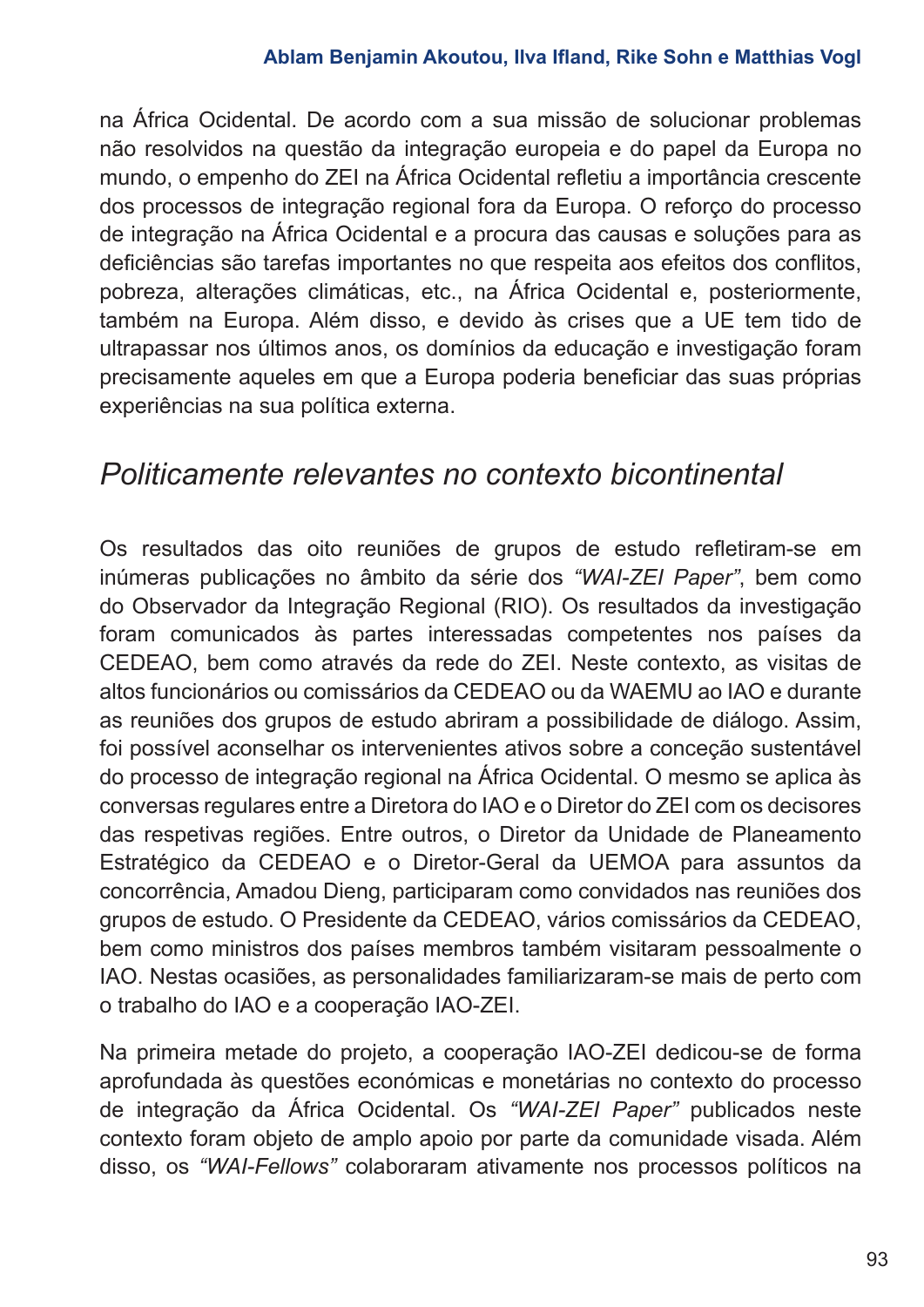na África Ocidental. De acordo com a sua missão de solucionar problemas não resolvidos na questão da integração europeia e do papel da Europa no mundo, o empenho do ZEI na África Ocidental refletiu a importância crescente dos processos de integração regional fora da Europa. O reforço do processo de integração na África Ocidental e a procura das causas e soluções para as deficiências são tarefas importantes no que respeita aos efeitos dos conflitos, pobreza, alterações climáticas, etc., na África Ocidental e, posteriormente, também na Europa. Além disso, e devido às crises que a UE tem tido de ultrapassar nos últimos anos, os domínios da educação e investigação foram precisamente aqueles em que a Europa poderia beneficiar das suas próprias experiências na sua política externa.

## *Politicamente relevantes no contexto bicontinental*

Os resultados das oito reuniões de grupos de estudo refletiram-se em inúmeras publicações no âmbito da série dos *"WAI-ZEI Paper"*, bem como do Observador da Integração Regional (RIO). Os resultados da investigação foram comunicados às partes interessadas competentes nos países da CEDEAO, bem como através da rede do ZEI. Neste contexto, as visitas de altos funcionários ou comissários da CEDEAO ou da WAEMU ao IAO e durante as reuniões dos grupos de estudo abriram a possibilidade de diálogo. Assim, foi possível aconselhar os intervenientes ativos sobre a conceção sustentável do processo de integração regional na África Ocidental. O mesmo se aplica às conversas regulares entre a Diretora do IAO e o Diretor do ZEI com os decisores das respetivas regiões. Entre outros, o Diretor da Unidade de Planeamento Estratégico da CEDEAO e o Diretor-Geral da UEMOA para assuntos da concorrência, Amadou Dieng, participaram como convidados nas reuniões dos grupos de estudo. O Presidente da CEDEAO, vários comissários da CEDEAO, bem como ministros dos países membros também visitaram pessoalmente o IAO. Nestas ocasiões, as personalidades familiarizaram-se mais de perto com o trabalho do IAO e a cooperação IAO-ZEI.

Na primeira metade do projeto, a cooperação IAO-ZEI dedicou-se de forma aprofundada às questões económicas e monetárias no contexto do processo de integração da África Ocidental. Os *"WAI-ZEI Paper"* publicados neste contexto foram objeto de amplo apoio por parte da comunidade visada. Além disso, os *"WAI-Fellows"* colaboraram ativamente nos processos políticos na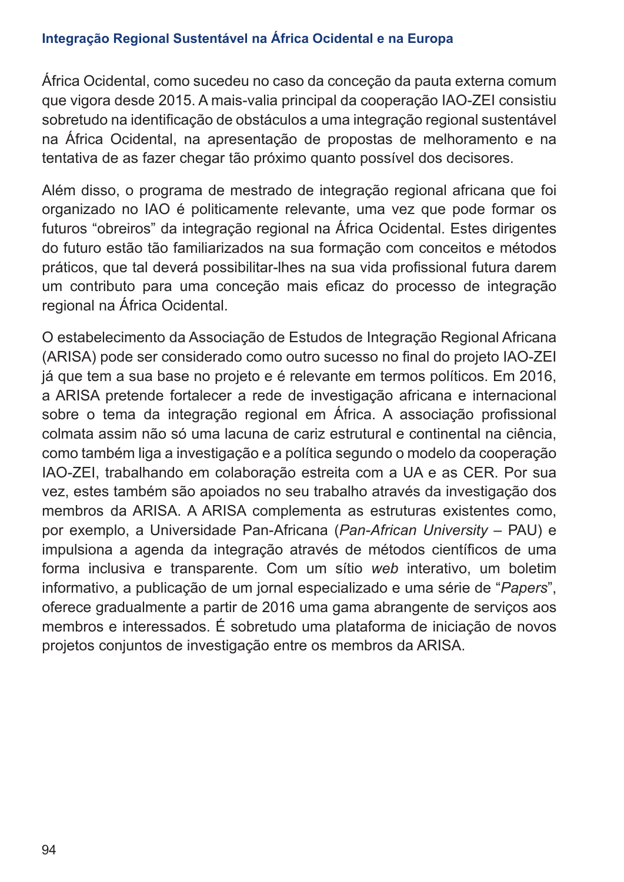África Ocidental, como sucedeu no caso da conceção da pauta externa comum que vigora desde 2015. A mais-valia principal da cooperação IAO-ZEI consistiu sobretudo na identificação de obstáculos a uma integração regional sustentável na África Ocidental, na apresentação de propostas de melhoramento e na tentativa de as fazer chegar tão próximo quanto possível dos decisores.

Além disso, o programa de mestrado de integração regional africana que foi organizado no IAO é politicamente relevante, uma vez que pode formar os futuros “obreiros” da integração regional na África Ocidental. Estes dirigentes do futuro estão tão familiarizados na sua formação com conceitos e métodos práticos, que tal deverá possibilitar-lhes na sua vida profissional futura darem um contributo para uma conceção mais eficaz do processo de integração regional na África Ocidental.

O estabelecimento da Associação de Estudos de Integração Regional Africana (ARISA) pode ser considerado como outro sucesso no final do projeto IAO-ZEI já que tem a sua base no projeto e é relevante em termos políticos. Em 2016, a ARISA pretende fortalecer a rede de investigação africana e internacional sobre o tema da integração regional em África. A associação profissional colmata assim não só uma lacuna de cariz estrutural e continental na ciência, como também liga a investigação e a política segundo o modelo da cooperação IAO-ZEI, trabalhando em colaboração estreita com a UA e as CER. Por sua vez, estes também são apoiados no seu trabalho através da investigação dos membros da ARISA. A ARISA complementa as estruturas existentes como, por exemplo, a Universidade Pan-Africana (*Pan-African University* – PAU) e impulsiona a agenda da integração através de métodos científicos de uma forma inclusiva e transparente. Com um sítio *web* interativo, um boletim informativo, a publicação de um jornal especializado e uma série de “*Papers*”, oferece gradualmente a partir de 2016 uma gama abrangente de serviços aos membros e interessados. É sobretudo uma plataforma de iniciação de novos projetos conjuntos de investigação entre os membros da ARISA.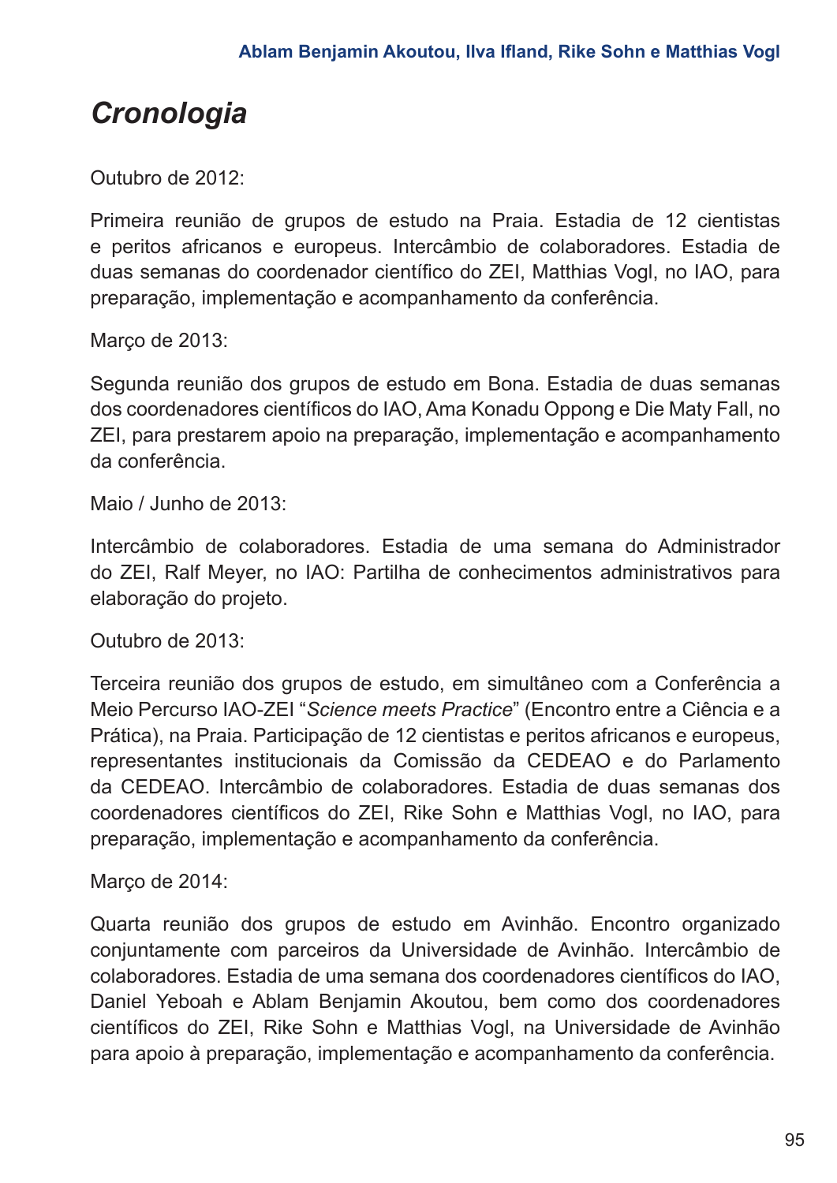# *Cronologia*

Outubro de 2012:

Primeira reunião de grupos de estudo na Praia. Estadia de 12 cientistas e peritos africanos e europeus. Intercâmbio de colaboradores. Estadia de duas semanas do coordenador científico do ZEI, Matthias Vogl, no IAO, para preparação, implementação e acompanhamento da conferência.

Março de 2013:

Segunda reunião dos grupos de estudo em Bona. Estadia de duas semanas dos coordenadores científicos do IAO, Ama Konadu Oppong e Die Maty Fall, no ZEI, para prestarem apoio na preparação, implementação e acompanhamento da conferência.

Maio / Junho de 2013:

Intercâmbio de colaboradores. Estadia de uma semana do Administrador do ZEI, Ralf Meyer, no IAO: Partilha de conhecimentos administrativos para elaboração do projeto.

Outubro de 2013:

Terceira reunião dos grupos de estudo, em simultâneo com a Conferência a Meio Percurso IAO-ZEI "*Science meets Practice*" (Encontro entre a Ciência e a Prática), na Praia. Participação de 12 cientistas e peritos africanos e europeus, representantes institucionais da Comissão da CEDEAO e do Parlamento da CEDEAO. Intercâmbio de colaboradores. Estadia de duas semanas dos coordenadores científicos do ZEI, Rike Sohn e Matthias Vogl, no IAO, para preparação, implementação e acompanhamento da conferência.

Março de 2014:

Quarta reunião dos grupos de estudo em Avinhão. Encontro organizado conjuntamente com parceiros da Universidade de Avinhão. Intercâmbio de colaboradores. Estadia de uma semana dos coordenadores científicos do IAO, Daniel Yeboah e Ablam Benjamin Akoutou, bem como dos coordenadores científicos do ZEI, Rike Sohn e Matthias Vogl, na Universidade de Avinhão para apoio à preparação, implementação e acompanhamento da conferência.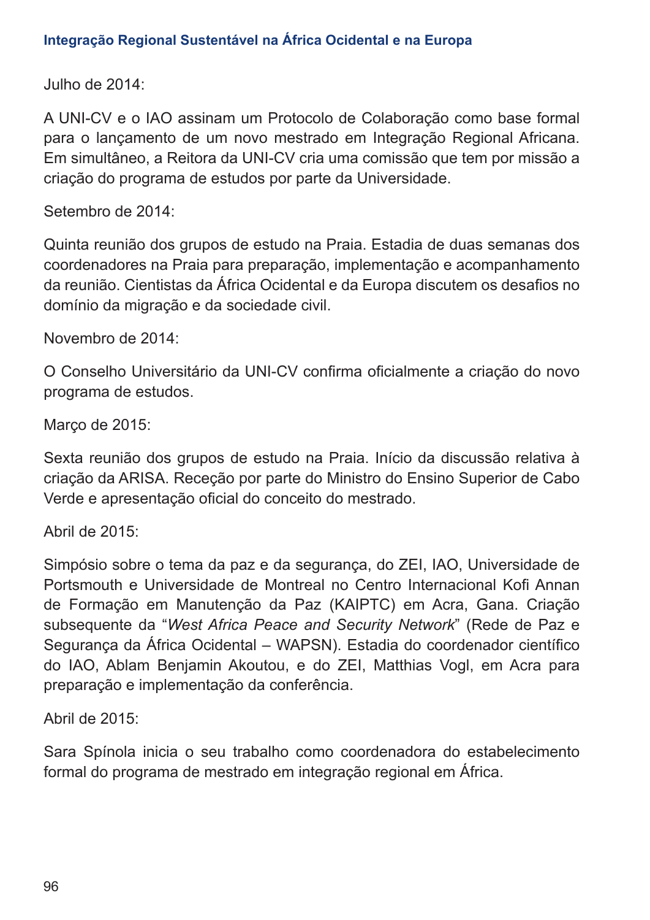Julho de 2014:

A UNI-CV e o IAO assinam um Protocolo de Colaboração como base formal para o lançamento de um novo mestrado em Integração Regional Africana. Em simultâneo, a Reitora da UNI-CV cria uma comissão que tem por missão a criação do programa de estudos por parte da Universidade.

Setembro de 2014:

Quinta reunião dos grupos de estudo na Praia. Estadia de duas semanas dos coordenadores na Praia para preparação, implementação e acompanhamento da reunião. Cientistas da África Ocidental e da Europa discutem os desafios no domínio da migração e da sociedade civil.

Novembro de 2014:

O Conselho Universitário da UNI-CV confirma oficialmente a criação do novo programa de estudos.

Março de 2015:

Sexta reunião dos grupos de estudo na Praia. Início da discussão relativa à criação da ARISA. Receção por parte do Ministro do Ensino Superior de Cabo Verde e apresentação oficial do conceito do mestrado.

Abril de 2015:

Simpósio sobre o tema da paz e da segurança, do ZEI, IAO, Universidade de Portsmouth e Universidade de Montreal no Centro Internacional Kofi Annan de Formação em Manutenção da Paz (KAIPTC) em Acra, Gana. Criação subsequente da "*West Africa Peace and Security Network*" (Rede de Paz e Segurança da África Ocidental – WAPSN). Estadia do coordenador científico do IAO, Ablam Benjamin Akoutou, e do ZEI, Matthias Vogl, em Acra para preparação e implementação da conferência.

Abril de 2015:

Sara Spínola inicia o seu trabalho como coordenadora do estabelecimento formal do programa de mestrado em integração regional em África.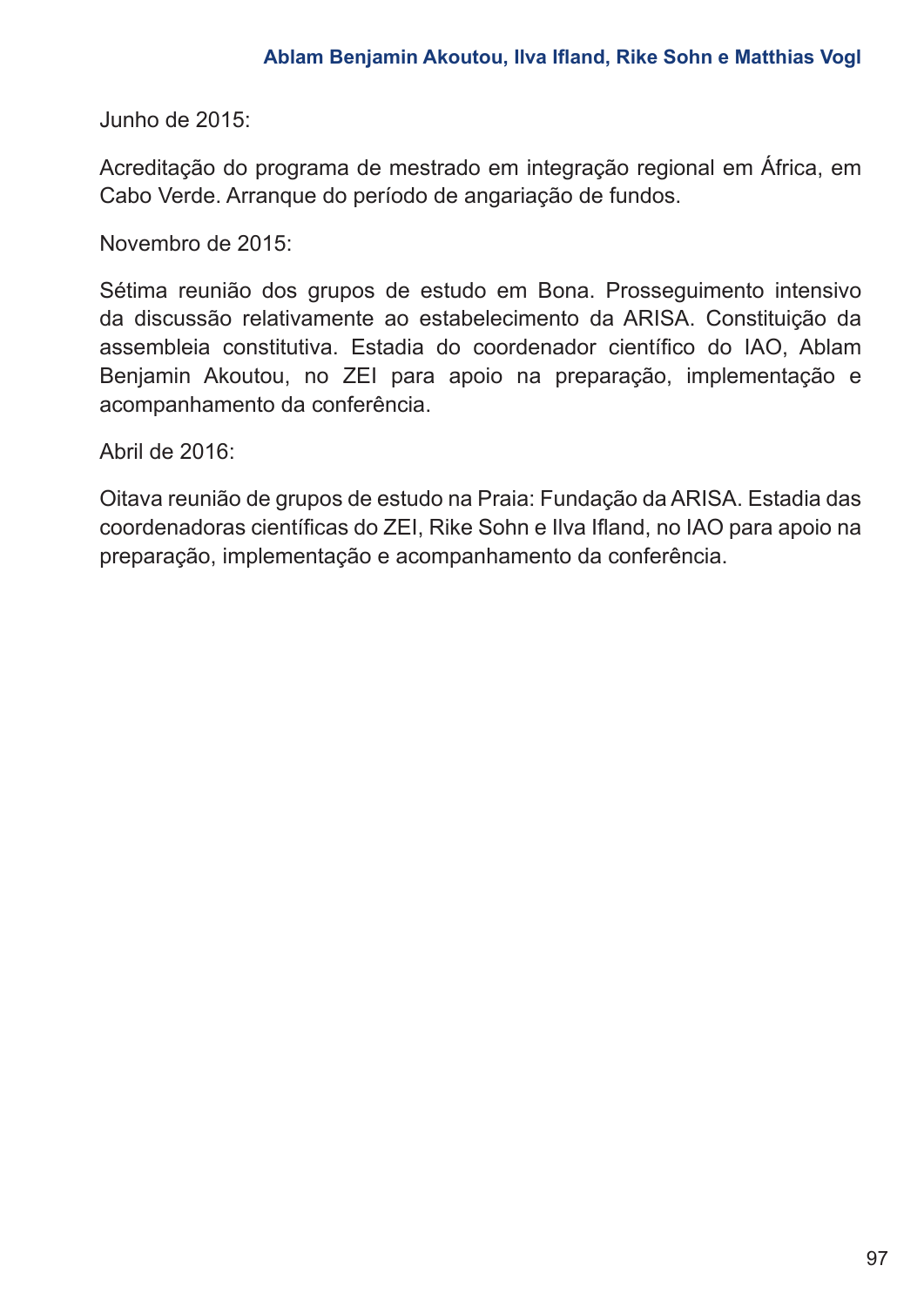Junho de 2015:

Acreditação do programa de mestrado em integração regional em África, em Cabo Verde. Arranque do período de angariação de fundos.

Novembro de 2015:

Sétima reunião dos grupos de estudo em Bona. Prosseguimento intensivo da discussão relativamente ao estabelecimento da ARISA. Constituição da assembleia constitutiva. Estadia do coordenador científico do IAO, Ablam Benjamin Akoutou, no ZEI para apoio na preparação, implementação e acompanhamento da conferência.

Abril de 2016:

Oitava reunião de grupos de estudo na Praia: Fundação da ARISA. Estadia das coordenadoras científicas do ZEI, Rike Sohn e Ilva Ifland, no IAO para apoio na preparação, implementação e acompanhamento da conferência.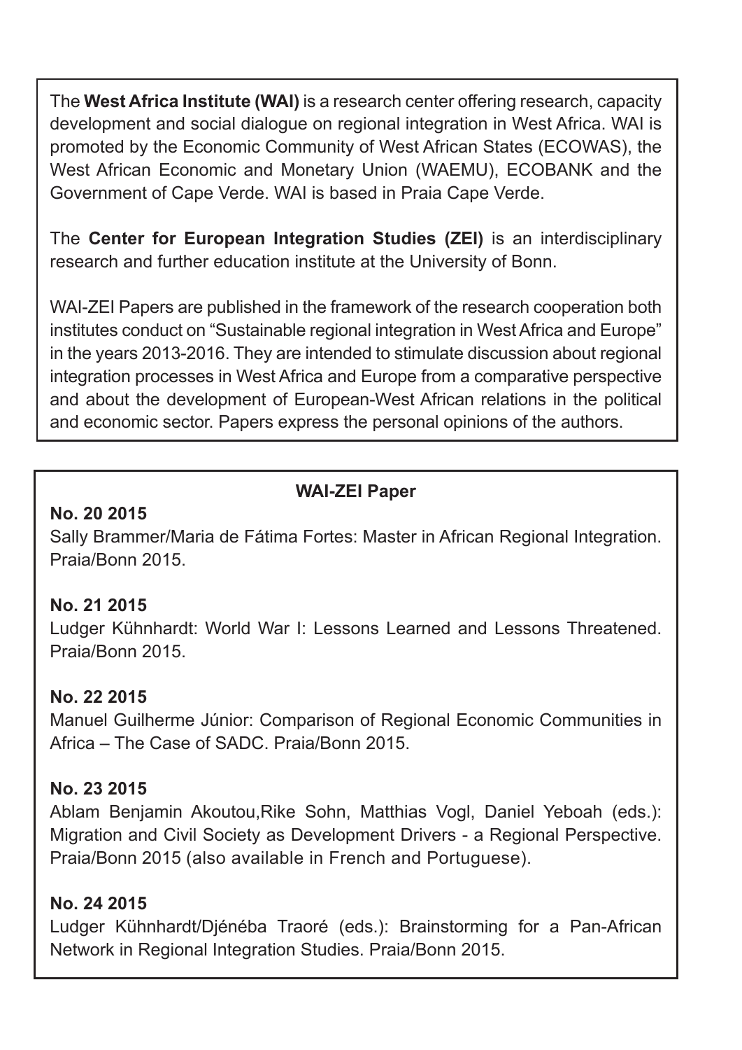The **West Africa Institute (WAI)** is a research center offering research, capacity development and social dialogue on regional integration in West Africa. WAI is promoted by the Economic Community of West African States (ECOWAS), the West African Economic and Monetary Union (WAEMU), ECOBANK and the Government of Cape Verde. WAI is based in Praia Cape Verde.

The **Center for European Integration Studies (ZEI)** is an interdisciplinary research and further education institute at the University of Bonn.

WAI-ZEI Papers are published in the framework of the research cooperation both institutes conduct on "Sustainable regional integration in West Africa and Europe" in the years 2013-2016. They are intended to stimulate discussion about regional integration processes in West Africa and Europe from a comparative perspective and about the development of European-West African relations in the political and economic sector. Papers express the personal opinions of the authors.

**WAI-ZEI Paper**

**No. 20 2015**
Sally Brammer/Maria de Fátima Fortes: Master in African Regional Integration. Praia/Bonn 2015.

**No. 21 2015**
Ludger Kühnhardt: World War I: Lessons Learned and Lessons Threatened. Praia/Bonn 2015.

**No. 22 2015**
Manuel Guilherme Júnior: Comparison of Regional Economic Communities in Africa – The Case of SADC. Praia/Bonn 2015.

**No. 23 2015**
Ablam Benjamin Akoutou,Rike Sohn, Matthias Vogl, Daniel Yeboah (eds.): Migration and Civil Society as Development Drivers - a Regional Perspective. Praia/Bonn 2015 (also available in French and Portuguese).

**No. 24 2015**
Ludger Kühnhardt/Djénéba Traoré (eds.): Brainstorming for a Pan-African Network in Regional Integration Studies. Praia/Bonn 2015.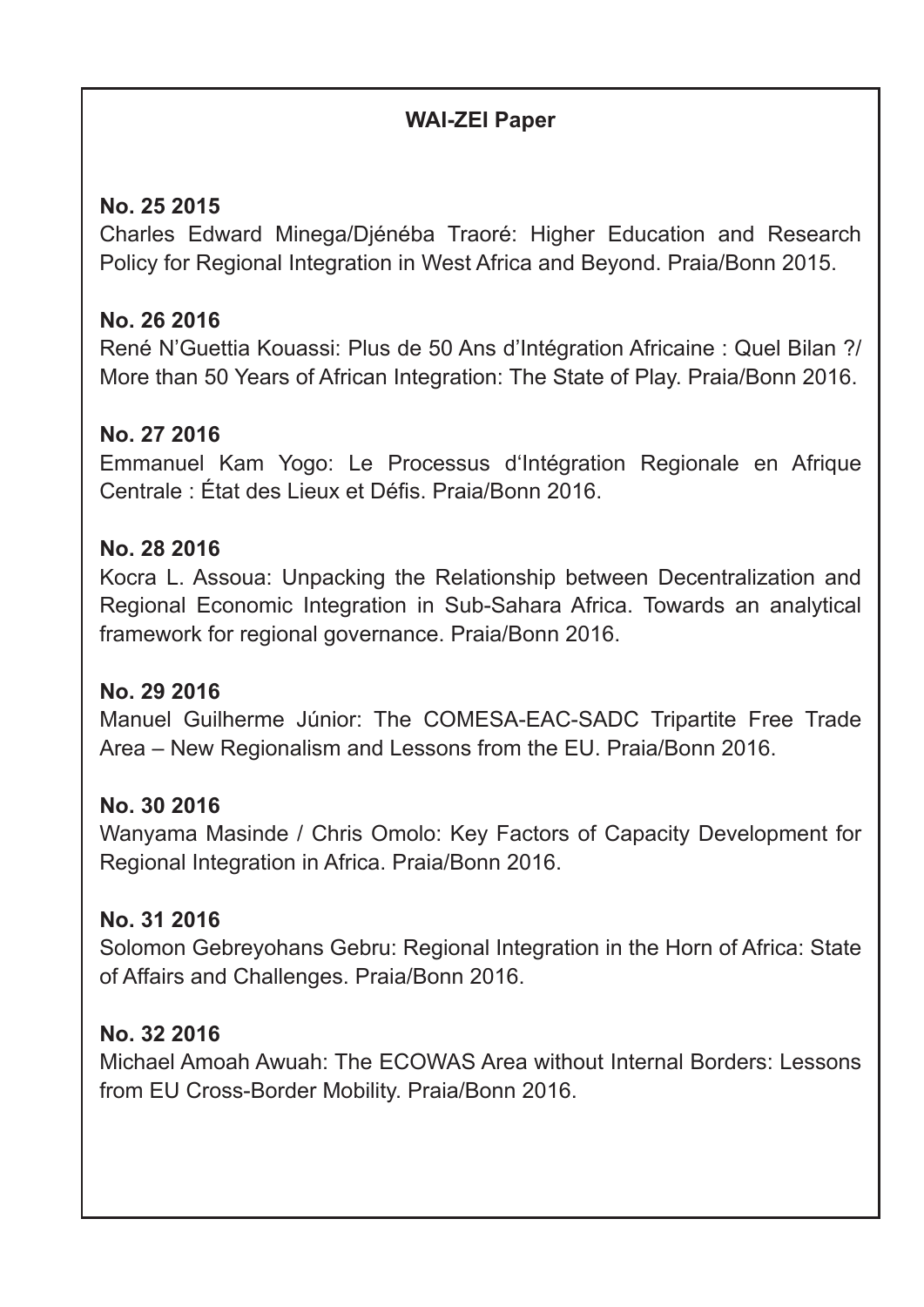**WAI-ZEI Paper**

**No. 25 2015**
Charles Edward Minega/Djénéba Traoré: Higher Education and Research Policy for Regional Integration in West Africa and Beyond. Praia/Bonn 2015.

**No. 26 2016**
René N'Guettia Kouassi: Plus de 50 Ans d'Intégration Africaine : Quel Bilan ?/ More than 50 Years of African Integration: The State of Play. Praia/Bonn 2016.

**No. 27 2016**
Emmanuel Kam Yogo: Le Processus d'Intégration Regionale en Afrique Centrale : État des Lieux et Défis. Praia/Bonn 2016.

**No. 28 2016**
Kocra L. Assoua: Unpacking the Relationship between Decentralization and Regional Economic Integration in Sub-Sahara Africa. Towards an analytical framework for regional governance. Praia/Bonn 2016.

**No. 29 2016**
Manuel Guilherme Júnior: The COMESA-EAC-SADC Tripartite Free Trade Area – New Regionalism and Lessons from the EU. Praia/Bonn 2016.

**No. 30 2016**
Wanyama Masinde / Chris Omolo: Key Factors of Capacity Development for Regional Integration in Africa. Praia/Bonn 2016.

**No. 31 2016**
Solomon Gebreyohans Gebru: Regional Integration in the Horn of Africa: State of Affairs and Challenges. Praia/Bonn 2016.

**No. 32 2016**
Michael Amoah Awuah: The ECOWAS Area without Internal Borders: Lessons from EU Cross-Border Mobility. Praia/Bonn 2016.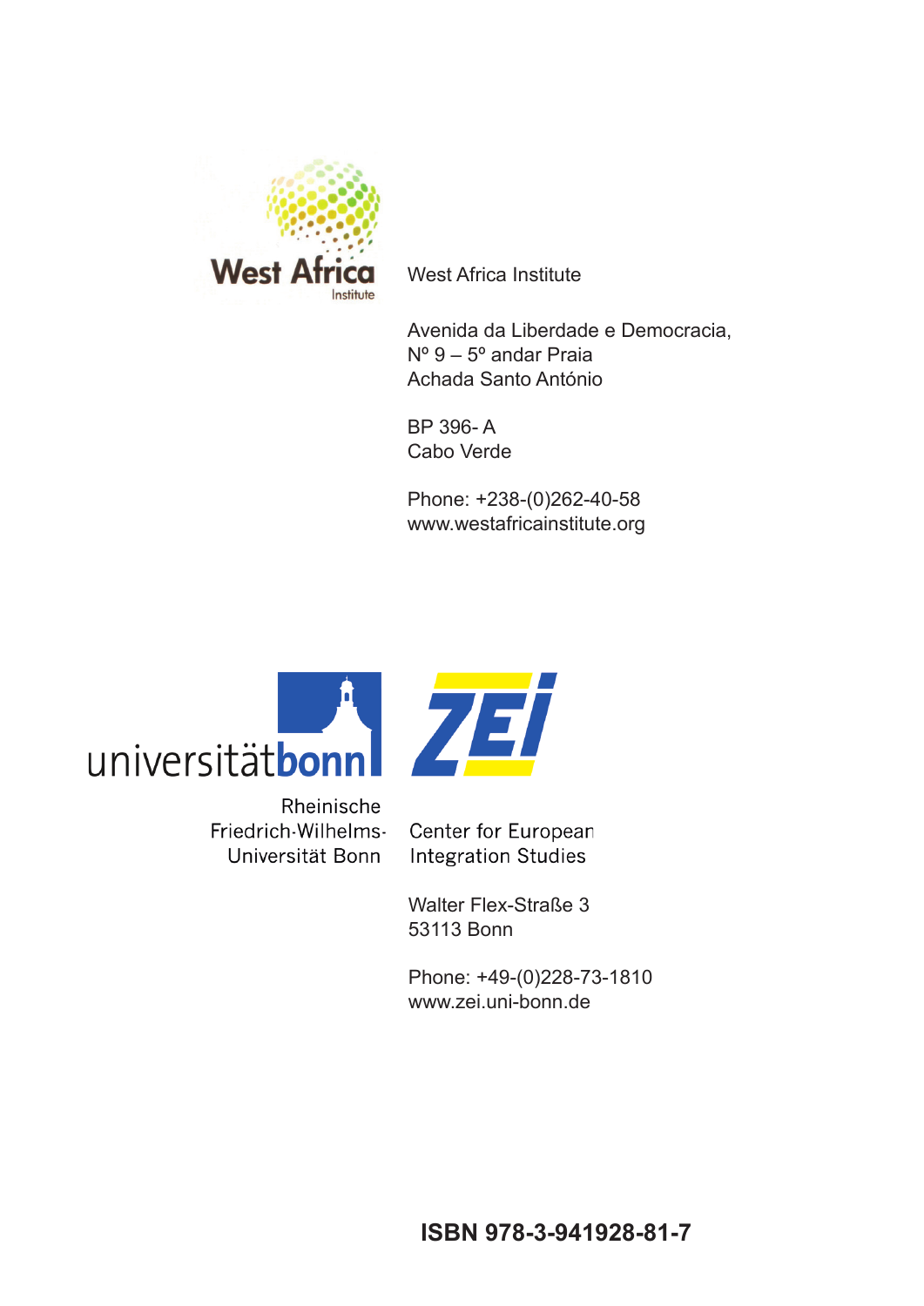West Africa Institute

Avenida da Liberdade e Democracia,
Nº 9 – 5º andar Praia
Achada Santo António

BP 396- A
Cabo Verde

Phone: +238-(0)262-40-58
www.westafricainstitute.org

Rheinische
Friedrich-Wilhelms-
Universität Bonn

Center for European
Integration Studies

Walter Flex-Straße 3
53113 Bonn

Phone: +49-(0)228-73-1810
www.zei.uni-bonn.de

**ISBN 978-3-941928-81-7**